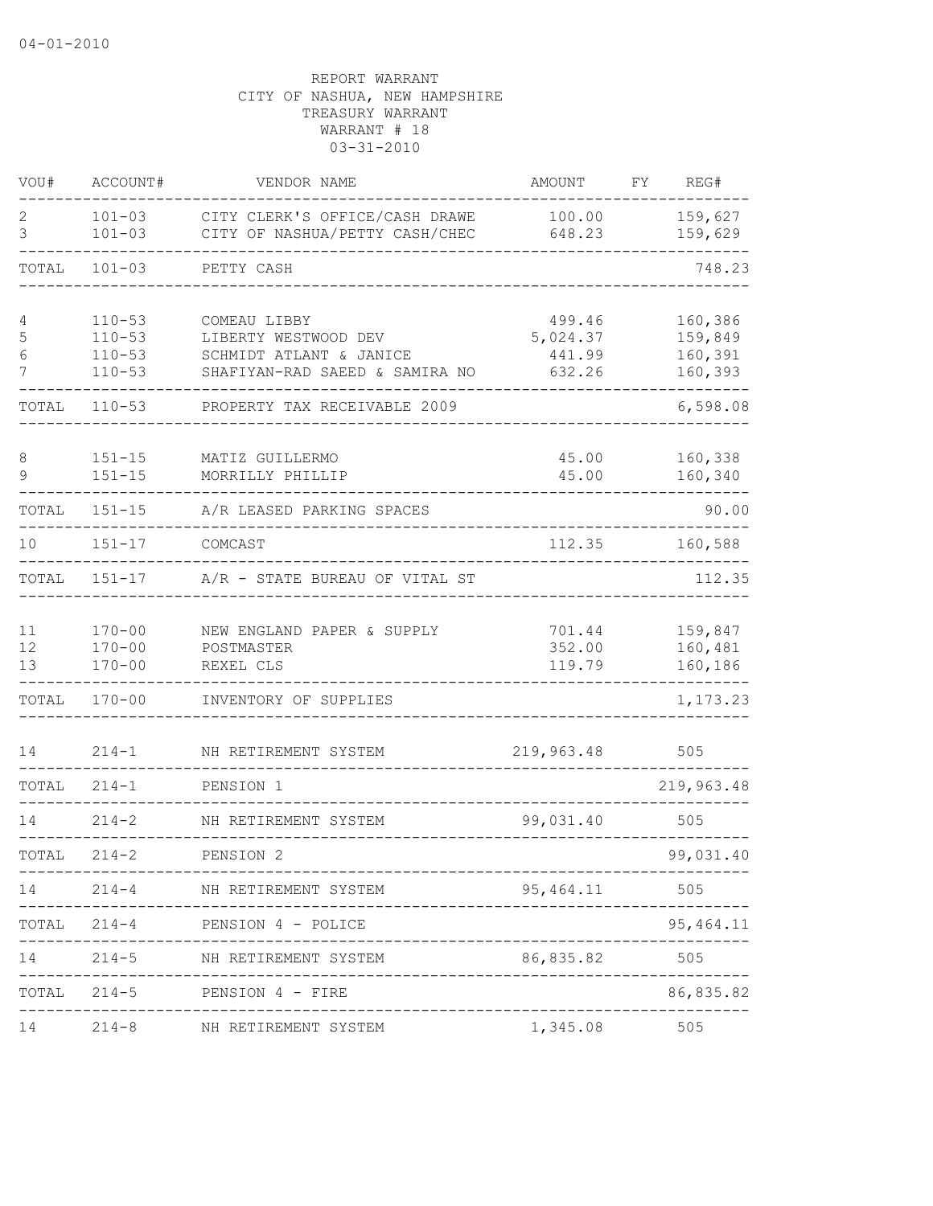04-01-2010

REPORT WARRANT
CITY OF NASHUA, NEW HAMPSHIRE
TREASURY WARRANT
WARRANT # 18
03-31-2010

| VOU# | ACCOUNT# | VENDOR NAME | AMOUNT | FY | REG# |
|---|---|---|---|---|---|
| 2 | 101-03 | CITY CLERK'S OFFICE/CASH DRAWE | 100.00 | | 159,627 |
| 3 | 101-03 | CITY OF NASHUA/PETTY CASH/CHEC | 648.23 | | 159,629 |
| TOTAL | 101-03 | PETTY CASH | | | 748.23 |
| 4 | 110-53 | COMEAU LIBBY | 499.46 | | 160,386 |
| 5 | 110-53 | LIBERTY WESTWOOD DEV | 5,024.37 | | 159,849 |
| 6 | 110-53 | SCHMIDT ATLANT & JANICE | 441.99 | | 160,391 |
| 7 | 110-53 | SHAFIYAN-RAD SAEED & SAMIRA NO | 632.26 | | 160,393 |
| TOTAL | 110-53 | PROPERTY TAX RECEIVABLE 2009 | | | 6,598.08 |
| 8 | 151-15 | MATIZ GUILLERMO | 45.00 | | 160,338 |
| 9 | 151-15 | MORRILLY PHILLIP | 45.00 | | 160,340 |
| TOTAL | 151-15 | A/R LEASED PARKING SPACES | | | 90.00 |
| 10 | 151-17 | COMCAST | 112.35 | | 160,588 |
| TOTAL | 151-17 | A/R - STATE BUREAU OF VITAL ST | | | 112.35 |
| 11 | 170-00 | NEW ENGLAND PAPER & SUPPLY | 701.44 | | 159,847 |
| 12 | 170-00 | POSTMASTER | 352.00 | | 160,481 |
| 13 | 170-00 | REXEL CLS | 119.79 | | 160,186 |
| TOTAL | 170-00 | INVENTORY OF SUPPLIES | | | 1,173.23 |
| 14 | 214-1 | NH RETIREMENT SYSTEM | 219,963.48 | | 505 |
| TOTAL | 214-1 | PENSION 1 | | | 219,963.48 |
| 14 | 214-2 | NH RETIREMENT SYSTEM | 99,031.40 | | 505 |
| TOTAL | 214-2 | PENSION 2 | | | 99,031.40 |
| 14 | 214-4 | NH RETIREMENT SYSTEM | 95,464.11 | | 505 |
| TOTAL | 214-4 | PENSION 4 - POLICE | | | 95,464.11 |
| 14 | 214-5 | NH RETIREMENT SYSTEM | 86,835.82 | | 505 |
| TOTAL | 214-5 | PENSION 4 - FIRE | | | 86,835.82 |
| 14 | 214-8 | NH RETIREMENT SYSTEM | 1,345.08 | | 505 |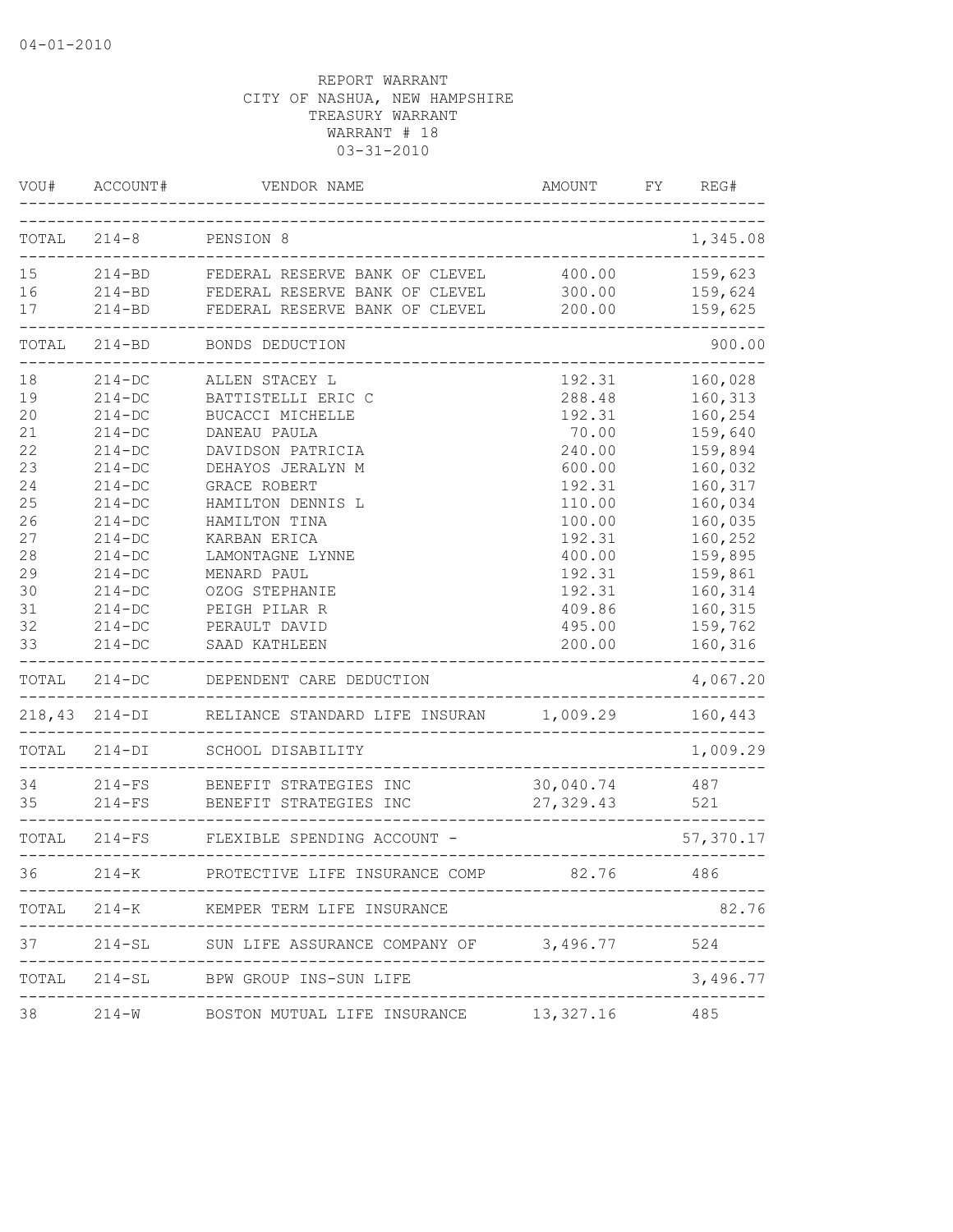04-01-2010

REPORT WARRANT
CITY OF NASHUA, NEW HAMPSHIRE
TREASURY WARRANT
WARRANT # 18
03-31-2010

| VOU# | ACCOUNT# | VENDOR NAME | AMOUNT | FY | REG# |
|---|---|---|---|---|---|
| TOTAL | 214-8 | PENSION 8 | | | 1,345.08 |
| 15 | 214-BD | FEDERAL RESERVE BANK OF CLEVEL | 400.00 | | 159,623 |
| 16 | 214-BD | FEDERAL RESERVE BANK OF CLEVEL | 300.00 | | 159,624 |
| 17 | 214-BD | FEDERAL RESERVE BANK OF CLEVEL | 200.00 | | 159,625 |
| TOTAL | 214-BD | BONDS DEDUCTION | | | 900.00 |
| 18 | 214-DC | ALLEN STACEY L | 192.31 | | 160,028 |
| 19 | 214-DC | BATTISTELLI ERIC C | 288.48 | | 160,313 |
| 20 | 214-DC | BUCACCI MICHELLE | 192.31 | | 160,254 |
| 21 | 214-DC | DANEAU PAULA | 70.00 | | 159,640 |
| 22 | 214-DC | DAVIDSON PATRICIA | 240.00 | | 159,894 |
| 23 | 214-DC | DEHAYOS JERALYN M | 600.00 | | 160,032 |
| 24 | 214-DC | GRACE ROBERT | 192.31 | | 160,317 |
| 25 | 214-DC | HAMILTON DENNIS L | 110.00 | | 160,034 |
| 26 | 214-DC | HAMILTON TINA | 100.00 | | 160,035 |
| 27 | 214-DC | KARBAN ERICA | 192.31 | | 160,252 |
| 28 | 214-DC | LAMONTAGNE LYNNE | 400.00 | | 159,895 |
| 29 | 214-DC | MENARD PAUL | 192.31 | | 159,861 |
| 30 | 214-DC | OZOG STEPHANIE | 192.31 | | 160,314 |
| 31 | 214-DC | PEIGH PILAR R | 409.86 | | 160,315 |
| 32 | 214-DC | PERAULT DAVID | 495.00 | | 159,762 |
| 33 | 214-DC | SAAD KATHLEEN | 200.00 | | 160,316 |
| TOTAL | 214-DC | DEPENDENT CARE DEDUCTION | | | 4,067.20 |
| 218,43 | 214-DI | RELIANCE STANDARD LIFE INSURAN | 1,009.29 | | 160,443 |
| TOTAL | 214-DI | SCHOOL DISABILITY | | | 1,009.29 |
| 34 | 214-FS | BENEFIT STRATEGIES INC | 30,040.74 | | 487 |
| 35 | 214-FS | BENEFIT STRATEGIES INC | 27,329.43 | | 521 |
| TOTAL | 214-FS | FLEXIBLE SPENDING ACCOUNT - | | | 57,370.17 |
| 36 | 214-K | PROTECTIVE LIFE INSURANCE COMP | 82.76 | | 486 |
| TOTAL | 214-K | KEMPER TERM LIFE INSURANCE | | | 82.76 |
| 37 | 214-SL | SUN LIFE ASSURANCE COMPANY OF | 3,496.77 | | 524 |
| TOTAL | 214-SL | BPW GROUP INS-SUN LIFE | | | 3,496.77 |
| 38 | 214-W | BOSTON MUTUAL LIFE INSURANCE | 13,327.16 | | 485 |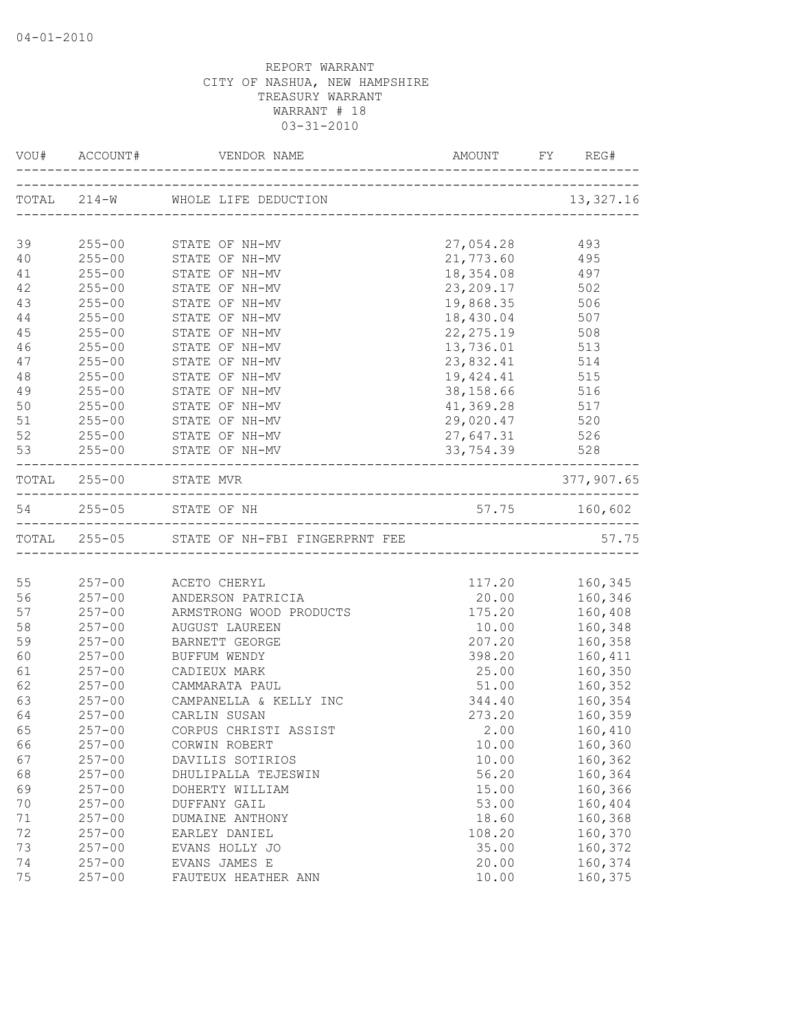04-01-2010

REPORT WARRANT
CITY OF NASHUA, NEW HAMPSHIRE
TREASURY WARRANT
WARRANT # 18
03-31-2010

| VOU# | ACCOUNT# | VENDOR NAME | AMOUNT | FY | REG# |
|---|---|---|---|---|---|
| TOTAL | 214-W | WHOLE LIFE DEDUCTION | | | 13,327.16 |
| 39 | 255-00 | STATE OF NH-MV | 27,054.28 | | 493 |
| 40 | 255-00 | STATE OF NH-MV | 21,773.60 | | 495 |
| 41 | 255-00 | STATE OF NH-MV | 18,354.08 | | 497 |
| 42 | 255-00 | STATE OF NH-MV | 23,209.17 | | 502 |
| 43 | 255-00 | STATE OF NH-MV | 19,868.35 | | 506 |
| 44 | 255-00 | STATE OF NH-MV | 18,430.04 | | 507 |
| 45 | 255-00 | STATE OF NH-MV | 22,275.19 | | 508 |
| 46 | 255-00 | STATE OF NH-MV | 13,736.01 | | 513 |
| 47 | 255-00 | STATE OF NH-MV | 23,832.41 | | 514 |
| 48 | 255-00 | STATE OF NH-MV | 19,424.41 | | 515 |
| 49 | 255-00 | STATE OF NH-MV | 38,158.66 | | 516 |
| 50 | 255-00 | STATE OF NH-MV | 41,369.28 | | 517 |
| 51 | 255-00 | STATE OF NH-MV | 29,020.47 | | 520 |
| 52 | 255-00 | STATE OF NH-MV | 27,647.31 | | 526 |
| 53 | 255-00 | STATE OF NH-MV | 33,754.39 | | 528 |
| TOTAL | 255-00 | STATE MVR | | | 377,907.65 |
| 54 | 255-05 | STATE OF NH | 57.75 | | 160,602 |
| TOTAL | 255-05 | STATE OF NH-FBI FINGERPRNT FEE | | | 57.75 |
| 55 | 257-00 | ACETO CHERYL | 117.20 | | 160,345 |
| 56 | 257-00 | ANDERSON PATRICIA | 20.00 | | 160,346 |
| 57 | 257-00 | ARMSTRONG WOOD PRODUCTS | 175.20 | | 160,408 |
| 58 | 257-00 | AUGUST LAUREEN | 10.00 | | 160,348 |
| 59 | 257-00 | BARNETT GEORGE | 207.20 | | 160,358 |
| 60 | 257-00 | BUFFUM WENDY | 398.20 | | 160,411 |
| 61 | 257-00 | CADIEUX MARK | 25.00 | | 160,350 |
| 62 | 257-00 | CAMMARATA PAUL | 51.00 | | 160,352 |
| 63 | 257-00 | CAMPANELLA & KELLY INC | 344.40 | | 160,354 |
| 64 | 257-00 | CARLIN SUSAN | 273.20 | | 160,359 |
| 65 | 257-00 | CORPUS CHRISTI ASSIST | 2.00 | | 160,410 |
| 66 | 257-00 | CORWIN ROBERT | 10.00 | | 160,360 |
| 67 | 257-00 | DAVILIS SOTIRIOS | 10.00 | | 160,362 |
| 68 | 257-00 | DHULIPALLA TEJESWIN | 56.20 | | 160,364 |
| 69 | 257-00 | DOHERTY WILLIAM | 15.00 | | 160,366 |
| 70 | 257-00 | DUFFANY GAIL | 53.00 | | 160,404 |
| 71 | 257-00 | DUMAINE ANTHONY | 18.60 | | 160,368 |
| 72 | 257-00 | EARLEY DANIEL | 108.20 | | 160,370 |
| 73 | 257-00 | EVANS HOLLY JO | 35.00 | | 160,372 |
| 74 | 257-00 | EVANS JAMES E | 20.00 | | 160,374 |
| 75 | 257-00 | FAUTEUX HEATHER ANN | 10.00 | | 160,375 |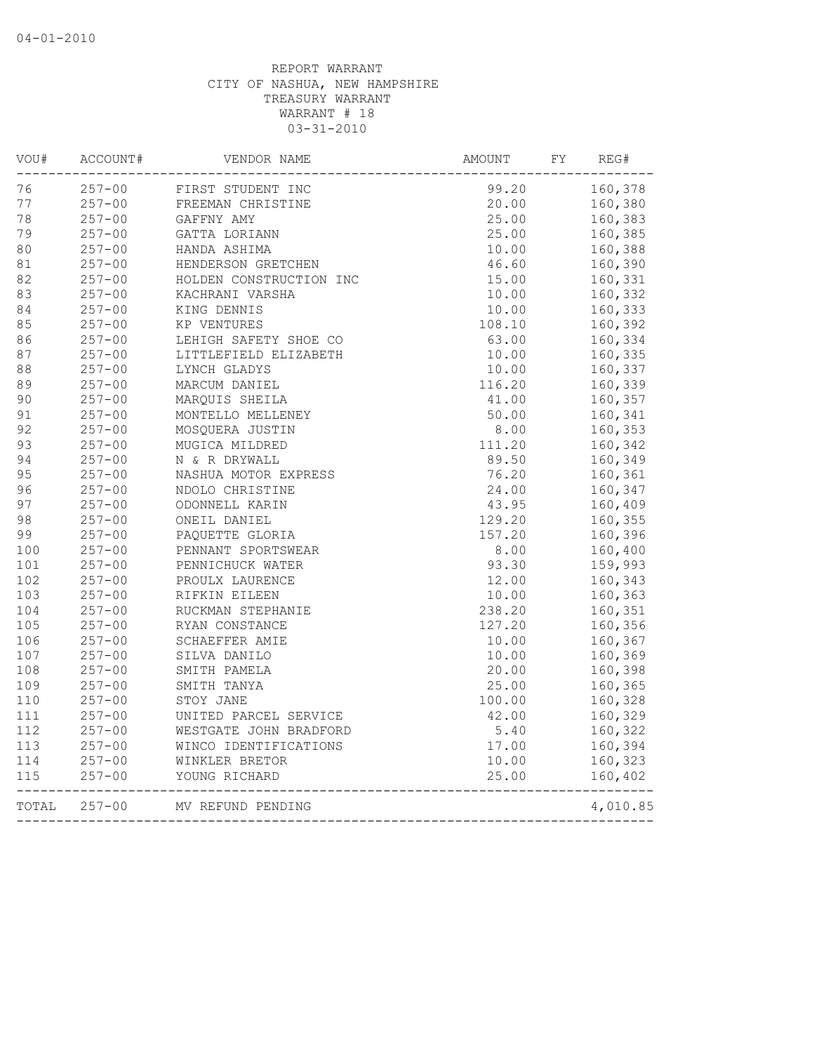REPORT WARRANT
CITY OF NASHUA, NEW HAMPSHIRE
TREASURY WARRANT
WARRANT # 18
03-31-2010

| VOU# | ACCOUNT# | VENDOR NAME | AMOUNT | FY | REG# |
|---|---|---|---|---|---|
| 76 | 257-00 | FIRST STUDENT INC | 99.20 | | 160,378 |
| 77 | 257-00 | FREEMAN CHRISTINE | 20.00 | | 160,380 |
| 78 | 257-00 | GAFFNY AMY | 25.00 | | 160,383 |
| 79 | 257-00 | GATTA LORIANN | 25.00 | | 160,385 |
| 80 | 257-00 | HANDA ASHIMA | 10.00 | | 160,388 |
| 81 | 257-00 | HENDERSON GRETCHEN | 46.60 | | 160,390 |
| 82 | 257-00 | HOLDEN CONSTRUCTION INC | 15.00 | | 160,331 |
| 83 | 257-00 | KACHRANI VARSHA | 10.00 | | 160,332 |
| 84 | 257-00 | KING DENNIS | 10.00 | | 160,333 |
| 85 | 257-00 | KP VENTURES | 108.10 | | 160,392 |
| 86 | 257-00 | LEHIGH SAFETY SHOE CO | 63.00 | | 160,334 |
| 87 | 257-00 | LITTLEFIELD ELIZABETH | 10.00 | | 160,335 |
| 88 | 257-00 | LYNCH GLADYS | 10.00 | | 160,337 |
| 89 | 257-00 | MARCUM DANIEL | 116.20 | | 160,339 |
| 90 | 257-00 | MARQUIS SHEILA | 41.00 | | 160,357 |
| 91 | 257-00 | MONTELLO MELLENEY | 50.00 | | 160,341 |
| 92 | 257-00 | MOSQUERA JUSTIN | 8.00 | | 160,353 |
| 93 | 257-00 | MUGICA MILDRED | 111.20 | | 160,342 |
| 94 | 257-00 | N & R DRYWALL | 89.50 | | 160,349 |
| 95 | 257-00 | NASHUA MOTOR EXPRESS | 76.20 | | 160,361 |
| 96 | 257-00 | NDOLO CHRISTINE | 24.00 | | 160,347 |
| 97 | 257-00 | ODONNELL KARIN | 43.95 | | 160,409 |
| 98 | 257-00 | ONEIL DANIEL | 129.20 | | 160,355 |
| 99 | 257-00 | PAQUETTE GLORIA | 157.20 | | 160,396 |
| 100 | 257-00 | PENNANT SPORTSWEAR | 8.00 | | 160,400 |
| 101 | 257-00 | PENNICHUCK WATER | 93.30 | | 159,993 |
| 102 | 257-00 | PROULX LAURENCE | 12.00 | | 160,343 |
| 103 | 257-00 | RIFKIN EILEEN | 10.00 | | 160,363 |
| 104 | 257-00 | RUCKMAN STEPHANIE | 238.20 | | 160,351 |
| 105 | 257-00 | RYAN CONSTANCE | 127.20 | | 160,356 |
| 106 | 257-00 | SCHAEFFER AMIE | 10.00 | | 160,367 |
| 107 | 257-00 | SILVA DANILO | 10.00 | | 160,369 |
| 108 | 257-00 | SMITH PAMELA | 20.00 | | 160,398 |
| 109 | 257-00 | SMITH TANYA | 25.00 | | 160,365 |
| 110 | 257-00 | STOY JANE | 100.00 | | 160,328 |
| 111 | 257-00 | UNITED PARCEL SERVICE | 42.00 | | 160,329 |
| 112 | 257-00 | WESTGATE JOHN BRADFORD | 5.40 | | 160,322 |
| 113 | 257-00 | WINCO IDENTIFICATIONS | 17.00 | | 160,394 |
| 114 | 257-00 | WINKLER BRETOR | 10.00 | | 160,323 |
| 115 | 257-00 | YOUNG RICHARD | 25.00 | | 160,402 |
| TOTAL | 257-00 | MV REFUND PENDING | | | 4,010.85 |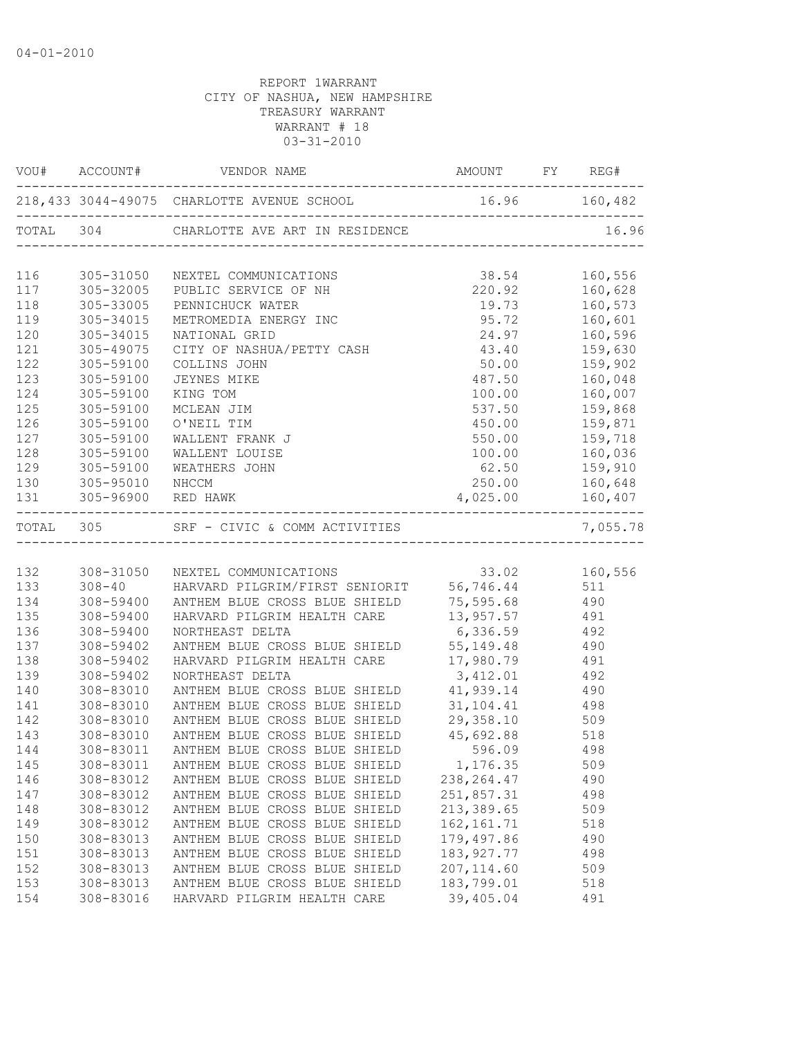04-01-2010

REPORT 1WARRANT
CITY OF NASHUA, NEW HAMPSHIRE
TREASURY WARRANT
WARRANT # 18
03-31-2010

| VOU# | ACCOUNT# | VENDOR NAME | AMOUNT | FY | REG# |
|---|---|---|---|---|---|
| 218,433 | 3044-49075 | CHARLOTTE AVENUE SCHOOL | 16.96 | | 160,482 |
| TOTAL | 304 | CHARLOTTE AVE ART IN RESIDENCE | | | 16.96 |
| 116 | 305-31050 | NEXTEL COMMUNICATIONS | 38.54 | | 160,556 |
| 117 | 305-32005 | PUBLIC SERVICE OF NH | 220.92 | | 160,628 |
| 118 | 305-33005 | PENNICHUCK WATER | 19.73 | | 160,573 |
| 119 | 305-34015 | METROMEDIA ENERGY INC | 95.72 | | 160,601 |
| 120 | 305-34015 | NATIONAL GRID | 24.97 | | 160,596 |
| 121 | 305-49075 | CITY OF NASHUA/PETTY CASH | 43.40 | | 159,630 |
| 122 | 305-59100 | COLLINS JOHN | 50.00 | | 159,902 |
| 123 | 305-59100 | JEYNES MIKE | 487.50 | | 160,048 |
| 124 | 305-59100 | KING TOM | 100.00 | | 160,007 |
| 125 | 305-59100 | MCLEAN JIM | 537.50 | | 159,868 |
| 126 | 305-59100 | O'NEIL TIM | 450.00 | | 159,871 |
| 127 | 305-59100 | WALLENT FRANK J | 550.00 | | 159,718 |
| 128 | 305-59100 | WALLENT LOUISE | 100.00 | | 160,036 |
| 129 | 305-59100 | WEATHERS JOHN | 62.50 | | 159,910 |
| 130 | 305-95010 | NHCCM | 250.00 | | 160,648 |
| 131 | 305-96900 | RED HAWK | 4,025.00 | | 160,407 |
| TOTAL | 305 | SRF - CIVIC & COMM ACTIVITIES | | | 7,055.78 |
| 132 | 308-31050 | NEXTEL COMMUNICATIONS | 33.02 | | 160,556 |
| 133 | 308-40 | HARVARD PILGRIM/FIRST SENIORIT | 56,746.44 | | 511 |
| 134 | 308-59400 | ANTHEM BLUE CROSS BLUE SHIELD | 75,595.68 | | 490 |
| 135 | 308-59400 | HARVARD PILGRIM HEALTH CARE | 13,957.57 | | 491 |
| 136 | 308-59400 | NORTHEAST DELTA | 6,336.59 | | 492 |
| 137 | 308-59402 | ANTHEM BLUE CROSS BLUE SHIELD | 55,149.48 | | 490 |
| 138 | 308-59402 | HARVARD PILGRIM HEALTH CARE | 17,980.79 | | 491 |
| 139 | 308-59402 | NORTHEAST DELTA | 3,412.01 | | 492 |
| 140 | 308-83010 | ANTHEM BLUE CROSS BLUE SHIELD | 41,939.14 | | 490 |
| 141 | 308-83010 | ANTHEM BLUE CROSS BLUE SHIELD | 31,104.41 | | 498 |
| 142 | 308-83010 | ANTHEM BLUE CROSS BLUE SHIELD | 29,358.10 | | 509 |
| 143 | 308-83010 | ANTHEM BLUE CROSS BLUE SHIELD | 45,692.88 | | 518 |
| 144 | 308-83011 | ANTHEM BLUE CROSS BLUE SHIELD | 596.09 | | 498 |
| 145 | 308-83011 | ANTHEM BLUE CROSS BLUE SHIELD | 1,176.35 | | 509 |
| 146 | 308-83012 | ANTHEM BLUE CROSS BLUE SHIELD | 238,264.47 | | 490 |
| 147 | 308-83012 | ANTHEM BLUE CROSS BLUE SHIELD | 251,857.31 | | 498 |
| 148 | 308-83012 | ANTHEM BLUE CROSS BLUE SHIELD | 213,389.65 | | 509 |
| 149 | 308-83012 | ANTHEM BLUE CROSS BLUE SHIELD | 162,161.71 | | 518 |
| 150 | 308-83013 | ANTHEM BLUE CROSS BLUE SHIELD | 179,497.86 | | 490 |
| 151 | 308-83013 | ANTHEM BLUE CROSS BLUE SHIELD | 183,927.77 | | 498 |
| 152 | 308-83013 | ANTHEM BLUE CROSS BLUE SHIELD | 207,114.60 | | 509 |
| 153 | 308-83013 | ANTHEM BLUE CROSS BLUE SHIELD | 183,799.01 | | 518 |
| 154 | 308-83016 | HARVARD PILGRIM HEALTH CARE | 39,405.04 | | 491 |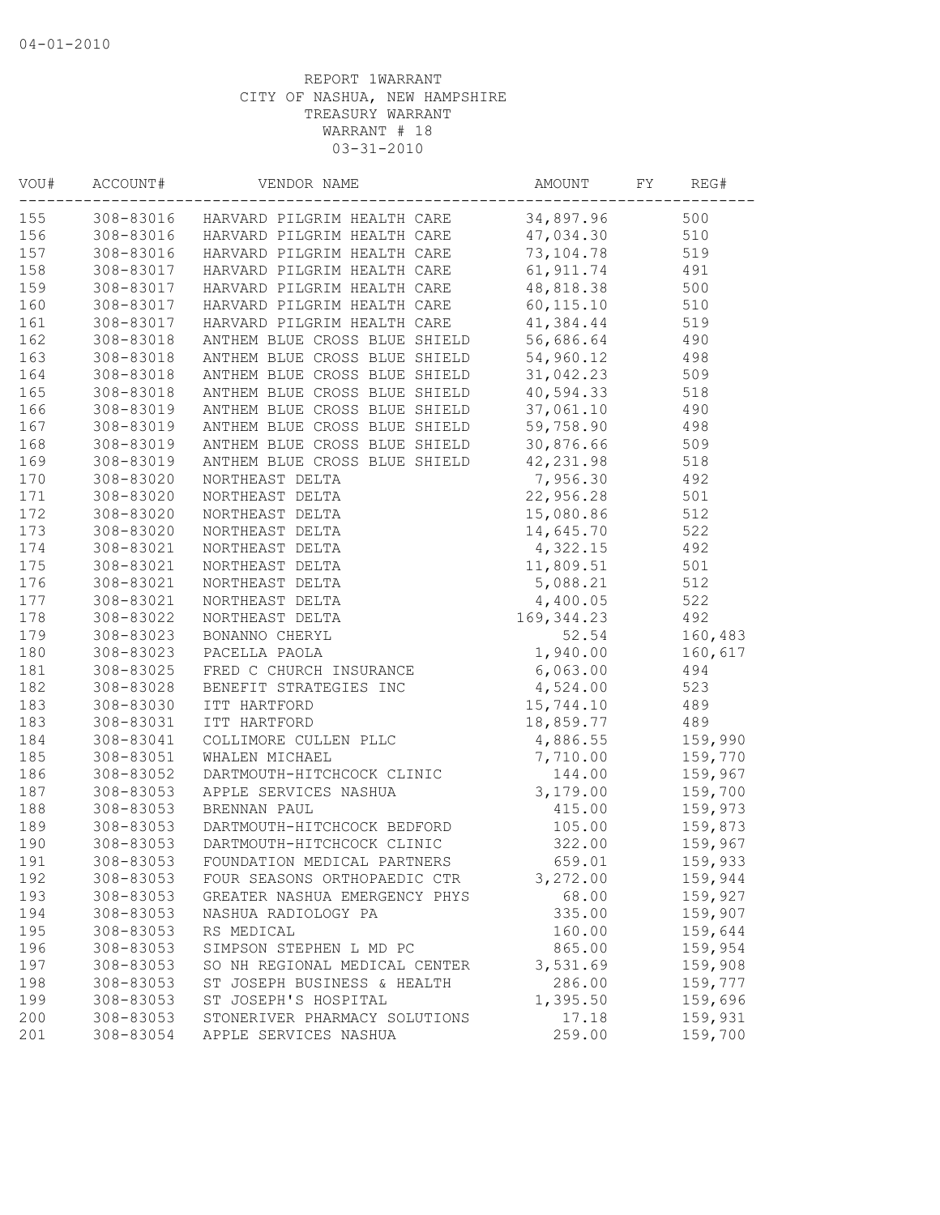04-01-2010

REPORT 1WARRANT
CITY OF NASHUA, NEW HAMPSHIRE
TREASURY WARRANT
WARRANT # 18
03-31-2010

| VOU# | ACCOUNT# | VENDOR NAME | AMOUNT | FY | REG# |
|---|---|---|---|---|---|
| 155 | 308-83016 | HARVARD PILGRIM HEALTH CARE | 34,897.96 | | 500 |
| 156 | 308-83016 | HARVARD PILGRIM HEALTH CARE | 47,034.30 | | 510 |
| 157 | 308-83016 | HARVARD PILGRIM HEALTH CARE | 73,104.78 | | 519 |
| 158 | 308-83017 | HARVARD PILGRIM HEALTH CARE | 61,911.74 | | 491 |
| 159 | 308-83017 | HARVARD PILGRIM HEALTH CARE | 48,818.38 | | 500 |
| 160 | 308-83017 | HARVARD PILGRIM HEALTH CARE | 60,115.10 | | 510 |
| 161 | 308-83017 | HARVARD PILGRIM HEALTH CARE | 41,384.44 | | 519 |
| 162 | 308-83018 | ANTHEM BLUE CROSS BLUE SHIELD | 56,686.64 | | 490 |
| 163 | 308-83018 | ANTHEM BLUE CROSS BLUE SHIELD | 54,960.12 | | 498 |
| 164 | 308-83018 | ANTHEM BLUE CROSS BLUE SHIELD | 31,042.23 | | 509 |
| 165 | 308-83018 | ANTHEM BLUE CROSS BLUE SHIELD | 40,594.33 | | 518 |
| 166 | 308-83019 | ANTHEM BLUE CROSS BLUE SHIELD | 37,061.10 | | 490 |
| 167 | 308-83019 | ANTHEM BLUE CROSS BLUE SHIELD | 59,758.90 | | 498 |
| 168 | 308-83019 | ANTHEM BLUE CROSS BLUE SHIELD | 30,876.66 | | 509 |
| 169 | 308-83019 | ANTHEM BLUE CROSS BLUE SHIELD | 42,231.98 | | 518 |
| 170 | 308-83020 | NORTHEAST DELTA | 7,956.30 | | 492 |
| 171 | 308-83020 | NORTHEAST DELTA | 22,956.28 | | 501 |
| 172 | 308-83020 | NORTHEAST DELTA | 15,080.86 | | 512 |
| 173 | 308-83020 | NORTHEAST DELTA | 14,645.70 | | 522 |
| 174 | 308-83021 | NORTHEAST DELTA | 4,322.15 | | 492 |
| 175 | 308-83021 | NORTHEAST DELTA | 11,809.51 | | 501 |
| 176 | 308-83021 | NORTHEAST DELTA | 5,088.21 | | 512 |
| 177 | 308-83021 | NORTHEAST DELTA | 4,400.05 | | 522 |
| 178 | 308-83022 | NORTHEAST DELTA | 169,344.23 | | 492 |
| 179 | 308-83023 | BONANNO CHERYL | 52.54 | | 160,483 |
| 180 | 308-83023 | PACELLA PAOLA | 1,940.00 | | 160,617 |
| 181 | 308-83025 | FRED C CHURCH INSURANCE | 6,063.00 | | 494 |
| 182 | 308-83028 | BENEFIT STRATEGIES INC | 4,524.00 | | 523 |
| 183 | 308-83030 | ITT HARTFORD | 15,744.10 | | 489 |
| 183 | 308-83031 | ITT HARTFORD | 18,859.77 | | 489 |
| 184 | 308-83041 | COLLIMORE CULLEN PLLC | 4,886.55 | | 159,990 |
| 185 | 308-83051 | WHALEN MICHAEL | 7,710.00 | | 159,770 |
| 186 | 308-83052 | DARTMOUTH-HITCHCOCK CLINIC | 144.00 | | 159,967 |
| 187 | 308-83053 | APPLE SERVICES NASHUA | 3,179.00 | | 159,700 |
| 188 | 308-83053 | BRENNAN PAUL | 415.00 | | 159,973 |
| 189 | 308-83053 | DARTMOUTH-HITCHCOCK BEDFORD | 105.00 | | 159,873 |
| 190 | 308-83053 | DARTMOUTH-HITCHCOCK CLINIC | 322.00 | | 159,967 |
| 191 | 308-83053 | FOUNDATION MEDICAL PARTNERS | 659.01 | | 159,933 |
| 192 | 308-83053 | FOUR SEASONS ORTHOPAEDIC CTR | 3,272.00 | | 159,944 |
| 193 | 308-83053 | GREATER NASHUA EMERGENCY PHYS | 68.00 | | 159,927 |
| 194 | 308-83053 | NASHUA RADIOLOGY PA | 335.00 | | 159,907 |
| 195 | 308-83053 | RS MEDICAL | 160.00 | | 159,644 |
| 196 | 308-83053 | SIMPSON STEPHEN L MD PC | 865.00 | | 159,954 |
| 197 | 308-83053 | SO NH REGIONAL MEDICAL CENTER | 3,531.69 | | 159,908 |
| 198 | 308-83053 | ST JOSEPH BUSINESS & HEALTH | 286.00 | | 159,777 |
| 199 | 308-83053 | ST JOSEPH'S HOSPITAL | 1,395.50 | | 159,696 |
| 200 | 308-83053 | STONERIVER PHARMACY SOLUTIONS | 17.18 | | 159,931 |
| 201 | 308-83054 | APPLE SERVICES NASHUA | 259.00 | | 159,700 |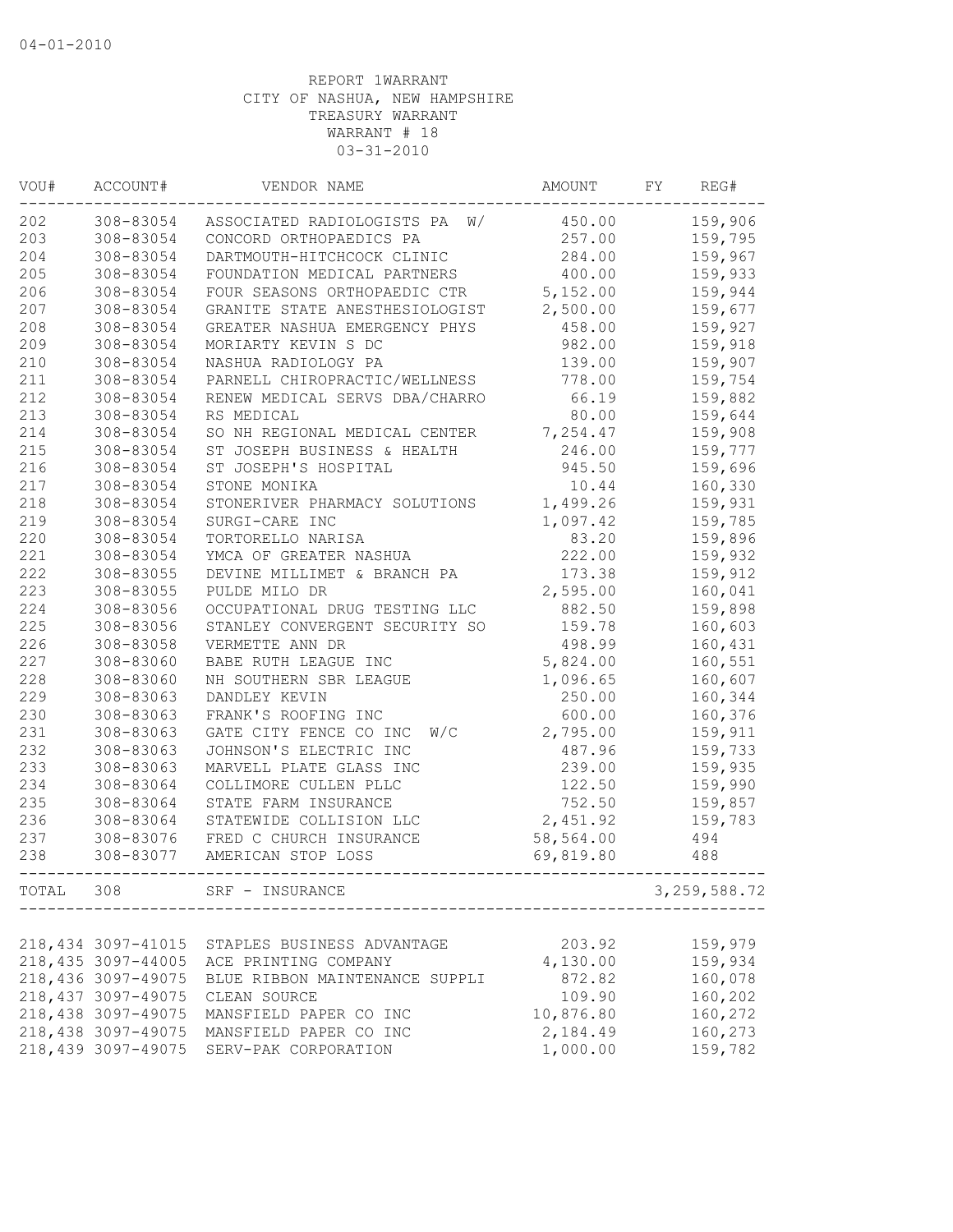04-01-2010

REPORT 1WARRANT
CITY OF NASHUA, NEW HAMPSHIRE
TREASURY WARRANT
WARRANT # 18
03-31-2010

| VOU# | ACCOUNT# | VENDOR NAME | AMOUNT | FY | REG# |
|---|---|---|---|---|---|
| 202 | 308-83054 | ASSOCIATED RADIOLOGISTS PA W/ | 450.00 | | 159,906 |
| 203 | 308-83054 | CONCORD ORTHOPAEDICS PA | 257.00 | | 159,795 |
| 204 | 308-83054 | DARTMOUTH-HITCHCOCK CLINIC | 284.00 | | 159,967 |
| 205 | 308-83054 | FOUNDATION MEDICAL PARTNERS | 400.00 | | 159,933 |
| 206 | 308-83054 | FOUR SEASONS ORTHOPAEDIC CTR | 5,152.00 | | 159,944 |
| 207 | 308-83054 | GRANITE STATE ANESTHESIOLOGIST | 2,500.00 | | 159,677 |
| 208 | 308-83054 | GREATER NASHUA EMERGENCY PHYS | 458.00 | | 159,927 |
| 209 | 308-83054 | MORIARTY KEVIN S DC | 982.00 | | 159,918 |
| 210 | 308-83054 | NASHUA RADIOLOGY PA | 139.00 | | 159,907 |
| 211 | 308-83054 | PARNELL CHIROPRACTIC/WELLNESS | 778.00 | | 159,754 |
| 212 | 308-83054 | RENEW MEDICAL SERVS DBA/CHARRO | 66.19 | | 159,882 |
| 213 | 308-83054 | RS MEDICAL | 80.00 | | 159,644 |
| 214 | 308-83054 | SO NH REGIONAL MEDICAL CENTER | 7,254.47 | | 159,908 |
| 215 | 308-83054 | ST JOSEPH BUSINESS & HEALTH | 246.00 | | 159,777 |
| 216 | 308-83054 | ST JOSEPH'S HOSPITAL | 945.50 | | 159,696 |
| 217 | 308-83054 | STONE MONIKA | 10.44 | | 160,330 |
| 218 | 308-83054 | STONERIVER PHARMACY SOLUTIONS | 1,499.26 | | 159,931 |
| 219 | 308-83054 | SURGI-CARE INC | 1,097.42 | | 159,785 |
| 220 | 308-83054 | TORTORELLO NARISA | 83.20 | | 159,896 |
| 221 | 308-83054 | YMCA OF GREATER NASHUA | 222.00 | | 159,932 |
| 222 | 308-83055 | DEVINE MILLIMET & BRANCH PA | 173.38 | | 159,912 |
| 223 | 308-83055 | PULDE MILO DR | 2,595.00 | | 160,041 |
| 224 | 308-83056 | OCCUPATIONAL DRUG TESTING LLC | 882.50 | | 159,898 |
| 225 | 308-83056 | STANLEY CONVERGENT SECURITY SO | 159.78 | | 160,603 |
| 226 | 308-83058 | VERMETTE ANN DR | 498.99 | | 160,431 |
| 227 | 308-83060 | BABE RUTH LEAGUE INC | 5,824.00 | | 160,551 |
| 228 | 308-83060 | NH SOUTHERN SBR LEAGUE | 1,096.65 | | 160,607 |
| 229 | 308-83063 | DANDLEY KEVIN | 250.00 | | 160,344 |
| 230 | 308-83063 | FRANK'S ROOFING INC | 600.00 | | 160,376 |
| 231 | 308-83063 | GATE CITY FENCE CO INC W/C | 2,795.00 | | 159,911 |
| 232 | 308-83063 | JOHNSON'S ELECTRIC INC | 487.96 | | 159,733 |
| 233 | 308-83063 | MARVELL PLATE GLASS INC | 239.00 | | 159,935 |
| 234 | 308-83064 | COLLIMORE CULLEN PLLC | 122.50 | | 159,990 |
| 235 | 308-83064 | STATE FARM INSURANCE | 752.50 | | 159,857 |
| 236 | 308-83064 | STATEWIDE COLLISION LLC | 2,451.92 | | 159,783 |
| 237 | 308-83076 | FRED C CHURCH INSURANCE | 58,564.00 | | 494 |
| 238 | 308-83077 | AMERICAN STOP LOSS | 69,819.80 | | 488 |
| TOTAL | 308 | SRF - INSURANCE | | | 3,259,588.72 |

| VOU# | ACCOUNT# | VENDOR NAME | AMOUNT | FY | REG# |
|---|---|---|---|---|---|
| 218,434 | 3097-41015 | STAPLES BUSINESS ADVANTAGE | 203.92 | | 159,979 |
| 218,435 | 3097-44005 | ACE PRINTING COMPANY | 4,130.00 | | 159,934 |
| 218,436 | 3097-49075 | BLUE RIBBON MAINTENANCE SUPPLI | 872.82 | | 160,078 |
| 218,437 | 3097-49075 | CLEAN SOURCE | 109.90 | | 160,202 |
| 218,438 | 3097-49075 | MANSFIELD PAPER CO INC | 10,876.80 | | 160,272 |
| 218,438 | 3097-49075 | MANSFIELD PAPER CO INC | 2,184.49 | | 160,273 |
| 218,439 | 3097-49075 | SERV-PAK CORPORATION | 1,000.00 | | 159,782 |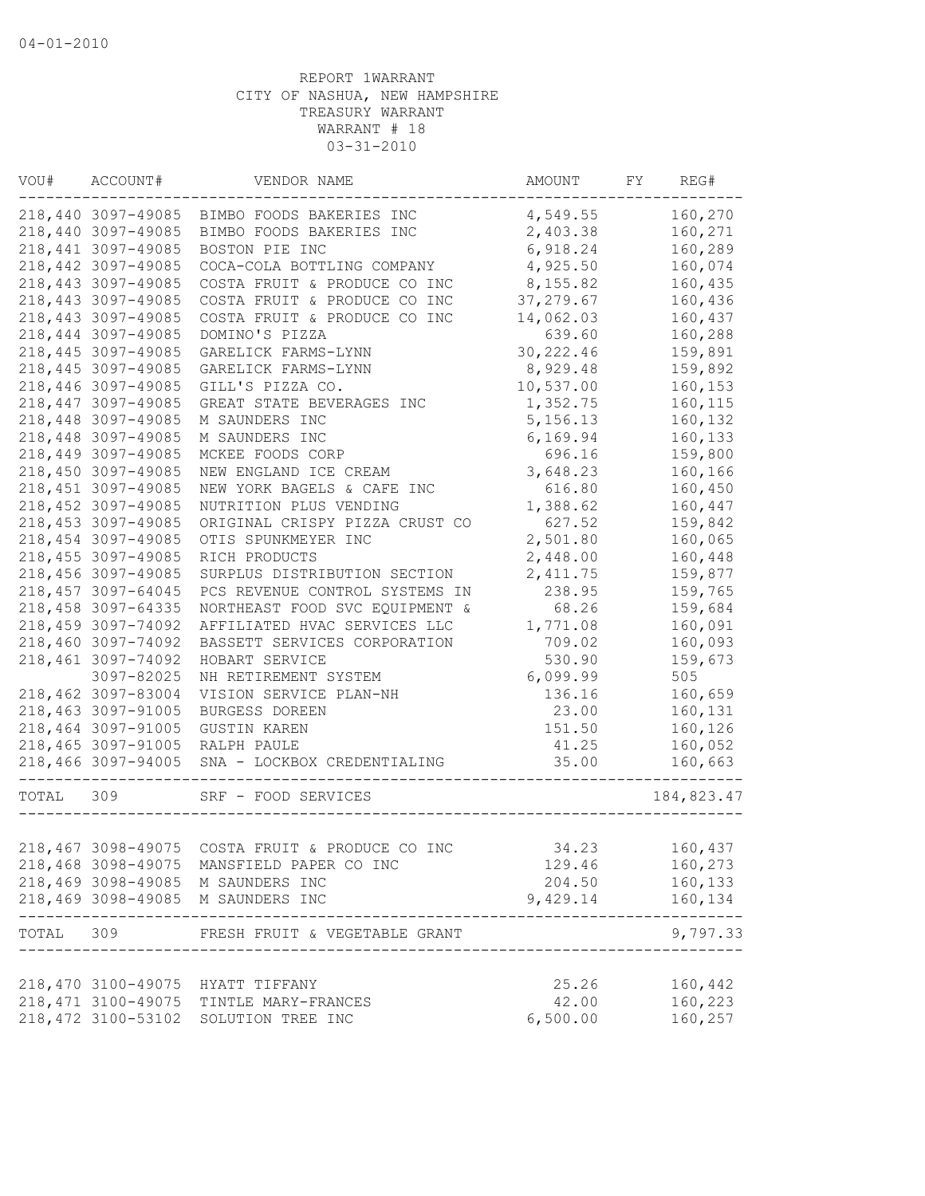04-01-2010

REPORT 1WARRANT
CITY OF NASHUA, NEW HAMPSHIRE
TREASURY WARRANT
WARRANT # 18
03-31-2010

| VOU# | ACCOUNT# | VENDOR NAME | AMOUNT | FY | REG# |
|---|---|---|---|---|---|
| 218,440 | 3097-49085 | BIMBO FOODS BAKERIES INC | 4,549.55 | | 160,270 |
| 218,440 | 3097-49085 | BIMBO FOODS BAKERIES INC | 2,403.38 | | 160,271 |
| 218,441 | 3097-49085 | BOSTON PIE INC | 6,918.24 | | 160,289 |
| 218,442 | 3097-49085 | COCA-COLA BOTTLING COMPANY | 4,925.50 | | 160,074 |
| 218,443 | 3097-49085 | COSTA FRUIT & PRODUCE CO INC | 8,155.82 | | 160,435 |
| 218,443 | 3097-49085 | COSTA FRUIT & PRODUCE CO INC | 37,279.67 | | 160,436 |
| 218,443 | 3097-49085 | COSTA FRUIT & PRODUCE CO INC | 14,062.03 | | 160,437 |
| 218,444 | 3097-49085 | DOMINO'S PIZZA | 639.60 | | 160,288 |
| 218,445 | 3097-49085 | GARELICK FARMS-LYNN | 30,222.46 | | 159,891 |
| 218,445 | 3097-49085 | GARELICK FARMS-LYNN | 8,929.48 | | 159,892 |
| 218,446 | 3097-49085 | GILL'S PIZZA CO. | 10,537.00 | | 160,153 |
| 218,447 | 3097-49085 | GREAT STATE BEVERAGES INC | 1,352.75 | | 160,115 |
| 218,448 | 3097-49085 | M SAUNDERS INC | 5,156.13 | | 160,132 |
| 218,448 | 3097-49085 | M SAUNDERS INC | 6,169.94 | | 160,133 |
| 218,449 | 3097-49085 | MCKEE FOODS CORP | 696.16 | | 159,800 |
| 218,450 | 3097-49085 | NEW ENGLAND ICE CREAM | 3,648.23 | | 160,166 |
| 218,451 | 3097-49085 | NEW YORK BAGELS & CAFE INC | 616.80 | | 160,450 |
| 218,452 | 3097-49085 | NUTRITION PLUS VENDING | 1,388.62 | | 160,447 |
| 218,453 | 3097-49085 | ORIGINAL CRISPY PIZZA CRUST CO | 627.52 | | 159,842 |
| 218,454 | 3097-49085 | OTIS SPUNKMEYER INC | 2,501.80 | | 160,065 |
| 218,455 | 3097-49085 | RICH PRODUCTS | 2,448.00 | | 160,448 |
| 218,456 | 3097-49085 | SURPLUS DISTRIBUTION SECTION | 2,411.75 | | 159,877 |
| 218,457 | 3097-64045 | PCS REVENUE CONTROL SYSTEMS IN | 238.95 | | 159,765 |
| 218,458 | 3097-64335 | NORTHEAST FOOD SVC EQUIPMENT & | 68.26 | | 159,684 |
| 218,459 | 3097-74092 | AFFILIATED HVAC SERVICES LLC | 1,771.08 | | 160,091 |
| 218,460 | 3097-74092 | BASSETT SERVICES CORPORATION | 709.02 | | 160,093 |
| 218,461 | 3097-74092 | HOBART SERVICE | 530.90 | | 159,673 |
| | 3097-82025 | NH RETIREMENT SYSTEM | 6,099.99 | | 505 |
| 218,462 | 3097-83004 | VISION SERVICE PLAN-NH | 136.16 | | 160,659 |
| 218,463 | 3097-91005 | BURGESS DOREEN | 23.00 | | 160,131 |
| 218,464 | 3097-91005 | GUSTIN KAREN | 151.50 | | 160,126 |
| 218,465 | 3097-91005 | RALPH PAULE | 41.25 | | 160,052 |
| 218,466 | 3097-94005 | SNA - LOCKBOX CREDENTIALING | 35.00 | | 160,663 |
| TOTAL | 309 | SRF - FOOD SERVICES | | | 184,823.47 |
| 218,467 | 3098-49075 | COSTA FRUIT & PRODUCE CO INC | 34.23 | | 160,437 |
| 218,468 | 3098-49075 | MANSFIELD PAPER CO INC | 129.46 | | 160,273 |
| 218,469 | 3098-49085 | M SAUNDERS INC | 204.50 | | 160,133 |
| 218,469 | 3098-49085 | M SAUNDERS INC | 9,429.14 | | 160,134 |
| TOTAL | 309 | FRESH FRUIT & VEGETABLE GRANT | | | 9,797.33 |
| 218,470 | 3100-49075 | HYATT TIFFANY | 25.26 | | 160,442 |
| 218,471 | 3100-49075 | TINTLE MARY-FRANCES | 42.00 | | 160,223 |
| 218,472 | 3100-53102 | SOLUTION TREE INC | 6,500.00 | | 160,257 |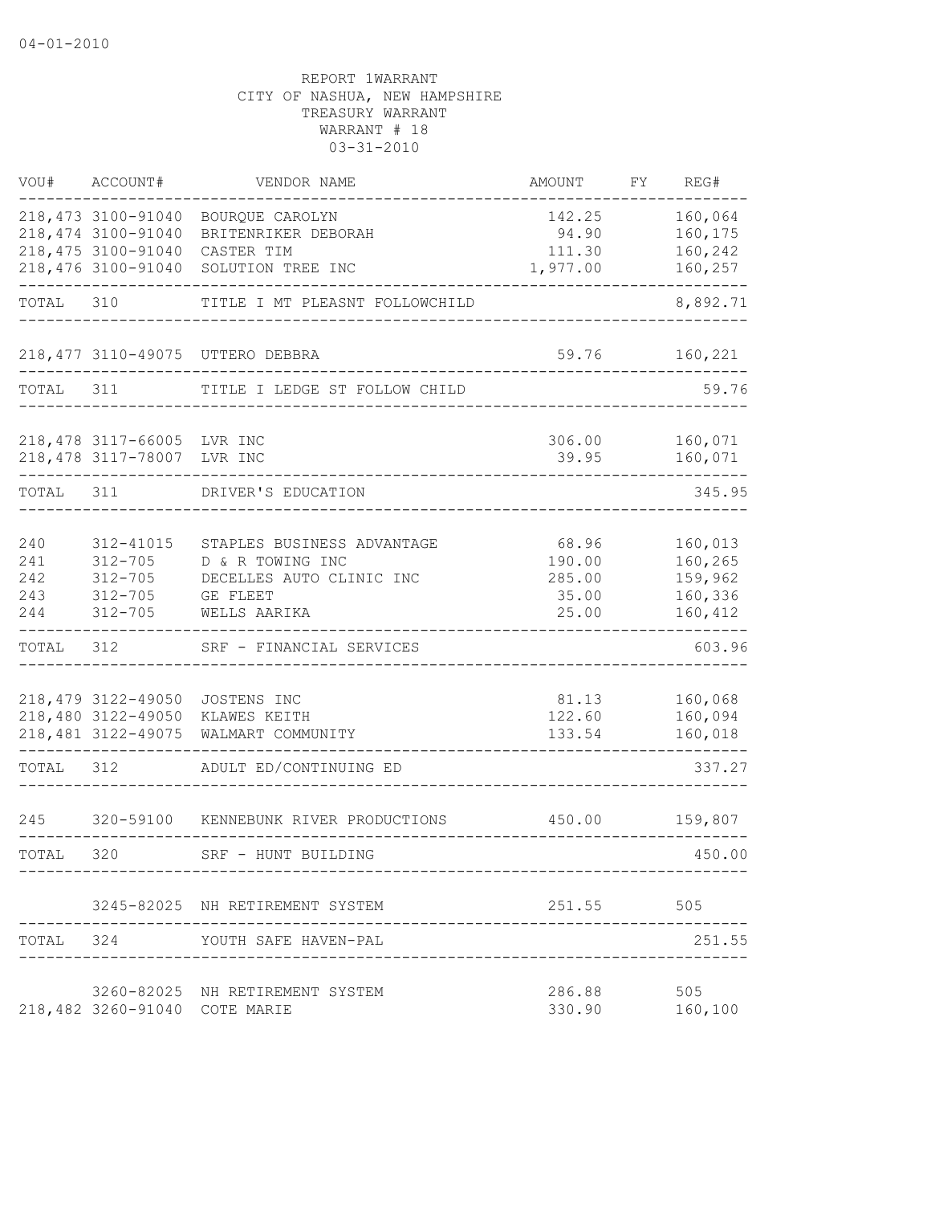04-01-2010

REPORT 1WARRANT
CITY OF NASHUA, NEW HAMPSHIRE
TREASURY WARRANT
WARRANT # 18
03-31-2010

| VOU# | ACCOUNT# | VENDOR NAME | AMOUNT | FY | REG# |
|---|---|---|---|---|---|
| 218,473 | 3100-91040 | BOURQUE CAROLYN | 142.25 | | 160,064 |
| 218,474 | 3100-91040 | BRITENRIKER DEBORAH | 94.90 | | 160,175 |
| 218,475 | 3100-91040 | CASTER TIM | 111.30 | | 160,242 |
| 218,476 | 3100-91040 | SOLUTION TREE INC | 1,977.00 | | 160,257 |
| TOTAL | 310 | TITLE I MT PLEASNT FOLLOWCHILD | | | 8,892.71 |
| 218,477 | 3110-49075 | UTTERO DEBBRA | 59.76 | | 160,221 |
| TOTAL | 311 | TITLE I LEDGE ST FOLLOW CHILD | | | 59.76 |
| 218,478 | 3117-66005 | LVR INC | 306.00 | | 160,071 |
| 218,478 | 3117-78007 | LVR INC | 39.95 | | 160,071 |
| TOTAL | 311 | DRIVER'S EDUCATION | | | 345.95 |
| 240 | 312-41015 | STAPLES BUSINESS ADVANTAGE | 68.96 | | 160,013 |
| 241 | 312-705 | D & R TOWING INC | 190.00 | | 160,265 |
| 242 | 312-705 | DECELLES AUTO CLINIC INC | 285.00 | | 159,962 |
| 243 | 312-705 | GE FLEET | 35.00 | | 160,336 |
| 244 | 312-705 | WELLS AARIKA | 25.00 | | 160,412 |
| TOTAL | 312 | SRF - FINANCIAL SERVICES | | | 603.96 |
| 218,479 | 3122-49050 | JOSTENS INC | 81.13 | | 160,068 |
| 218,480 | 3122-49050 | KLAWES KEITH | 122.60 | | 160,094 |
| 218,481 | 3122-49075 | WALMART COMMUNITY | 133.54 | | 160,018 |
| TOTAL | 312 | ADULT ED/CONTINUING ED | | | 337.27 |
| 245 | 320-59100 | KENNEBUNK RIVER PRODUCTIONS | 450.00 | | 159,807 |
| TOTAL | 320 | SRF - HUNT BUILDING | | | 450.00 |
| | 3245-82025 | NH RETIREMENT SYSTEM | 251.55 | | 505 |
| TOTAL | 324 | YOUTH SAFE HAVEN-PAL | | | 251.55 |
| | 3260-82025 | NH RETIREMENT SYSTEM | 286.88 | | 505 |
| 218,482 | 3260-91040 | COTE MARIE | 330.90 | | 160,100 |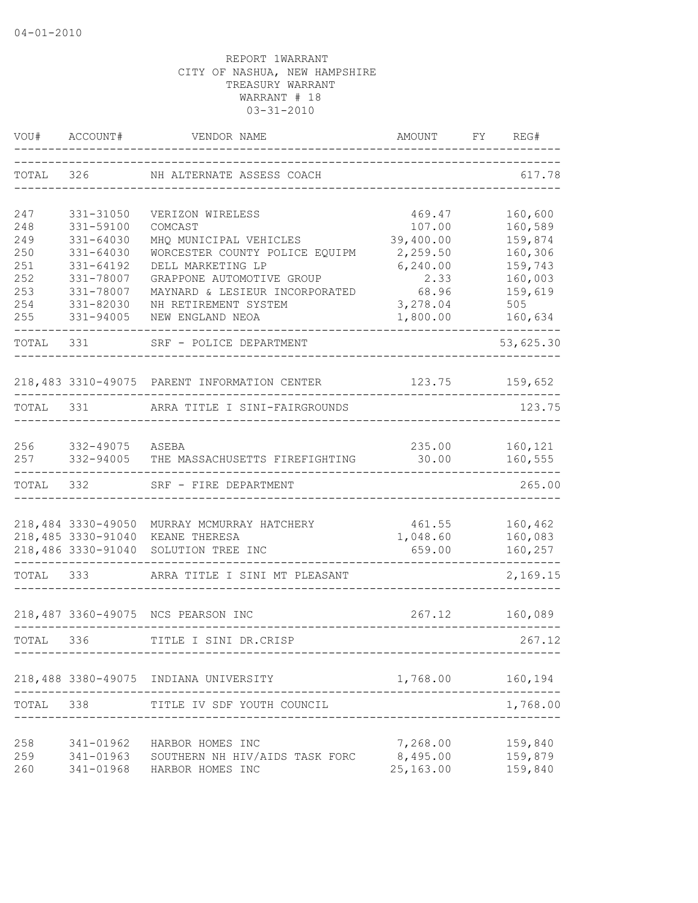04-01-2010

REPORT 1WARRANT
CITY OF NASHUA, NEW HAMPSHIRE
TREASURY WARRANT
WARRANT # 18
03-31-2010

| VOU# | ACCOUNT# | VENDOR NAME | AMOUNT | FY | REG# |
|---|---|---|---|---|---|
| TOTAL | 326 | NH ALTERNATE ASSESS COACH | | | 617.78 |
| 247 | 331-31050 | VERIZON WIRELESS | 469.47 | | 160,600 |
| 248 | 331-59100 | COMCAST | 107.00 | | 160,589 |
| 249 | 331-64030 | MHQ MUNICIPAL VEHICLES | 39,400.00 | | 159,874 |
| 250 | 331-64030 | WORCESTER COUNTY POLICE EQUIPM | 2,259.50 | | 160,306 |
| 251 | 331-64192 | DELL MARKETING LP | 6,240.00 | | 159,743 |
| 252 | 331-78007 | GRAPPONE AUTOMOTIVE GROUP | 2.33 | | 160,003 |
| 253 | 331-78007 | MAYNARD & LESIEUR INCORPORATED | 68.96 | | 159,619 |
| 254 | 331-82030 | NH RETIREMENT SYSTEM | 3,278.04 | | 505 |
| 255 | 331-94005 | NEW ENGLAND NEOA | 1,800.00 | | 160,634 |
| TOTAL | 331 | SRF - POLICE DEPARTMENT | | | 53,625.30 |
| 218,483 | 3310-49075 | PARENT INFORMATION CENTER | 123.75 | | 159,652 |
| TOTAL | 331 | ARRA TITLE I SINI-FAIRGROUNDS | | | 123.75 |
| 256 | 332-49075 | ASEBA | 235.00 | | 160,121 |
| 257 | 332-94005 | THE MASSACHUSETTS FIREFIGHTING | 30.00 | | 160,555 |
| TOTAL | 332 | SRF - FIRE DEPARTMENT | | | 265.00 |
| 218,484 | 3330-49050 | MURRAY MCMURRAY HATCHERY | 461.55 | | 160,462 |
| 218,485 | 3330-91040 | KEANE THERESA | 1,048.60 | | 160,083 |
| 218,486 | 3330-91040 | SOLUTION TREE INC | 659.00 | | 160,257 |
| TOTAL | 333 | ARRA TITLE I SINI MT PLEASANT | | | 2,169.15 |
| 218,487 | 3360-49075 | NCS PEARSON INC | 267.12 | | 160,089 |
| TOTAL | 336 | TITLE I SINI DR.CRISP | | | 267.12 |
| 218,488 | 3380-49075 | INDIANA UNIVERSITY | 1,768.00 | | 160,194 |
| TOTAL | 338 | TITLE IV SDF YOUTH COUNCIL | | | 1,768.00 |
| 258 | 341-01962 | HARBOR HOMES INC | 7,268.00 | | 159,840 |
| 259 | 341-01963 | SOUTHERN NH HIV/AIDS TASK FORC | 8,495.00 | | 159,879 |
| 260 | 341-01968 | HARBOR HOMES INC | 25,163.00 | | 159,840 |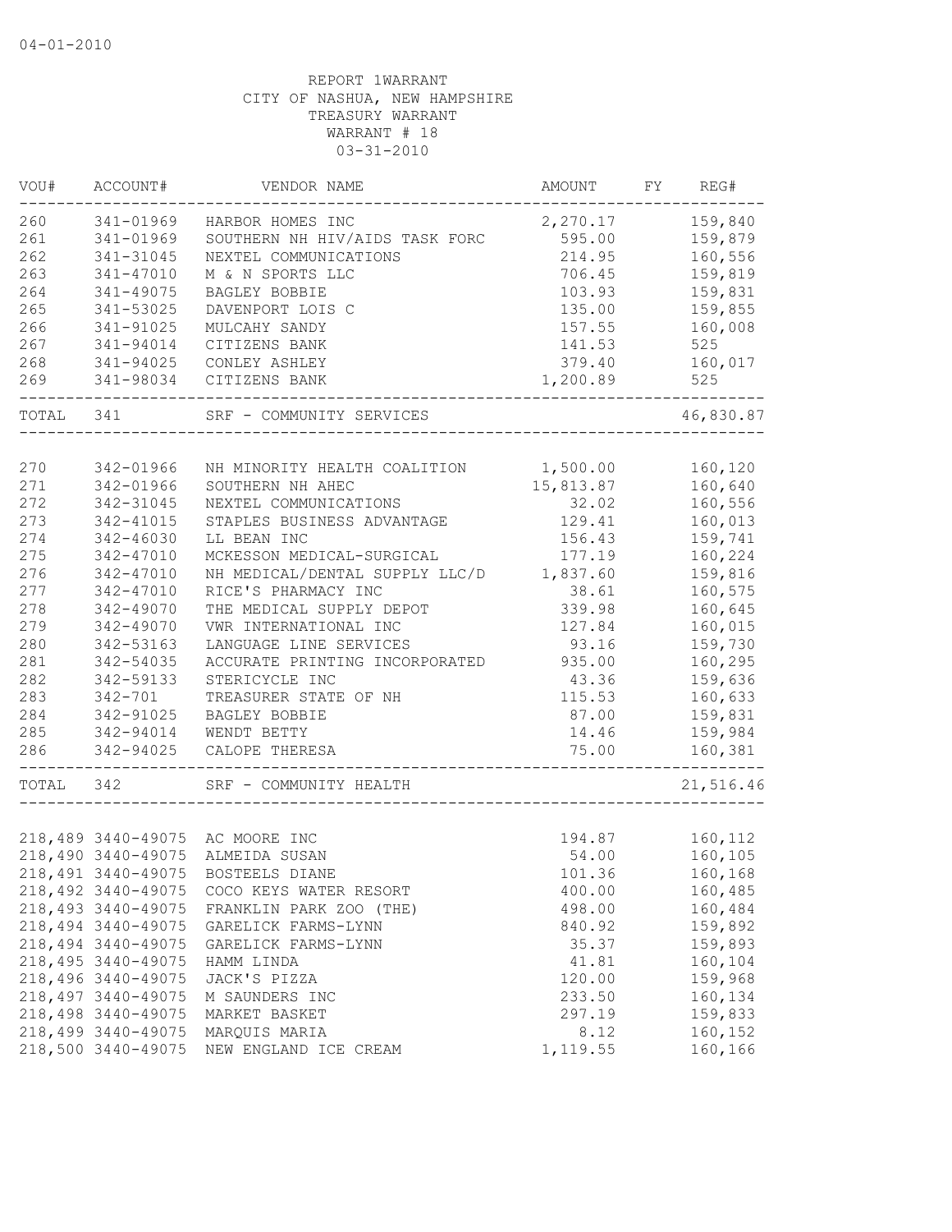04-01-2010

REPORT 1WARRANT
CITY OF NASHUA, NEW HAMPSHIRE
TREASURY WARRANT
WARRANT # 18
03-31-2010

| VOU# | ACCOUNT# | VENDOR NAME | AMOUNT | FY | REG# |
|---|---|---|---|---|---|
| 260 | 341-01969 | HARBOR HOMES INC | 2,270.17 | | 159,840 |
| 261 | 341-01969 | SOUTHERN NH HIV/AIDS TASK FORC | 595.00 | | 159,879 |
| 262 | 341-31045 | NEXTEL COMMUNICATIONS | 214.95 | | 160,556 |
| 263 | 341-47010 | M & N SPORTS LLC | 706.45 | | 159,819 |
| 264 | 341-49075 | BAGLEY BOBBIE | 103.93 | | 159,831 |
| 265 | 341-53025 | DAVENPORT LOIS C | 135.00 | | 159,855 |
| 266 | 341-91025 | MULCAHY SANDY | 157.55 | | 160,008 |
| 267 | 341-94014 | CITIZENS BANK | 141.53 | | 525 |
| 268 | 341-94025 | CONLEY ASHLEY | 379.40 | | 160,017 |
| 269 | 341-98034 | CITIZENS BANK | 1,200.89 | | 525 |
| TOTAL | 341 | SRF - COMMUNITY SERVICES | | | 46,830.87 |
| 270 | 342-01966 | NH MINORITY HEALTH COALITION | 1,500.00 | | 160,120 |
| 271 | 342-01966 | SOUTHERN NH AHEC | 15,813.87 | | 160,640 |
| 272 | 342-31045 | NEXTEL COMMUNICATIONS | 32.02 | | 160,556 |
| 273 | 342-41015 | STAPLES BUSINESS ADVANTAGE | 129.41 | | 160,013 |
| 274 | 342-46030 | LL BEAN INC | 156.43 | | 159,741 |
| 275 | 342-47010 | MCKESSON MEDICAL-SURGICAL | 177.19 | | 160,224 |
| 276 | 342-47010 | NH MEDICAL/DENTAL SUPPLY LLC/D | 1,837.60 | | 159,816 |
| 277 | 342-47010 | RICE'S PHARMACY INC | 38.61 | | 160,575 |
| 278 | 342-49070 | THE MEDICAL SUPPLY DEPOT | 339.98 | | 160,645 |
| 279 | 342-49070 | VWR INTERNATIONAL INC | 127.84 | | 160,015 |
| 280 | 342-53163 | LANGUAGE LINE SERVICES | 93.16 | | 159,730 |
| 281 | 342-54035 | ACCURATE PRINTING INCORPORATED | 935.00 | | 160,295 |
| 282 | 342-59133 | STERICYCLE INC | 43.36 | | 159,636 |
| 283 | 342-701 | TREASURER STATE OF NH | 115.53 | | 160,633 |
| 284 | 342-91025 | BAGLEY BOBBIE | 87.00 | | 159,831 |
| 285 | 342-94014 | WENDT BETTY | 14.46 | | 159,984 |
| 286 | 342-94025 | CALOPE THERESA | 75.00 | | 160,381 |
| TOTAL | 342 | SRF - COMMUNITY HEALTH | | | 21,516.46 |
| 218,489 | 3440-49075 | AC MOORE INC | 194.87 | | 160,112 |
| 218,490 | 3440-49075 | ALMEIDA SUSAN | 54.00 | | 160,105 |
| 218,491 | 3440-49075 | BOSTEELS DIANE | 101.36 | | 160,168 |
| 218,492 | 3440-49075 | COCO KEYS WATER RESORT | 400.00 | | 160,485 |
| 218,493 | 3440-49075 | FRANKLIN PARK ZOO (THE) | 498.00 | | 160,484 |
| 218,494 | 3440-49075 | GARELICK FARMS-LYNN | 840.92 | | 159,892 |
| 218,494 | 3440-49075 | GARELICK FARMS-LYNN | 35.37 | | 159,893 |
| 218,495 | 3440-49075 | HAMM LINDA | 41.81 | | 160,104 |
| 218,496 | 3440-49075 | JACK'S PIZZA | 120.00 | | 159,968 |
| 218,497 | 3440-49075 | M SAUNDERS INC | 233.50 | | 160,134 |
| 218,498 | 3440-49075 | MARKET BASKET | 297.19 | | 159,833 |
| 218,499 | 3440-49075 | MARQUIS MARIA | 8.12 | | 160,152 |
| 218,500 | 3440-49075 | NEW ENGLAND ICE CREAM | 1,119.55 | | 160,166 |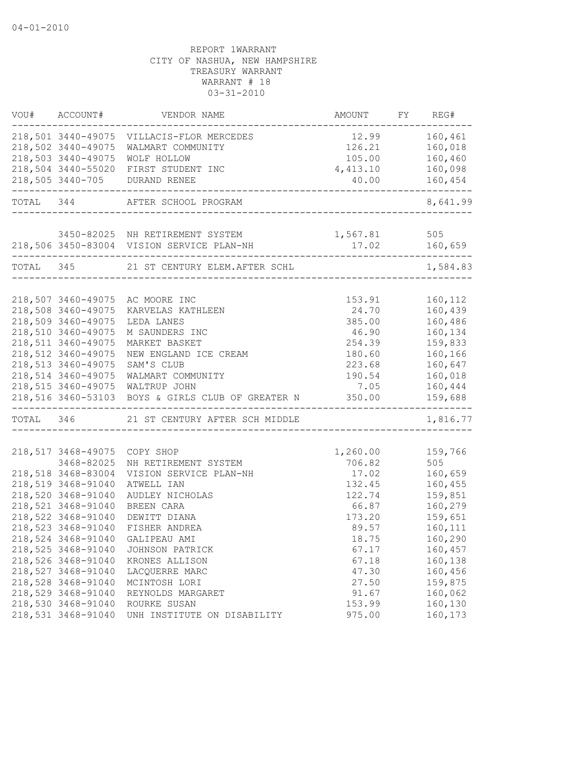04-01-2010

REPORT 1WARRANT
CITY OF NASHUA, NEW HAMPSHIRE
TREASURY WARRANT
WARRANT # 18
03-31-2010

| VOU# | ACCOUNT# | VENDOR NAME | AMOUNT | FY | REG# |
|---|---|---|---|---|---|
| 218,501 | 3440-49075 | VILLACIS-FLOR MERCEDES | 12.99 | | 160,461 |
| 218,502 | 3440-49075 | WALMART COMMUNITY | 126.21 | | 160,018 |
| 218,503 | 3440-49075 | WOLF HOLLOW | 105.00 | | 160,460 |
| 218,504 | 3440-55020 | FIRST STUDENT INC | 4,413.10 | | 160,098 |
| 218,505 | 3440-705 | DURAND RENEE | 40.00 | | 160,454 |
| TOTAL | 344 | AFTER SCHOOL PROGRAM | | | 8,641.99 |
| | 3450-82025 | NH RETIREMENT SYSTEM | 1,567.81 | | 505 |
| 218,506 | 3450-83004 | VISION SERVICE PLAN-NH | 17.02 | | 160,659 |
| TOTAL | 345 | 21 ST CENTURY ELEM.AFTER SCHL | | | 1,584.83 |
| 218,507 | 3460-49075 | AC MOORE INC | 153.91 | | 160,112 |
| 218,508 | 3460-49075 | KARVELAS KATHLEEN | 24.70 | | 160,439 |
| 218,509 | 3460-49075 | LEDA LANES | 385.00 | | 160,486 |
| 218,510 | 3460-49075 | M SAUNDERS INC | 46.90 | | 160,134 |
| 218,511 | 3460-49075 | MARKET BASKET | 254.39 | | 159,833 |
| 218,512 | 3460-49075 | NEW ENGLAND ICE CREAM | 180.60 | | 160,166 |
| 218,513 | 3460-49075 | SAM'S CLUB | 223.68 | | 160,647 |
| 218,514 | 3460-49075 | WALMART COMMUNITY | 190.54 | | 160,018 |
| 218,515 | 3460-49075 | WALTRUP JOHN | 7.05 | | 160,444 |
| 218,516 | 3460-53103 | BOYS & GIRLS CLUB OF GREATER N | 350.00 | | 159,688 |
| TOTAL | 346 | 21 ST CENTURY AFTER SCH MIDDLE | | | 1,816.77 |
| 218,517 | 3468-49075 | COPY SHOP | 1,260.00 | | 159,766 |
| | 3468-82025 | NH RETIREMENT SYSTEM | 706.82 | | 505 |
| 218,518 | 3468-83004 | VISION SERVICE PLAN-NH | 17.02 | | 160,659 |
| 218,519 | 3468-91040 | ATWELL IAN | 132.45 | | 160,455 |
| 218,520 | 3468-91040 | AUDLEY NICHOLAS | 122.74 | | 159,851 |
| 218,521 | 3468-91040 | BREEN CARA | 66.87 | | 160,279 |
| 218,522 | 3468-91040 | DEWITT DIANA | 173.20 | | 159,651 |
| 218,523 | 3468-91040 | FISHER ANDREA | 89.57 | | 160,111 |
| 218,524 | 3468-91040 | GALIPEAU AMI | 18.75 | | 160,290 |
| 218,525 | 3468-91040 | JOHNSON PATRICK | 67.17 | | 160,457 |
| 218,526 | 3468-91040 | KRONES ALLISON | 67.18 | | 160,138 |
| 218,527 | 3468-91040 | LACQUERRE MARC | 47.30 | | 160,456 |
| 218,528 | 3468-91040 | MCINTOSH LORI | 27.50 | | 159,875 |
| 218,529 | 3468-91040 | REYNOLDS MARGARET | 91.67 | | 160,062 |
| 218,530 | 3468-91040 | ROURKE SUSAN | 153.99 | | 160,130 |
| 218,531 | 3468-91040 | UNH INSTITUTE ON DISABILITY | 975.00 | | 160,173 |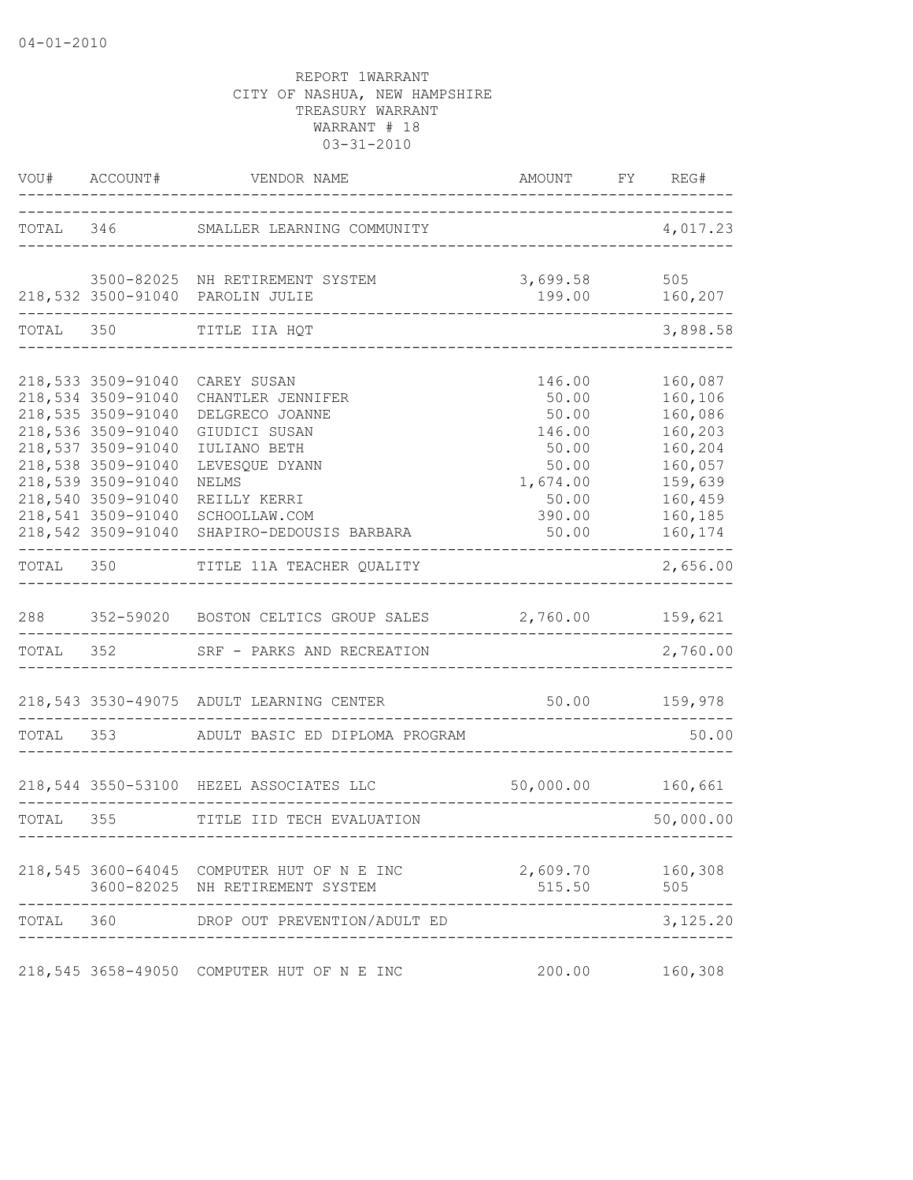04-01-2010

REPORT 1WARRANT
CITY OF NASHUA, NEW HAMPSHIRE
TREASURY WARRANT
WARRANT # 18
03-31-2010

| VOU# | ACCOUNT# | VENDOR NAME | AMOUNT | FY | REG# |
|---|---|---|---|---|---|
| TOTAL | 346 | SMALLER LEARNING COMMUNITY | | | 4,017.23 |
| | 3500-82025 | NH RETIREMENT SYSTEM | 3,699.58 | | 505 |
| 218,532 | 3500-91040 | PAROLIN JULIE | 199.00 | | 160,207 |
| TOTAL | 350 | TITLE IIA HQT | | | 3,898.58 |
| 218,533 | 3509-91040 | CAREY SUSAN | 146.00 | | 160,087 |
| 218,534 | 3509-91040 | CHANTLER JENNIFER | 50.00 | | 160,106 |
| 218,535 | 3509-91040 | DELGRECO JOANNE | 50.00 | | 160,086 |
| 218,536 | 3509-91040 | GIUDICI SUSAN | 146.00 | | 160,203 |
| 218,537 | 3509-91040 | IULIANO BETH | 50.00 | | 160,204 |
| 218,538 | 3509-91040 | LEVESQUE DYANN | 50.00 | | 160,057 |
| 218,539 | 3509-91040 | NELMS | 1,674.00 | | 159,639 |
| 218,540 | 3509-91040 | REILLY KERRI | 50.00 | | 160,459 |
| 218,541 | 3509-91040 | SCHOOLLAW.COM | 390.00 | | 160,185 |
| 218,542 | 3509-91040 | SHAPIRO-DEDOUSIS BARBARA | 50.00 | | 160,174 |
| TOTAL | 350 | TITLE 11A TEACHER QUALITY | | | 2,656.00 |
| 288 | 352-59020 | BOSTON CELTICS GROUP SALES | 2,760.00 | | 159,621 |
| TOTAL | 352 | SRF - PARKS AND RECREATION | | | 2,760.00 |
| 218,543 | 3530-49075 | ADULT LEARNING CENTER | 50.00 | | 159,978 |
| TOTAL | 353 | ADULT BASIC ED DIPLOMA PROGRAM | | | 50.00 |
| 218,544 | 3550-53100 | HEZEL ASSOCIATES LLC | 50,000.00 | | 160,661 |
| TOTAL | 355 | TITLE IID TECH EVALUATION | | | 50,000.00 |
| 218,545 | 3600-64045 | COMPUTER HUT OF N E INC | 2,609.70 | | 160,308 |
| | 3600-82025 | NH RETIREMENT SYSTEM | 515.50 | | 505 |
| TOTAL | 360 | DROP OUT PREVENTION/ADULT ED | | | 3,125.20 |
| 218,545 | 3658-49050 | COMPUTER HUT OF N E INC | 200.00 | | 160,308 |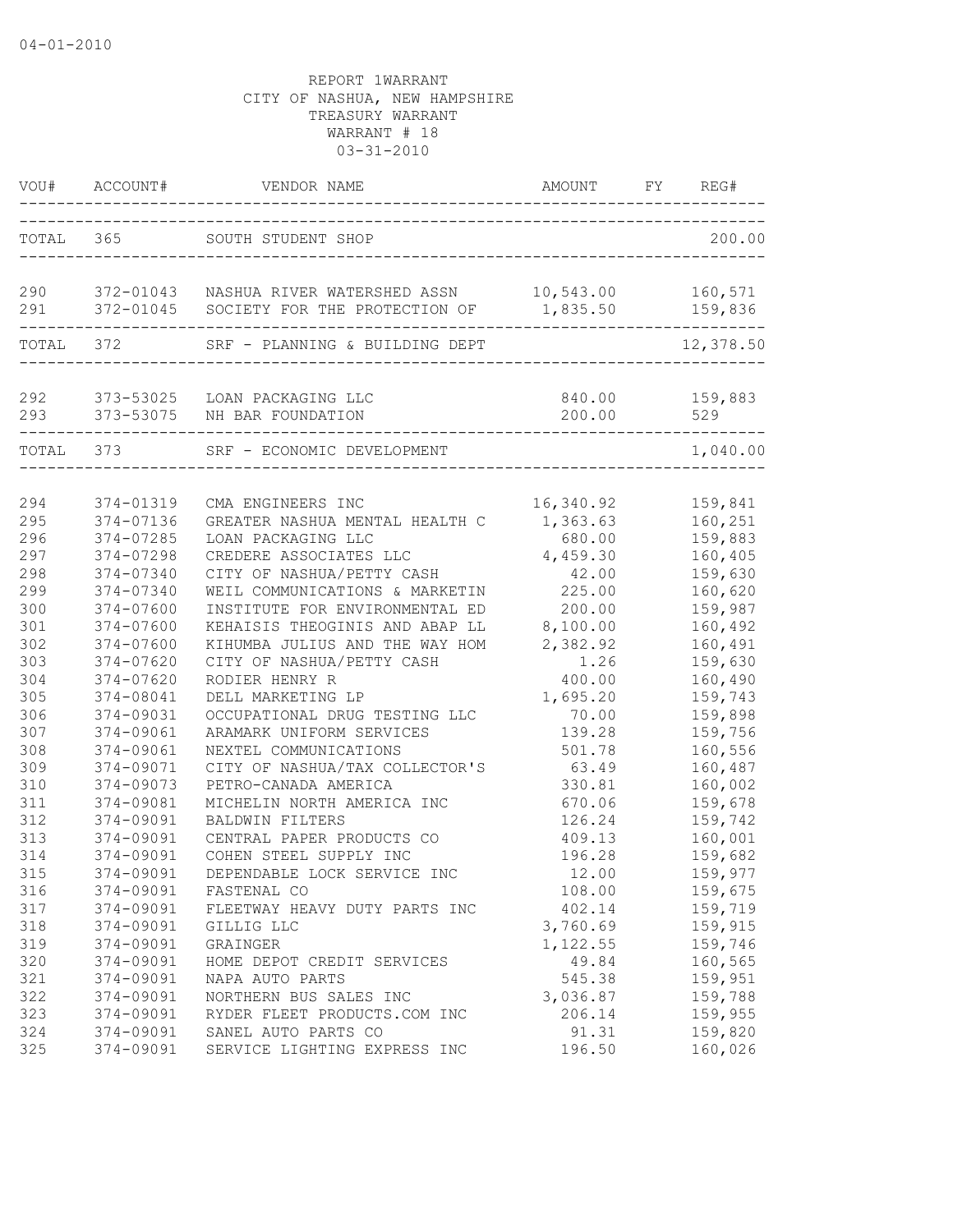04-01-2010

REPORT 1WARRANT
CITY OF NASHUA, NEW HAMPSHIRE
TREASURY WARRANT
WARRANT # 18
03-31-2010

| VOU# | ACCOUNT# | VENDOR NAME | AMOUNT | FY | REG# |
|---|---|---|---|---|---|
| TOTAL | 365 | SOUTH STUDENT SHOP | | | 200.00 |
| 290 | 372-01043 | NASHUA RIVER WATERSHED ASSN | 10,543.00 | | 160,571 |
| 291 | 372-01045 | SOCIETY FOR THE PROTECTION OF | 1,835.50 | | 159,836 |
| TOTAL | 372 | SRF - PLANNING & BUILDING DEPT | | | 12,378.50 |
| 292 | 373-53025 | LOAN PACKAGING LLC | 840.00 | | 159,883 |
| 293 | 373-53075 | NH BAR FOUNDATION | 200.00 | | 529 |
| TOTAL | 373 | SRF - ECONOMIC DEVELOPMENT | | | 1,040.00 |
| 294 | 374-01319 | CMA ENGINEERS INC | 16,340.92 | | 159,841 |
| 295 | 374-07136 | GREATER NASHUA MENTAL HEALTH C | 1,363.63 | | 160,251 |
| 296 | 374-07285 | LOAN PACKAGING LLC | 680.00 | | 159,883 |
| 297 | 374-07298 | CREDERE ASSOCIATES LLC | 4,459.30 | | 160,405 |
| 298 | 374-07340 | CITY OF NASHUA/PETTY CASH | 42.00 | | 159,630 |
| 299 | 374-07340 | WEIL COMMUNICATIONS & MARKETIN | 225.00 | | 160,620 |
| 300 | 374-07600 | INSTITUTE FOR ENVIRONMENTAL ED | 200.00 | | 159,987 |
| 301 | 374-07600 | KEHAISIS THEOGINIS AND ABAP LL | 8,100.00 | | 160,492 |
| 302 | 374-07600 | KIHUMBA JULIUS AND THE WAY HOM | 2,382.92 | | 160,491 |
| 303 | 374-07620 | CITY OF NASHUA/PETTY CASH | 1.26 | | 159,630 |
| 304 | 374-07620 | RODIER HENRY R | 400.00 | | 160,490 |
| 305 | 374-08041 | DELL MARKETING LP | 1,695.20 | | 159,743 |
| 306 | 374-09031 | OCCUPATIONAL DRUG TESTING LLC | 70.00 | | 159,898 |
| 307 | 374-09061 | ARAMARK UNIFORM SERVICES | 139.28 | | 159,756 |
| 308 | 374-09061 | NEXTEL COMMUNICATIONS | 501.78 | | 160,556 |
| 309 | 374-09071 | CITY OF NASHUA/TAX COLLECTOR'S | 63.49 | | 160,487 |
| 310 | 374-09073 | PETRO-CANADA AMERICA | 330.81 | | 160,002 |
| 311 | 374-09081 | MICHELIN NORTH AMERICA INC | 670.06 | | 159,678 |
| 312 | 374-09091 | BALDWIN FILTERS | 126.24 | | 159,742 |
| 313 | 374-09091 | CENTRAL PAPER PRODUCTS CO | 409.13 | | 160,001 |
| 314 | 374-09091 | COHEN STEEL SUPPLY INC | 196.28 | | 159,682 |
| 315 | 374-09091 | DEPENDABLE LOCK SERVICE INC | 12.00 | | 159,977 |
| 316 | 374-09091 | FASTENAL CO | 108.00 | | 159,675 |
| 317 | 374-09091 | FLEETWAY HEAVY DUTY PARTS INC | 402.14 | | 159,719 |
| 318 | 374-09091 | GILLIG LLC | 3,760.69 | | 159,915 |
| 319 | 374-09091 | GRAINGER | 1,122.55 | | 159,746 |
| 320 | 374-09091 | HOME DEPOT CREDIT SERVICES | 49.84 | | 160,565 |
| 321 | 374-09091 | NAPA AUTO PARTS | 545.38 | | 159,951 |
| 322 | 374-09091 | NORTHERN BUS SALES INC | 3,036.87 | | 159,788 |
| 323 | 374-09091 | RYDER FLEET PRODUCTS.COM INC | 206.14 | | 159,955 |
| 324 | 374-09091 | SANEL AUTO PARTS CO | 91.31 | | 159,820 |
| 325 | 374-09091 | SERVICE LIGHTING EXPRESS INC | 196.50 | | 160,026 |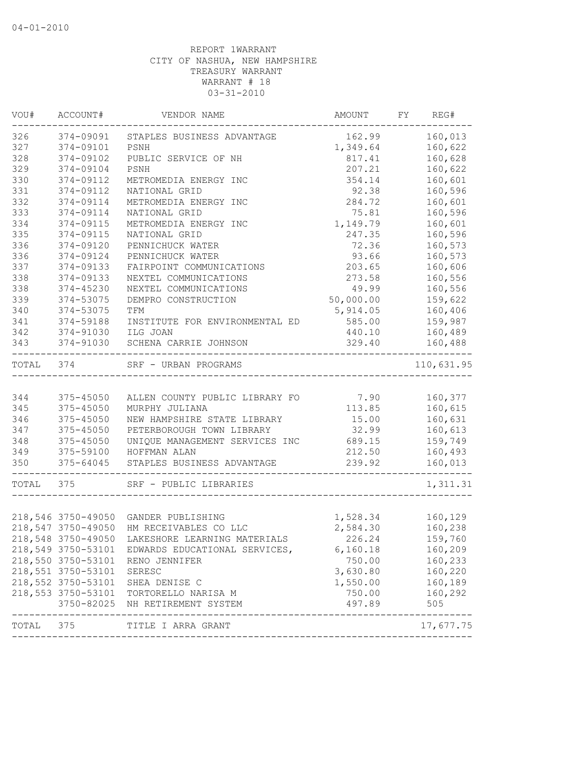04-01-2010

REPORT 1WARRANT
CITY OF NASHUA, NEW HAMPSHIRE
TREASURY WARRANT
WARRANT # 18
03-31-2010

| VOU# | ACCOUNT# | VENDOR NAME | AMOUNT | FY | REG# |
|---|---|---|---|---|---|
| 326 | 374-09091 | STAPLES BUSINESS ADVANTAGE | 162.99 | | 160,013 |
| 327 | 374-09101 | PSNH | 1,349.64 | | 160,622 |
| 328 | 374-09102 | PUBLIC SERVICE OF NH | 817.41 | | 160,628 |
| 329 | 374-09104 | PSNH | 207.21 | | 160,622 |
| 330 | 374-09112 | METROMEDIA ENERGY INC | 354.14 | | 160,601 |
| 331 | 374-09112 | NATIONAL GRID | 92.38 | | 160,596 |
| 332 | 374-09114 | METROMEDIA ENERGY INC | 284.72 | | 160,601 |
| 333 | 374-09114 | NATIONAL GRID | 75.81 | | 160,596 |
| 334 | 374-09115 | METROMEDIA ENERGY INC | 1,149.79 | | 160,601 |
| 335 | 374-09115 | NATIONAL GRID | 247.35 | | 160,596 |
| 336 | 374-09120 | PENNICHUCK WATER | 72.36 | | 160,573 |
| 336 | 374-09124 | PENNICHUCK WATER | 93.66 | | 160,573 |
| 337 | 374-09133 | FAIRPOINT COMMUNICATIONS | 203.65 | | 160,606 |
| 338 | 374-09133 | NEXTEL COMMUNICATIONS | 273.58 | | 160,556 |
| 338 | 374-45230 | NEXTEL COMMUNICATIONS | 49.99 | | 160,556 |
| 339 | 374-53075 | DEMPRO CONSTRUCTION | 50,000.00 | | 159,622 |
| 340 | 374-53075 | TFM | 5,914.05 | | 160,406 |
| 341 | 374-59188 | INSTITUTE FOR ENVIRONMENTAL ED | 585.00 | | 159,987 |
| 342 | 374-91030 | ILG JOAN | 440.10 | | 160,489 |
| 343 | 374-91030 | SCHENA CARRIE JOHNSON | 329.40 | | 160,488 |
| TOTAL | 374 | SRF - URBAN PROGRAMS | | | 110,631.95 |
| 344 | 375-45050 | ALLEN COUNTY PUBLIC LIBRARY FO | 7.90 | | 160,377 |
| 345 | 375-45050 | MURPHY JULIANA | 113.85 | | 160,615 |
| 346 | 375-45050 | NEW HAMPSHIRE STATE LIBRARY | 15.00 | | 160,631 |
| 347 | 375-45050 | PETERBOROUGH TOWN LIBRARY | 32.99 | | 160,613 |
| 348 | 375-45050 | UNIQUE MANAGEMENT SERVICES INC | 689.15 | | 159,749 |
| 349 | 375-59100 | HOFFMAN ALAN | 212.50 | | 160,493 |
| 350 | 375-64045 | STAPLES BUSINESS ADVANTAGE | 239.92 | | 160,013 |
| TOTAL | 375 | SRF - PUBLIC LIBRARIES | | | 1,311.31 |
| 218,546 | 3750-49050 | GANDER PUBLISHING | 1,528.34 | | 160,129 |
| 218,547 | 3750-49050 | HM RECEIVABLES CO LLC | 2,584.30 | | 160,238 |
| 218,548 | 3750-49050 | LAKESHORE LEARNING MATERIALS | 226.24 | | 159,760 |
| 218,549 | 3750-53101 | EDWARDS EDUCATIONAL SERVICES, | 6,160.18 | | 160,209 |
| 218,550 | 3750-53101 | RENO JENNIFER | 750.00 | | 160,233 |
| 218,551 | 3750-53101 | SERESC | 3,630.80 | | 160,220 |
| 218,552 | 3750-53101 | SHEA DENISE C | 1,550.00 | | 160,189 |
| 218,553 | 3750-53101 | TORTORELLO NARISA M | 750.00 | | 160,292 |
| | 3750-82025 | NH RETIREMENT SYSTEM | 497.89 | | 505 |
| TOTAL | 375 | TITLE I ARRA GRANT | | | 17,677.75 |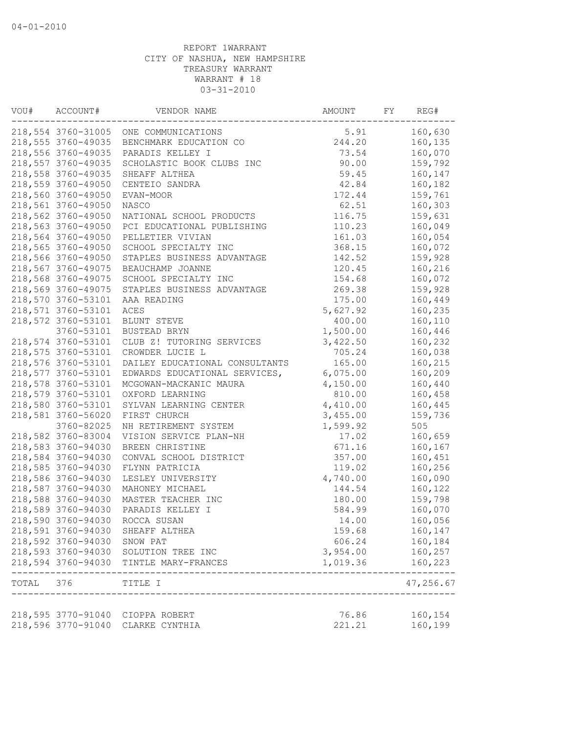04-01-2010

REPORT 1WARRANT
CITY OF NASHUA, NEW HAMPSHIRE
TREASURY WARRANT
WARRANT # 18
03-31-2010

| VOU# | ACCOUNT# | VENDOR NAME | AMOUNT | FY | REG# |
|---|---|---|---|---|---|
| 218,554 | 3760-31005 | ONE COMMUNICATIONS | 5.91 | | 160,630 |
| 218,555 | 3760-49035 | BENCHMARK EDUCATION CO | 244.20 | | 160,135 |
| 218,556 | 3760-49035 | PARADIS KELLEY I | 73.54 | | 160,070 |
| 218,557 | 3760-49035 | SCHOLASTIC BOOK CLUBS INC | 90.00 | | 159,792 |
| 218,558 | 3760-49035 | SHEAFF ALTHEA | 59.45 | | 160,147 |
| 218,559 | 3760-49050 | CENTEIO SANDRA | 42.84 | | 160,182 |
| 218,560 | 3760-49050 | EVAN-MOOR | 172.44 | | 159,761 |
| 218,561 | 3760-49050 | NASCO | 62.51 | | 160,303 |
| 218,562 | 3760-49050 | NATIONAL SCHOOL PRODUCTS | 116.75 | | 159,631 |
| 218,563 | 3760-49050 | PCI EDUCATIONAL PUBLISHING | 110.23 | | 160,049 |
| 218,564 | 3760-49050 | PELLETIER VIVIAN | 161.03 | | 160,054 |
| 218,565 | 3760-49050 | SCHOOL SPECIALTY INC | 368.15 | | 160,072 |
| 218,566 | 3760-49050 | STAPLES BUSINESS ADVANTAGE | 142.52 | | 159,928 |
| 218,567 | 3760-49075 | BEAUCHAMP JOANNE | 120.45 | | 160,216 |
| 218,568 | 3760-49075 | SCHOOL SPECIALTY INC | 154.68 | | 160,072 |
| 218,569 | 3760-49075 | STAPLES BUSINESS ADVANTAGE | 269.38 | | 159,928 |
| 218,570 | 3760-53101 | AAA READING | 175.00 | | 160,449 |
| 218,571 | 3760-53101 | ACES | 5,627.92 | | 160,235 |
| 218,572 | 3760-53101 | BLUNT STEVE | 400.00 | | 160,110 |
| | 3760-53101 | BUSTEAD BRYN | 1,500.00 | | 160,446 |
| 218,574 | 3760-53101 | CLUB Z! TUTORING SERVICES | 3,422.50 | | 160,232 |
| 218,575 | 3760-53101 | CROWDER LUCIE L | 705.24 | | 160,038 |
| 218,576 | 3760-53101 | DAILEY EDUCATIONAL CONSULTANTS | 165.00 | | 160,215 |
| 218,577 | 3760-53101 | EDWARDS EDUCATIONAL SERVICES, | 6,075.00 | | 160,209 |
| 218,578 | 3760-53101 | MCGOWAN-MACKANIC MAURA | 4,150.00 | | 160,440 |
| 218,579 | 3760-53101 | OXFORD LEARNING | 810.00 | | 160,458 |
| 218,580 | 3760-53101 | SYLVAN LEARNING CENTER | 4,410.00 | | 160,445 |
| 218,581 | 3760-56020 | FIRST CHURCH | 3,455.00 | | 159,736 |
| | 3760-82025 | NH RETIREMENT SYSTEM | 1,599.92 | | 505 |
| 218,582 | 3760-83004 | VISION SERVICE PLAN-NH | 17.02 | | 160,659 |
| 218,583 | 3760-94030 | BREEN CHRISTINE | 671.16 | | 160,167 |
| 218,584 | 3760-94030 | CONVAL SCHOOL DISTRICT | 357.00 | | 160,451 |
| 218,585 | 3760-94030 | FLYNN PATRICIA | 119.02 | | 160,256 |
| 218,586 | 3760-94030 | LESLEY UNIVERSITY | 4,740.00 | | 160,090 |
| 218,587 | 3760-94030 | MAHONEY MICHAEL | 144.54 | | 160,122 |
| 218,588 | 3760-94030 | MASTER TEACHER INC | 180.00 | | 159,798 |
| 218,589 | 3760-94030 | PARADIS KELLEY I | 584.99 | | 160,070 |
| 218,590 | 3760-94030 | ROCCA SUSAN | 14.00 | | 160,056 |
| 218,591 | 3760-94030 | SHEAFF ALTHEA | 159.68 | | 160,147 |
| 218,592 | 3760-94030 | SNOW PAT | 606.24 | | 160,184 |
| 218,593 | 3760-94030 | SOLUTION TREE INC | 3,954.00 | | 160,257 |
| 218,594 | 3760-94030 | TINTLE MARY-FRANCES | 1,019.36 | | 160,223 |
| TOTAL | 376 | TITLE I | | | 47,256.67 |
| 218,595 | 3770-91040 | CIOPPA ROBERT | 76.86 | | 160,154 |
| 218,596 | 3770-91040 | CLARKE CYNTHIA | 221.21 | | 160,199 |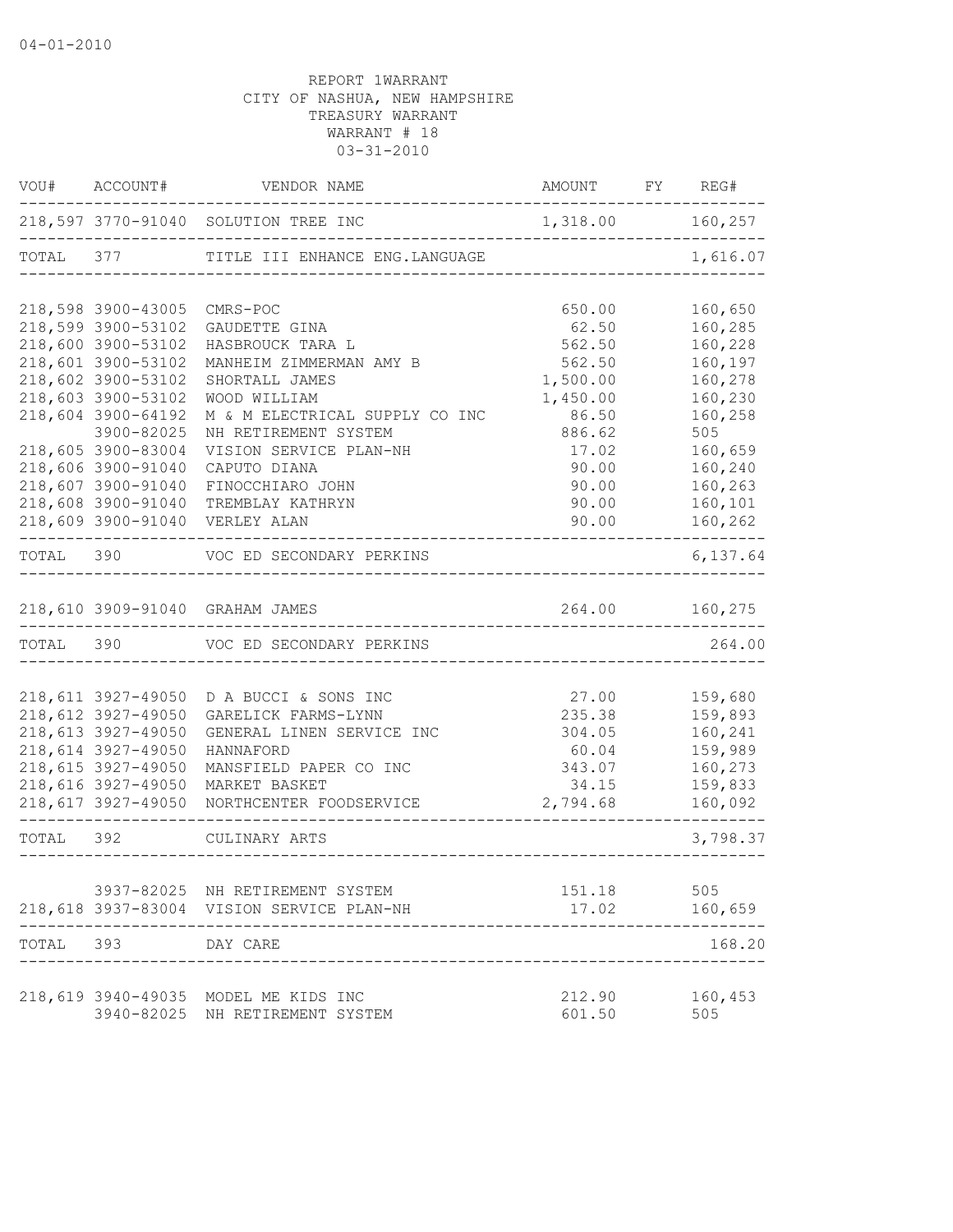04-01-2010

REPORT 1WARRANT
CITY OF NASHUA, NEW HAMPSHIRE
TREASURY WARRANT
WARRANT # 18
03-31-2010

| VOU# | ACCOUNT# | VENDOR NAME | AMOUNT | FY | REG# |
|---|---|---|---|---|---|
| 218,597 | 3770-91040 | SOLUTION TREE INC | 1,318.00 | | 160,257 |
| TOTAL | 377 | TITLE III ENHANCE ENG.LANGUAGE | | | 1,616.07 |
| 218,598 | 3900-43005 | CMRS-POC | 650.00 | | 160,650 |
| 218,599 | 3900-53102 | GAUDETTE GINA | 62.50 | | 160,285 |
| 218,600 | 3900-53102 | HASBROUCK TARA L | 562.50 | | 160,228 |
| 218,601 | 3900-53102 | MANHEIM ZIMMERMAN AMY B | 562.50 | | 160,197 |
| 218,602 | 3900-53102 | SHORTALL JAMES | 1,500.00 | | 160,278 |
| 218,603 | 3900-53102 | WOOD WILLIAM | 1,450.00 | | 160,230 |
| 218,604 | 3900-64192 | M & M ELECTRICAL SUPPLY CO INC | 86.50 | | 160,258 |
| | 3900-82025 | NH RETIREMENT SYSTEM | 886.62 | | 505 |
| 218,605 | 3900-83004 | VISION SERVICE PLAN-NH | 17.02 | | 160,659 |
| 218,606 | 3900-91040 | CAPUTO DIANA | 90.00 | | 160,240 |
| 218,607 | 3900-91040 | FINOCCHIARO JOHN | 90.00 | | 160,263 |
| 218,608 | 3900-91040 | TREMBLAY KATHRYN | 90.00 | | 160,101 |
| 218,609 | 3900-91040 | VERLEY ALAN | 90.00 | | 160,262 |
| TOTAL | 390 | VOC ED SECONDARY PERKINS | | | 6,137.64 |
| 218,610 | 3909-91040 | GRAHAM JAMES | 264.00 | | 160,275 |
| TOTAL | 390 | VOC ED SECONDARY PERKINS | | | 264.00 |
| 218,611 | 3927-49050 | D A BUCCI & SONS INC | 27.00 | | 159,680 |
| 218,612 | 3927-49050 | GARELICK FARMS-LYNN | 235.38 | | 159,893 |
| 218,613 | 3927-49050 | GENERAL LINEN SERVICE INC | 304.05 | | 160,241 |
| 218,614 | 3927-49050 | HANNAFORD | 60.04 | | 159,989 |
| 218,615 | 3927-49050 | MANSFIELD PAPER CO INC | 343.07 | | 160,273 |
| 218,616 | 3927-49050 | MARKET BASKET | 34.15 | | 159,833 |
| 218,617 | 3927-49050 | NORTHCENTER FOODSERVICE | 2,794.68 | | 160,092 |
| TOTAL | 392 | CULINARY ARTS | | | 3,798.37 |
| | 3937-82025 | NH RETIREMENT SYSTEM | 151.18 | | 505 |
| 218,618 | 3937-83004 | VISION SERVICE PLAN-NH | 17.02 | | 160,659 |
| TOTAL | 393 | DAY CARE | | | 168.20 |
| 218,619 | 3940-49035 | MODEL ME KIDS INC | 212.90 | | 160,453 |
| | 3940-82025 | NH RETIREMENT SYSTEM | 601.50 | | 505 |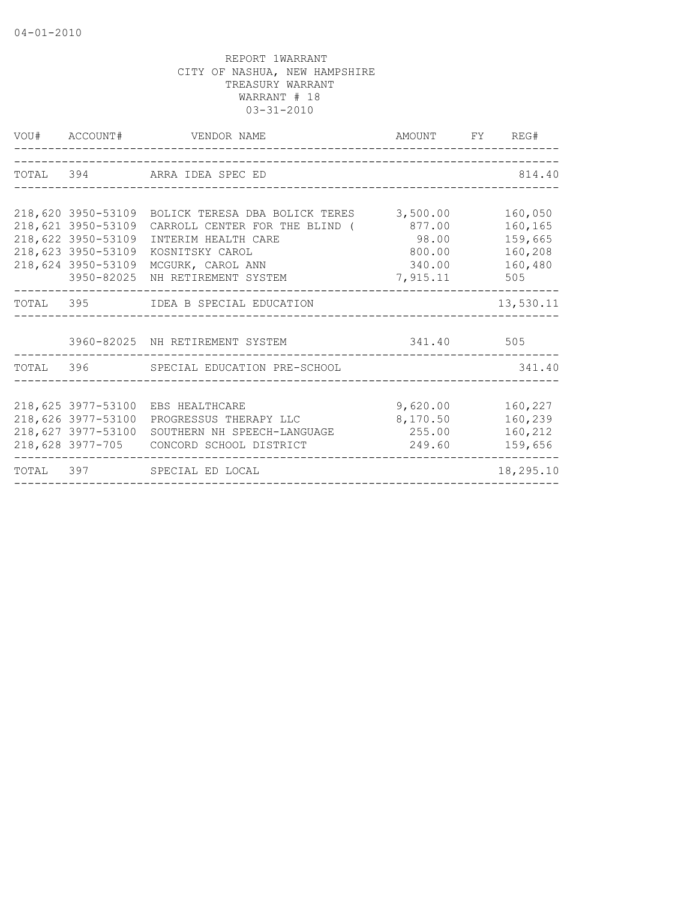04-01-2010

REPORT 1WARRANT
CITY OF NASHUA, NEW HAMPSHIRE
TREASURY WARRANT
WARRANT # 18
03-31-2010

| VOU# | ACCOUNT# | VENDOR NAME | AMOUNT | FY | REG# |
|---|---|---|---|---|---|
| TOTAL | 394 | ARRA IDEA SPEC ED | | | 814.40 |
| 218,620 | 3950-53109 | BOLICK TERESA DBA BOLICK TERES | 3,500.00 | | 160,050 |
| 218,621 | 3950-53109 | CARROLL CENTER FOR THE BLIND ( | 877.00 | | 160,165 |
| 218,622 | 3950-53109 | INTERIM HEALTH CARE | 98.00 | | 159,665 |
| 218,623 | 3950-53109 | KOSNITSKY CAROL | 800.00 | | 160,208 |
| 218,624 | 3950-53109 | MCGURK, CAROL ANN | 340.00 | | 160,480 |
| | 3950-82025 | NH RETIREMENT SYSTEM | 7,915.11 | | 505 |
| TOTAL | 395 | IDEA B SPECIAL EDUCATION | | | 13,530.11 |
| | 3960-82025 | NH RETIREMENT SYSTEM | 341.40 | | 505 |
| TOTAL | 396 | SPECIAL EDUCATION PRE-SCHOOL | | | 341.40 |
| 218,625 | 3977-53100 | EBS HEALTHCARE | 9,620.00 | | 160,227 |
| 218,626 | 3977-53100 | PROGRESSUS THERAPY LLC | 8,170.50 | | 160,239 |
| 218,627 | 3977-53100 | SOUTHERN NH SPEECH-LANGUAGE | 255.00 | | 160,212 |
| 218,628 | 3977-705 | CONCORD SCHOOL DISTRICT | 249.60 | | 159,656 |
| TOTAL | 397 | SPECIAL ED LOCAL | | | 18,295.10 |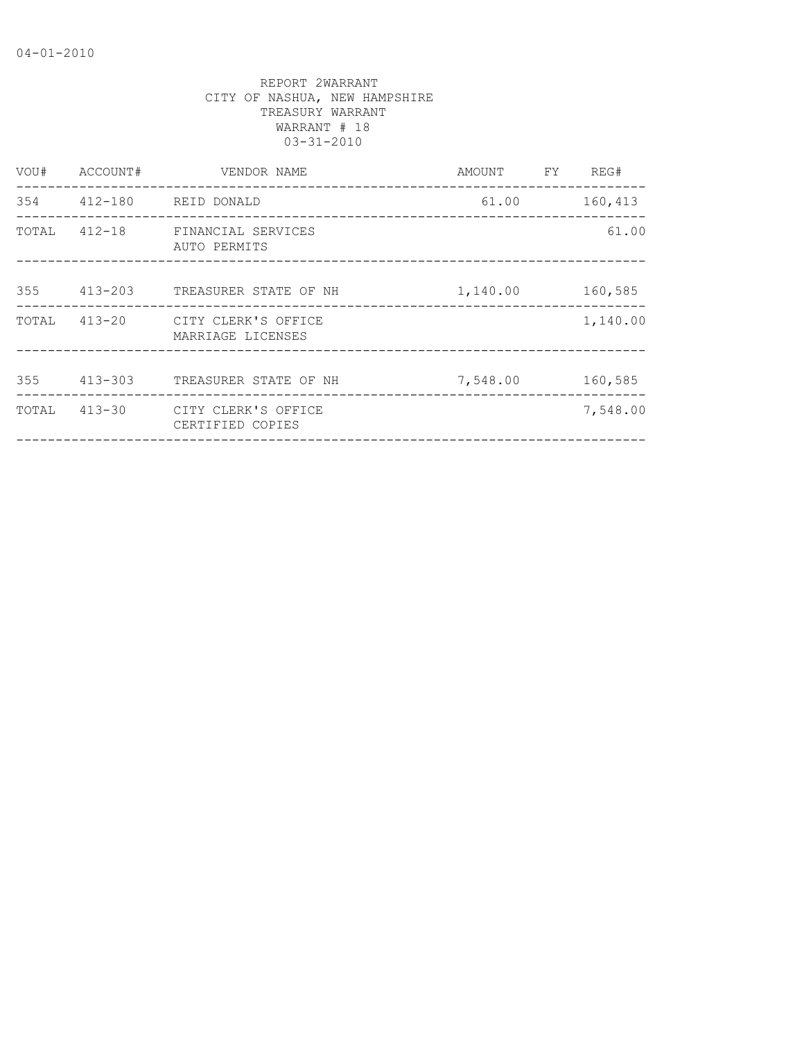REPORT 2WARRANT
CITY OF NASHUA, NEW HAMPSHIRE
TREASURY WARRANT
WARRANT # 18
03-31-2010

| VOU# | ACCOUNT# | VENDOR NAME | AMOUNT | FY | REG# |
|---|---|---|---|---|---|
| 354 | 412-180 | REID DONALD | 61.00 | | 160,413 |
| TOTAL | 412-18 | FINANCIAL SERVICES AUTO PERMITS | | | 61.00 |
| 355 | 413-203 | TREASURER STATE OF NH | 1,140.00 | | 160,585 |
| TOTAL | 413-20 | CITY CLERK'S OFFICE MARRIAGE LICENSES | | | 1,140.00 |
| 355 | 413-303 | TREASURER STATE OF NH | 7,548.00 | | 160,585 |
| TOTAL | 413-30 | CITY CLERK'S OFFICE CERTIFIED COPIES | | | 7,548.00 |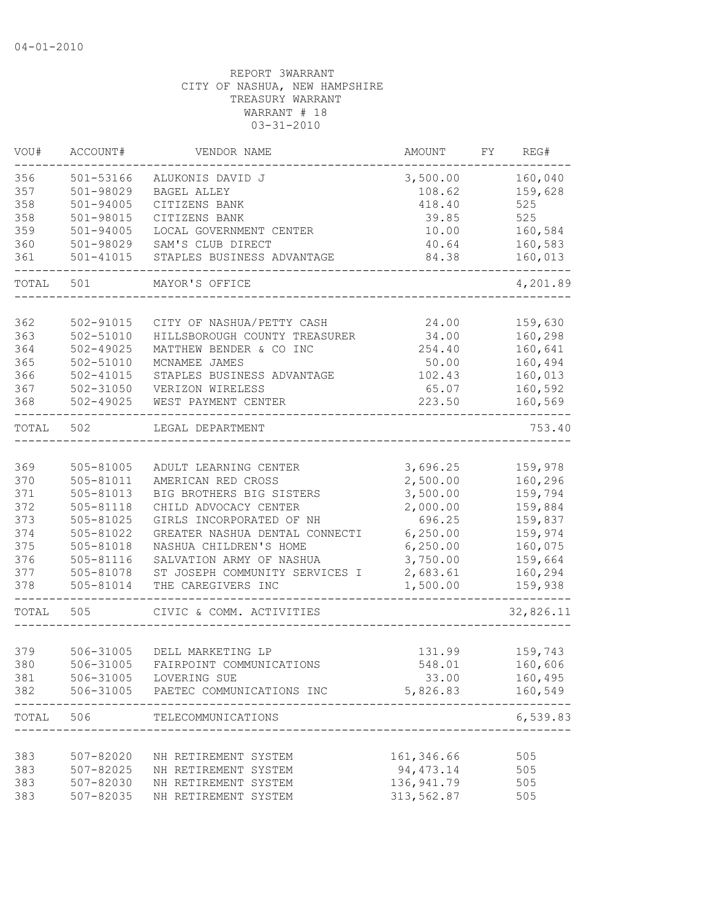04-01-2010

REPORT 3WARRANT
CITY OF NASHUA, NEW HAMPSHIRE
TREASURY WARRANT
WARRANT # 18
03-31-2010

| VOU# | ACCOUNT# | VENDOR NAME | AMOUNT | FY | REG# |
|---|---|---|---|---|---|
| 356 | 501-53166 | ALUKONIS DAVID J | 3,500.00 | | 160,040 |
| 357 | 501-98029 | BAGEL ALLEY | 108.62 | | 159,628 |
| 358 | 501-94005 | CITIZENS BANK | 418.40 | | 525 |
| 358 | 501-98015 | CITIZENS BANK | 39.85 | | 525 |
| 359 | 501-94005 | LOCAL GOVERNMENT CENTER | 10.00 | | 160,584 |
| 360 | 501-98029 | SAM'S CLUB DIRECT | 40.64 | | 160,583 |
| 361 | 501-41015 | STAPLES BUSINESS ADVANTAGE | 84.38 | | 160,013 |
| TOTAL | 501 | MAYOR'S OFFICE | | | 4,201.89 |
| 362 | 502-91015 | CITY OF NASHUA/PETTY CASH | 24.00 | | 159,630 |
| 363 | 502-51010 | HILLSBOROUGH COUNTY TREASURER | 34.00 | | 160,298 |
| 364 | 502-49025 | MATTHEW BENDER & CO INC | 254.40 | | 160,641 |
| 365 | 502-51010 | MCNAMEE JAMES | 50.00 | | 160,494 |
| 366 | 502-41015 | STAPLES BUSINESS ADVANTAGE | 102.43 | | 160,013 |
| 367 | 502-31050 | VERIZON WIRELESS | 65.07 | | 160,592 |
| 368 | 502-49025 | WEST PAYMENT CENTER | 223.50 | | 160,569 |
| TOTAL | 502 | LEGAL DEPARTMENT | | | 753.40 |
| 369 | 505-81005 | ADULT LEARNING CENTER | 3,696.25 | | 159,978 |
| 370 | 505-81011 | AMERICAN RED CROSS | 2,500.00 | | 160,296 |
| 371 | 505-81013 | BIG BROTHERS BIG SISTERS | 3,500.00 | | 159,794 |
| 372 | 505-81118 | CHILD ADVOCACY CENTER | 2,000.00 | | 159,884 |
| 373 | 505-81025 | GIRLS INCORPORATED OF NH | 696.25 | | 159,837 |
| 374 | 505-81022 | GREATER NASHUA DENTAL CONNECTI | 6,250.00 | | 159,974 |
| 375 | 505-81018 | NASHUA CHILDREN'S HOME | 6,250.00 | | 160,075 |
| 376 | 505-81116 | SALVATION ARMY OF NASHUA | 3,750.00 | | 159,664 |
| 377 | 505-81078 | ST JOSEPH COMMUNITY SERVICES I | 2,683.61 | | 160,294 |
| 378 | 505-81014 | THE CAREGIVERS INC | 1,500.00 | | 159,938 |
| TOTAL | 505 | CIVIC & COMM. ACTIVITIES | | | 32,826.11 |
| 379 | 506-31005 | DELL MARKETING LP | 131.99 | | 159,743 |
| 380 | 506-31005 | FAIRPOINT COMMUNICATIONS | 548.01 | | 160,606 |
| 381 | 506-31005 | LOVERING SUE | 33.00 | | 160,495 |
| 382 | 506-31005 | PAETEC COMMUNICATIONS INC | 5,826.83 | | 160,549 |
| TOTAL | 506 | TELECOMMUNICATIONS | | | 6,539.83 |
| 383 | 507-82020 | NH RETIREMENT SYSTEM | 161,346.66 | | 505 |
| 383 | 507-82025 | NH RETIREMENT SYSTEM | 94,473.14 | | 505 |
| 383 | 507-82030 | NH RETIREMENT SYSTEM | 136,941.79 | | 505 |
| 383 | 507-82035 | NH RETIREMENT SYSTEM | 313,562.87 | | 505 |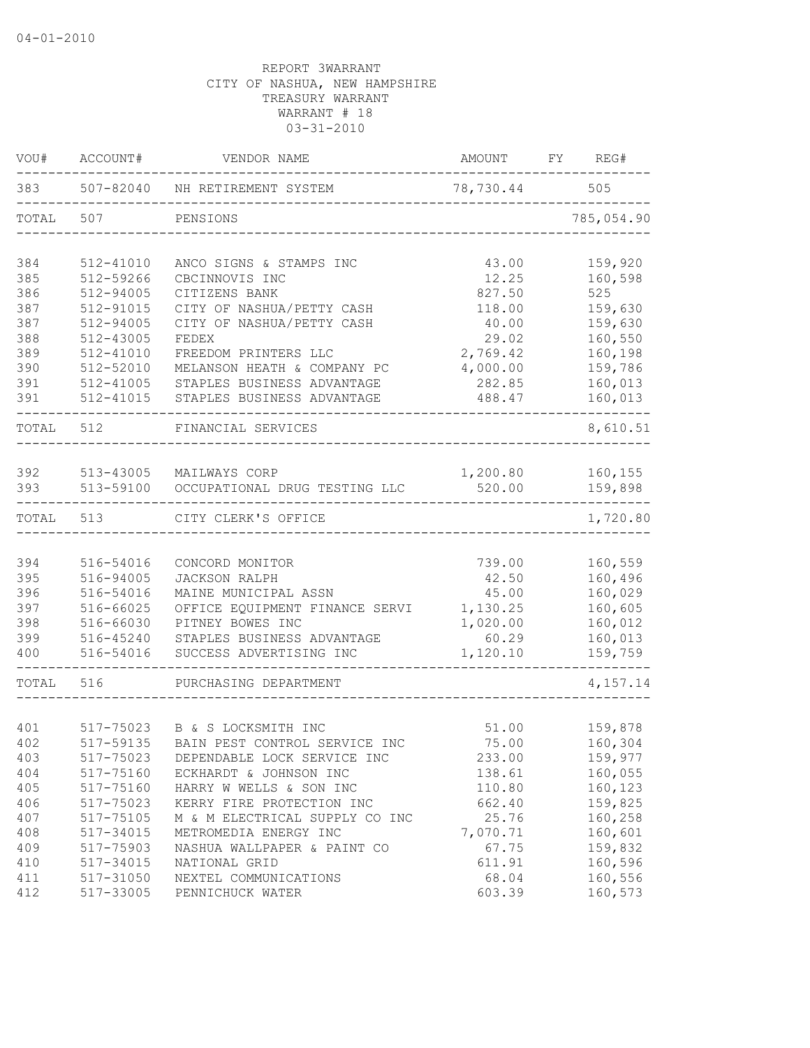04-01-2010

REPORT 3WARRANT
CITY OF NASHUA, NEW HAMPSHIRE
TREASURY WARRANT
WARRANT # 18
03-31-2010

| VOU# | ACCOUNT# | VENDOR NAME | AMOUNT | FY | REG# |
|---|---|---|---|---|---|
| 383 | 507-82040 | NH RETIREMENT SYSTEM | 78,730.44 | | 505 |
| TOTAL | 507 | PENSIONS | | | 785,054.90 |
| 384 | 512-41010 | ANCO SIGNS & STAMPS INC | 43.00 | | 159,920 |
| 385 | 512-59266 | CBCINNOVIS INC | 12.25 | | 160,598 |
| 386 | 512-94005 | CITIZENS BANK | 827.50 | | 525 |
| 387 | 512-91015 | CITY OF NASHUA/PETTY CASH | 118.00 | | 159,630 |
| 387 | 512-94005 | CITY OF NASHUA/PETTY CASH | 40.00 | | 159,630 |
| 388 | 512-43005 | FEDEX | 29.02 | | 160,550 |
| 389 | 512-41010 | FREEDOM PRINTERS LLC | 2,769.42 | | 160,198 |
| 390 | 512-52010 | MELANSON HEATH & COMPANY PC | 4,000.00 | | 159,786 |
| 391 | 512-41005 | STAPLES BUSINESS ADVANTAGE | 282.85 | | 160,013 |
| 391 | 512-41015 | STAPLES BUSINESS ADVANTAGE | 488.47 | | 160,013 |
| TOTAL | 512 | FINANCIAL SERVICES | | | 8,610.51 |
| 392 | 513-43005 | MAILWAYS CORP | 1,200.80 | | 160,155 |
| 393 | 513-59100 | OCCUPATIONAL DRUG TESTING LLC | 520.00 | | 159,898 |
| TOTAL | 513 | CITY CLERK'S OFFICE | | | 1,720.80 |
| 394 | 516-54016 | CONCORD MONITOR | 739.00 | | 160,559 |
| 395 | 516-94005 | JACKSON RALPH | 42.50 | | 160,496 |
| 396 | 516-54016 | MAINE MUNICIPAL ASSN | 45.00 | | 160,029 |
| 397 | 516-66025 | OFFICE EQUIPMENT FINANCE SERVI | 1,130.25 | | 160,605 |
| 398 | 516-66030 | PITNEY BOWES INC | 1,020.00 | | 160,012 |
| 399 | 516-45240 | STAPLES BUSINESS ADVANTAGE | 60.29 | | 160,013 |
| 400 | 516-54016 | SUCCESS ADVERTISING INC | 1,120.10 | | 159,759 |
| TOTAL | 516 | PURCHASING DEPARTMENT | | | 4,157.14 |
| 401 | 517-75023 | B & S LOCKSMITH INC | 51.00 | | 159,878 |
| 402 | 517-59135 | BAIN PEST CONTROL SERVICE INC | 75.00 | | 160,304 |
| 403 | 517-75023 | DEPENDABLE LOCK SERVICE INC | 233.00 | | 159,977 |
| 404 | 517-75160 | ECKHARDT & JOHNSON INC | 138.61 | | 160,055 |
| 405 | 517-75160 | HARRY W WELLS & SON INC | 110.80 | | 160,123 |
| 406 | 517-75023 | KERRY FIRE PROTECTION INC | 662.40 | | 159,825 |
| 407 | 517-75105 | M & M ELECTRICAL SUPPLY CO INC | 25.76 | | 160,258 |
| 408 | 517-34015 | METROMEDIA ENERGY INC | 7,070.71 | | 160,601 |
| 409 | 517-75903 | NASHUA WALLPAPER & PAINT CO | 67.75 | | 159,832 |
| 410 | 517-34015 | NATIONAL GRID | 611.91 | | 160,596 |
| 411 | 517-31050 | NEXTEL COMMUNICATIONS | 68.04 | | 160,556 |
| 412 | 517-33005 | PENNICHUCK WATER | 603.39 | | 160,573 |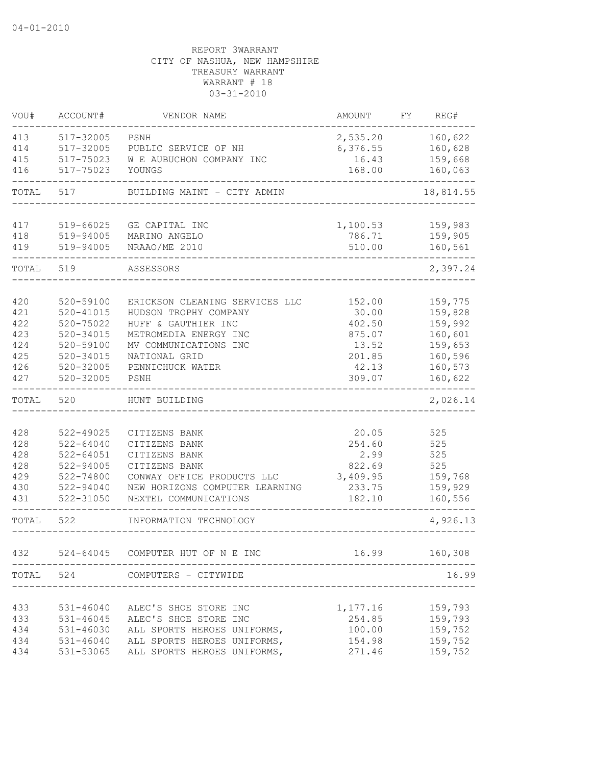04-01-2010

REPORT 3WARRANT
CITY OF NASHUA, NEW HAMPSHIRE
TREASURY WARRANT
WARRANT # 18
03-31-2010

| VOU# | ACCOUNT# | VENDOR NAME | AMOUNT | FY | REG# |
|---|---|---|---|---|---|
| 413 | 517-32005 | PSNH | 2,535.20 | | 160,622 |
| 414 | 517-32005 | PUBLIC SERVICE OF NH | 6,376.55 | | 160,628 |
| 415 | 517-75023 | W E AUBUCHON COMPANY INC | 16.43 | | 159,668 |
| 416 | 517-75023 | YOUNGS | 168.00 | | 160,063 |
| TOTAL | 517 | BUILDING MAINT - CITY ADMIN | | | 18,814.55 |
| 417 | 519-66025 | GE CAPITAL INC | 1,100.53 | | 159,983 |
| 418 | 519-94005 | MARINO ANGELO | 786.71 | | 159,905 |
| 419 | 519-94005 | NRAAO/ME 2010 | 510.00 | | 160,561 |
| TOTAL | 519 | ASSESSORS | | | 2,397.24 |
| 420 | 520-59100 | ERICKSON CLEANING SERVICES LLC | 152.00 | | 159,775 |
| 421 | 520-41015 | HUDSON TROPHY COMPANY | 30.00 | | 159,828 |
| 422 | 520-75022 | HUFF & GAUTHIER INC | 402.50 | | 159,992 |
| 423 | 520-34015 | METROMEDIA ENERGY INC | 875.07 | | 160,601 |
| 424 | 520-59100 | MV COMMUNICATIONS INC | 13.52 | | 159,653 |
| 425 | 520-34015 | NATIONAL GRID | 201.85 | | 160,596 |
| 426 | 520-32005 | PENNICHUCK WATER | 42.13 | | 160,573 |
| 427 | 520-32005 | PSNH | 309.07 | | 160,622 |
| TOTAL | 520 | HUNT BUILDING | | | 2,026.14 |
| 428 | 522-49025 | CITIZENS BANK | 20.05 | | 525 |
| 428 | 522-64040 | CITIZENS BANK | 254.60 | | 525 |
| 428 | 522-64051 | CITIZENS BANK | 2.99 | | 525 |
| 428 | 522-94005 | CITIZENS BANK | 822.69 | | 525 |
| 429 | 522-74800 | CONWAY OFFICE PRODUCTS LLC | 3,409.95 | | 159,768 |
| 430 | 522-94040 | NEW HORIZONS COMPUTER LEARNING | 233.75 | | 159,929 |
| 431 | 522-31050 | NEXTEL COMMUNICATIONS | 182.10 | | 160,556 |
| TOTAL | 522 | INFORMATION TECHNOLOGY | | | 4,926.13 |
| 432 | 524-64045 | COMPUTER HUT OF N E INC | 16.99 | | 160,308 |
| TOTAL | 524 | COMPUTERS - CITYWIDE | | | 16.99 |
| 433 | 531-46040 | ALEC'S SHOE STORE INC | 1,177.16 | | 159,793 |
| 433 | 531-46045 | ALEC'S SHOE STORE INC | 254.85 | | 159,793 |
| 434 | 531-46030 | ALL SPORTS HEROES UNIFORMS, | 100.00 | | 159,752 |
| 434 | 531-46040 | ALL SPORTS HEROES UNIFORMS, | 154.98 | | 159,752 |
| 434 | 531-53065 | ALL SPORTS HEROES UNIFORMS, | 271.46 | | 159,752 |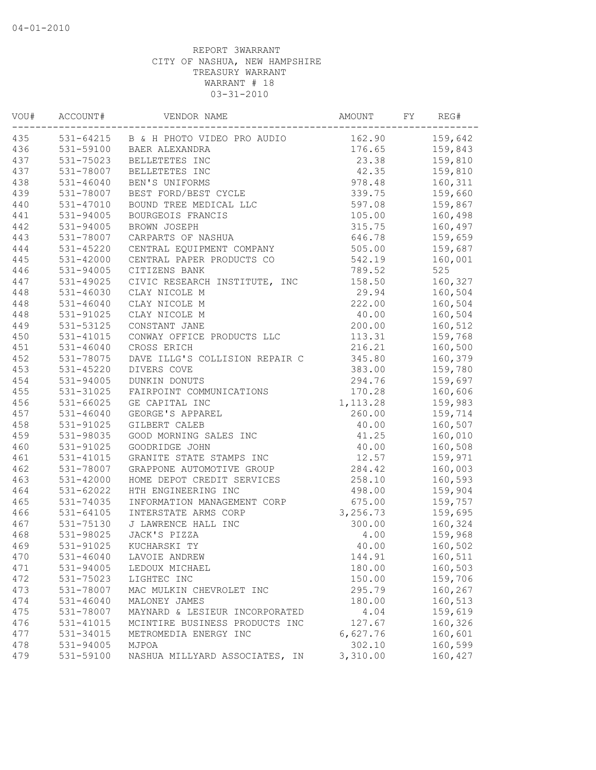04-01-2010

REPORT 3WARRANT
CITY OF NASHUA, NEW HAMPSHIRE
TREASURY WARRANT
WARRANT # 18
03-31-2010

| VOU# | ACCOUNT# | VENDOR NAME | AMOUNT | FY | REG# |
|---|---|---|---|---|---|
| 435 | 531-64215 | B & H PHOTO VIDEO PRO AUDIO | 162.90 | | 159,642 |
| 436 | 531-59100 | BAER ALEXANDRA | 176.65 | | 159,843 |
| 437 | 531-75023 | BELLETETES INC | 23.38 | | 159,810 |
| 437 | 531-78007 | BELLETETES INC | 42.35 | | 159,810 |
| 438 | 531-46040 | BEN'S UNIFORMS | 978.48 | | 160,311 |
| 439 | 531-78007 | BEST FORD/BEST CYCLE | 339.75 | | 159,660 |
| 440 | 531-47010 | BOUND TREE MEDICAL LLC | 597.08 | | 159,867 |
| 441 | 531-94005 | BOURGEOIS FRANCIS | 105.00 | | 160,498 |
| 442 | 531-94005 | BROWN JOSEPH | 315.75 | | 160,497 |
| 443 | 531-78007 | CARPARTS OF NASHUA | 646.78 | | 159,659 |
| 444 | 531-45220 | CENTRAL EQUIPMENT COMPANY | 505.00 | | 159,687 |
| 445 | 531-42000 | CENTRAL PAPER PRODUCTS CO | 542.19 | | 160,001 |
| 446 | 531-94005 | CITIZENS BANK | 789.52 | | 525 |
| 447 | 531-49025 | CIVIC RESEARCH INSTITUTE, INC | 158.50 | | 160,327 |
| 448 | 531-46030 | CLAY NICOLE M | 29.94 | | 160,504 |
| 448 | 531-46040 | CLAY NICOLE M | 222.00 | | 160,504 |
| 448 | 531-91025 | CLAY NICOLE M | 40.00 | | 160,504 |
| 449 | 531-53125 | CONSTANT JANE | 200.00 | | 160,512 |
| 450 | 531-41015 | CONWAY OFFICE PRODUCTS LLC | 113.31 | | 159,768 |
| 451 | 531-46040 | CROSS ERICH | 216.21 | | 160,500 |
| 452 | 531-78075 | DAVE ILLG'S COLLISION REPAIR C | 345.80 | | 160,379 |
| 453 | 531-45220 | DIVERS COVE | 383.00 | | 159,780 |
| 454 | 531-94005 | DUNKIN DONUTS | 294.76 | | 159,697 |
| 455 | 531-31025 | FAIRPOINT COMMUNICATIONS | 170.28 | | 160,606 |
| 456 | 531-66025 | GE CAPITAL INC | 1,113.28 | | 159,983 |
| 457 | 531-46040 | GEORGE'S APPAREL | 260.00 | | 159,714 |
| 458 | 531-91025 | GILBERT CALEB | 40.00 | | 160,507 |
| 459 | 531-98035 | GOOD MORNING SALES INC | 41.25 | | 160,010 |
| 460 | 531-91025 | GOODRIDGE JOHN | 40.00 | | 160,508 |
| 461 | 531-41015 | GRANITE STATE STAMPS INC | 12.57 | | 159,971 |
| 462 | 531-78007 | GRAPPONE AUTOMOTIVE GROUP | 284.42 | | 160,003 |
| 463 | 531-42000 | HOME DEPOT CREDIT SERVICES | 258.10 | | 160,593 |
| 464 | 531-62022 | HTH ENGINEERING INC | 498.00 | | 159,904 |
| 465 | 531-74035 | INFORMATION MANAGEMENT CORP | 675.00 | | 159,757 |
| 466 | 531-64105 | INTERSTATE ARMS CORP | 3,256.73 | | 159,695 |
| 467 | 531-75130 | J LAWRENCE HALL INC | 300.00 | | 160,324 |
| 468 | 531-98025 | JACK'S PIZZA | 4.00 | | 159,968 |
| 469 | 531-91025 | KUCHARSKI TY | 40.00 | | 160,502 |
| 470 | 531-46040 | LAVOIE ANDREW | 144.91 | | 160,511 |
| 471 | 531-94005 | LEDOUX MICHAEL | 180.00 | | 160,503 |
| 472 | 531-75023 | LIGHTEC INC | 150.00 | | 159,706 |
| 473 | 531-78007 | MAC MULKIN CHEVROLET INC | 295.79 | | 160,267 |
| 474 | 531-46040 | MALONEY JAMES | 180.00 | | 160,513 |
| 475 | 531-78007 | MAYNARD & LESIEUR INCORPORATED | 4.04 | | 159,619 |
| 476 | 531-41015 | MCINTIRE BUSINESS PRODUCTS INC | 127.67 | | 160,326 |
| 477 | 531-34015 | METROMEDIA ENERGY INC | 6,627.76 | | 160,601 |
| 478 | 531-94005 | MJPOA | 302.10 | | 160,599 |
| 479 | 531-59100 | NASHUA MILLYARD ASSOCIATES, IN | 3,310.00 | | 160,427 |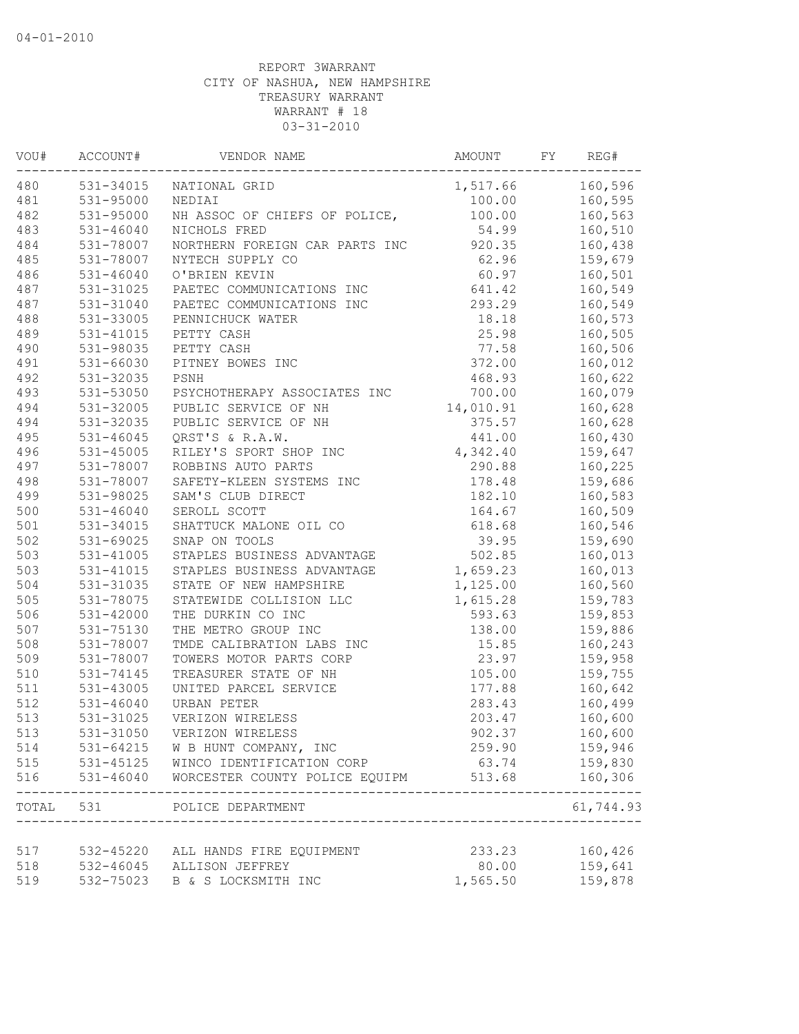04-01-2010

REPORT 3WARRANT
CITY OF NASHUA, NEW HAMPSHIRE
TREASURY WARRANT
WARRANT # 18
03-31-2010

| VOU# | ACCOUNT# | VENDOR NAME | AMOUNT | FY | REG# |
|---|---|---|---|---|---|
| 480 | 531-34015 | NATIONAL GRID | 1,517.66 | | 160,596 |
| 481 | 531-95000 | NEDIAI | 100.00 | | 160,595 |
| 482 | 531-95000 | NH ASSOC OF CHIEFS OF POLICE, | 100.00 | | 160,563 |
| 483 | 531-46040 | NICHOLS FRED | 54.99 | | 160,510 |
| 484 | 531-78007 | NORTHERN FOREIGN CAR PARTS INC | 920.35 | | 160,438 |
| 485 | 531-78007 | NYTECH SUPPLY CO | 62.96 | | 159,679 |
| 486 | 531-46040 | O'BRIEN KEVIN | 60.97 | | 160,501 |
| 487 | 531-31025 | PAETEC COMMUNICATIONS INC | 641.42 | | 160,549 |
| 487 | 531-31040 | PAETEC COMMUNICATIONS INC | 293.29 | | 160,549 |
| 488 | 531-33005 | PENNICHUCK WATER | 18.18 | | 160,573 |
| 489 | 531-41015 | PETTY CASH | 25.98 | | 160,505 |
| 490 | 531-98035 | PETTY CASH | 77.58 | | 160,506 |
| 491 | 531-66030 | PITNEY BOWES INC | 372.00 | | 160,012 |
| 492 | 531-32035 | PSNH | 468.93 | | 160,622 |
| 493 | 531-53050 | PSYCHOTHERAPY ASSOCIATES INC | 700.00 | | 160,079 |
| 494 | 531-32005 | PUBLIC SERVICE OF NH | 14,010.91 | | 160,628 |
| 494 | 531-32035 | PUBLIC SERVICE OF NH | 375.57 | | 160,628 |
| 495 | 531-46045 | QRST'S & R.A.W. | 441.00 | | 160,430 |
| 496 | 531-45005 | RILEY'S SPORT SHOP INC | 4,342.40 | | 159,647 |
| 497 | 531-78007 | ROBBINS AUTO PARTS | 290.88 | | 160,225 |
| 498 | 531-78007 | SAFETY-KLEEN SYSTEMS INC | 178.48 | | 159,686 |
| 499 | 531-98025 | SAM'S CLUB DIRECT | 182.10 | | 160,583 |
| 500 | 531-46040 | SEROLL SCOTT | 164.67 | | 160,509 |
| 501 | 531-34015 | SHATTUCK MALONE OIL CO | 618.68 | | 160,546 |
| 502 | 531-69025 | SNAP ON TOOLS | 39.95 | | 159,690 |
| 503 | 531-41005 | STAPLES BUSINESS ADVANTAGE | 502.85 | | 160,013 |
| 503 | 531-41015 | STAPLES BUSINESS ADVANTAGE | 1,659.23 | | 160,013 |
| 504 | 531-31035 | STATE OF NEW HAMPSHIRE | 1,125.00 | | 160,560 |
| 505 | 531-78075 | STATEWIDE COLLISION LLC | 1,615.28 | | 159,783 |
| 506 | 531-42000 | THE DURKIN CO INC | 593.63 | | 159,853 |
| 507 | 531-75130 | THE METRO GROUP INC | 138.00 | | 159,886 |
| 508 | 531-78007 | TMDE CALIBRATION LABS INC | 15.85 | | 160,243 |
| 509 | 531-78007 | TOWERS MOTOR PARTS CORP | 23.97 | | 159,958 |
| 510 | 531-74145 | TREASURER STATE OF NH | 105.00 | | 159,755 |
| 511 | 531-43005 | UNITED PARCEL SERVICE | 177.88 | | 160,642 |
| 512 | 531-46040 | URBAN PETER | 283.43 | | 160,499 |
| 513 | 531-31025 | VERIZON WIRELESS | 203.47 | | 160,600 |
| 513 | 531-31050 | VERIZON WIRELESS | 902.37 | | 160,600 |
| 514 | 531-64215 | W B HUNT COMPANY, INC | 259.90 | | 159,946 |
| 515 | 531-45125 | WINCO IDENTIFICATION CORP | 63.74 | | 159,830 |
| 516 | 531-46040 | WORCESTER COUNTY POLICE EQUIPM | 513.68 | | 160,306 |
| TOTAL | 531 | POLICE DEPARTMENT | | | 61,744.93 |
| 517 | 532-45220 | ALL HANDS FIRE EQUIPMENT | 233.23 | | 160,426 |
| 518 | 532-46045 | ALLISON JEFFREY | 80.00 | | 159,641 |
| 519 | 532-75023 | B & S LOCKSMITH INC | 1,565.50 | | 159,878 |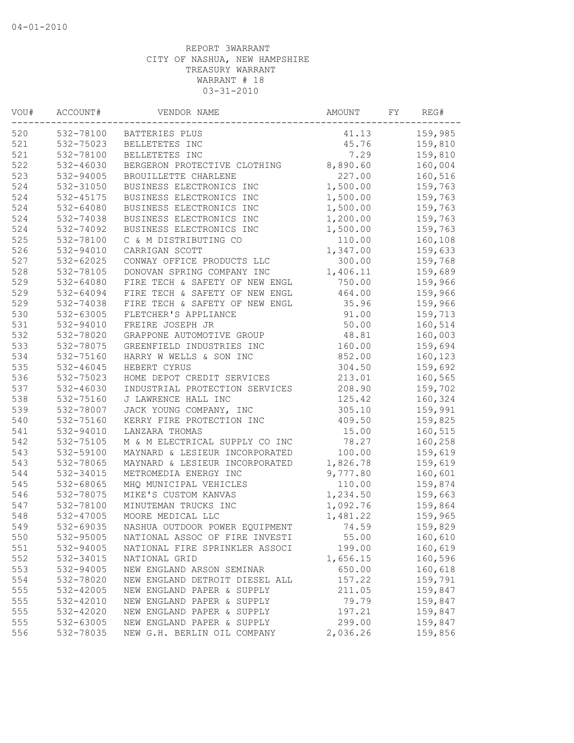04-01-2010

REPORT 3WARRANT
CITY OF NASHUA, NEW HAMPSHIRE
TREASURY WARRANT
WARRANT # 18
03-31-2010

| VOU# | ACCOUNT# | VENDOR NAME | AMOUNT | FY | REG# |
|---|---|---|---|---|---|
| 520 | 532-78100 | BATTERIES PLUS | 41.13 | | 159,985 |
| 521 | 532-75023 | BELLETETES INC | 45.76 | | 159,810 |
| 521 | 532-78100 | BELLETETES INC | 7.29 | | 159,810 |
| 522 | 532-46030 | BERGERON PROTECTIVE CLOTHING | 8,890.60 | | 160,004 |
| 523 | 532-94005 | BROUILLETTE CHARLENE | 227.00 | | 160,516 |
| 524 | 532-31050 | BUSINESS ELECTRONICS INC | 1,500.00 | | 159,763 |
| 524 | 532-45175 | BUSINESS ELECTRONICS INC | 1,500.00 | | 159,763 |
| 524 | 532-64080 | BUSINESS ELECTRONICS INC | 1,500.00 | | 159,763 |
| 524 | 532-74038 | BUSINESS ELECTRONICS INC | 1,200.00 | | 159,763 |
| 524 | 532-74092 | BUSINESS ELECTRONICS INC | 1,500.00 | | 159,763 |
| 525 | 532-78100 | C & M DISTRIBUTING CO | 110.00 | | 160,108 |
| 526 | 532-94010 | CARRIGAN SCOTT | 1,347.00 | | 159,633 |
| 527 | 532-62025 | CONWAY OFFICE PRODUCTS LLC | 300.00 | | 159,768 |
| 528 | 532-78105 | DONOVAN SPRING COMPANY INC | 1,406.11 | | 159,689 |
| 529 | 532-64080 | FIRE TECH & SAFETY OF NEW ENGL | 750.00 | | 159,966 |
| 529 | 532-64094 | FIRE TECH & SAFETY OF NEW ENGL | 464.00 | | 159,966 |
| 529 | 532-74038 | FIRE TECH & SAFETY OF NEW ENGL | 35.96 | | 159,966 |
| 530 | 532-63005 | FLETCHER'S APPLIANCE | 91.00 | | 159,713 |
| 531 | 532-94010 | FREIRE JOSEPH JR | 50.00 | | 160,514 |
| 532 | 532-78020 | GRAPPONE AUTOMOTIVE GROUP | 48.81 | | 160,003 |
| 533 | 532-78075 | GREENFIELD INDUSTRIES INC | 160.00 | | 159,694 |
| 534 | 532-75160 | HARRY W WELLS & SON INC | 852.00 | | 160,123 |
| 535 | 532-46045 | HEBERT CYRUS | 304.50 | | 159,692 |
| 536 | 532-75023 | HOME DEPOT CREDIT SERVICES | 213.01 | | 160,565 |
| 537 | 532-46030 | INDUSTRIAL PROTECTION SERVICES | 208.90 | | 159,702 |
| 538 | 532-75160 | J LAWRENCE HALL INC | 125.42 | | 160,324 |
| 539 | 532-78007 | JACK YOUNG COMPANY, INC | 305.10 | | 159,991 |
| 540 | 532-75160 | KERRY FIRE PROTECTION INC | 409.50 | | 159,825 |
| 541 | 532-94010 | LANZARA THOMAS | 15.00 | | 160,515 |
| 542 | 532-75105 | M & M ELECTRICAL SUPPLY CO INC | 78.27 | | 160,258 |
| 543 | 532-59100 | MAYNARD & LESIEUR INCORPORATED | 100.00 | | 159,619 |
| 543 | 532-78065 | MAYNARD & LESIEUR INCORPORATED | 1,826.78 | | 159,619 |
| 544 | 532-34015 | METROMEDIA ENERGY INC | 9,777.80 | | 160,601 |
| 545 | 532-68065 | MHQ MUNICIPAL VEHICLES | 110.00 | | 159,874 |
| 546 | 532-78075 | MIKE'S CUSTOM KANVAS | 1,234.50 | | 159,663 |
| 547 | 532-78100 | MINUTEMAN TRUCKS INC | 1,092.76 | | 159,864 |
| 548 | 532-47005 | MOORE MEDICAL LLC | 1,481.22 | | 159,965 |
| 549 | 532-69035 | NASHUA OUTDOOR POWER EQUIPMENT | 74.59 | | 159,829 |
| 550 | 532-95005 | NATIONAL ASSOC OF FIRE INVESTI | 55.00 | | 160,610 |
| 551 | 532-94005 | NATIONAL FIRE SPRINKLER ASSOCI | 199.00 | | 160,619 |
| 552 | 532-34015 | NATIONAL GRID | 1,656.15 | | 160,596 |
| 553 | 532-94005 | NEW ENGLAND ARSON SEMINAR | 650.00 | | 160,618 |
| 554 | 532-78020 | NEW ENGLAND DETROIT DIESEL ALL | 157.22 | | 159,791 |
| 555 | 532-42005 | NEW ENGLAND PAPER & SUPPLY | 211.05 | | 159,847 |
| 555 | 532-42010 | NEW ENGLAND PAPER & SUPPLY | 79.79 | | 159,847 |
| 555 | 532-42020 | NEW ENGLAND PAPER & SUPPLY | 197.21 | | 159,847 |
| 555 | 532-63005 | NEW ENGLAND PAPER & SUPPLY | 299.00 | | 159,847 |
| 556 | 532-78035 | NEW G.H. BERLIN OIL COMPANY | 2,036.26 | | 159,856 |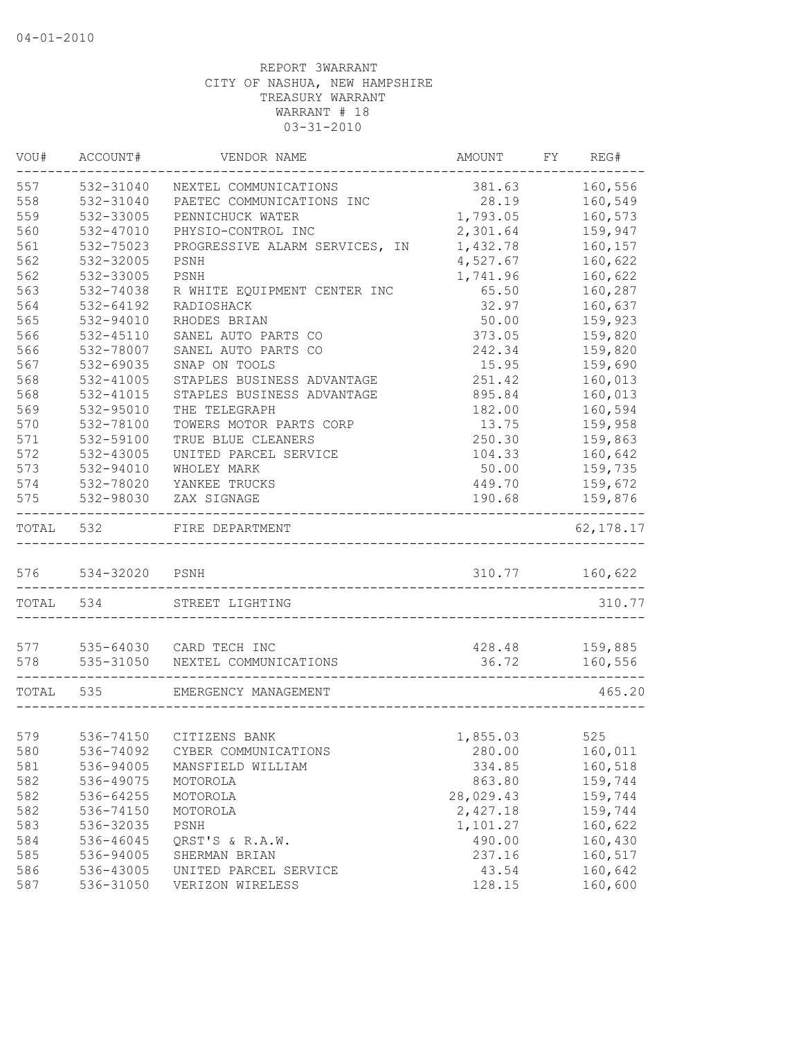04-01-2010

REPORT 3WARRANT
CITY OF NASHUA, NEW HAMPSHIRE
TREASURY WARRANT
WARRANT # 18
03-31-2010

| VOU# | ACCOUNT# | VENDOR NAME | AMOUNT | FY | REG# |
|---|---|---|---|---|---|
| 557 | 532-31040 | NEXTEL COMMUNICATIONS | 381.63 | | 160,556 |
| 558 | 532-31040 | PAETEC COMMUNICATIONS INC | 28.19 | | 160,549 |
| 559 | 532-33005 | PENNICHUCK WATER | 1,793.05 | | 160,573 |
| 560 | 532-47010 | PHYSIO-CONTROL INC | 2,301.64 | | 159,947 |
| 561 | 532-75023 | PROGRESSIVE ALARM SERVICES, IN | 1,432.78 | | 160,157 |
| 562 | 532-32005 | PSNH | 4,527.67 | | 160,622 |
| 562 | 532-33005 | PSNH | 1,741.96 | | 160,622 |
| 563 | 532-74038 | R WHITE EQUIPMENT CENTER INC | 65.50 | | 160,287 |
| 564 | 532-64192 | RADIOSHACK | 32.97 | | 160,637 |
| 565 | 532-94010 | RHODES BRIAN | 50.00 | | 159,923 |
| 566 | 532-45110 | SANEL AUTO PARTS CO | 373.05 | | 159,820 |
| 566 | 532-78007 | SANEL AUTO PARTS CO | 242.34 | | 159,820 |
| 567 | 532-69035 | SNAP ON TOOLS | 15.95 | | 159,690 |
| 568 | 532-41005 | STAPLES BUSINESS ADVANTAGE | 251.42 | | 160,013 |
| 568 | 532-41015 | STAPLES BUSINESS ADVANTAGE | 895.84 | | 160,013 |
| 569 | 532-95010 | THE TELEGRAPH | 182.00 | | 160,594 |
| 570 | 532-78100 | TOWERS MOTOR PARTS CORP | 13.75 | | 159,958 |
| 571 | 532-59100 | TRUE BLUE CLEANERS | 250.30 | | 159,863 |
| 572 | 532-43005 | UNITED PARCEL SERVICE | 104.33 | | 160,642 |
| 573 | 532-94010 | WHOLEY MARK | 50.00 | | 159,735 |
| 574 | 532-78020 | YANKEE TRUCKS | 449.70 | | 159,672 |
| 575 | 532-98030 | ZAX SIGNAGE | 190.68 | | 159,876 |
| TOTAL | 532 | FIRE DEPARTMENT | | | 62,178.17 |
| 576 | 534-32020 | PSNH | 310.77 | | 160,622 |
| TOTAL | 534 | STREET LIGHTING | | | 310.77 |
| 577 | 535-64030 | CARD TECH INC | 428.48 | | 159,885 |
| 578 | 535-31050 | NEXTEL COMMUNICATIONS | 36.72 | | 160,556 |
| TOTAL | 535 | EMERGENCY MANAGEMENT | | | 465.20 |
| 579 | 536-74150 | CITIZENS BANK | 1,855.03 | | 525 |
| 580 | 536-74092 | CYBER COMMUNICATIONS | 280.00 | | 160,011 |
| 581 | 536-94005 | MANSFIELD WILLIAM | 334.85 | | 160,518 |
| 582 | 536-49075 | MOTOROLA | 863.80 | | 159,744 |
| 582 | 536-64255 | MOTOROLA | 28,029.43 | | 159,744 |
| 582 | 536-74150 | MOTOROLA | 2,427.18 | | 159,744 |
| 583 | 536-32035 | PSNH | 1,101.27 | | 160,622 |
| 584 | 536-46045 | QRST'S & R.A.W. | 490.00 | | 160,430 |
| 585 | 536-94005 | SHERMAN BRIAN | 237.16 | | 160,517 |
| 586 | 536-43005 | UNITED PARCEL SERVICE | 43.54 | | 160,642 |
| 587 | 536-31050 | VERIZON WIRELESS | 128.15 | | 160,600 |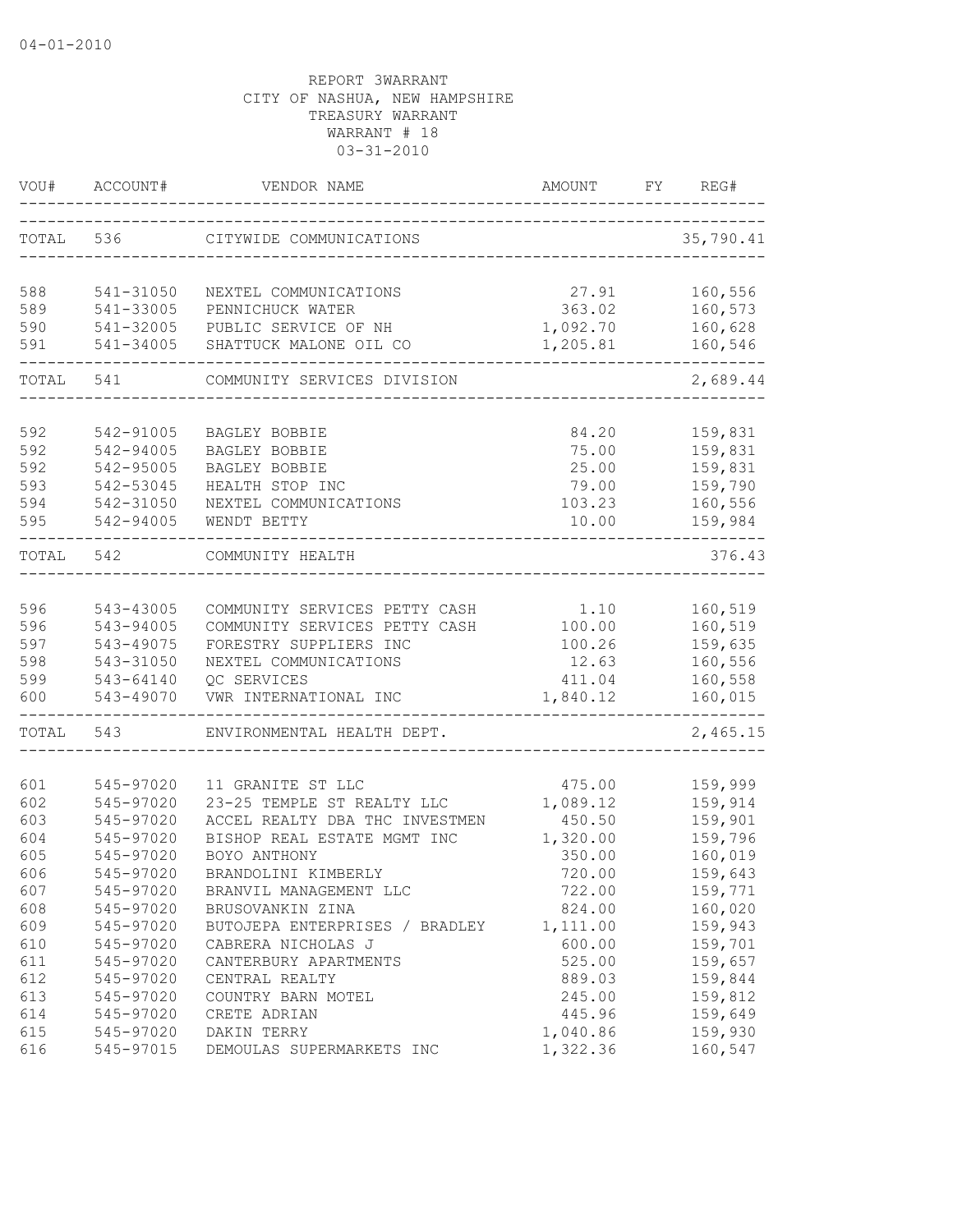04-01-2010

REPORT 3WARRANT
CITY OF NASHUA, NEW HAMPSHIRE
TREASURY WARRANT
WARRANT # 18
03-31-2010

| VOU# | ACCOUNT# | VENDOR NAME | AMOUNT | FY | REG# |
|---|---|---|---|---|---|
| TOTAL | 536 | CITYWIDE COMMUNICATIONS | | | 35,790.41 |
| 588 | 541-31050 | NEXTEL COMMUNICATIONS | 27.91 | | 160,556 |
| 589 | 541-33005 | PENNICHUCK WATER | 363.02 | | 160,573 |
| 590 | 541-32005 | PUBLIC SERVICE OF NH | 1,092.70 | | 160,628 |
| 591 | 541-34005 | SHATTUCK MALONE OIL CO | 1,205.81 | | 160,546 |
| TOTAL | 541 | COMMUNITY SERVICES DIVISION | | | 2,689.44 |
| 592 | 542-91005 | BAGLEY BOBBIE | 84.20 | | 159,831 |
| 592 | 542-94005 | BAGLEY BOBBIE | 75.00 | | 159,831 |
| 592 | 542-95005 | BAGLEY BOBBIE | 25.00 | | 159,831 |
| 593 | 542-53045 | HEALTH STOP INC | 79.00 | | 159,790 |
| 594 | 542-31050 | NEXTEL COMMUNICATIONS | 103.23 | | 160,556 |
| 595 | 542-94005 | WENDT BETTY | 10.00 | | 159,984 |
| TOTAL | 542 | COMMUNITY HEALTH | | | 376.43 |
| 596 | 543-43005 | COMMUNITY SERVICES PETTY CASH | 1.10 | | 160,519 |
| 596 | 543-94005 | COMMUNITY SERVICES PETTY CASH | 100.00 | | 160,519 |
| 597 | 543-49075 | FORESTRY SUPPLIERS INC | 100.26 | | 159,635 |
| 598 | 543-31050 | NEXTEL COMMUNICATIONS | 12.63 | | 160,556 |
| 599 | 543-64140 | QC SERVICES | 411.04 | | 160,558 |
| 600 | 543-49070 | VWR INTERNATIONAL INC | 1,840.12 | | 160,015 |
| TOTAL | 543 | ENVIRONMENTAL HEALTH DEPT. | | | 2,465.15 |
| 601 | 545-97020 | 11 GRANITE ST LLC | 475.00 | | 159,999 |
| 602 | 545-97020 | 23-25 TEMPLE ST REALTY LLC | 1,089.12 | | 159,914 |
| 603 | 545-97020 | ACCEL REALTY DBA THC INVESTMEN | 450.50 | | 159,901 |
| 604 | 545-97020 | BISHOP REAL ESTATE MGMT INC | 1,320.00 | | 159,796 |
| 605 | 545-97020 | BOYO ANTHONY | 350.00 | | 160,019 |
| 606 | 545-97020 | BRANDOLINI KIMBERLY | 720.00 | | 159,643 |
| 607 | 545-97020 | BRANVIL MANAGEMENT LLC | 722.00 | | 159,771 |
| 608 | 545-97020 | BRUSOVANKIN ZINA | 824.00 | | 160,020 |
| 609 | 545-97020 | BUTOJEPA ENTERPRISES / BRADLEY | 1,111.00 | | 159,943 |
| 610 | 545-97020 | CABRERA NICHOLAS J | 600.00 | | 159,701 |
| 611 | 545-97020 | CANTERBURY APARTMENTS | 525.00 | | 159,657 |
| 612 | 545-97020 | CENTRAL REALTY | 889.03 | | 159,844 |
| 613 | 545-97020 | COUNTRY BARN MOTEL | 245.00 | | 159,812 |
| 614 | 545-97020 | CRETE ADRIAN | 445.96 | | 159,649 |
| 615 | 545-97020 | DAKIN TERRY | 1,040.86 | | 159,930 |
| 616 | 545-97015 | DEMOULAS SUPERMARKETS INC | 1,322.36 | | 160,547 |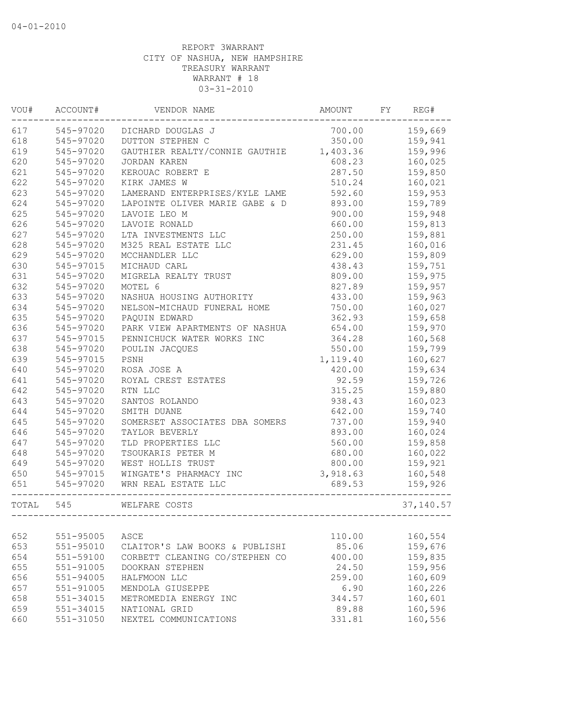04-01-2010

REPORT 3WARRANT
CITY OF NASHUA, NEW HAMPSHIRE
TREASURY WARRANT
WARRANT # 18
03-31-2010

| VOU# | ACCOUNT# | VENDOR NAME | AMOUNT | FY | REG# |
|---|---|---|---|---|---|
| 617 | 545-97020 | DICHARD DOUGLAS J | 700.00 | | 159,669 |
| 618 | 545-97020 | DUTTON STEPHEN C | 350.00 | | 159,941 |
| 619 | 545-97020 | GAUTHIER REALTY/CONNIE GAUTHIE | 1,403.36 | | 159,996 |
| 620 | 545-97020 | JORDAN KAREN | 608.23 | | 160,025 |
| 621 | 545-97020 | KEROUAC ROBERT E | 287.50 | | 159,850 |
| 622 | 545-97020 | KIRK JAMES W | 510.24 | | 160,021 |
| 623 | 545-97020 | LAMERAND ENTERPRISES/KYLE LAME | 592.60 | | 159,953 |
| 624 | 545-97020 | LAPOINTE OLIVER MARIE GABE & D | 893.00 | | 159,789 |
| 625 | 545-97020 | LAVOIE LEO M | 900.00 | | 159,948 |
| 626 | 545-97020 | LAVOIE RONALD | 660.00 | | 159,813 |
| 627 | 545-97020 | LTA INVESTMENTS LLC | 250.00 | | 159,881 |
| 628 | 545-97020 | M325 REAL ESTATE LLC | 231.45 | | 160,016 |
| 629 | 545-97020 | MCCHANDLER LLC | 629.00 | | 159,809 |
| 630 | 545-97015 | MICHAUD CARL | 438.43 | | 159,751 |
| 631 | 545-97020 | MIGRELA REALTY TRUST | 809.00 | | 159,975 |
| 632 | 545-97020 | MOTEL 6 | 827.89 | | 159,957 |
| 633 | 545-97020 | NASHUA HOUSING AUTHORITY | 433.00 | | 159,963 |
| 634 | 545-97020 | NELSON-MICHAUD FUNERAL HOME | 750.00 | | 160,027 |
| 635 | 545-97020 | PAQUIN EDWARD | 362.93 | | 159,658 |
| 636 | 545-97020 | PARK VIEW APARTMENTS OF NASHUA | 654.00 | | 159,970 |
| 637 | 545-97015 | PENNICHUCK WATER WORKS INC | 364.28 | | 160,568 |
| 638 | 545-97020 | POULIN JACQUES | 550.00 | | 159,799 |
| 639 | 545-97015 | PSNH | 1,119.40 | | 160,627 |
| 640 | 545-97020 | ROSA JOSE A | 420.00 | | 159,634 |
| 641 | 545-97020 | ROYAL CREST ESTATES | 92.59 | | 159,726 |
| 642 | 545-97020 | RTN LLC | 315.25 | | 159,880 |
| 643 | 545-97020 | SANTOS ROLANDO | 938.43 | | 160,023 |
| 644 | 545-97020 | SMITH DUANE | 642.00 | | 159,740 |
| 645 | 545-97020 | SOMERSET ASSOCIATES DBA SOMERS | 737.00 | | 159,940 |
| 646 | 545-97020 | TAYLOR BEVERLY | 893.00 | | 160,024 |
| 647 | 545-97020 | TLD PROPERTIES LLC | 560.00 | | 159,858 |
| 648 | 545-97020 | TSOUKARIS PETER M | 680.00 | | 160,022 |
| 649 | 545-97020 | WEST HOLLIS TRUST | 800.00 | | 159,921 |
| 650 | 545-97015 | WINGATE'S PHARMACY INC | 3,918.63 | | 160,548 |
| 651 | 545-97020 | WRN REAL ESTATE LLC | 689.53 | | 159,926 |
| TOTAL | 545 | WELFARE COSTS | | | 37,140.57 |
| 652 | 551-95005 | ASCE | 110.00 | | 160,554 |
| 653 | 551-95010 | CLAITOR'S LAW BOOKS & PUBLISHI | 85.06 | | 159,676 |
| 654 | 551-59100 | CORBETT CLEANING CO/STEPHEN CO | 400.00 | | 159,835 |
| 655 | 551-91005 | DOOKRAN STEPHEN | 24.50 | | 159,956 |
| 656 | 551-94005 | HALFMOON LLC | 259.00 | | 160,609 |
| 657 | 551-91005 | MENDOLA GIUSEPPE | 6.90 | | 160,226 |
| 658 | 551-34015 | METROMEDIA ENERGY INC | 344.57 | | 160,601 |
| 659 | 551-34015 | NATIONAL GRID | 89.88 | | 160,596 |
| 660 | 551-31050 | NEXTEL COMMUNICATIONS | 331.81 | | 160,556 |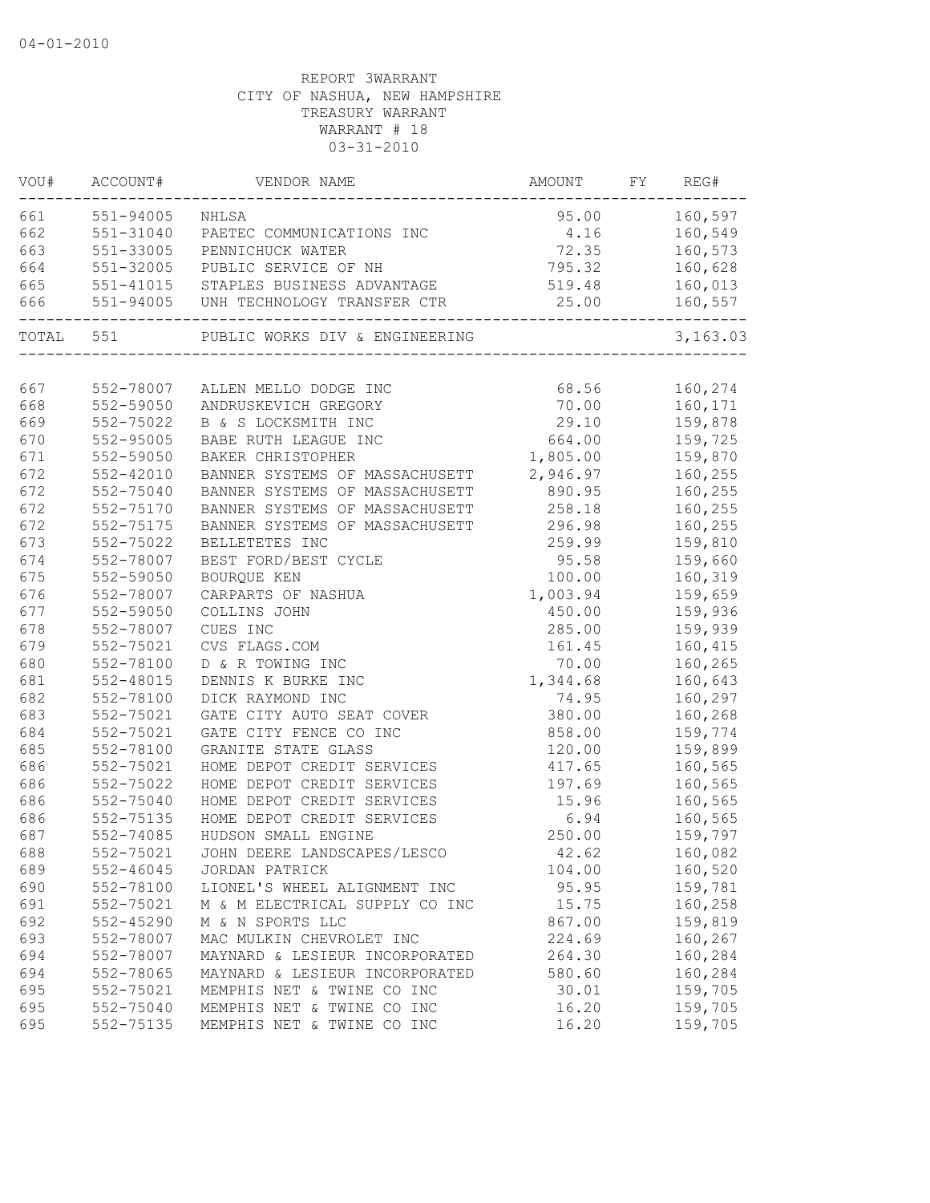04-01-2010

REPORT 3WARRANT
CITY OF NASHUA, NEW HAMPSHIRE
TREASURY WARRANT
WARRANT # 18
03-31-2010

| VOU# | ACCOUNT# | VENDOR NAME | AMOUNT | FY | REG# |
|---|---|---|---|---|---|
| 661 | 551-94005 | NHLSA | 95.00 | | 160,597 |
| 662 | 551-31040 | PAETEC COMMUNICATIONS INC | 4.16 | | 160,549 |
| 663 | 551-33005 | PENNICHUCK WATER | 72.35 | | 160,573 |
| 664 | 551-32005 | PUBLIC SERVICE OF NH | 795.32 | | 160,628 |
| 665 | 551-41015 | STAPLES BUSINESS ADVANTAGE | 519.48 | | 160,013 |
| 666 | 551-94005 | UNH TECHNOLOGY TRANSFER CTR | 25.00 | | 160,557 |
| TOTAL | 551 | PUBLIC WORKS DIV & ENGINEERING | | | 3,163.03 |
| 667 | 552-78007 | ALLEN MELLO DODGE INC | 68.56 | | 160,274 |
| 668 | 552-59050 | ANDRUSKEVICH GREGORY | 70.00 | | 160,171 |
| 669 | 552-75022 | B & S LOCKSMITH INC | 29.10 | | 159,878 |
| 670 | 552-95005 | BABE RUTH LEAGUE INC | 664.00 | | 159,725 |
| 671 | 552-59050 | BAKER CHRISTOPHER | 1,805.00 | | 159,870 |
| 672 | 552-42010 | BANNER SYSTEMS OF MASSACHUSETT | 2,946.97 | | 160,255 |
| 672 | 552-75040 | BANNER SYSTEMS OF MASSACHUSETT | 890.95 | | 160,255 |
| 672 | 552-75170 | BANNER SYSTEMS OF MASSACHUSETT | 258.18 | | 160,255 |
| 672 | 552-75175 | BANNER SYSTEMS OF MASSACHUSETT | 296.98 | | 160,255 |
| 673 | 552-75022 | BELLETETES INC | 259.99 | | 159,810 |
| 674 | 552-78007 | BEST FORD/BEST CYCLE | 95.58 | | 159,660 |
| 675 | 552-59050 | BOURQUE KEN | 100.00 | | 160,319 |
| 676 | 552-78007 | CARPARTS OF NASHUA | 1,003.94 | | 159,659 |
| 677 | 552-59050 | COLLINS JOHN | 450.00 | | 159,936 |
| 678 | 552-78007 | CUES INC | 285.00 | | 159,939 |
| 679 | 552-75021 | CVS FLAGS.COM | 161.45 | | 160,415 |
| 680 | 552-78100 | D & R TOWING INC | 70.00 | | 160,265 |
| 681 | 552-48015 | DENNIS K BURKE INC | 1,344.68 | | 160,643 |
| 682 | 552-78100 | DICK RAYMOND INC | 74.95 | | 160,297 |
| 683 | 552-75021 | GATE CITY AUTO SEAT COVER | 380.00 | | 160,268 |
| 684 | 552-75021 | GATE CITY FENCE CO INC | 858.00 | | 159,774 |
| 685 | 552-78100 | GRANITE STATE GLASS | 120.00 | | 159,899 |
| 686 | 552-75021 | HOME DEPOT CREDIT SERVICES | 417.65 | | 160,565 |
| 686 | 552-75022 | HOME DEPOT CREDIT SERVICES | 197.69 | | 160,565 |
| 686 | 552-75040 | HOME DEPOT CREDIT SERVICES | 15.96 | | 160,565 |
| 686 | 552-75135 | HOME DEPOT CREDIT SERVICES | 6.94 | | 160,565 |
| 687 | 552-74085 | HUDSON SMALL ENGINE | 250.00 | | 159,797 |
| 688 | 552-75021 | JOHN DEERE LANDSCAPES/LESCO | 42.62 | | 160,082 |
| 689 | 552-46045 | JORDAN PATRICK | 104.00 | | 160,520 |
| 690 | 552-78100 | LIONEL'S WHEEL ALIGNMENT INC | 95.95 | | 159,781 |
| 691 | 552-75021 | M & M ELECTRICAL SUPPLY CO INC | 15.75 | | 160,258 |
| 692 | 552-45290 | M & N SPORTS LLC | 867.00 | | 159,819 |
| 693 | 552-78007 | MAC MULKIN CHEVROLET INC | 224.69 | | 160,267 |
| 694 | 552-78007 | MAYNARD & LESIEUR INCORPORATED | 264.30 | | 160,284 |
| 694 | 552-78065 | MAYNARD & LESIEUR INCORPORATED | 580.60 | | 160,284 |
| 695 | 552-75021 | MEMPHIS NET & TWINE CO INC | 30.01 | | 159,705 |
| 695 | 552-75040 | MEMPHIS NET & TWINE CO INC | 16.20 | | 159,705 |
| 695 | 552-75135 | MEMPHIS NET & TWINE CO INC | 16.20 | | 159,705 |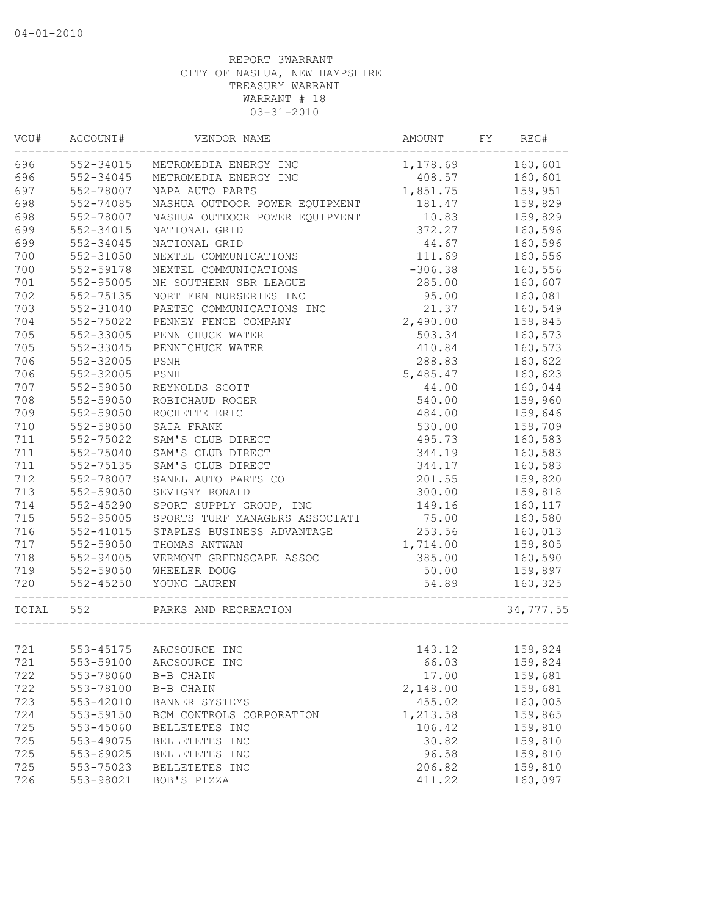04-01-2010

REPORT 3WARRANT
CITY OF NASHUA, NEW HAMPSHIRE
TREASURY WARRANT
WARRANT # 18
03-31-2010

| VOU# | ACCOUNT# | VENDOR NAME | AMOUNT | FY | REG# |
|---|---|---|---|---|---|
| 696 | 552-34015 | METROMEDIA ENERGY INC | 1,178.69 | | 160,601 |
| 696 | 552-34045 | METROMEDIA ENERGY INC | 408.57 | | 160,601 |
| 697 | 552-78007 | NAPA AUTO PARTS | 1,851.75 | | 159,951 |
| 698 | 552-74085 | NASHUA OUTDOOR POWER EQUIPMENT | 181.47 | | 159,829 |
| 698 | 552-78007 | NASHUA OUTDOOR POWER EQUIPMENT | 10.83 | | 159,829 |
| 699 | 552-34015 | NATIONAL GRID | 372.27 | | 160,596 |
| 699 | 552-34045 | NATIONAL GRID | 44.67 | | 160,596 |
| 700 | 552-31050 | NEXTEL COMMUNICATIONS | 111.69 | | 160,556 |
| 700 | 552-59178 | NEXTEL COMMUNICATIONS | -306.38 | | 160,556 |
| 701 | 552-95005 | NH SOUTHERN SBR LEAGUE | 285.00 | | 160,607 |
| 702 | 552-75135 | NORTHERN NURSERIES INC | 95.00 | | 160,081 |
| 703 | 552-31040 | PAETEC COMMUNICATIONS INC | 21.37 | | 160,549 |
| 704 | 552-75022 | PENNEY FENCE COMPANY | 2,490.00 | | 159,845 |
| 705 | 552-33005 | PENNICHUCK WATER | 503.34 | | 160,573 |
| 705 | 552-33045 | PENNICHUCK WATER | 410.84 | | 160,573 |
| 706 | 552-32005 | PSNH | 288.83 | | 160,622 |
| 706 | 552-32005 | PSNH | 5,485.47 | | 160,623 |
| 707 | 552-59050 | REYNOLDS SCOTT | 44.00 | | 160,044 |
| 708 | 552-59050 | ROBICHAUD ROGER | 540.00 | | 159,960 |
| 709 | 552-59050 | ROCHETTE ERIC | 484.00 | | 159,646 |
| 710 | 552-59050 | SAIA FRANK | 530.00 | | 159,709 |
| 711 | 552-75022 | SAM'S CLUB DIRECT | 495.73 | | 160,583 |
| 711 | 552-75040 | SAM'S CLUB DIRECT | 344.19 | | 160,583 |
| 711 | 552-75135 | SAM'S CLUB DIRECT | 344.17 | | 160,583 |
| 712 | 552-78007 | SANEL AUTO PARTS CO | 201.55 | | 159,820 |
| 713 | 552-59050 | SEVIGNY RONALD | 300.00 | | 159,818 |
| 714 | 552-45290 | SPORT SUPPLY GROUP, INC | 149.16 | | 160,117 |
| 715 | 552-95005 | SPORTS TURF MANAGERS ASSOCIATI | 75.00 | | 160,580 |
| 716 | 552-41015 | STAPLES BUSINESS ADVANTAGE | 253.56 | | 160,013 |
| 717 | 552-59050 | THOMAS ANTWAN | 1,714.00 | | 159,805 |
| 718 | 552-94005 | VERMONT GREENSCAPE ASSOC | 385.00 | | 160,590 |
| 719 | 552-59050 | WHEELER DOUG | 50.00 | | 159,897 |
| 720 | 552-45250 | YOUNG LAUREN | 54.89 | | 160,325 |
| TOTAL | 552 | PARKS AND RECREATION | | | 34,777.55 |
| 721 | 553-45175 | ARCSOURCE INC | 143.12 | | 159,824 |
| 721 | 553-59100 | ARCSOURCE INC | 66.03 | | 159,824 |
| 722 | 553-78060 | B-B CHAIN | 17.00 | | 159,681 |
| 722 | 553-78100 | B-B CHAIN | 2,148.00 | | 159,681 |
| 723 | 553-42010 | BANNER SYSTEMS | 455.02 | | 160,005 |
| 724 | 553-59150 | BCM CONTROLS CORPORATION | 1,213.58 | | 159,865 |
| 725 | 553-45060 | BELLETETES INC | 106.42 | | 159,810 |
| 725 | 553-49075 | BELLETETES INC | 30.82 | | 159,810 |
| 725 | 553-69025 | BELLETETES INC | 96.58 | | 159,810 |
| 725 | 553-75023 | BELLETETES INC | 206.82 | | 159,810 |
| 726 | 553-98021 | BOB'S PIZZA | 411.22 | | 160,097 |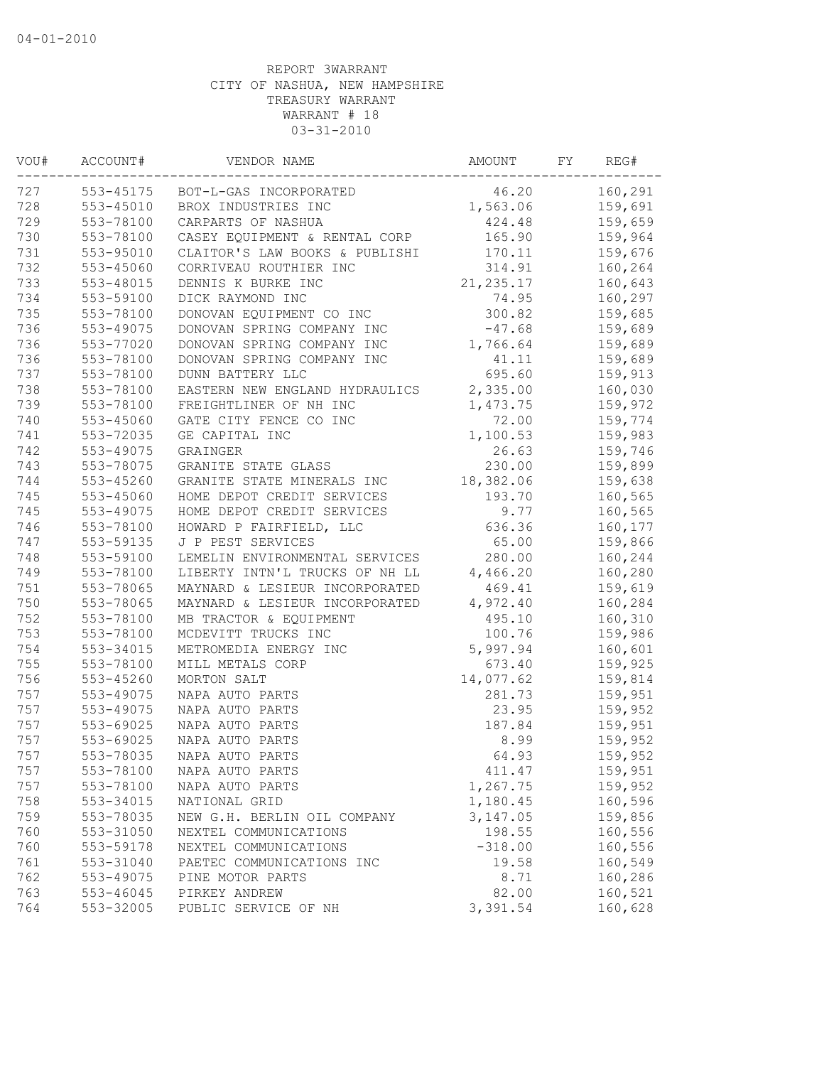04-01-2010

REPORT 3WARRANT
CITY OF NASHUA, NEW HAMPSHIRE
TREASURY WARRANT
WARRANT # 18
03-31-2010

| VOU# | ACCOUNT# | VENDOR NAME | AMOUNT | FY | REG# |
|---|---|---|---|---|---|
| 727 | 553-45175 | BOT-L-GAS INCORPORATED | 46.20 | | 160,291 |
| 728 | 553-45010 | BROX INDUSTRIES INC | 1,563.06 | | 159,691 |
| 729 | 553-78100 | CARPARTS OF NASHUA | 424.48 | | 159,659 |
| 730 | 553-78100 | CASEY EQUIPMENT & RENTAL CORP | 165.90 | | 159,964 |
| 731 | 553-95010 | CLAITOR'S LAW BOOKS & PUBLISHI | 170.11 | | 159,676 |
| 732 | 553-45060 | CORRIVEAU ROUTHIER INC | 314.91 | | 160,264 |
| 733 | 553-48015 | DENNIS K BURKE INC | 21,235.17 | | 160,643 |
| 734 | 553-59100 | DICK RAYMOND INC | 74.95 | | 160,297 |
| 735 | 553-78100 | DONOVAN EQUIPMENT CO INC | 300.82 | | 159,685 |
| 736 | 553-49075 | DONOVAN SPRING COMPANY INC | -47.68 | | 159,689 |
| 736 | 553-77020 | DONOVAN SPRING COMPANY INC | 1,766.64 | | 159,689 |
| 736 | 553-78100 | DONOVAN SPRING COMPANY INC | 41.11 | | 159,689 |
| 737 | 553-78100 | DUNN BATTERY LLC | 695.60 | | 159,913 |
| 738 | 553-78100 | EASTERN NEW ENGLAND HYDRAULICS | 2,335.00 | | 160,030 |
| 739 | 553-78100 | FREIGHTLINER OF NH INC | 1,473.75 | | 159,972 |
| 740 | 553-45060 | GATE CITY FENCE CO INC | 72.00 | | 159,774 |
| 741 | 553-72035 | GE CAPITAL INC | 1,100.53 | | 159,983 |
| 742 | 553-49075 | GRAINGER | 26.63 | | 159,746 |
| 743 | 553-78075 | GRANITE STATE GLASS | 230.00 | | 159,899 |
| 744 | 553-45260 | GRANITE STATE MINERALS INC | 18,382.06 | | 159,638 |
| 745 | 553-45060 | HOME DEPOT CREDIT SERVICES | 193.70 | | 160,565 |
| 745 | 553-49075 | HOME DEPOT CREDIT SERVICES | 9.77 | | 160,565 |
| 746 | 553-78100 | HOWARD P FAIRFIELD, LLC | 636.36 | | 160,177 |
| 747 | 553-59135 | J P PEST SERVICES | 65.00 | | 159,866 |
| 748 | 553-59100 | LEMELIN ENVIRONMENTAL SERVICES | 280.00 | | 160,244 |
| 749 | 553-78100 | LIBERTY INTN'L TRUCKS OF NH LL | 4,466.20 | | 160,280 |
| 751 | 553-78065 | MAYNARD & LESIEUR INCORPORATED | 469.41 | | 159,619 |
| 750 | 553-78065 | MAYNARD & LESIEUR INCORPORATED | 4,972.40 | | 160,284 |
| 752 | 553-78100 | MB TRACTOR & EQUIPMENT | 495.10 | | 160,310 |
| 753 | 553-78100 | MCDEVITT TRUCKS INC | 100.76 | | 159,986 |
| 754 | 553-34015 | METROMEDIA ENERGY INC | 5,997.94 | | 160,601 |
| 755 | 553-78100 | MILL METALS CORP | 673.40 | | 159,925 |
| 756 | 553-45260 | MORTON SALT | 14,077.62 | | 159,814 |
| 757 | 553-49075 | NAPA AUTO PARTS | 281.73 | | 159,951 |
| 757 | 553-49075 | NAPA AUTO PARTS | 23.95 | | 159,952 |
| 757 | 553-69025 | NAPA AUTO PARTS | 187.84 | | 159,951 |
| 757 | 553-69025 | NAPA AUTO PARTS | 8.99 | | 159,952 |
| 757 | 553-78035 | NAPA AUTO PARTS | 64.93 | | 159,952 |
| 757 | 553-78100 | NAPA AUTO PARTS | 411.47 | | 159,951 |
| 757 | 553-78100 | NAPA AUTO PARTS | 1,267.75 | | 159,952 |
| 758 | 553-34015 | NATIONAL GRID | 1,180.45 | | 160,596 |
| 759 | 553-78035 | NEW G.H. BERLIN OIL COMPANY | 3,147.05 | | 159,856 |
| 760 | 553-31050 | NEXTEL COMMUNICATIONS | 198.55 | | 160,556 |
| 760 | 553-59178 | NEXTEL COMMUNICATIONS | -318.00 | | 160,556 |
| 761 | 553-31040 | PAETEC COMMUNICATIONS INC | 19.58 | | 160,549 |
| 762 | 553-49075 | PINE MOTOR PARTS | 8.71 | | 160,286 |
| 763 | 553-46045 | PIRKEY ANDREW | 82.00 | | 160,521 |
| 764 | 553-32005 | PUBLIC SERVICE OF NH | 3,391.54 | | 160,628 |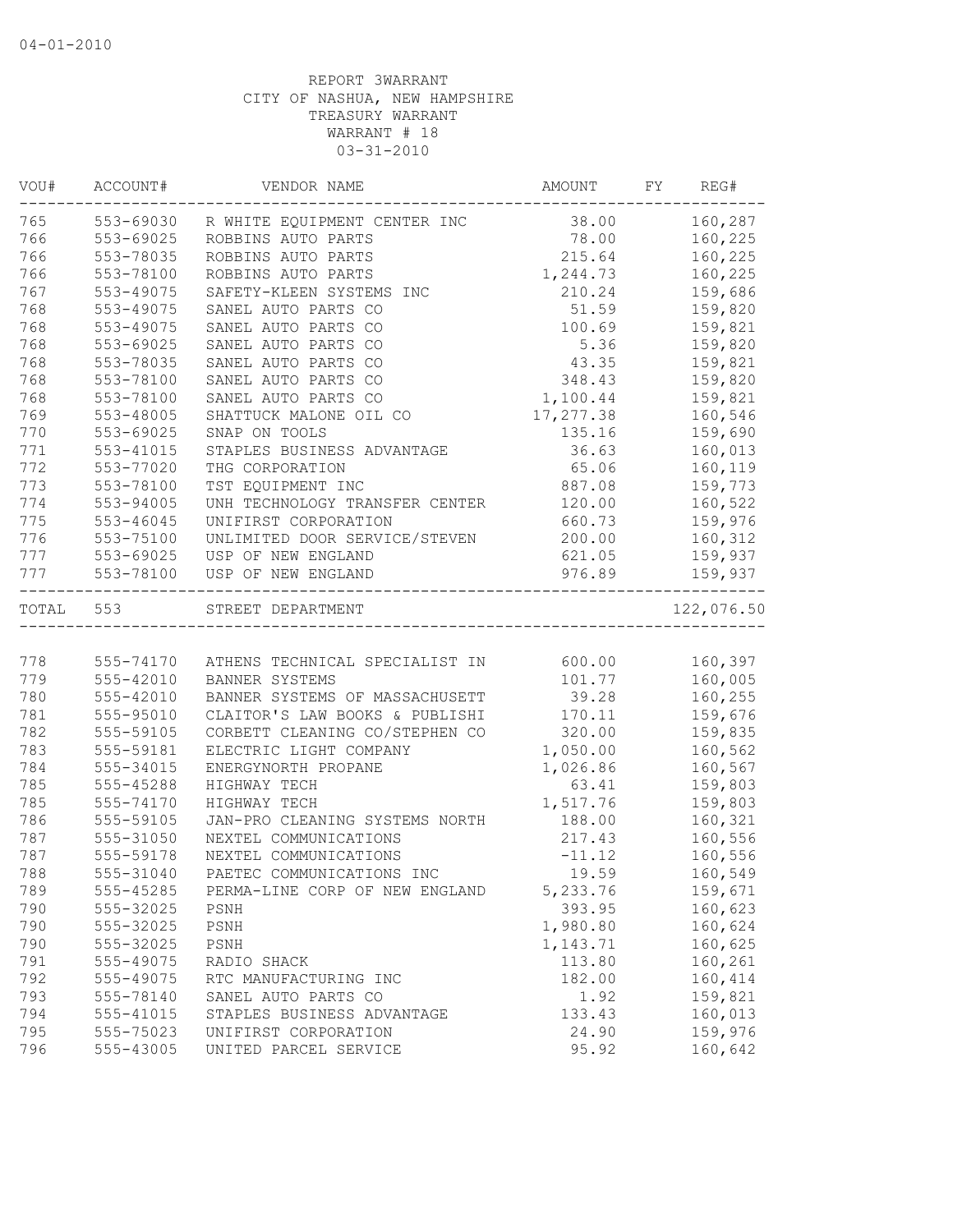04-01-2010

REPORT 3WARRANT
CITY OF NASHUA, NEW HAMPSHIRE
TREASURY WARRANT
WARRANT # 18
03-31-2010

| VOU# | ACCOUNT# | VENDOR NAME | AMOUNT | FY | REG# |
|---|---|---|---|---|---|
| 765 | 553-69030 | R WHITE EQUIPMENT CENTER INC | 38.00 | | 160,287 |
| 766 | 553-69025 | ROBBINS AUTO PARTS | 78.00 | | 160,225 |
| 766 | 553-78035 | ROBBINS AUTO PARTS | 215.64 | | 160,225 |
| 766 | 553-78100 | ROBBINS AUTO PARTS | 1,244.73 | | 160,225 |
| 767 | 553-49075 | SAFETY-KLEEN SYSTEMS INC | 210.24 | | 159,686 |
| 768 | 553-49075 | SANEL AUTO PARTS CO | 51.59 | | 159,820 |
| 768 | 553-49075 | SANEL AUTO PARTS CO | 100.69 | | 159,821 |
| 768 | 553-69025 | SANEL AUTO PARTS CO | 5.36 | | 159,820 |
| 768 | 553-78035 | SANEL AUTO PARTS CO | 43.35 | | 159,821 |
| 768 | 553-78100 | SANEL AUTO PARTS CO | 348.43 | | 159,820 |
| 768 | 553-78100 | SANEL AUTO PARTS CO | 1,100.44 | | 159,821 |
| 769 | 553-48005 | SHATTUCK MALONE OIL CO | 17,277.38 | | 160,546 |
| 770 | 553-69025 | SNAP ON TOOLS | 135.16 | | 159,690 |
| 771 | 553-41015 | STAPLES BUSINESS ADVANTAGE | 36.63 | | 160,013 |
| 772 | 553-77020 | THG CORPORATION | 65.06 | | 160,119 |
| 773 | 553-78100 | TST EQUIPMENT INC | 887.08 | | 159,773 |
| 774 | 553-94005 | UNH TECHNOLOGY TRANSFER CENTER | 120.00 | | 160,522 |
| 775 | 553-46045 | UNIFIRST CORPORATION | 660.73 | | 159,976 |
| 776 | 553-75100 | UNLIMITED DOOR SERVICE/STEVEN | 200.00 | | 160,312 |
| 777 | 553-69025 | USP OF NEW ENGLAND | 621.05 | | 159,937 |
| 777 | 553-78100 | USP OF NEW ENGLAND | 976.89 | | 159,937 |
| TOTAL | 553 | STREET DEPARTMENT | | | 122,076.50 |
| 778 | 555-74170 | ATHENS TECHNICAL SPECIALIST IN | 600.00 | | 160,397 |
| 779 | 555-42010 | BANNER SYSTEMS | 101.77 | | 160,005 |
| 780 | 555-42010 | BANNER SYSTEMS OF MASSACHUSETT | 39.28 | | 160,255 |
| 781 | 555-95010 | CLAITOR'S LAW BOOKS & PUBLISHI | 170.11 | | 159,676 |
| 782 | 555-59105 | CORBETT CLEANING CO/STEPHEN CO | 320.00 | | 159,835 |
| 783 | 555-59181 | ELECTRIC LIGHT COMPANY | 1,050.00 | | 160,562 |
| 784 | 555-34015 | ENERGYNORTH PROPANE | 1,026.86 | | 160,567 |
| 785 | 555-45288 | HIGHWAY TECH | 63.41 | | 159,803 |
| 785 | 555-74170 | HIGHWAY TECH | 1,517.76 | | 159,803 |
| 786 | 555-59105 | JAN-PRO CLEANING SYSTEMS NORTH | 188.00 | | 160,321 |
| 787 | 555-31050 | NEXTEL COMMUNICATIONS | 217.43 | | 160,556 |
| 787 | 555-59178 | NEXTEL COMMUNICATIONS | -11.12 | | 160,556 |
| 788 | 555-31040 | PAETEC COMMUNICATIONS INC | 19.59 | | 160,549 |
| 789 | 555-45285 | PERMA-LINE CORP OF NEW ENGLAND | 5,233.76 | | 159,671 |
| 790 | 555-32025 | PSNH | 393.95 | | 160,623 |
| 790 | 555-32025 | PSNH | 1,980.80 | | 160,624 |
| 790 | 555-32025 | PSNH | 1,143.71 | | 160,625 |
| 791 | 555-49075 | RADIO SHACK | 113.80 | | 160,261 |
| 792 | 555-49075 | RTC MANUFACTURING INC | 182.00 | | 160,414 |
| 793 | 555-78140 | SANEL AUTO PARTS CO | 1.92 | | 159,821 |
| 794 | 555-41015 | STAPLES BUSINESS ADVANTAGE | 133.43 | | 160,013 |
| 795 | 555-75023 | UNIFIRST CORPORATION | 24.90 | | 159,976 |
| 796 | 555-43005 | UNITED PARCEL SERVICE | 95.92 | | 160,642 |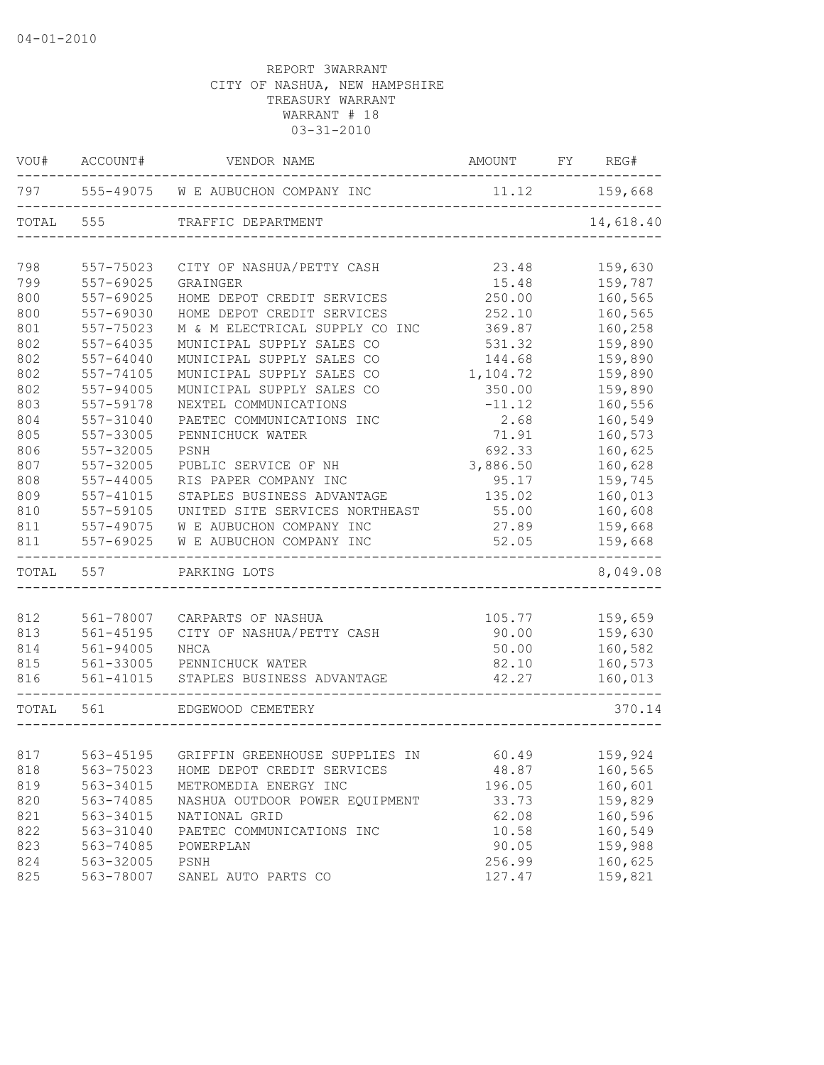04-01-2010

REPORT 3WARRANT
CITY OF NASHUA, NEW HAMPSHIRE
TREASURY WARRANT
WARRANT # 18
03-31-2010

| VOU# | ACCOUNT# | VENDOR NAME | AMOUNT | FY | REG# |
|---|---|---|---|---|---|
| 797 | 555-49075 | W E AUBUCHON COMPANY INC | 11.12 | | 159,668 |
| TOTAL | 555 | TRAFFIC DEPARTMENT | | | 14,618.40 |
| 798 | 557-75023 | CITY OF NASHUA/PETTY CASH | 23.48 | | 159,630 |
| 799 | 557-69025 | GRAINGER | 15.48 | | 159,787 |
| 800 | 557-69025 | HOME DEPOT CREDIT SERVICES | 250.00 | | 160,565 |
| 800 | 557-69030 | HOME DEPOT CREDIT SERVICES | 252.10 | | 160,565 |
| 801 | 557-75023 | M & M ELECTRICAL SUPPLY CO INC | 369.87 | | 160,258 |
| 802 | 557-64035 | MUNICIPAL SUPPLY SALES CO | 531.32 | | 159,890 |
| 802 | 557-64040 | MUNICIPAL SUPPLY SALES CO | 144.68 | | 159,890 |
| 802 | 557-74105 | MUNICIPAL SUPPLY SALES CO | 1,104.72 | | 159,890 |
| 802 | 557-94005 | MUNICIPAL SUPPLY SALES CO | 350.00 | | 159,890 |
| 803 | 557-59178 | NEXTEL COMMUNICATIONS | -11.12 | | 160,556 |
| 804 | 557-31040 | PAETEC COMMUNICATIONS INC | 2.68 | | 160,549 |
| 805 | 557-33005 | PENNICHUCK WATER | 71.91 | | 160,573 |
| 806 | 557-32005 | PSNH | 692.33 | | 160,625 |
| 807 | 557-32005 | PUBLIC SERVICE OF NH | 3,886.50 | | 160,628 |
| 808 | 557-44005 | RIS PAPER COMPANY INC | 95.17 | | 159,745 |
| 809 | 557-41015 | STAPLES BUSINESS ADVANTAGE | 135.02 | | 160,013 |
| 810 | 557-59105 | UNITED SITE SERVICES NORTHEAST | 55.00 | | 160,608 |
| 811 | 557-49075 | W E AUBUCHON COMPANY INC | 27.89 | | 159,668 |
| 811 | 557-69025 | W E AUBUCHON COMPANY INC | 52.05 | | 159,668 |
| TOTAL | 557 | PARKING LOTS | | | 8,049.08 |
| 812 | 561-78007 | CARPARTS OF NASHUA | 105.77 | | 159,659 |
| 813 | 561-45195 | CITY OF NASHUA/PETTY CASH | 90.00 | | 159,630 |
| 814 | 561-94005 | NHCA | 50.00 | | 160,582 |
| 815 | 561-33005 | PENNICHUCK WATER | 82.10 | | 160,573 |
| 816 | 561-41015 | STAPLES BUSINESS ADVANTAGE | 42.27 | | 160,013 |
| TOTAL | 561 | EDGEWOOD CEMETERY | | | 370.14 |
| 817 | 563-45195 | GRIFFIN GREENHOUSE SUPPLIES IN | 60.49 | | 159,924 |
| 818 | 563-75023 | HOME DEPOT CREDIT SERVICES | 48.87 | | 160,565 |
| 819 | 563-34015 | METROMEDIA ENERGY INC | 196.05 | | 160,601 |
| 820 | 563-74085 | NASHUA OUTDOOR POWER EQUIPMENT | 33.73 | | 159,829 |
| 821 | 563-34015 | NATIONAL GRID | 62.08 | | 160,596 |
| 822 | 563-31040 | PAETEC COMMUNICATIONS INC | 10.58 | | 160,549 |
| 823 | 563-74085 | POWERPLAN | 90.05 | | 159,988 |
| 824 | 563-32005 | PSNH | 256.99 | | 160,625 |
| 825 | 563-78007 | SANEL AUTO PARTS CO | 127.47 | | 159,821 |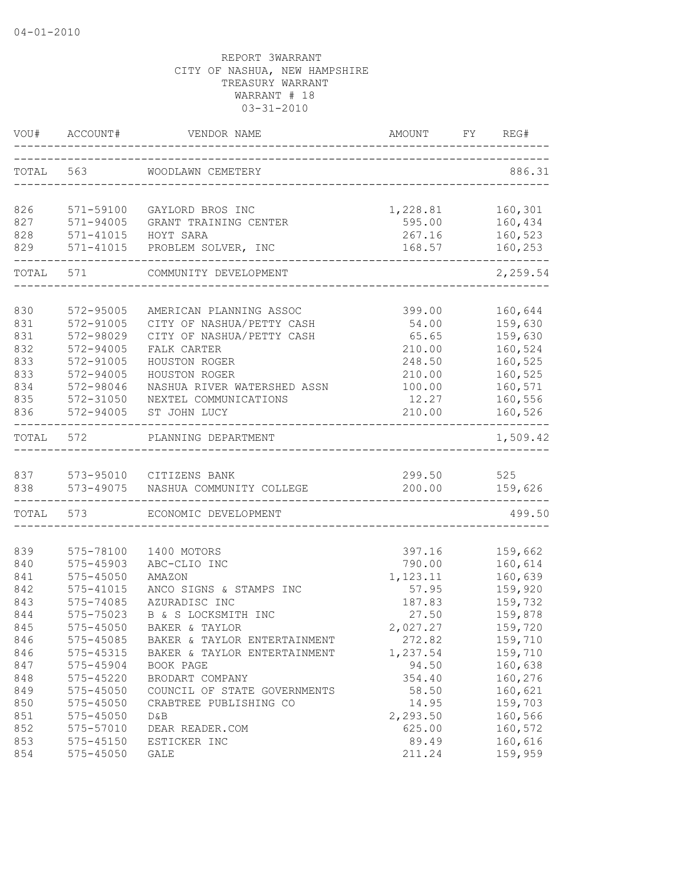04-01-2010

REPORT 3WARRANT
CITY OF NASHUA, NEW HAMPSHIRE
TREASURY WARRANT
WARRANT # 18
03-31-2010

| VOU# | ACCOUNT# | VENDOR NAME | AMOUNT | FY | REG# |
|---|---|---|---|---|---|
| TOTAL | 563 | WOODLAWN CEMETERY | | | 886.31 |
| 826 | 571-59100 | GAYLORD BROS INC | 1,228.81 | | 160,301 |
| 827 | 571-94005 | GRANT TRAINING CENTER | 595.00 | | 160,434 |
| 828 | 571-41015 | HOYT SARA | 267.16 | | 160,523 |
| 829 | 571-41015 | PROBLEM SOLVER, INC | 168.57 | | 160,253 |
| TOTAL | 571 | COMMUNITY DEVELOPMENT | | | 2,259.54 |
| 830 | 572-95005 | AMERICAN PLANNING ASSOC | 399.00 | | 160,644 |
| 831 | 572-91005 | CITY OF NASHUA/PETTY CASH | 54.00 | | 159,630 |
| 831 | 572-98029 | CITY OF NASHUA/PETTY CASH | 65.65 | | 159,630 |
| 832 | 572-94005 | FALK CARTER | 210.00 | | 160,524 |
| 833 | 572-91005 | HOUSTON ROGER | 248.50 | | 160,525 |
| 833 | 572-94005 | HOUSTON ROGER | 210.00 | | 160,525 |
| 834 | 572-98046 | NASHUA RIVER WATERSHED ASSN | 100.00 | | 160,571 |
| 835 | 572-31050 | NEXTEL COMMUNICATIONS | 12.27 | | 160,556 |
| 836 | 572-94005 | ST JOHN LUCY | 210.00 | | 160,526 |
| TOTAL | 572 | PLANNING DEPARTMENT | | | 1,509.42 |
| 837 | 573-95010 | CITIZENS BANK | 299.50 | | 525 |
| 838 | 573-49075 | NASHUA COMMUNITY COLLEGE | 200.00 | | 159,626 |
| TOTAL | 573 | ECONOMIC DEVELOPMENT | | | 499.50 |
| 839 | 575-78100 | 1400 MOTORS | 397.16 | | 159,662 |
| 840 | 575-45903 | ABC-CLIO INC | 790.00 | | 160,614 |
| 841 | 575-45050 | AMAZON | 1,123.11 | | 160,639 |
| 842 | 575-41015 | ANCO SIGNS & STAMPS INC | 57.95 | | 159,920 |
| 843 | 575-74085 | AZURADISC INC | 187.83 | | 159,732 |
| 844 | 575-75023 | B & S LOCKSMITH INC | 27.50 | | 159,878 |
| 845 | 575-45050 | BAKER & TAYLOR | 2,027.27 | | 159,720 |
| 846 | 575-45085 | BAKER & TAYLOR ENTERTAINMENT | 272.82 | | 159,710 |
| 846 | 575-45315 | BAKER & TAYLOR ENTERTAINMENT | 1,237.54 | | 159,710 |
| 847 | 575-45904 | BOOK PAGE | 94.50 | | 160,638 |
| 848 | 575-45220 | BRODART COMPANY | 354.40 | | 160,276 |
| 849 | 575-45050 | COUNCIL OF STATE GOVERNMENTS | 58.50 | | 160,621 |
| 850 | 575-45050 | CRABTREE PUBLISHING CO | 14.95 | | 159,703 |
| 851 | 575-45050 | D&B | 2,293.50 | | 160,566 |
| 852 | 575-57010 | DEAR READER.COM | 625.00 | | 160,572 |
| 853 | 575-45150 | ESTICKER INC | 89.49 | | 160,616 |
| 854 | 575-45050 | GALE | 211.24 | | 159,959 |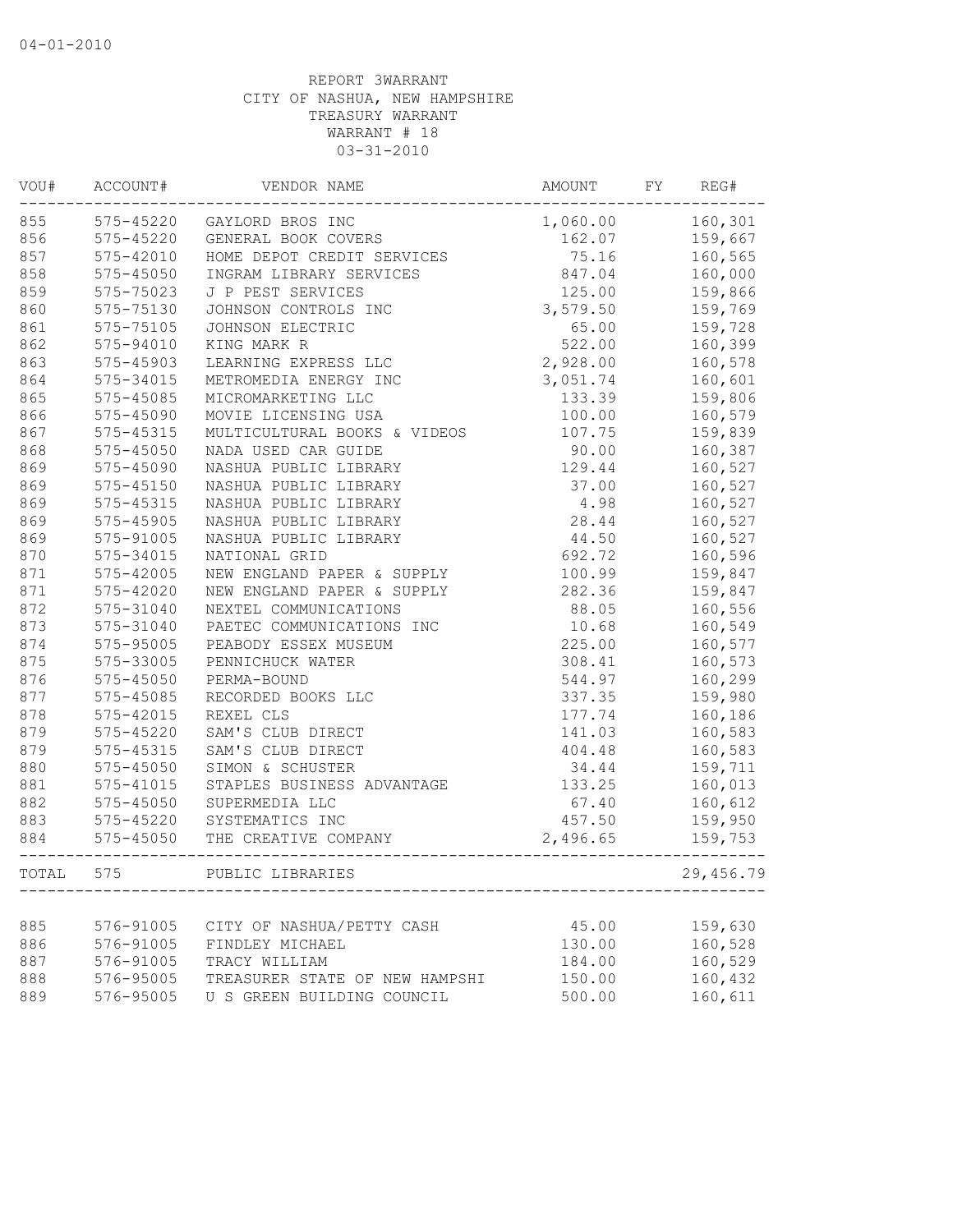04-01-2010

REPORT 3WARRANT
CITY OF NASHUA, NEW HAMPSHIRE
TREASURY WARRANT
WARRANT # 18
03-31-2010

| VOU# | ACCOUNT# | VENDOR NAME | AMOUNT | FY | REG# |
|---|---|---|---|---|---|
| 855 | 575-45220 | GAYLORD BROS INC | 1,060.00 | | 160,301 |
| 856 | 575-45220 | GENERAL BOOK COVERS | 162.07 | | 159,667 |
| 857 | 575-42010 | HOME DEPOT CREDIT SERVICES | 75.16 | | 160,565 |
| 858 | 575-45050 | INGRAM LIBRARY SERVICES | 847.04 | | 160,000 |
| 859 | 575-75023 | J P PEST SERVICES | 125.00 | | 159,866 |
| 860 | 575-75130 | JOHNSON CONTROLS INC | 3,579.50 | | 159,769 |
| 861 | 575-75105 | JOHNSON ELECTRIC | 65.00 | | 159,728 |
| 862 | 575-94010 | KING MARK R | 522.00 | | 160,399 |
| 863 | 575-45903 | LEARNING EXPRESS LLC | 2,928.00 | | 160,578 |
| 864 | 575-34015 | METROMEDIA ENERGY INC | 3,051.74 | | 160,601 |
| 865 | 575-45085 | MICROMARKETING LLC | 133.39 | | 159,806 |
| 866 | 575-45090 | MOVIE LICENSING USA | 100.00 | | 160,579 |
| 867 | 575-45315 | MULTICULTURAL BOOKS & VIDEOS | 107.75 | | 159,839 |
| 868 | 575-45050 | NADA USED CAR GUIDE | 90.00 | | 160,387 |
| 869 | 575-45090 | NASHUA PUBLIC LIBRARY | 129.44 | | 160,527 |
| 869 | 575-45150 | NASHUA PUBLIC LIBRARY | 37.00 | | 160,527 |
| 869 | 575-45315 | NASHUA PUBLIC LIBRARY | 4.98 | | 160,527 |
| 869 | 575-45905 | NASHUA PUBLIC LIBRARY | 28.44 | | 160,527 |
| 869 | 575-91005 | NASHUA PUBLIC LIBRARY | 44.50 | | 160,527 |
| 870 | 575-34015 | NATIONAL GRID | 692.72 | | 160,596 |
| 871 | 575-42005 | NEW ENGLAND PAPER & SUPPLY | 100.99 | | 159,847 |
| 871 | 575-42020 | NEW ENGLAND PAPER & SUPPLY | 282.36 | | 159,847 |
| 872 | 575-31040 | NEXTEL COMMUNICATIONS | 88.05 | | 160,556 |
| 873 | 575-31040 | PAETEC COMMUNICATIONS INC | 10.68 | | 160,549 |
| 874 | 575-95005 | PEABODY ESSEX MUSEUM | 225.00 | | 160,577 |
| 875 | 575-33005 | PENNICHUCK WATER | 308.41 | | 160,573 |
| 876 | 575-45050 | PERMA-BOUND | 544.97 | | 160,299 |
| 877 | 575-45085 | RECORDED BOOKS LLC | 337.35 | | 159,980 |
| 878 | 575-42015 | REXEL CLS | 177.74 | | 160,186 |
| 879 | 575-45220 | SAM'S CLUB DIRECT | 141.03 | | 160,583 |
| 879 | 575-45315 | SAM'S CLUB DIRECT | 404.48 | | 160,583 |
| 880 | 575-45050 | SIMON & SCHUSTER | 34.44 | | 159,711 |
| 881 | 575-41015 | STAPLES BUSINESS ADVANTAGE | 133.25 | | 160,013 |
| 882 | 575-45050 | SUPERMEDIA LLC | 67.40 | | 160,612 |
| 883 | 575-45220 | SYSTEMATICS INC | 457.50 | | 159,950 |
| 884 | 575-45050 | THE CREATIVE COMPANY | 2,496.65 | | 159,753 |
| TOTAL | 575 | PUBLIC LIBRARIES | | | 29,456.79 |
| 885 | 576-91005 | CITY OF NASHUA/PETTY CASH | 45.00 | | 159,630 |
| 886 | 576-91005 | FINDLEY MICHAEL | 130.00 | | 160,528 |
| 887 | 576-91005 | TRACY WILLIAM | 184.00 | | 160,529 |
| 888 | 576-95005 | TREASURER STATE OF NEW HAMPSHI | 150.00 | | 160,432 |
| 889 | 576-95005 | U S GREEN BUILDING COUNCIL | 500.00 | | 160,611 |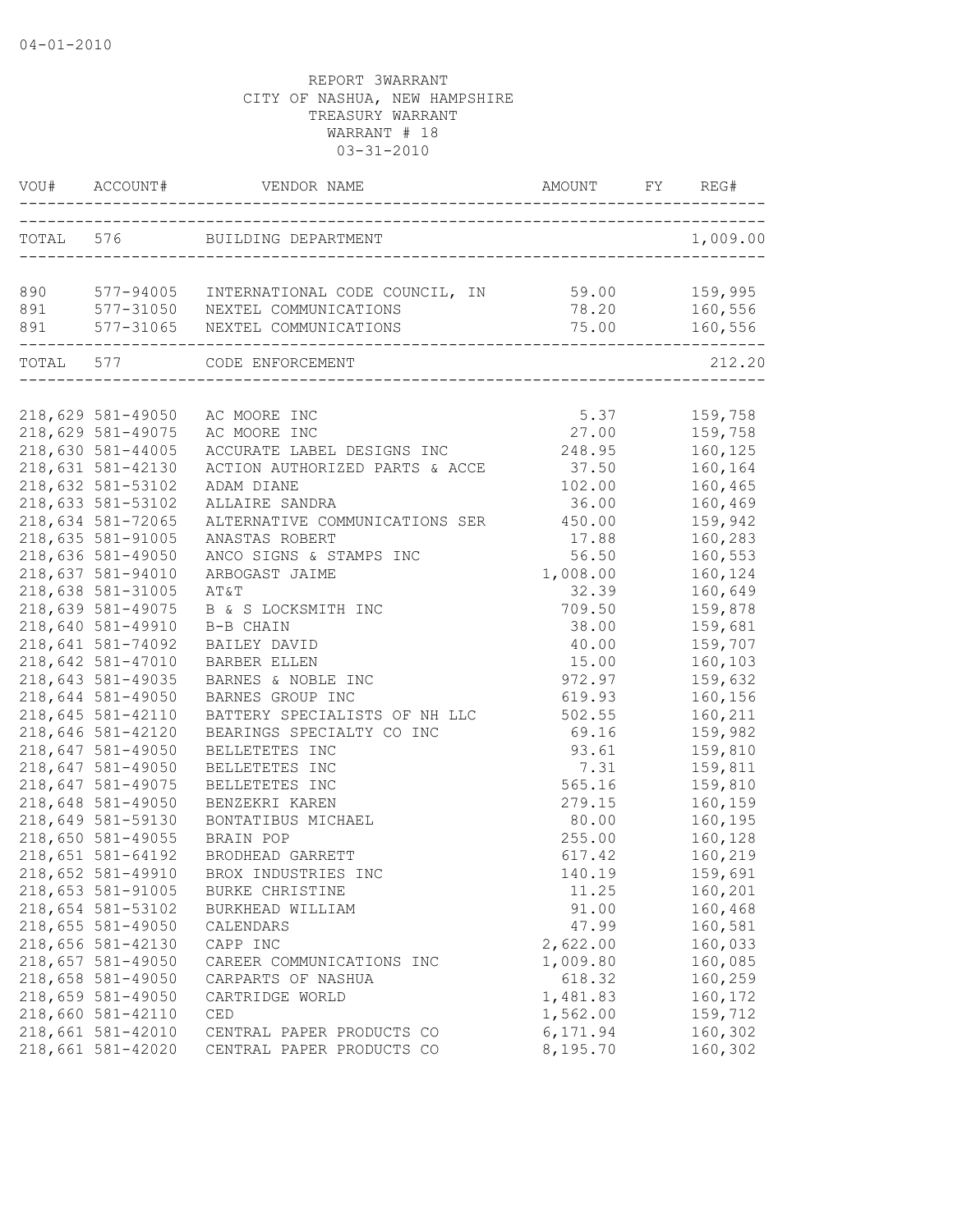04-01-2010

REPORT 3WARRANT
CITY OF NASHUA, NEW HAMPSHIRE
TREASURY WARRANT
WARRANT # 18
03-31-2010

| VOU# | ACCOUNT# | VENDOR NAME | AMOUNT | FY | REG# |
|---|---|---|---|---|---|
| TOTAL | 576 | BUILDING DEPARTMENT | | | 1,009.00 |
| 890 | 577-94005 | INTERNATIONAL CODE COUNCIL, IN | 59.00 | | 159,995 |
| 891 | 577-31050 | NEXTEL COMMUNICATIONS | 78.20 | | 160,556 |
| 891 | 577-31065 | NEXTEL COMMUNICATIONS | 75.00 | | 160,556 |
| TOTAL | 577 | CODE ENFORCEMENT | | | 212.20 |
| 218,629 | 581-49050 | AC MOORE INC | 5.37 | | 159,758 |
| 218,629 | 581-49075 | AC MOORE INC | 27.00 | | 159,758 |
| 218,630 | 581-44005 | ACCURATE LABEL DESIGNS INC | 248.95 | | 160,125 |
| 218,631 | 581-42130 | ACTION AUTHORIZED PARTS & ACCE | 37.50 | | 160,164 |
| 218,632 | 581-53102 | ADAM DIANE | 102.00 | | 160,465 |
| 218,633 | 581-53102 | ALLAIRE SANDRA | 36.00 | | 160,469 |
| 218,634 | 581-72065 | ALTERNATIVE COMMUNICATIONS SER | 450.00 | | 159,942 |
| 218,635 | 581-91005 | ANASTAS ROBERT | 17.88 | | 160,283 |
| 218,636 | 581-49050 | ANCO SIGNS & STAMPS INC | 56.50 | | 160,553 |
| 218,637 | 581-94010 | ARBOGAST JAIME | 1,008.00 | | 160,124 |
| 218,638 | 581-31005 | AT&T | 32.39 | | 160,649 |
| 218,639 | 581-49075 | B & S LOCKSMITH INC | 709.50 | | 159,878 |
| 218,640 | 581-49910 | B-B CHAIN | 38.00 | | 159,681 |
| 218,641 | 581-74092 | BAILEY DAVID | 40.00 | | 159,707 |
| 218,642 | 581-47010 | BARBER ELLEN | 15.00 | | 160,103 |
| 218,643 | 581-49035 | BARNES & NOBLE INC | 972.97 | | 159,632 |
| 218,644 | 581-49050 | BARNES GROUP INC | 619.93 | | 160,156 |
| 218,645 | 581-42110 | BATTERY SPECIALISTS OF NH LLC | 502.55 | | 160,211 |
| 218,646 | 581-42120 | BEARINGS SPECIALTY CO INC | 69.16 | | 159,982 |
| 218,647 | 581-49050 | BELLETETES INC | 93.61 | | 159,810 |
| 218,647 | 581-49050 | BELLETETES INC | 7.31 | | 159,811 |
| 218,647 | 581-49075 | BELLETETES INC | 565.16 | | 159,810 |
| 218,648 | 581-49050 | BENZEKRI KAREN | 279.15 | | 160,159 |
| 218,649 | 581-59130 | BONTATIBUS MICHAEL | 80.00 | | 160,195 |
| 218,650 | 581-49055 | BRAIN POP | 255.00 | | 160,128 |
| 218,651 | 581-64192 | BRODHEAD GARRETT | 617.42 | | 160,219 |
| 218,652 | 581-49910 | BROX INDUSTRIES INC | 140.19 | | 159,691 |
| 218,653 | 581-91005 | BURKE CHRISTINE | 11.25 | | 160,201 |
| 218,654 | 581-53102 | BURKHEAD WILLIAM | 91.00 | | 160,468 |
| 218,655 | 581-49050 | CALENDARS | 47.99 | | 160,581 |
| 218,656 | 581-42130 | CAPP INC | 2,622.00 | | 160,033 |
| 218,657 | 581-49050 | CAREER COMMUNICATIONS INC | 1,009.80 | | 160,085 |
| 218,658 | 581-49050 | CARPARTS OF NASHUA | 618.32 | | 160,259 |
| 218,659 | 581-49050 | CARTRIDGE WORLD | 1,481.83 | | 160,172 |
| 218,660 | 581-42110 | CED | 1,562.00 | | 159,712 |
| 218,661 | 581-42010 | CENTRAL PAPER PRODUCTS CO | 6,171.94 | | 160,302 |
| 218,661 | 581-42020 | CENTRAL PAPER PRODUCTS CO | 8,195.70 | | 160,302 |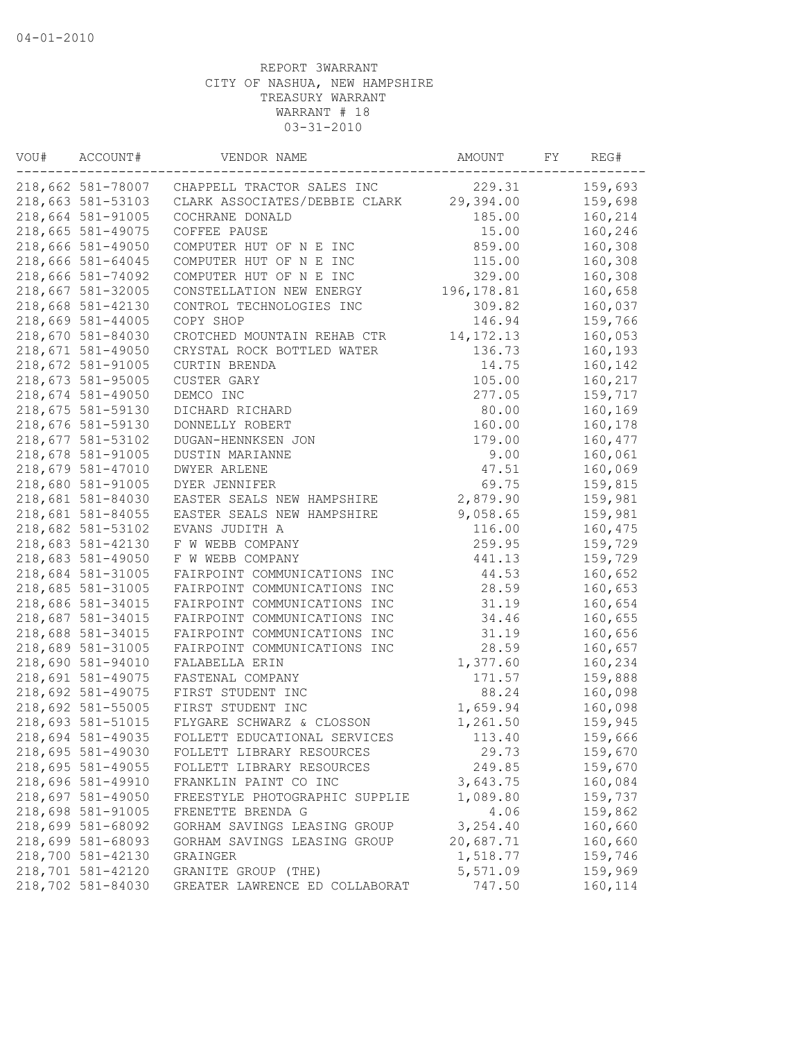04-01-2010

REPORT 3WARRANT
CITY OF NASHUA, NEW HAMPSHIRE
TREASURY WARRANT
WARRANT # 18
03-31-2010

| VOU# | ACCOUNT# | VENDOR NAME | AMOUNT | FY | REG# |
|---|---|---|---|---|---|
| 218,662 | 581-78007 | CHAPPELL TRACTOR SALES INC | 229.31 | | 159,693 |
| 218,663 | 581-53103 | CLARK ASSOCIATES/DEBBIE CLARK | 29,394.00 | | 159,698 |
| 218,664 | 581-91005 | COCHRANE DONALD | 185.00 | | 160,214 |
| 218,665 | 581-49075 | COFFEE PAUSE | 15.00 | | 160,246 |
| 218,666 | 581-49050 | COMPUTER HUT OF N E INC | 859.00 | | 160,308 |
| 218,666 | 581-64045 | COMPUTER HUT OF N E INC | 115.00 | | 160,308 |
| 218,666 | 581-74092 | COMPUTER HUT OF N E INC | 329.00 | | 160,308 |
| 218,667 | 581-32005 | CONSTELLATION NEW ENERGY | 196,178.81 | | 160,658 |
| 218,668 | 581-42130 | CONTROL TECHNOLOGIES INC | 309.82 | | 160,037 |
| 218,669 | 581-44005 | COPY SHOP | 146.94 | | 159,766 |
| 218,670 | 581-84030 | CROTCHED MOUNTAIN REHAB CTR | 14,172.13 | | 160,053 |
| 218,671 | 581-49050 | CRYSTAL ROCK BOTTLED WATER | 136.73 | | 160,193 |
| 218,672 | 581-91005 | CURTIN BRENDA | 14.75 | | 160,142 |
| 218,673 | 581-95005 | CUSTER GARY | 105.00 | | 160,217 |
| 218,674 | 581-49050 | DEMCO INC | 277.05 | | 159,717 |
| 218,675 | 581-59130 | DICHARD RICHARD | 80.00 | | 160,169 |
| 218,676 | 581-59130 | DONNELLY ROBERT | 160.00 | | 160,178 |
| 218,677 | 581-53102 | DUGAN-HENNKSEN JON | 179.00 | | 160,477 |
| 218,678 | 581-91005 | DUSTIN MARIANNE | 9.00 | | 160,061 |
| 218,679 | 581-47010 | DWYER ARLENE | 47.51 | | 160,069 |
| 218,680 | 581-91005 | DYER JENNIFER | 69.75 | | 159,815 |
| 218,681 | 581-84030 | EASTER SEALS NEW HAMPSHIRE | 2,879.90 | | 159,981 |
| 218,681 | 581-84055 | EASTER SEALS NEW HAMPSHIRE | 9,058.65 | | 159,981 |
| 218,682 | 581-53102 | EVANS JUDITH A | 116.00 | | 160,475 |
| 218,683 | 581-42130 | F W WEBB COMPANY | 259.95 | | 159,729 |
| 218,683 | 581-49050 | F W WEBB COMPANY | 441.13 | | 159,729 |
| 218,684 | 581-31005 | FAIRPOINT COMMUNICATIONS INC | 44.53 | | 160,652 |
| 218,685 | 581-31005 | FAIRPOINT COMMUNICATIONS INC | 28.59 | | 160,653 |
| 218,686 | 581-34015 | FAIRPOINT COMMUNICATIONS INC | 31.19 | | 160,654 |
| 218,687 | 581-34015 | FAIRPOINT COMMUNICATIONS INC | 34.46 | | 160,655 |
| 218,688 | 581-34015 | FAIRPOINT COMMUNICATIONS INC | 31.19 | | 160,656 |
| 218,689 | 581-31005 | FAIRPOINT COMMUNICATIONS INC | 28.59 | | 160,657 |
| 218,690 | 581-94010 | FALABELLA ERIN | 1,377.60 | | 160,234 |
| 218,691 | 581-49075 | FASTENAL COMPANY | 171.57 | | 159,888 |
| 218,692 | 581-49075 | FIRST STUDENT INC | 88.24 | | 160,098 |
| 218,692 | 581-55005 | FIRST STUDENT INC | 1,659.94 | | 160,098 |
| 218,693 | 581-51015 | FLYGARE SCHWARZ & CLOSSON | 1,261.50 | | 159,945 |
| 218,694 | 581-49035 | FOLLETT EDUCATIONAL SERVICES | 113.40 | | 159,666 |
| 218,695 | 581-49030 | FOLLETT LIBRARY RESOURCES | 29.73 | | 159,670 |
| 218,695 | 581-49055 | FOLLETT LIBRARY RESOURCES | 249.85 | | 159,670 |
| 218,696 | 581-49910 | FRANKLIN PAINT CO INC | 3,643.75 | | 160,084 |
| 218,697 | 581-49050 | FREESTYLE PHOTOGRAPHIC SUPPLIE | 1,089.80 | | 159,737 |
| 218,698 | 581-91005 | FRENETTE BRENDA G | 4.06 | | 159,862 |
| 218,699 | 581-68092 | GORHAM SAVINGS LEASING GROUP | 3,254.40 | | 160,660 |
| 218,699 | 581-68093 | GORHAM SAVINGS LEASING GROUP | 20,687.71 | | 160,660 |
| 218,700 | 581-42130 | GRAINGER | 1,518.77 | | 159,746 |
| 218,701 | 581-42120 | GRANITE GROUP (THE) | 5,571.09 | | 159,969 |
| 218,702 | 581-84030 | GREATER LAWRENCE ED COLLABORAT | 747.50 | | 160,114 |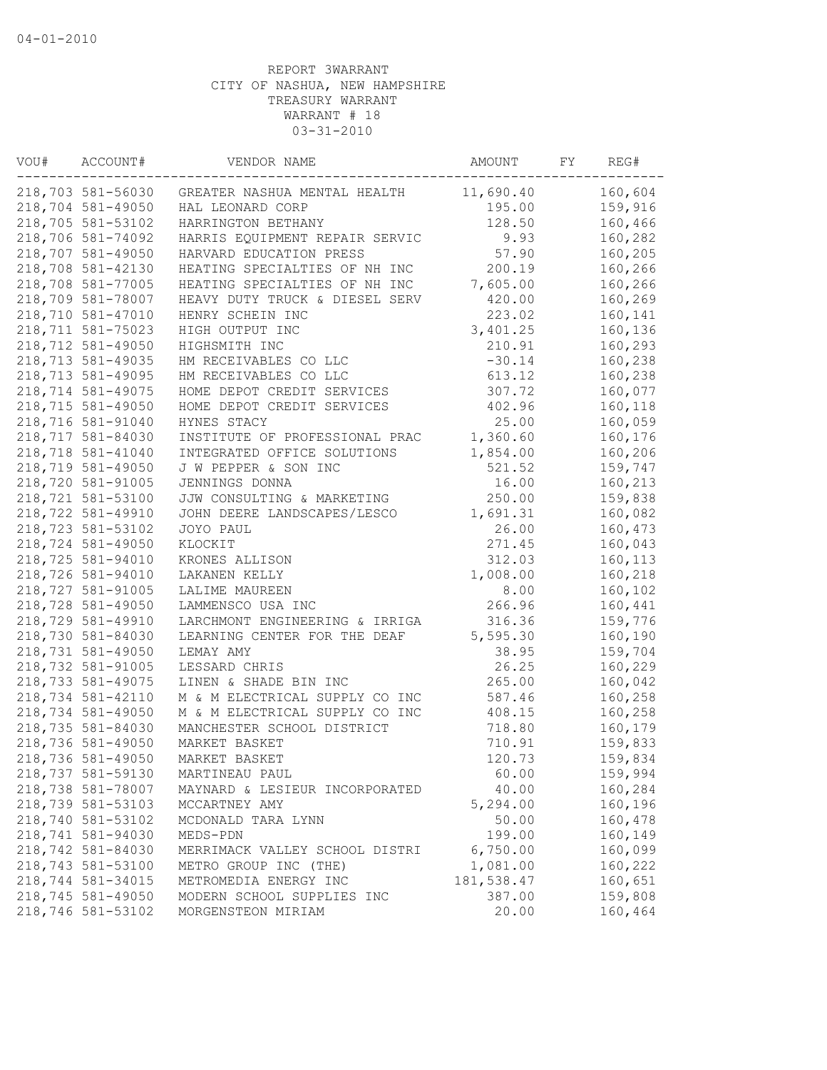04-01-2010

REPORT 3WARRANT
CITY OF NASHUA, NEW HAMPSHIRE
TREASURY WARRANT
WARRANT # 18
03-31-2010

| VOU# | ACCOUNT# | VENDOR NAME | AMOUNT | FY | REG# |
|---|---|---|---|---|---|
| 218,703 | 581-56030 | GREATER NASHUA MENTAL HEALTH | 11,690.40 | | 160,604 |
| 218,704 | 581-49050 | HAL LEONARD CORP | 195.00 | | 159,916 |
| 218,705 | 581-53102 | HARRINGTON BETHANY | 128.50 | | 160,466 |
| 218,706 | 581-74092 | HARRIS EQUIPMENT REPAIR SERVIC | 9.93 | | 160,282 |
| 218,707 | 581-49050 | HARVARD EDUCATION PRESS | 57.90 | | 160,205 |
| 218,708 | 581-42130 | HEATING SPECIALTIES OF NH INC | 200.19 | | 160,266 |
| 218,708 | 581-77005 | HEATING SPECIALTIES OF NH INC | 7,605.00 | | 160,266 |
| 218,709 | 581-78007 | HEAVY DUTY TRUCK & DIESEL SERV | 420.00 | | 160,269 |
| 218,710 | 581-47010 | HENRY SCHEIN INC | 223.02 | | 160,141 |
| 218,711 | 581-75023 | HIGH OUTPUT INC | 3,401.25 | | 160,136 |
| 218,712 | 581-49050 | HIGHSMITH INC | 210.91 | | 160,293 |
| 218,713 | 581-49035 | HM RECEIVABLES CO LLC | -30.14 | | 160,238 |
| 218,713 | 581-49095 | HM RECEIVABLES CO LLC | 613.12 | | 160,238 |
| 218,714 | 581-49075 | HOME DEPOT CREDIT SERVICES | 307.72 | | 160,077 |
| 218,715 | 581-49050 | HOME DEPOT CREDIT SERVICES | 402.96 | | 160,118 |
| 218,716 | 581-91040 | HYNES STACY | 25.00 | | 160,059 |
| 218,717 | 581-84030 | INSTITUTE OF PROFESSIONAL PRAC | 1,360.60 | | 160,176 |
| 218,718 | 581-41040 | INTEGRATED OFFICE SOLUTIONS | 1,854.00 | | 160,206 |
| 218,719 | 581-49050 | J W PEPPER & SON INC | 521.52 | | 159,747 |
| 218,720 | 581-91005 | JENNINGS DONNA | 16.00 | | 160,213 |
| 218,721 | 581-53100 | JJW CONSULTING & MARKETING | 250.00 | | 159,838 |
| 218,722 | 581-49910 | JOHN DEERE LANDSCAPES/LESCO | 1,691.31 | | 160,082 |
| 218,723 | 581-53102 | JOYO PAUL | 26.00 | | 160,473 |
| 218,724 | 581-49050 | KLOCKIT | 271.45 | | 160,043 |
| 218,725 | 581-94010 | KRONES ALLISON | 312.03 | | 160,113 |
| 218,726 | 581-94010 | LAKANEN KELLY | 1,008.00 | | 160,218 |
| 218,727 | 581-91005 | LALIME MAUREEN | 8.00 | | 160,102 |
| 218,728 | 581-49050 | LAMMENSCO USA INC | 266.96 | | 160,441 |
| 218,729 | 581-49910 | LARCHMONT ENGINEERING & IRRIGA | 316.36 | | 159,776 |
| 218,730 | 581-84030 | LEARNING CENTER FOR THE DEAF | 5,595.30 | | 160,190 |
| 218,731 | 581-49050 | LEMAY AMY | 38.95 | | 159,704 |
| 218,732 | 581-91005 | LESSARD CHRIS | 26.25 | | 160,229 |
| 218,733 | 581-49075 | LINEN & SHADE BIN INC | 265.00 | | 160,042 |
| 218,734 | 581-42110 | M & M ELECTRICAL SUPPLY CO INC | 587.46 | | 160,258 |
| 218,734 | 581-49050 | M & M ELECTRICAL SUPPLY CO INC | 408.15 | | 160,258 |
| 218,735 | 581-84030 | MANCHESTER SCHOOL DISTRICT | 718.80 | | 160,179 |
| 218,736 | 581-49050 | MARKET BASKET | 710.91 | | 159,833 |
| 218,736 | 581-49050 | MARKET BASKET | 120.73 | | 159,834 |
| 218,737 | 581-59130 | MARTINEAU PAUL | 60.00 | | 159,994 |
| 218,738 | 581-78007 | MAYNARD & LESIEUR INCORPORATED | 40.00 | | 160,284 |
| 218,739 | 581-53103 | MCCARTNEY AMY | 5,294.00 | | 160,196 |
| 218,740 | 581-53102 | MCDONALD TARA LYNN | 50.00 | | 160,478 |
| 218,741 | 581-94030 | MEDS-PDN | 199.00 | | 160,149 |
| 218,742 | 581-84030 | MERRIMACK VALLEY SCHOOL DISTRI | 6,750.00 | | 160,099 |
| 218,743 | 581-53100 | METRO GROUP INC (THE) | 1,081.00 | | 160,222 |
| 218,744 | 581-34015 | METROMEDIA ENERGY INC | 181,538.47 | | 160,651 |
| 218,745 | 581-49050 | MODERN SCHOOL SUPPLIES INC | 387.00 | | 159,808 |
| 218,746 | 581-53102 | MORGENSTEON MIRIAM | 20.00 | | 160,464 |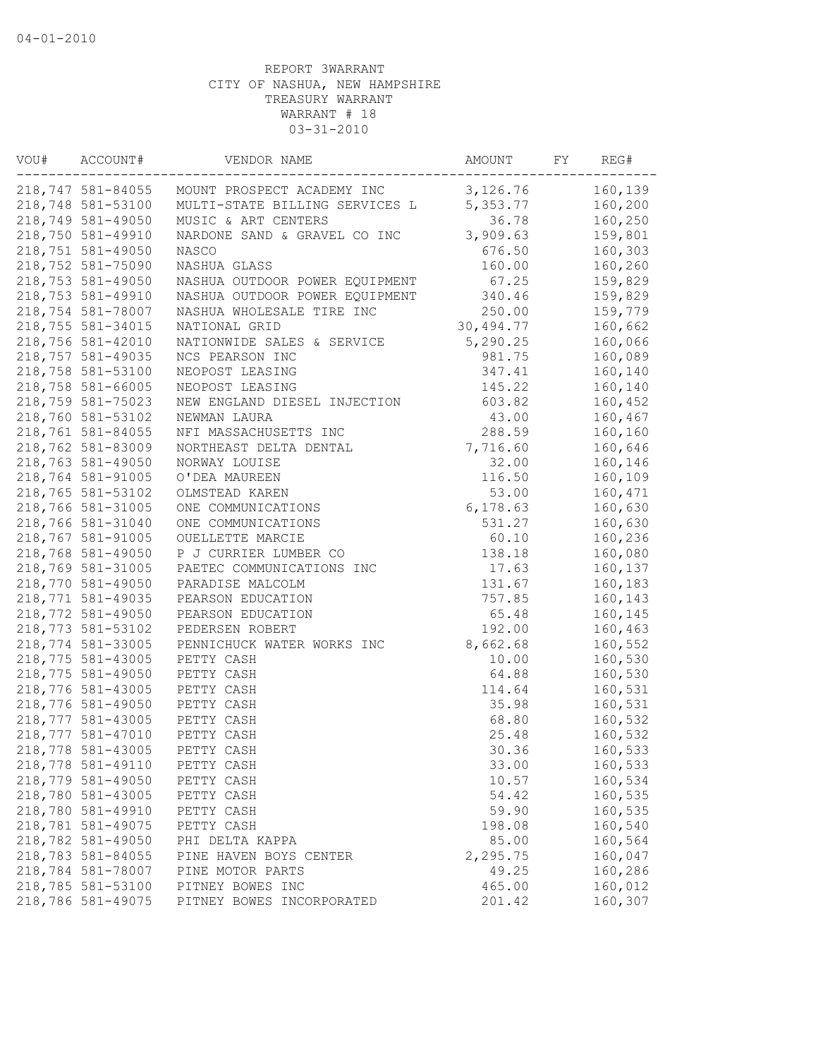04-01-2010

REPORT 3WARRANT
CITY OF NASHUA, NEW HAMPSHIRE
TREASURY WARRANT
WARRANT # 18
03-31-2010

| VOU# | ACCOUNT# | VENDOR NAME | AMOUNT | FY | REG# |
|---|---|---|---|---|---|
| 218,747 | 581-84055 | MOUNT PROSPECT ACADEMY INC | 3,126.76 | | 160,139 |
| 218,748 | 581-53100 | MULTI-STATE BILLING SERVICES L | 5,353.77 | | 160,200 |
| 218,749 | 581-49050 | MUSIC & ART CENTERS | 36.78 | | 160,250 |
| 218,750 | 581-49910 | NARDONE SAND & GRAVEL CO INC | 3,909.63 | | 159,801 |
| 218,751 | 581-49050 | NASCO | 676.50 | | 160,303 |
| 218,752 | 581-75090 | NASHUA GLASS | 160.00 | | 160,260 |
| 218,753 | 581-49050 | NASHUA OUTDOOR POWER EQUIPMENT | 67.25 | | 159,829 |
| 218,753 | 581-49910 | NASHUA OUTDOOR POWER EQUIPMENT | 340.46 | | 159,829 |
| 218,754 | 581-78007 | NASHUA WHOLESALE TIRE INC | 250.00 | | 159,779 |
| 218,755 | 581-34015 | NATIONAL GRID | 30,494.77 | | 160,662 |
| 218,756 | 581-42010 | NATIONWIDE SALES & SERVICE | 5,290.25 | | 160,066 |
| 218,757 | 581-49035 | NCS PEARSON INC | 981.75 | | 160,089 |
| 218,758 | 581-53100 | NEOPOST LEASING | 347.41 | | 160,140 |
| 218,758 | 581-66005 | NEOPOST LEASING | 145.22 | | 160,140 |
| 218,759 | 581-75023 | NEW ENGLAND DIESEL INJECTION | 603.82 | | 160,452 |
| 218,760 | 581-53102 | NEWMAN LAURA | 43.00 | | 160,467 |
| 218,761 | 581-84055 | NFI MASSACHUSETTS INC | 288.59 | | 160,160 |
| 218,762 | 581-83009 | NORTHEAST DELTA DENTAL | 7,716.60 | | 160,646 |
| 218,763 | 581-49050 | NORWAY LOUISE | 32.00 | | 160,146 |
| 218,764 | 581-91005 | O'DEA MAUREEN | 116.50 | | 160,109 |
| 218,765 | 581-53102 | OLMSTEAD KAREN | 53.00 | | 160,471 |
| 218,766 | 581-31005 | ONE COMMUNICATIONS | 6,178.63 | | 160,630 |
| 218,766 | 581-31040 | ONE COMMUNICATIONS | 531.27 | | 160,630 |
| 218,767 | 581-91005 | OUELLETTE MARCIE | 60.10 | | 160,236 |
| 218,768 | 581-49050 | P J CURRIER LUMBER CO | 138.18 | | 160,080 |
| 218,769 | 581-31005 | PAETEC COMMUNICATIONS INC | 17.63 | | 160,137 |
| 218,770 | 581-49050 | PARADISE MALCOLM | 131.67 | | 160,183 |
| 218,771 | 581-49035 | PEARSON EDUCATION | 757.85 | | 160,143 |
| 218,772 | 581-49050 | PEARSON EDUCATION | 65.48 | | 160,145 |
| 218,773 | 581-53102 | PEDERSEN ROBERT | 192.00 | | 160,463 |
| 218,774 | 581-33005 | PENNICHUCK WATER WORKS INC | 8,662.68 | | 160,552 |
| 218,775 | 581-43005 | PETTY CASH | 10.00 | | 160,530 |
| 218,775 | 581-49050 | PETTY CASH | 64.88 | | 160,530 |
| 218,776 | 581-43005 | PETTY CASH | 114.64 | | 160,531 |
| 218,776 | 581-49050 | PETTY CASH | 35.98 | | 160,531 |
| 218,777 | 581-43005 | PETTY CASH | 68.80 | | 160,532 |
| 218,777 | 581-47010 | PETTY CASH | 25.48 | | 160,532 |
| 218,778 | 581-43005 | PETTY CASH | 30.36 | | 160,533 |
| 218,778 | 581-49110 | PETTY CASH | 33.00 | | 160,533 |
| 218,779 | 581-49050 | PETTY CASH | 10.57 | | 160,534 |
| 218,780 | 581-43005 | PETTY CASH | 54.42 | | 160,535 |
| 218,780 | 581-49910 | PETTY CASH | 59.90 | | 160,535 |
| 218,781 | 581-49075 | PETTY CASH | 198.08 | | 160,540 |
| 218,782 | 581-49050 | PHI DELTA KAPPA | 85.00 | | 160,564 |
| 218,783 | 581-84055 | PINE HAVEN BOYS CENTER | 2,295.75 | | 160,047 |
| 218,784 | 581-78007 | PINE MOTOR PARTS | 49.25 | | 160,286 |
| 218,785 | 581-53100 | PITNEY BOWES INC | 465.00 | | 160,012 |
| 218,786 | 581-49075 | PITNEY BOWES INCORPORATED | 201.42 | | 160,307 |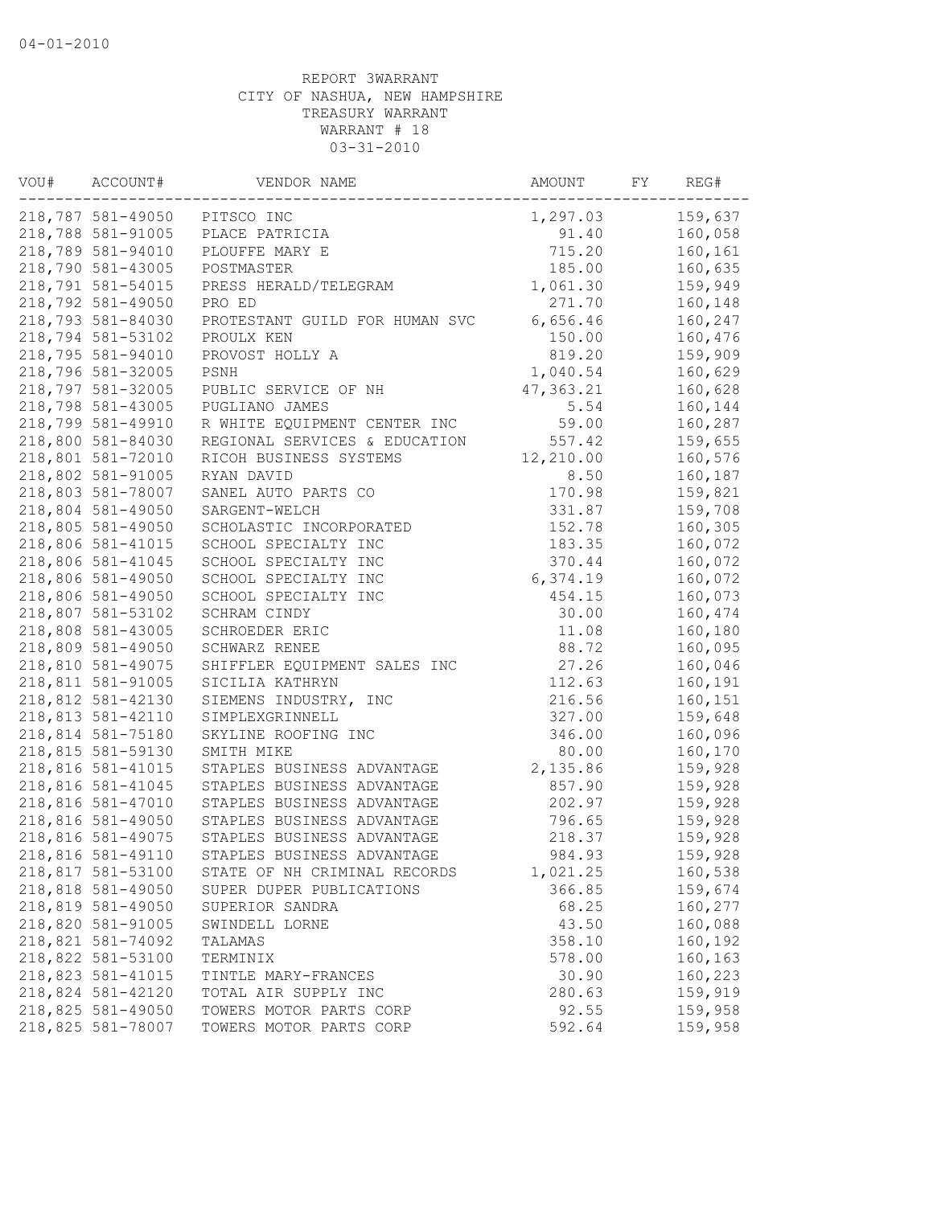04-01-2010

REPORT 3WARRANT
CITY OF NASHUA, NEW HAMPSHIRE
TREASURY WARRANT
WARRANT # 18
03-31-2010

| VOU# | ACCOUNT# | VENDOR NAME | AMOUNT | FY | REG# |
|---|---|---|---|---|---|
| 218,787 | 581-49050 | PITSCO INC | 1,297.03 | | 159,637 |
| 218,788 | 581-91005 | PLACE PATRICIA | 91.40 | | 160,058 |
| 218,789 | 581-94010 | PLOUFFE MARY E | 715.20 | | 160,161 |
| 218,790 | 581-43005 | POSTMASTER | 185.00 | | 160,635 |
| 218,791 | 581-54015 | PRESS HERALD/TELEGRAM | 1,061.30 | | 159,949 |
| 218,792 | 581-49050 | PRO ED | 271.70 | | 160,148 |
| 218,793 | 581-84030 | PROTESTANT GUILD FOR HUMAN SVC | 6,656.46 | | 160,247 |
| 218,794 | 581-53102 | PROULX KEN | 150.00 | | 160,476 |
| 218,795 | 581-94010 | PROVOST HOLLY A | 819.20 | | 159,909 |
| 218,796 | 581-32005 | PSNH | 1,040.54 | | 160,629 |
| 218,797 | 581-32005 | PUBLIC SERVICE OF NH | 47,363.21 | | 160,628 |
| 218,798 | 581-43005 | PUGLIANO JAMES | 5.54 | | 160,144 |
| 218,799 | 581-49910 | R WHITE EQUIPMENT CENTER INC | 59.00 | | 160,287 |
| 218,800 | 581-84030 | REGIONAL SERVICES & EDUCATION | 557.42 | | 159,655 |
| 218,801 | 581-72010 | RICOH BUSINESS SYSTEMS | 12,210.00 | | 160,576 |
| 218,802 | 581-91005 | RYAN DAVID | 8.50 | | 160,187 |
| 218,803 | 581-78007 | SANEL AUTO PARTS CO | 170.98 | | 159,821 |
| 218,804 | 581-49050 | SARGENT-WELCH | 331.87 | | 159,708 |
| 218,805 | 581-49050 | SCHOLASTIC INCORPORATED | 152.78 | | 160,305 |
| 218,806 | 581-41015 | SCHOOL SPECIALTY INC | 183.35 | | 160,072 |
| 218,806 | 581-41045 | SCHOOL SPECIALTY INC | 370.44 | | 160,072 |
| 218,806 | 581-49050 | SCHOOL SPECIALTY INC | 6,374.19 | | 160,072 |
| 218,806 | 581-49050 | SCHOOL SPECIALTY INC | 454.15 | | 160,073 |
| 218,807 | 581-53102 | SCHRAM CINDY | 30.00 | | 160,474 |
| 218,808 | 581-43005 | SCHROEDER ERIC | 11.08 | | 160,180 |
| 218,809 | 581-49050 | SCHWARZ RENEE | 88.72 | | 160,095 |
| 218,810 | 581-49075 | SHIFFLER EQUIPMENT SALES INC | 27.26 | | 160,046 |
| 218,811 | 581-91005 | SICILIA KATHRYN | 112.63 | | 160,191 |
| 218,812 | 581-42130 | SIEMENS INDUSTRY, INC | 216.56 | | 160,151 |
| 218,813 | 581-42110 | SIMPLEXGRINNELL | 327.00 | | 159,648 |
| 218,814 | 581-75180 | SKYLINE ROOFING INC | 346.00 | | 160,096 |
| 218,815 | 581-59130 | SMITH MIKE | 80.00 | | 160,170 |
| 218,816 | 581-41015 | STAPLES BUSINESS ADVANTAGE | 2,135.86 | | 159,928 |
| 218,816 | 581-41045 | STAPLES BUSINESS ADVANTAGE | 857.90 | | 159,928 |
| 218,816 | 581-47010 | STAPLES BUSINESS ADVANTAGE | 202.97 | | 159,928 |
| 218,816 | 581-49050 | STAPLES BUSINESS ADVANTAGE | 796.65 | | 159,928 |
| 218,816 | 581-49075 | STAPLES BUSINESS ADVANTAGE | 218.37 | | 159,928 |
| 218,816 | 581-49110 | STAPLES BUSINESS ADVANTAGE | 984.93 | | 159,928 |
| 218,817 | 581-53100 | STATE OF NH CRIMINAL RECORDS | 1,021.25 | | 160,538 |
| 218,818 | 581-49050 | SUPER DUPER PUBLICATIONS | 366.85 | | 159,674 |
| 218,819 | 581-49050 | SUPERIOR SANDRA | 68.25 | | 160,277 |
| 218,820 | 581-91005 | SWINDELL LORNE | 43.50 | | 160,088 |
| 218,821 | 581-74092 | TALAMAS | 358.10 | | 160,192 |
| 218,822 | 581-53100 | TERMINIX | 578.00 | | 160,163 |
| 218,823 | 581-41015 | TINTLE MARY-FRANCES | 30.90 | | 160,223 |
| 218,824 | 581-42120 | TOTAL AIR SUPPLY INC | 280.63 | | 159,919 |
| 218,825 | 581-49050 | TOWERS MOTOR PARTS CORP | 92.55 | | 159,958 |
| 218,825 | 581-78007 | TOWERS MOTOR PARTS CORP | 592.64 | | 159,958 |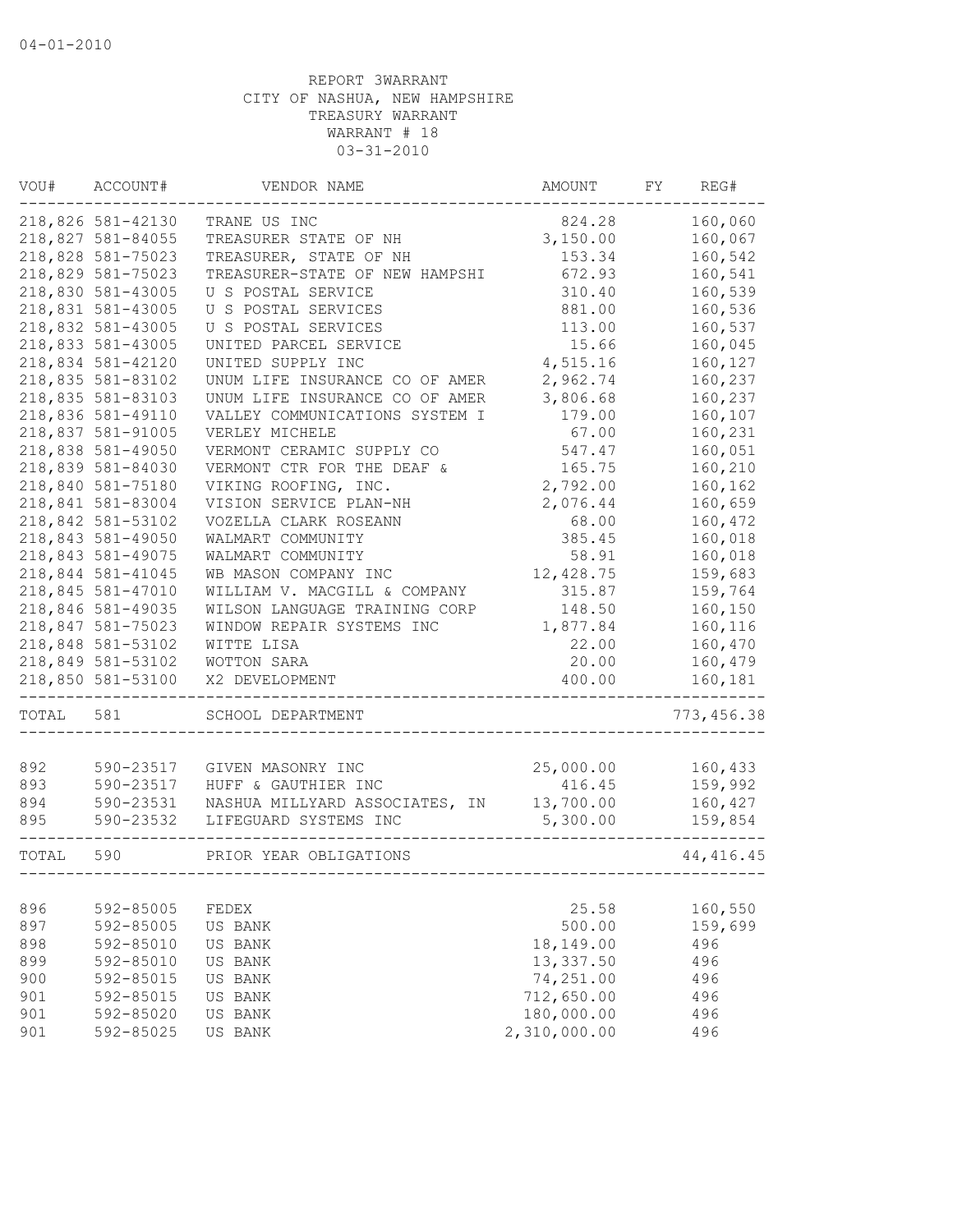04-01-2010

REPORT 3WARRANT
CITY OF NASHUA, NEW HAMPSHIRE
TREASURY WARRANT
WARRANT # 18
03-31-2010

| VOU# | ACCOUNT# | VENDOR NAME | AMOUNT | FY | REG# |
|---|---|---|---|---|---|
| 218,826 | 581-42130 | TRANE US INC | 824.28 | | 160,060 |
| 218,827 | 581-84055 | TREASURER STATE OF NH | 3,150.00 | | 160,067 |
| 218,828 | 581-75023 | TREASURER, STATE OF NH | 153.34 | | 160,542 |
| 218,829 | 581-75023 | TREASURER-STATE OF NEW HAMPSHI | 672.93 | | 160,541 |
| 218,830 | 581-43005 | U S POSTAL SERVICE | 310.40 | | 160,539 |
| 218,831 | 581-43005 | U S POSTAL SERVICES | 881.00 | | 160,536 |
| 218,832 | 581-43005 | U S POSTAL SERVICES | 113.00 | | 160,537 |
| 218,833 | 581-43005 | UNITED PARCEL SERVICE | 15.66 | | 160,045 |
| 218,834 | 581-42120 | UNITED SUPPLY INC | 4,515.16 | | 160,127 |
| 218,835 | 581-83102 | UNUM LIFE INSURANCE CO OF AMER | 2,962.74 | | 160,237 |
| 218,835 | 581-83103 | UNUM LIFE INSURANCE CO OF AMER | 3,806.68 | | 160,237 |
| 218,836 | 581-49110 | VALLEY COMMUNICATIONS SYSTEM I | 179.00 | | 160,107 |
| 218,837 | 581-91005 | VERLEY MICHELE | 67.00 | | 160,231 |
| 218,838 | 581-49050 | VERMONT CERAMIC SUPPLY CO | 547.47 | | 160,051 |
| 218,839 | 581-84030 | VERMONT CTR FOR THE DEAF & | 165.75 | | 160,210 |
| 218,840 | 581-75180 | VIKING ROOFING, INC. | 2,792.00 | | 160,162 |
| 218,841 | 581-83004 | VISION SERVICE PLAN-NH | 2,076.44 | | 160,659 |
| 218,842 | 581-53102 | VOZELLA CLARK ROSEANN | 68.00 | | 160,472 |
| 218,843 | 581-49050 | WALMART COMMUNITY | 385.45 | | 160,018 |
| 218,843 | 581-49075 | WALMART COMMUNITY | 58.91 | | 160,018 |
| 218,844 | 581-41045 | WB MASON COMPANY INC | 12,428.75 | | 159,683 |
| 218,845 | 581-47010 | WILLIAM V. MACGILL & COMPANY | 315.87 | | 159,764 |
| 218,846 | 581-49035 | WILSON LANGUAGE TRAINING CORP | 148.50 | | 160,150 |
| 218,847 | 581-75023 | WINDOW REPAIR SYSTEMS INC | 1,877.84 | | 160,116 |
| 218,848 | 581-53102 | WITTE LISA | 22.00 | | 160,470 |
| 218,849 | 581-53102 | WOTTON SARA | 20.00 | | 160,479 |
| 218,850 | 581-53100 | X2 DEVELOPMENT | 400.00 | | 160,181 |
| TOTAL | 581 | SCHOOL DEPARTMENT | | | 773,456.38 |
| 892 | 590-23517 | GIVEN MASONRY INC | 25,000.00 | | 160,433 |
| 893 | 590-23517 | HUFF & GAUTHIER INC | 416.45 | | 159,992 |
| 894 | 590-23531 | NASHUA MILLYARD ASSOCIATES, IN | 13,700.00 | | 160,427 |
| 895 | 590-23532 | LIFEGUARD SYSTEMS INC | 5,300.00 | | 159,854 |
| TOTAL | 590 | PRIOR YEAR OBLIGATIONS | | | 44,416.45 |
| 896 | 592-85005 | FEDEX | 25.58 | | 160,550 |
| 897 | 592-85005 | US BANK | 500.00 | | 159,699 |
| 898 | 592-85010 | US BANK | 18,149.00 | | 496 |
| 899 | 592-85010 | US BANK | 13,337.50 | | 496 |
| 900 | 592-85015 | US BANK | 74,251.00 | | 496 |
| 901 | 592-85015 | US BANK | 712,650.00 | | 496 |
| 901 | 592-85020 | US BANK | 180,000.00 | | 496 |
| 901 | 592-85025 | US BANK | 2,310,000.00 | | 496 |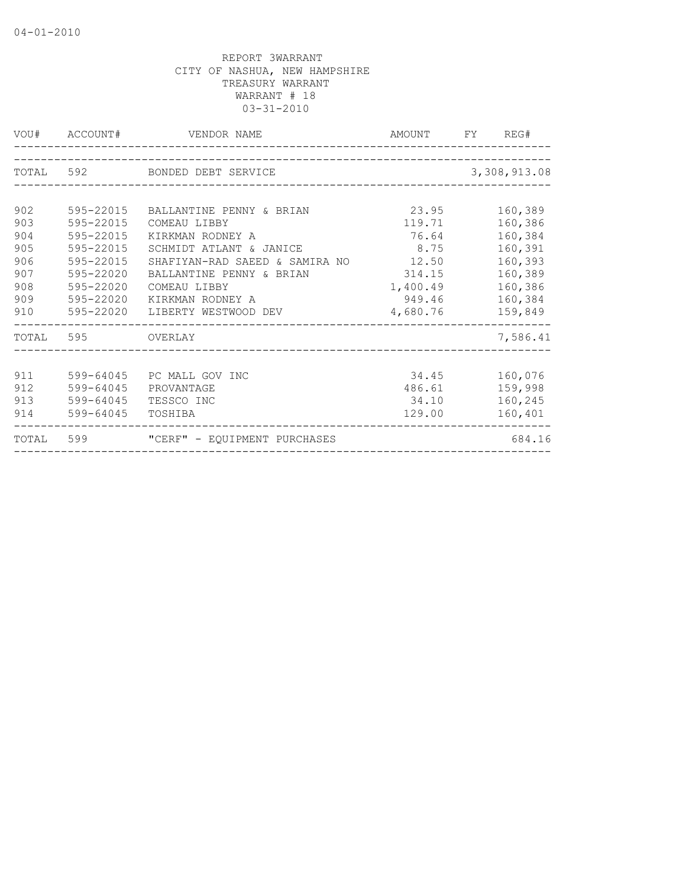04-01-2010

REPORT 3WARRANT
CITY OF NASHUA, NEW HAMPSHIRE
TREASURY WARRANT
WARRANT # 18
03-31-2010

| VOU# | ACCOUNT# | VENDOR NAME | AMOUNT | FY | REG# |
|---|---|---|---|---|---|
| TOTAL | 592 | BONDED DEBT SERVICE | | | 3,308,913.08 |
| 902 | 595-22015 | BALLANTINE PENNY & BRIAN | 23.95 | | 160,389 |
| 903 | 595-22015 | COMEAU LIBBY | 119.71 | | 160,386 |
| 904 | 595-22015 | KIRKMAN RODNEY A | 76.64 | | 160,384 |
| 905 | 595-22015 | SCHMIDT ATLANT & JANICE | 8.75 | | 160,391 |
| 906 | 595-22015 | SHAFIYAN-RAD SAEED & SAMIRA NO | 12.50 | | 160,393 |
| 907 | 595-22020 | BALLANTINE PENNY & BRIAN | 314.15 | | 160,389 |
| 908 | 595-22020 | COMEAU LIBBY | 1,400.49 | | 160,386 |
| 909 | 595-22020 | KIRKMAN RODNEY A | 949.46 | | 160,384 |
| 910 | 595-22020 | LIBERTY WESTWOOD DEV | 4,680.76 | | 159,849 |
| TOTAL | 595 | OVERLAY | | | 7,586.41 |
| 911 | 599-64045 | PC MALL GOV INC | 34.45 | | 160,076 |
| 912 | 599-64045 | PROVANTAGE | 486.61 | | 159,998 |
| 913 | 599-64045 | TESSCO INC | 34.10 | | 160,245 |
| 914 | 599-64045 | TOSHIBA | 129.00 | | 160,401 |
| TOTAL | 599 | "CERF" - EQUIPMENT PURCHASES | | | 684.16 |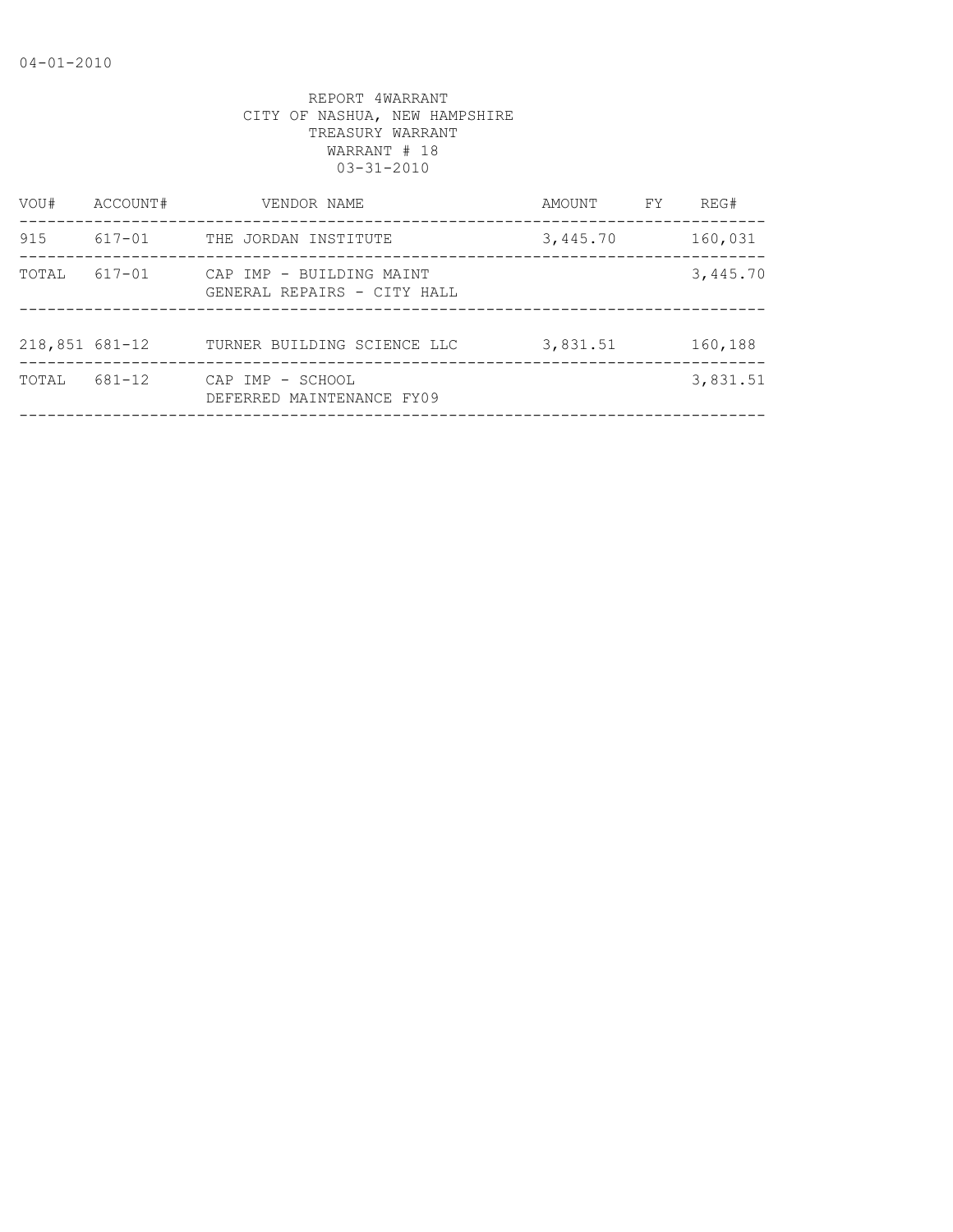04-01-2010

REPORT 4WARRANT
CITY OF NASHUA, NEW HAMPSHIRE
TREASURY WARRANT
WARRANT # 18
03-31-2010

| VOU# | ACCOUNT# | VENDOR NAME | AMOUNT | FY | REG# |
|---|---|---|---|---|---|
| 915 | 617-01 | THE JORDAN INSTITUTE | 3,445.70 | | 160,031 |
| TOTAL | 617-01 | CAP IMP - BUILDING MAINT GENERAL REPAIRS - CITY HALL | | | 3,445.70 |
| 218,851 | 681-12 | TURNER BUILDING SCIENCE LLC | 3,831.51 | | 160,188 |
| TOTAL | 681-12 | CAP IMP - SCHOOL DEFERRED MAINTENANCE FY09 | | | 3,831.51 |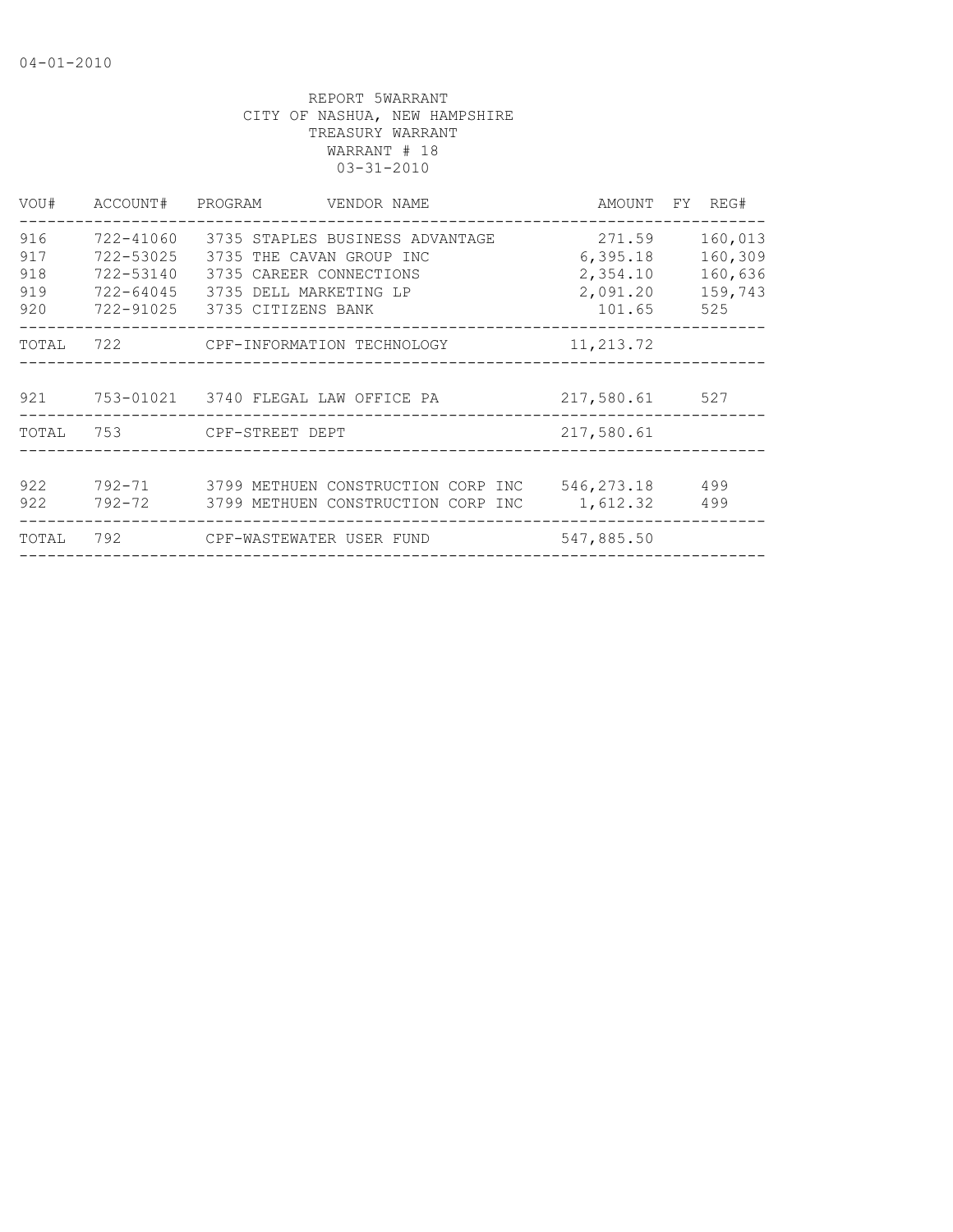04-01-2010

REPORT 5WARRANT
CITY OF NASHUA, NEW HAMPSHIRE
TREASURY WARRANT
WARRANT # 18
03-31-2010

| VOU# | ACCOUNT# | PROGRAM | VENDOR NAME | AMOUNT | FY | REG# |
|---|---|---|---|---|---|---|
| 916 | 722-41060 | 3735 | STAPLES BUSINESS ADVANTAGE | 271.59 | | 160,013 |
| 917 | 722-53025 | 3735 | THE CAVAN GROUP INC | 6,395.18 | | 160,309 |
| 918 | 722-53140 | 3735 | CAREER CONNECTIONS | 2,354.10 | | 160,636 |
| 919 | 722-64045 | 3735 | DELL MARKETING LP | 2,091.20 | | 159,743 |
| 920 | 722-91025 | 3735 | CITIZENS BANK | 101.65 | | 525 |
| TOTAL | 722 | | CPF-INFORMATION TECHNOLOGY | 11,213.72 | | |
| 921 | 753-01021 | 3740 | FLEGAL LAW OFFICE PA | 217,580.61 | | 527 |
| TOTAL | 753 | | CPF-STREET DEPT | 217,580.61 | | |
| 922 | 792-71 | 3799 | METHUEN CONSTRUCTION CORP INC | 546,273.18 | | 499 |
| 922 | 792-72 | 3799 | METHUEN CONSTRUCTION CORP INC | 1,612.32 | | 499 |
| TOTAL | 792 | | CPF-WASTEWATER USER FUND | 547,885.50 | | |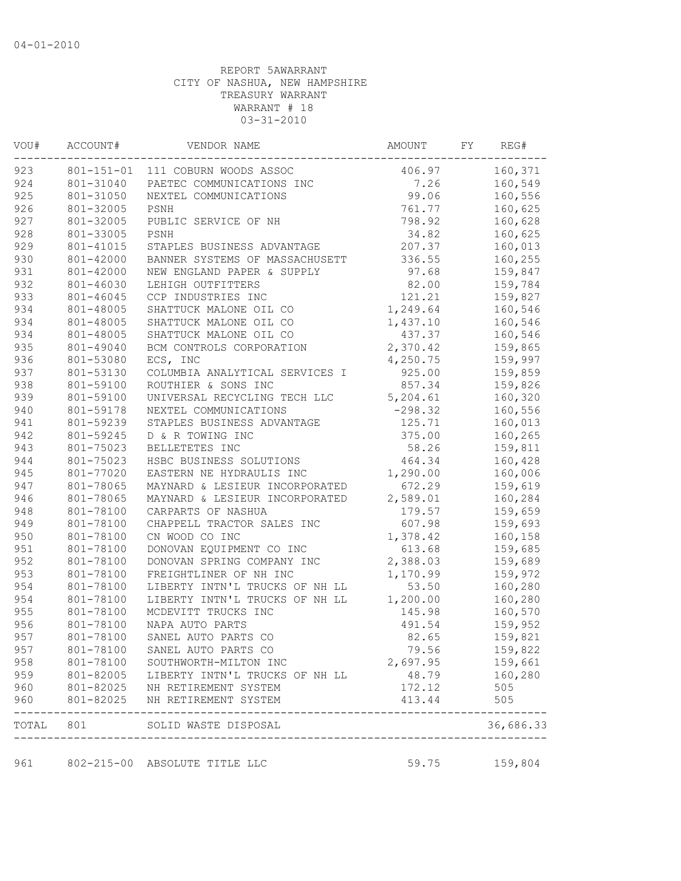04-01-2010

REPORT 5AWARRANT
CITY OF NASHUA, NEW HAMPSHIRE
TREASURY WARRANT
WARRANT # 18
03-31-2010

| VOU# | ACCOUNT# | VENDOR NAME | AMOUNT | FY | REG# |
|---|---|---|---|---|---|
| 923 | 801-151-01 | 111 COBURN WOODS ASSOC | 406.97 | | 160,371 |
| 924 | 801-31040 | PAETEC COMMUNICATIONS INC | 7.26 | | 160,549 |
| 925 | 801-31050 | NEXTEL COMMUNICATIONS | 99.06 | | 160,556 |
| 926 | 801-32005 | PSNH | 761.77 | | 160,625 |
| 927 | 801-32005 | PUBLIC SERVICE OF NH | 798.92 | | 160,628 |
| 928 | 801-33005 | PSNH | 34.82 | | 160,625 |
| 929 | 801-41015 | STAPLES BUSINESS ADVANTAGE | 207.37 | | 160,013 |
| 930 | 801-42000 | BANNER SYSTEMS OF MASSACHUSETT | 336.55 | | 160,255 |
| 931 | 801-42000 | NEW ENGLAND PAPER & SUPPLY | 97.68 | | 159,847 |
| 932 | 801-46030 | LEHIGH OUTFITTERS | 82.00 | | 159,784 |
| 933 | 801-46045 | CCP INDUSTRIES INC | 121.21 | | 159,827 |
| 934 | 801-48005 | SHATTUCK MALONE OIL CO | 1,249.64 | | 160,546 |
| 934 | 801-48005 | SHATTUCK MALONE OIL CO | 1,437.10 | | 160,546 |
| 934 | 801-48005 | SHATTUCK MALONE OIL CO | 437.37 | | 160,546 |
| 935 | 801-49040 | BCM CONTROLS CORPORATION | 2,370.42 | | 159,865 |
| 936 | 801-53080 | ECS, INC | 4,250.75 | | 159,997 |
| 937 | 801-53130 | COLUMBIA ANALYTICAL SERVICES I | 925.00 | | 159,859 |
| 938 | 801-59100 | ROUTHIER & SONS INC | 857.34 | | 159,826 |
| 939 | 801-59100 | UNIVERSAL RECYCLING TECH LLC | 5,204.61 | | 160,320 |
| 940 | 801-59178 | NEXTEL COMMUNICATIONS | -298.32 | | 160,556 |
| 941 | 801-59239 | STAPLES BUSINESS ADVANTAGE | 125.71 | | 160,013 |
| 942 | 801-59245 | D & R TOWING INC | 375.00 | | 160,265 |
| 943 | 801-75023 | BELLETETES INC | 58.26 | | 159,811 |
| 944 | 801-75023 | HSBC BUSINESS SOLUTIONS | 464.34 | | 160,428 |
| 945 | 801-77020 | EASTERN NE HYDRAULIS INC | 1,290.00 | | 160,006 |
| 947 | 801-78065 | MAYNARD & LESIEUR INCORPORATED | 672.29 | | 159,619 |
| 946 | 801-78065 | MAYNARD & LESIEUR INCORPORATED | 2,589.01 | | 160,284 |
| 948 | 801-78100 | CARPARTS OF NASHUA | 179.57 | | 159,659 |
| 949 | 801-78100 | CHAPPELL TRACTOR SALES INC | 607.98 | | 159,693 |
| 950 | 801-78100 | CN WOOD CO INC | 1,378.42 | | 160,158 |
| 951 | 801-78100 | DONOVAN EQUIPMENT CO INC | 613.68 | | 159,685 |
| 952 | 801-78100 | DONOVAN SPRING COMPANY INC | 2,388.03 | | 159,689 |
| 953 | 801-78100 | FREIGHTLINER OF NH INC | 1,170.99 | | 159,972 |
| 954 | 801-78100 | LIBERTY INTN'L TRUCKS OF NH LL | 53.50 | | 160,280 |
| 954 | 801-78100 | LIBERTY INTN'L TRUCKS OF NH LL | 1,200.00 | | 160,280 |
| 955 | 801-78100 | MCDEVITT TRUCKS INC | 145.98 | | 160,570 |
| 956 | 801-78100 | NAPA AUTO PARTS | 491.54 | | 159,952 |
| 957 | 801-78100 | SANEL AUTO PARTS CO | 82.65 | | 159,821 |
| 957 | 801-78100 | SANEL AUTO PARTS CO | 79.56 | | 159,822 |
| 958 | 801-78100 | SOUTHWORTH-MILTON INC | 2,697.95 | | 159,661 |
| 959 | 801-82005 | LIBERTY INTN'L TRUCKS OF NH LL | 48.79 | | 160,280 |
| 960 | 801-82025 | NH RETIREMENT SYSTEM | 172.12 | | 505 |
| 960 | 801-82025 | NH RETIREMENT SYSTEM | 413.44 | | 505 |
| TOTAL | 801 | SOLID WASTE DISPOSAL | | | 36,686.33 |
| 961 | 802-215-00 | ABSOLUTE TITLE LLC | 59.75 | | 159,804 |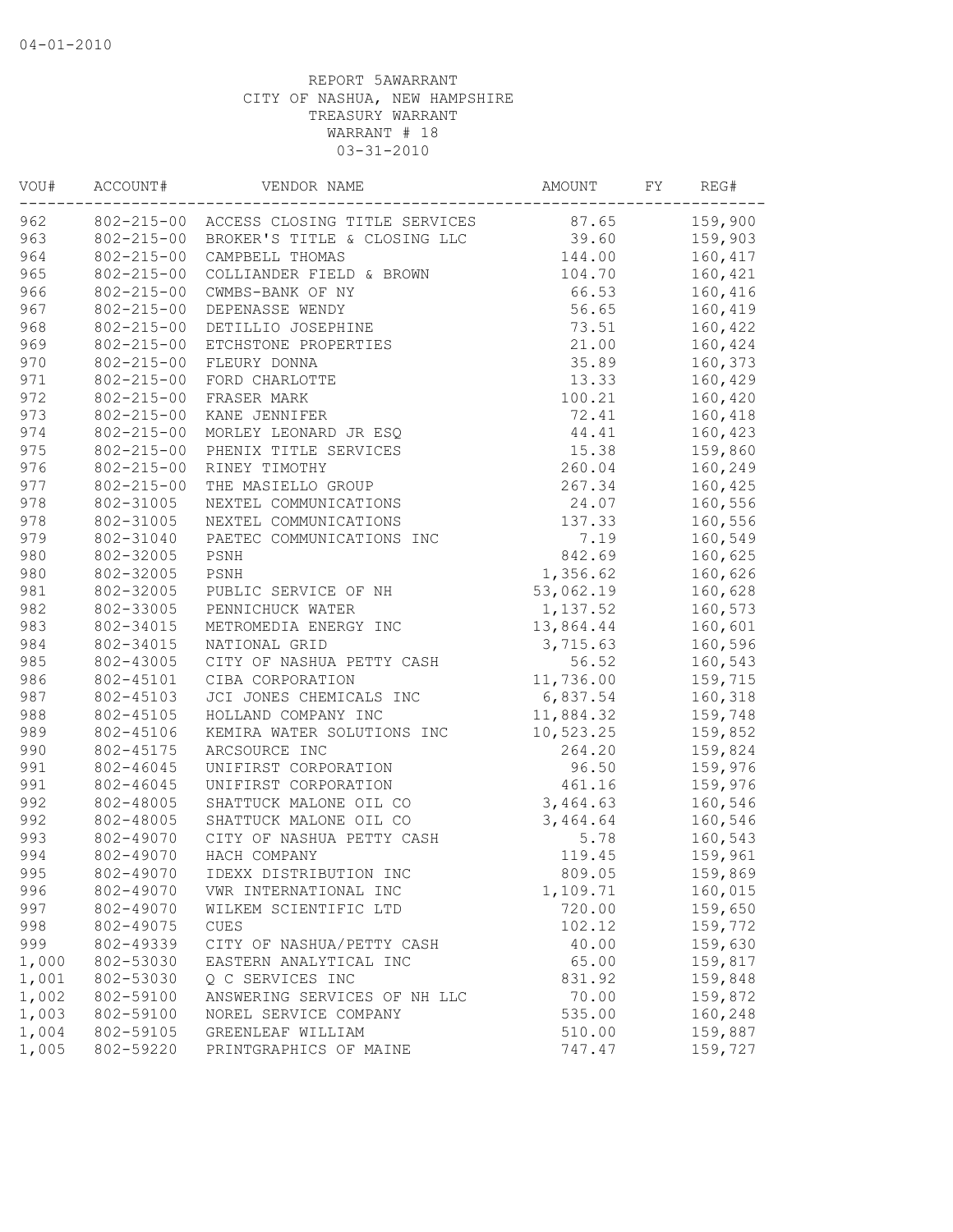04-01-2010

REPORT 5AWARRANT
CITY OF NASHUA, NEW HAMPSHIRE
TREASURY WARRANT
WARRANT # 18
03-31-2010

| VOU# | ACCOUNT# | VENDOR NAME | AMOUNT | FY | REG# |
|---|---|---|---|---|---|
| 962 | 802-215-00 | ACCESS CLOSING TITLE SERVICES | 87.65 | | 159,900 |
| 963 | 802-215-00 | BROKER'S TITLE & CLOSING LLC | 39.60 | | 159,903 |
| 964 | 802-215-00 | CAMPBELL THOMAS | 144.00 | | 160,417 |
| 965 | 802-215-00 | COLLIANDER FIELD & BROWN | 104.70 | | 160,421 |
| 966 | 802-215-00 | CWMBS-BANK OF NY | 66.53 | | 160,416 |
| 967 | 802-215-00 | DEPENASSE WENDY | 56.65 | | 160,419 |
| 968 | 802-215-00 | DETILLIO JOSEPHINE | 73.51 | | 160,422 |
| 969 | 802-215-00 | ETCHSTONE PROPERTIES | 21.00 | | 160,424 |
| 970 | 802-215-00 | FLEURY DONNA | 35.89 | | 160,373 |
| 971 | 802-215-00 | FORD CHARLOTTE | 13.33 | | 160,429 |
| 972 | 802-215-00 | FRASER MARK | 100.21 | | 160,420 |
| 973 | 802-215-00 | KANE JENNIFER | 72.41 | | 160,418 |
| 974 | 802-215-00 | MORLEY LEONARD JR ESQ | 44.41 | | 160,423 |
| 975 | 802-215-00 | PHENIX TITLE SERVICES | 15.38 | | 159,860 |
| 976 | 802-215-00 | RINEY TIMOTHY | 260.04 | | 160,249 |
| 977 | 802-215-00 | THE MASIELLO GROUP | 267.34 | | 160,425 |
| 978 | 802-31005 | NEXTEL COMMUNICATIONS | 24.07 | | 160,556 |
| 978 | 802-31005 | NEXTEL COMMUNICATIONS | 137.33 | | 160,556 |
| 979 | 802-31040 | PAETEC COMMUNICATIONS INC | 7.19 | | 160,549 |
| 980 | 802-32005 | PSNH | 842.69 | | 160,625 |
| 980 | 802-32005 | PSNH | 1,356.62 | | 160,626 |
| 981 | 802-32005 | PUBLIC SERVICE OF NH | 53,062.19 | | 160,628 |
| 982 | 802-33005 | PENNICHUCK WATER | 1,137.52 | | 160,573 |
| 983 | 802-34015 | METROMEDIA ENERGY INC | 13,864.44 | | 160,601 |
| 984 | 802-34015 | NATIONAL GRID | 3,715.63 | | 160,596 |
| 985 | 802-43005 | CITY OF NASHUA PETTY CASH | 56.52 | | 160,543 |
| 986 | 802-45101 | CIBA CORPORATION | 11,736.00 | | 159,715 |
| 987 | 802-45103 | JCI JONES CHEMICALS INC | 6,837.54 | | 160,318 |
| 988 | 802-45105 | HOLLAND COMPANY INC | 11,884.32 | | 159,748 |
| 989 | 802-45106 | KEMIRA WATER SOLUTIONS INC | 10,523.25 | | 159,852 |
| 990 | 802-45175 | ARCSOURCE INC | 264.20 | | 159,824 |
| 991 | 802-46045 | UNIFIRST CORPORATION | 96.50 | | 159,976 |
| 991 | 802-46045 | UNIFIRST CORPORATION | 461.16 | | 159,976 |
| 992 | 802-48005 | SHATTUCK MALONE OIL CO | 3,464.63 | | 160,546 |
| 992 | 802-48005 | SHATTUCK MALONE OIL CO | 3,464.64 | | 160,546 |
| 993 | 802-49070 | CITY OF NASHUA PETTY CASH | 5.78 | | 160,543 |
| 994 | 802-49070 | HACH COMPANY | 119.45 | | 159,961 |
| 995 | 802-49070 | IDEXX DISTRIBUTION INC | 809.05 | | 159,869 |
| 996 | 802-49070 | VWR INTERNATIONAL INC | 1,109.71 | | 160,015 |
| 997 | 802-49070 | WILKEM SCIENTIFIC LTD | 720.00 | | 159,650 |
| 998 | 802-49075 | CUES | 102.12 | | 159,772 |
| 999 | 802-49339 | CITY OF NASHUA/PETTY CASH | 40.00 | | 159,630 |
| 1,000 | 802-53030 | EASTERN ANALYTICAL INC | 65.00 | | 159,817 |
| 1,001 | 802-53030 | Q C SERVICES INC | 831.92 | | 159,848 |
| 1,002 | 802-59100 | ANSWERING SERVICES OF NH LLC | 70.00 | | 159,872 |
| 1,003 | 802-59100 | NOREL SERVICE COMPANY | 535.00 | | 160,248 |
| 1,004 | 802-59105 | GREENLEAF WILLIAM | 510.00 | | 159,887 |
| 1,005 | 802-59220 | PRINTGRAPHICS OF MAINE | 747.47 | | 159,727 |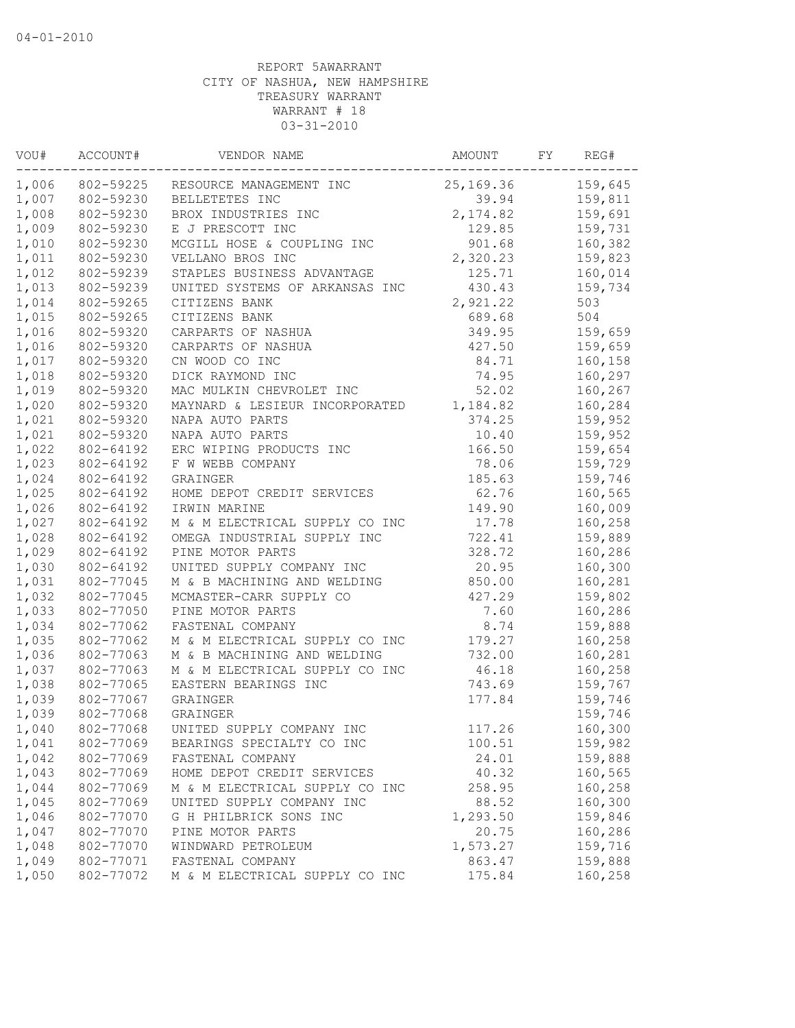04-01-2010

REPORT 5AWARRANT
CITY OF NASHUA, NEW HAMPSHIRE
TREASURY WARRANT
WARRANT # 18
03-31-2010

| VOU# | ACCOUNT# | VENDOR NAME | AMOUNT | FY | REG# |
|---|---|---|---|---|---|
| 1,006 | 802-59225 | RESOURCE MANAGEMENT INC | 25,169.36 | | 159,645 |
| 1,007 | 802-59230 | BELLETETES INC | 39.94 | | 159,811 |
| 1,008 | 802-59230 | BROX INDUSTRIES INC | 2,174.82 | | 159,691 |
| 1,009 | 802-59230 | E J PRESCOTT INC | 129.85 | | 159,731 |
| 1,010 | 802-59230 | MCGILL HOSE & COUPLING INC | 901.68 | | 160,382 |
| 1,011 | 802-59230 | VELLANO BROS INC | 2,320.23 | | 159,823 |
| 1,012 | 802-59239 | STAPLES BUSINESS ADVANTAGE | 125.71 | | 160,014 |
| 1,013 | 802-59239 | UNITED SYSTEMS OF ARKANSAS INC | 430.43 | | 159,734 |
| 1,014 | 802-59265 | CITIZENS BANK | 2,921.22 | | 503 |
| 1,015 | 802-59265 | CITIZENS BANK | 689.68 | | 504 |
| 1,016 | 802-59320 | CARPARTS OF NASHUA | 349.95 | | 159,659 |
| 1,016 | 802-59320 | CARPARTS OF NASHUA | 427.50 | | 159,659 |
| 1,017 | 802-59320 | CN WOOD CO INC | 84.71 | | 160,158 |
| 1,018 | 802-59320 | DICK RAYMOND INC | 74.95 | | 160,297 |
| 1,019 | 802-59320 | MAC MULKIN CHEVROLET INC | 52.02 | | 160,267 |
| 1,020 | 802-59320 | MAYNARD & LESIEUR INCORPORATED | 1,184.82 | | 160,284 |
| 1,021 | 802-59320 | NAPA AUTO PARTS | 374.25 | | 159,952 |
| 1,021 | 802-59320 | NAPA AUTO PARTS | 10.40 | | 159,952 |
| 1,022 | 802-64192 | ERC WIPING PRODUCTS INC | 166.50 | | 159,654 |
| 1,023 | 802-64192 | F W WEBB COMPANY | 78.06 | | 159,729 |
| 1,024 | 802-64192 | GRAINGER | 185.63 | | 159,746 |
| 1,025 | 802-64192 | HOME DEPOT CREDIT SERVICES | 62.76 | | 160,565 |
| 1,026 | 802-64192 | IRWIN MARINE | 149.90 | | 160,009 |
| 1,027 | 802-64192 | M & M ELECTRICAL SUPPLY CO INC | 17.78 | | 160,258 |
| 1,028 | 802-64192 | OMEGA INDUSTRIAL SUPPLY INC | 722.41 | | 159,889 |
| 1,029 | 802-64192 | PINE MOTOR PARTS | 328.72 | | 160,286 |
| 1,030 | 802-64192 | UNITED SUPPLY COMPANY INC | 20.95 | | 160,300 |
| 1,031 | 802-77045 | M & B MACHINING AND WELDING | 850.00 | | 160,281 |
| 1,032 | 802-77045 | MCMASTER-CARR SUPPLY CO | 427.29 | | 159,802 |
| 1,033 | 802-77050 | PINE MOTOR PARTS | 7.60 | | 160,286 |
| 1,034 | 802-77062 | FASTENAL COMPANY | 8.74 | | 159,888 |
| 1,035 | 802-77062 | M & M ELECTRICAL SUPPLY CO INC | 179.27 | | 160,258 |
| 1,036 | 802-77063 | M & B MACHINING AND WELDING | 732.00 | | 160,281 |
| 1,037 | 802-77063 | M & M ELECTRICAL SUPPLY CO INC | 46.18 | | 160,258 |
| 1,038 | 802-77065 | EASTERN BEARINGS INC | 743.69 | | 159,767 |
| 1,039 | 802-77067 | GRAINGER | 177.84 | | 159,746 |
| 1,039 | 802-77068 | GRAINGER | | | 159,746 |
| 1,040 | 802-77068 | UNITED SUPPLY COMPANY INC | 117.26 | | 160,300 |
| 1,041 | 802-77069 | BEARINGS SPECIALTY CO INC | 100.51 | | 159,982 |
| 1,042 | 802-77069 | FASTENAL COMPANY | 24.01 | | 159,888 |
| 1,043 | 802-77069 | HOME DEPOT CREDIT SERVICES | 40.32 | | 160,565 |
| 1,044 | 802-77069 | M & M ELECTRICAL SUPPLY CO INC | 258.95 | | 160,258 |
| 1,045 | 802-77069 | UNITED SUPPLY COMPANY INC | 88.52 | | 160,300 |
| 1,046 | 802-77070 | G H PHILBRICK SONS INC | 1,293.50 | | 159,846 |
| 1,047 | 802-77070 | PINE MOTOR PARTS | 20.75 | | 160,286 |
| 1,048 | 802-77070 | WINDWARD PETROLEUM | 1,573.27 | | 159,716 |
| 1,049 | 802-77071 | FASTENAL COMPANY | 863.47 | | 159,888 |
| 1,050 | 802-77072 | M & M ELECTRICAL SUPPLY CO INC | 175.84 | | 160,258 |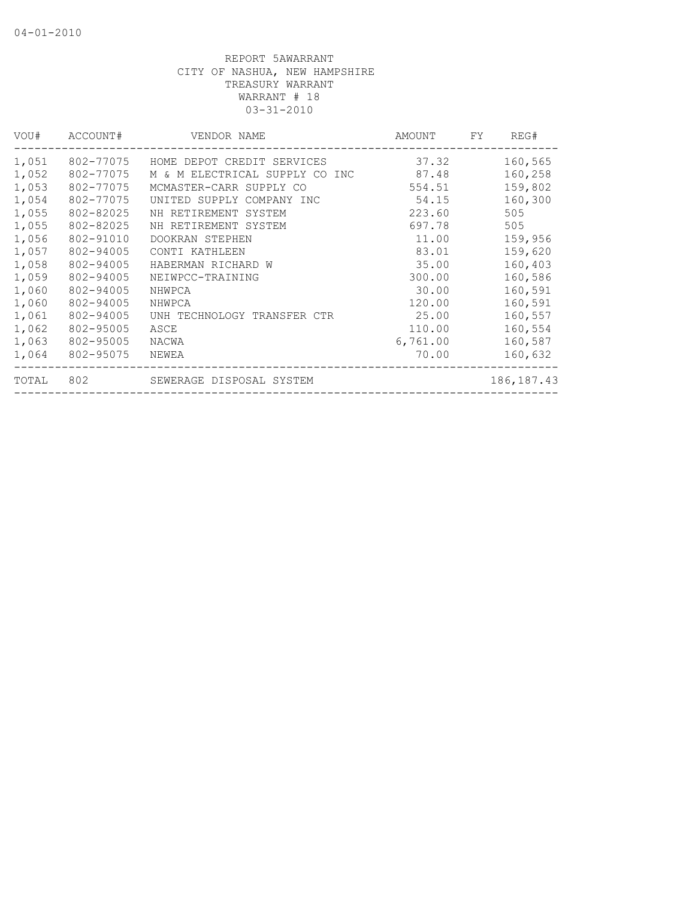04-01-2010

REPORT 5AWARRANT
CITY OF NASHUA, NEW HAMPSHIRE
TREASURY WARRANT
WARRANT # 18
03-31-2010

| VOU# | ACCOUNT# | VENDOR NAME | AMOUNT | FY | REG# |
|---|---|---|---|---|---|
| 1,051 | 802-77075 | HOME DEPOT CREDIT SERVICES | 37.32 | | 160,565 |
| 1,052 | 802-77075 | M & M ELECTRICAL SUPPLY CO INC | 87.48 | | 160,258 |
| 1,053 | 802-77075 | MCMASTER-CARR SUPPLY CO | 554.51 | | 159,802 |
| 1,054 | 802-77075 | UNITED SUPPLY COMPANY INC | 54.15 | | 160,300 |
| 1,055 | 802-82025 | NH RETIREMENT SYSTEM | 223.60 | | 505 |
| 1,055 | 802-82025 | NH RETIREMENT SYSTEM | 697.78 | | 505 |
| 1,056 | 802-91010 | DOOKRAN STEPHEN | 11.00 | | 159,956 |
| 1,057 | 802-94005 | CONTI KATHLEEN | 83.01 | | 159,620 |
| 1,058 | 802-94005 | HABERMAN RICHARD W | 35.00 | | 160,403 |
| 1,059 | 802-94005 | NEIWPCC-TRAINING | 300.00 | | 160,586 |
| 1,060 | 802-94005 | NHWPCA | 30.00 | | 160,591 |
| 1,060 | 802-94005 | NHWPCA | 120.00 | | 160,591 |
| 1,061 | 802-94005 | UNH TECHNOLOGY TRANSFER CTR | 25.00 | | 160,557 |
| 1,062 | 802-95005 | ASCE | 110.00 | | 160,554 |
| 1,063 | 802-95005 | NACWA | 6,761.00 | | 160,587 |
| 1,064 | 802-95075 | NEWEA | 70.00 | | 160,632 |
| TOTAL | 802 | SEWERAGE DISPOSAL SYSTEM | | | 186,187.43 |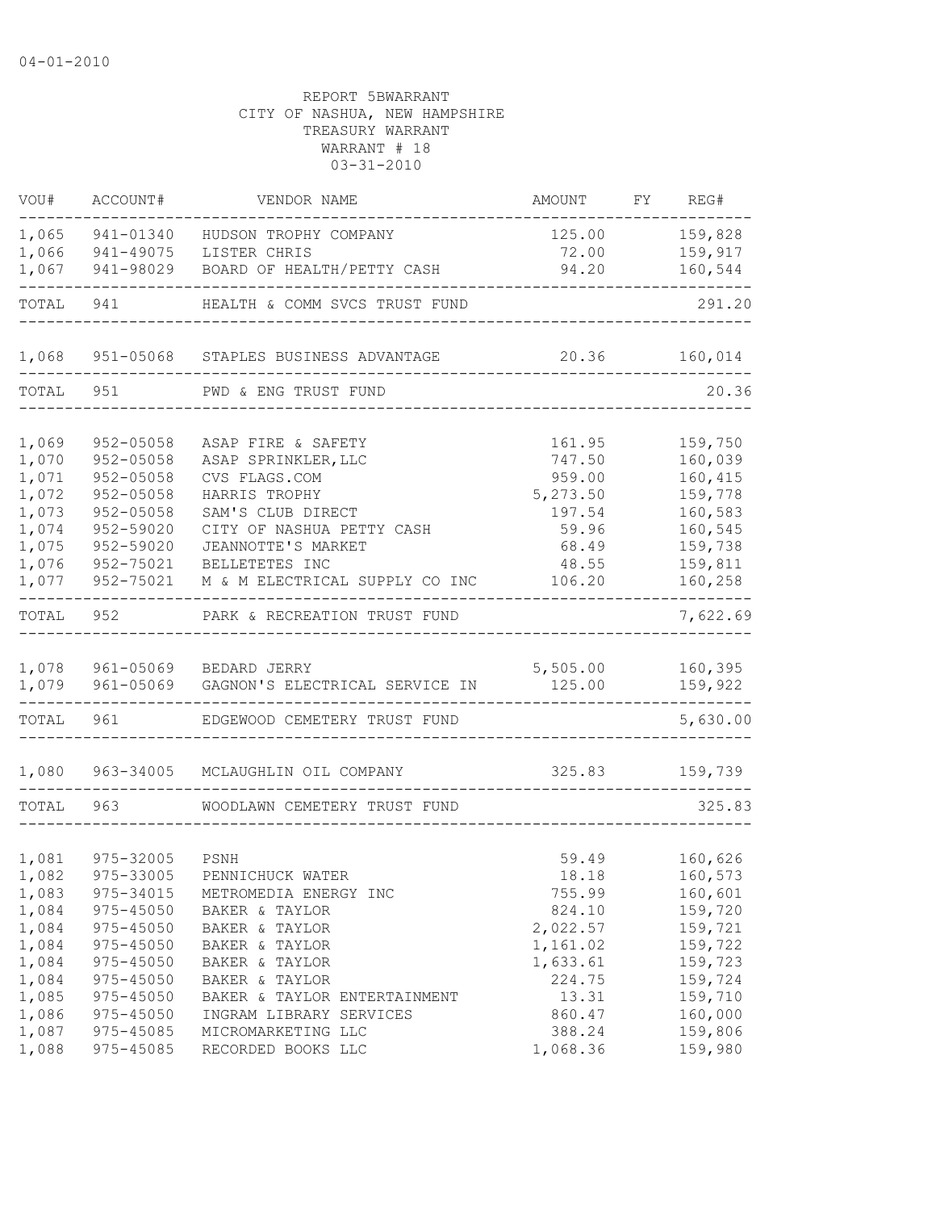04-01-2010

REPORT 5BWARRANT
CITY OF NASHUA, NEW HAMPSHIRE
TREASURY WARRANT
WARRANT # 18
03-31-2010

| VOU# | ACCOUNT# | VENDOR NAME | AMOUNT | FY | REG# |
|---|---|---|---|---|---|
| 1,065 | 941-01340 | HUDSON TROPHY COMPANY | 125.00 | | 159,828 |
| 1,066 | 941-49075 | LISTER CHRIS | 72.00 | | 159,917 |
| 1,067 | 941-98029 | BOARD OF HEALTH/PETTY CASH | 94.20 | | 160,544 |
| TOTAL | 941 | HEALTH & COMM SVCS TRUST FUND | | | 291.20 |
| 1,068 | 951-05068 | STAPLES BUSINESS ADVANTAGE | 20.36 | | 160,014 |
| TOTAL | 951 | PWD & ENG TRUST FUND | | | 20.36 |
| 1,069 | 952-05058 | ASAP FIRE & SAFETY | 161.95 | | 159,750 |
| 1,070 | 952-05058 | ASAP SPRINKLER,LLC | 747.50 | | 160,039 |
| 1,071 | 952-05058 | CVS FLAGS.COM | 959.00 | | 160,415 |
| 1,072 | 952-05058 | HARRIS TROPHY | 5,273.50 | | 159,778 |
| 1,073 | 952-05058 | SAM'S CLUB DIRECT | 197.54 | | 160,583 |
| 1,074 | 952-59020 | CITY OF NASHUA PETTY CASH | 59.96 | | 160,545 |
| 1,075 | 952-59020 | JEANNOTTE'S MARKET | 68.49 | | 159,738 |
| 1,076 | 952-75021 | BELLETETES INC | 48.55 | | 159,811 |
| 1,077 | 952-75021 | M & M ELECTRICAL SUPPLY CO INC | 106.20 | | 160,258 |
| TOTAL | 952 | PARK & RECREATION TRUST FUND | | | 7,622.69 |
| 1,078 | 961-05069 | BEDARD JERRY | 5,505.00 | | 160,395 |
| 1,079 | 961-05069 | GAGNON'S ELECTRICAL SERVICE IN | 125.00 | | 159,922 |
| TOTAL | 961 | EDGEWOOD CEMETERY TRUST FUND | | | 5,630.00 |
| 1,080 | 963-34005 | MCLAUGHLIN OIL COMPANY | 325.83 | | 159,739 |
| TOTAL | 963 | WOODLAWN CEMETERY TRUST FUND | | | 325.83 |
| 1,081 | 975-32005 | PSNH | 59.49 | | 160,626 |
| 1,082 | 975-33005 | PENNICHUCK WATER | 18.18 | | 160,573 |
| 1,083 | 975-34015 | METROMEDIA ENERGY INC | 755.99 | | 160,601 |
| 1,084 | 975-45050 | BAKER & TAYLOR | 824.10 | | 159,720 |
| 1,084 | 975-45050 | BAKER & TAYLOR | 2,022.57 | | 159,721 |
| 1,084 | 975-45050 | BAKER & TAYLOR | 1,161.02 | | 159,722 |
| 1,084 | 975-45050 | BAKER & TAYLOR | 1,633.61 | | 159,723 |
| 1,084 | 975-45050 | BAKER & TAYLOR | 224.75 | | 159,724 |
| 1,085 | 975-45050 | BAKER & TAYLOR ENTERTAINMENT | 13.31 | | 159,710 |
| 1,086 | 975-45050 | INGRAM LIBRARY SERVICES | 860.47 | | 160,000 |
| 1,087 | 975-45085 | MICROMARKETING LLC | 388.24 | | 159,806 |
| 1,088 | 975-45085 | RECORDED BOOKS LLC | 1,068.36 | | 159,980 |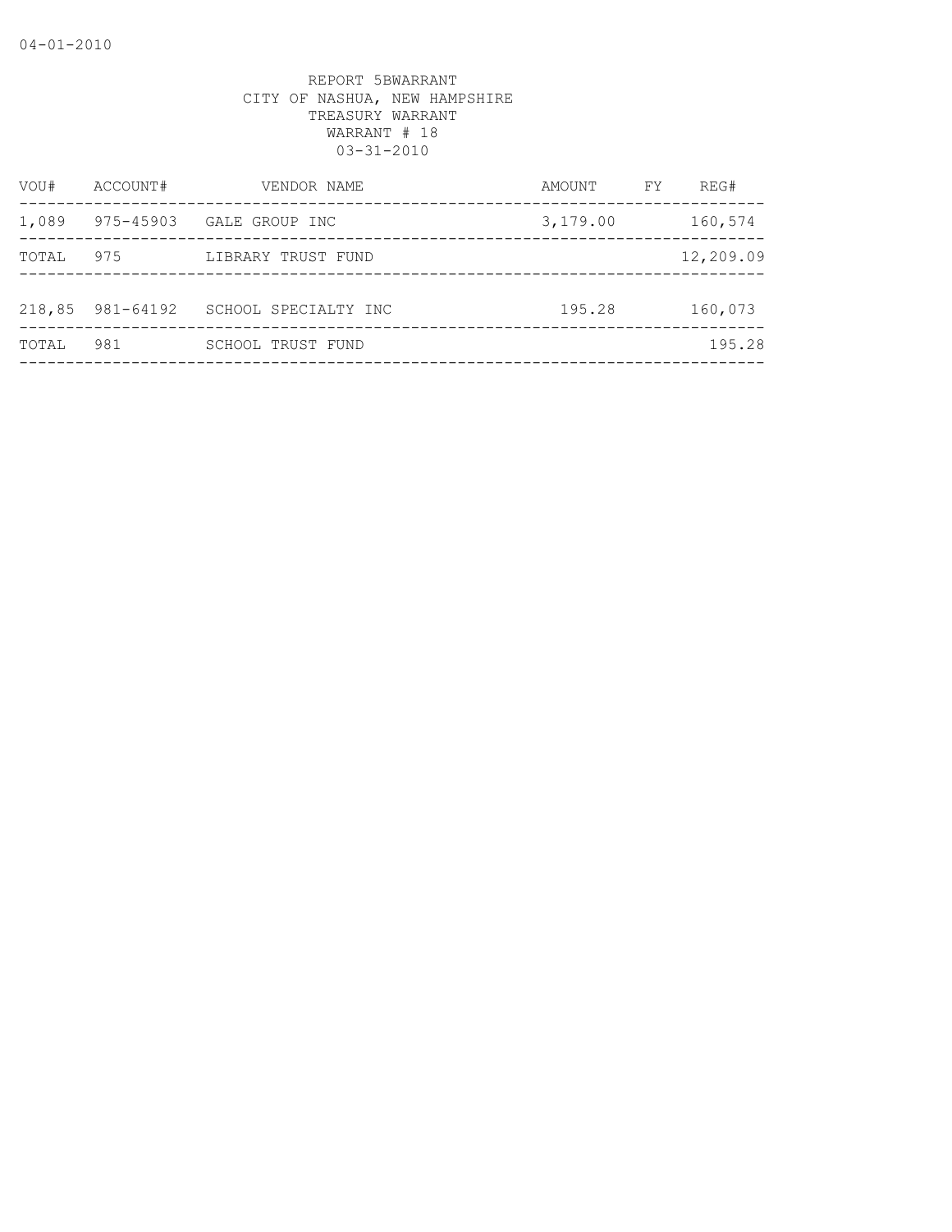04-01-2010

REPORT 5BWARRANT
CITY OF NASHUA, NEW HAMPSHIRE
TREASURY WARRANT
WARRANT # 18
03-31-2010

| VOU# | ACCOUNT# | VENDOR NAME | AMOUNT | FY | REG# |
|---|---|---|---|---|---|
| 1,089 | 975-45903 | GALE GROUP INC | 3,179.00 | | 160,574 |
| TOTAL | 975 | LIBRARY TRUST FUND | | | 12,209.09 |
| 218,85 | 981-64192 | SCHOOL SPECIALTY INC | 195.28 | | 160,073 |
| TOTAL | 981 | SCHOOL TRUST FUND | | | 195.28 |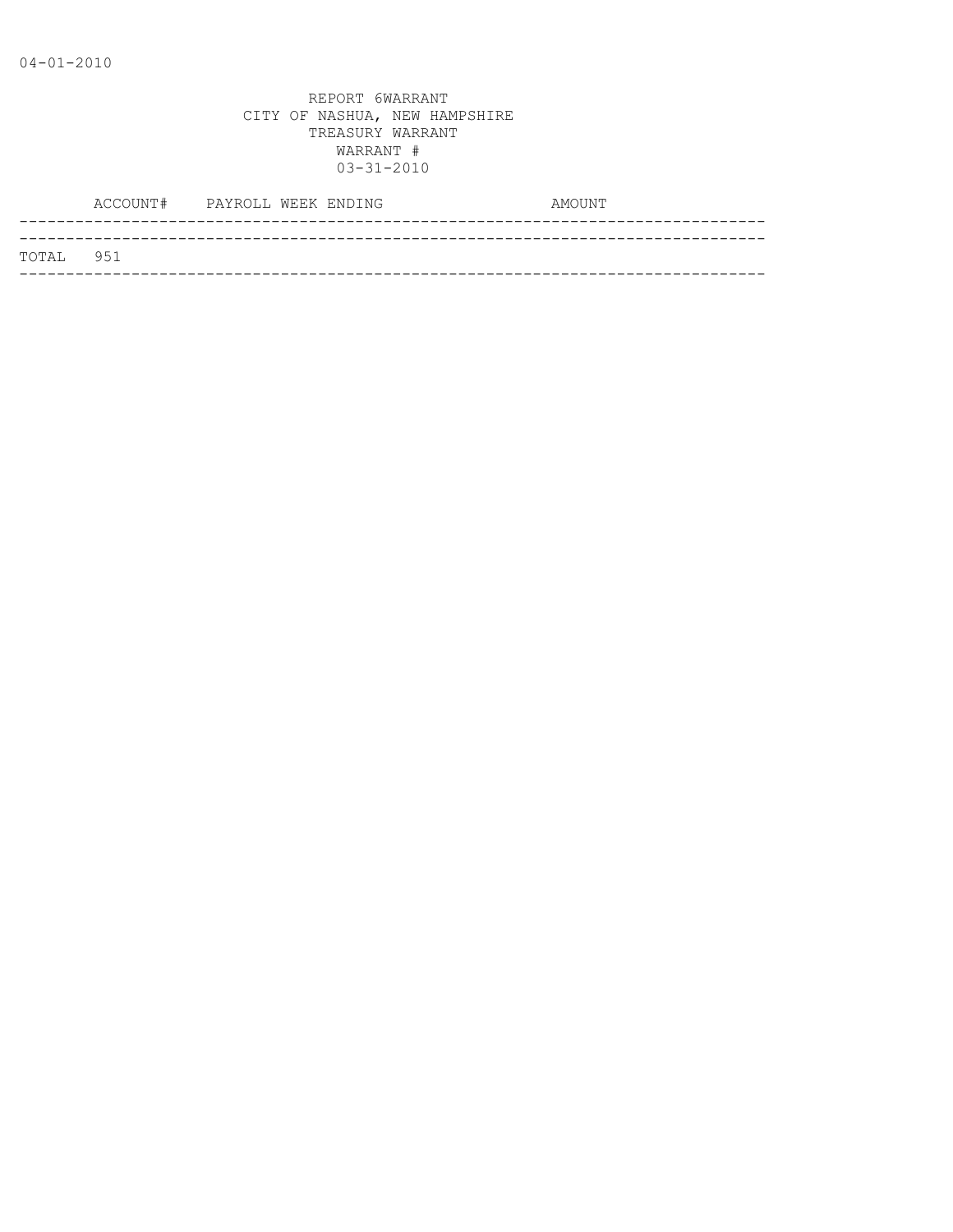04-01-2010

REPORT 6WARRANT
CITY OF NASHUA, NEW HAMPSHIRE
TREASURY WARRANT
WARRANT #
03-31-2010

| | ACCOUNT# | PAYROLL WEEK ENDING | AMOUNT |
|---|---|---|---|
| TOTAL | 951 | | |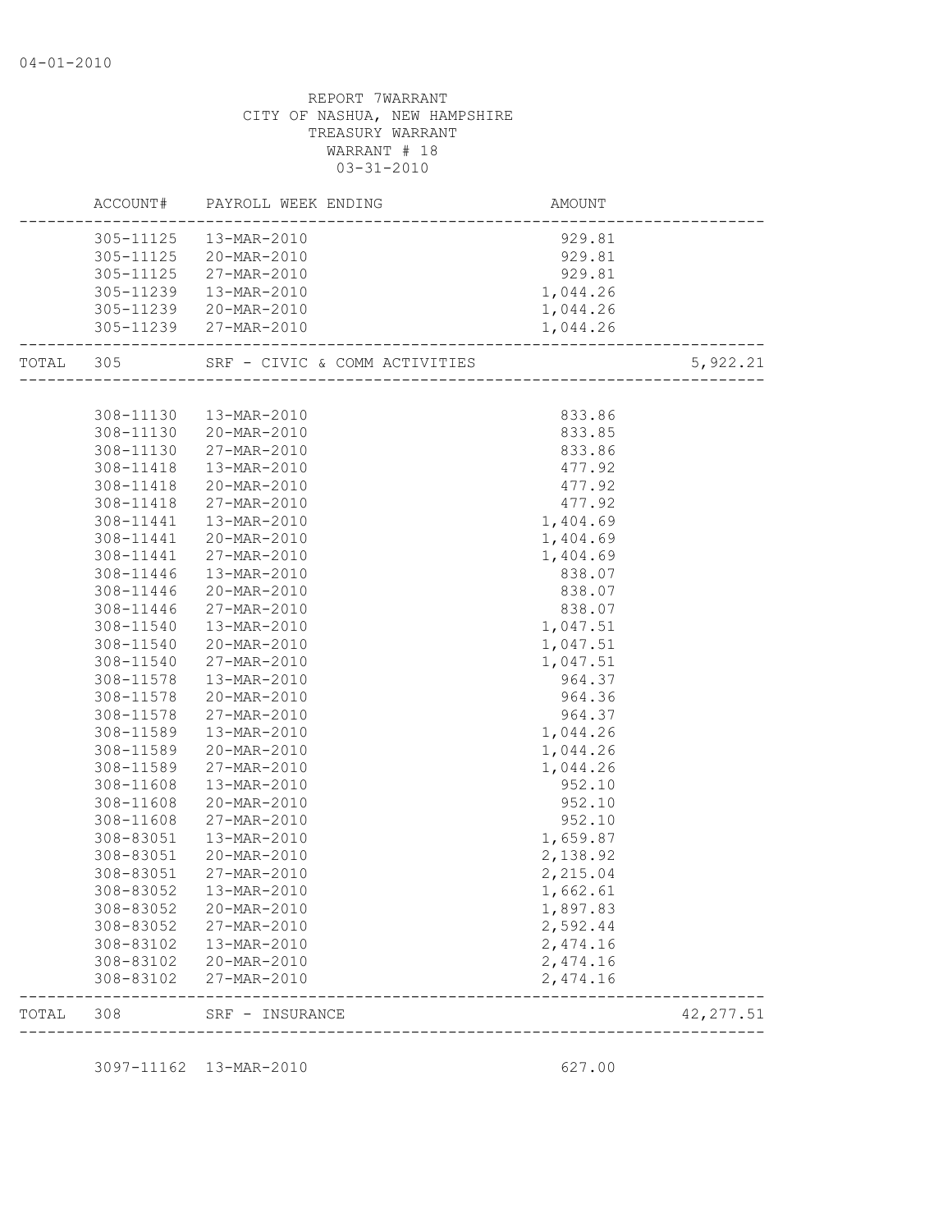04-01-2010

REPORT 7WARRANT
CITY OF NASHUA, NEW HAMPSHIRE
TREASURY WARRANT
WARRANT # 18
03-31-2010

| | ACCOUNT# | PAYROLL WEEK ENDING | AMOUNT | |
|---|---|---|---|---|
| | 305-11125 | 13-MAR-2010 | 929.81 | |
| | 305-11125 | 20-MAR-2010 | 929.81 | |
| | 305-11125 | 27-MAR-2010 | 929.81 | |
| | 305-11239 | 13-MAR-2010 | 1,044.26 | |
| | 305-11239 | 20-MAR-2010 | 1,044.26 | |
| | 305-11239 | 27-MAR-2010 | 1,044.26 | |
| TOTAL | 305 | SRF - CIVIC & COMM ACTIVITIES | | 5,922.21 |
| | 308-11130 | 13-MAR-2010 | 833.86 | |
| | 308-11130 | 20-MAR-2010 | 833.85 | |
| | 308-11130 | 27-MAR-2010 | 833.86 | |
| | 308-11418 | 13-MAR-2010 | 477.92 | |
| | 308-11418 | 20-MAR-2010 | 477.92 | |
| | 308-11418 | 27-MAR-2010 | 477.92 | |
| | 308-11441 | 13-MAR-2010 | 1,404.69 | |
| | 308-11441 | 20-MAR-2010 | 1,404.69 | |
| | 308-11441 | 27-MAR-2010 | 1,404.69 | |
| | 308-11446 | 13-MAR-2010 | 838.07 | |
| | 308-11446 | 20-MAR-2010 | 838.07 | |
| | 308-11446 | 27-MAR-2010 | 838.07 | |
| | 308-11540 | 13-MAR-2010 | 1,047.51 | |
| | 308-11540 | 20-MAR-2010 | 1,047.51 | |
| | 308-11540 | 27-MAR-2010 | 1,047.51 | |
| | 308-11578 | 13-MAR-2010 | 964.37 | |
| | 308-11578 | 20-MAR-2010 | 964.36 | |
| | 308-11578 | 27-MAR-2010 | 964.37 | |
| | 308-11589 | 13-MAR-2010 | 1,044.26 | |
| | 308-11589 | 20-MAR-2010 | 1,044.26 | |
| | 308-11589 | 27-MAR-2010 | 1,044.26 | |
| | 308-11608 | 13-MAR-2010 | 952.10 | |
| | 308-11608 | 20-MAR-2010 | 952.10 | |
| | 308-11608 | 27-MAR-2010 | 952.10 | |
| | 308-83051 | 13-MAR-2010 | 1,659.87 | |
| | 308-83051 | 20-MAR-2010 | 2,138.92 | |
| | 308-83051 | 27-MAR-2010 | 2,215.04 | |
| | 308-83052 | 13-MAR-2010 | 1,662.61 | |
| | 308-83052 | 20-MAR-2010 | 1,897.83 | |
| | 308-83052 | 27-MAR-2010 | 2,592.44 | |
| | 308-83102 | 13-MAR-2010 | 2,474.16 | |
| | 308-83102 | 20-MAR-2010 | 2,474.16 | |
| | 308-83102 | 27-MAR-2010 | 2,474.16 | |
| TOTAL | 308 | SRF - INSURANCE | | 42,277.51 |
| | 3097-11162 | 13-MAR-2010 | 627.00 | |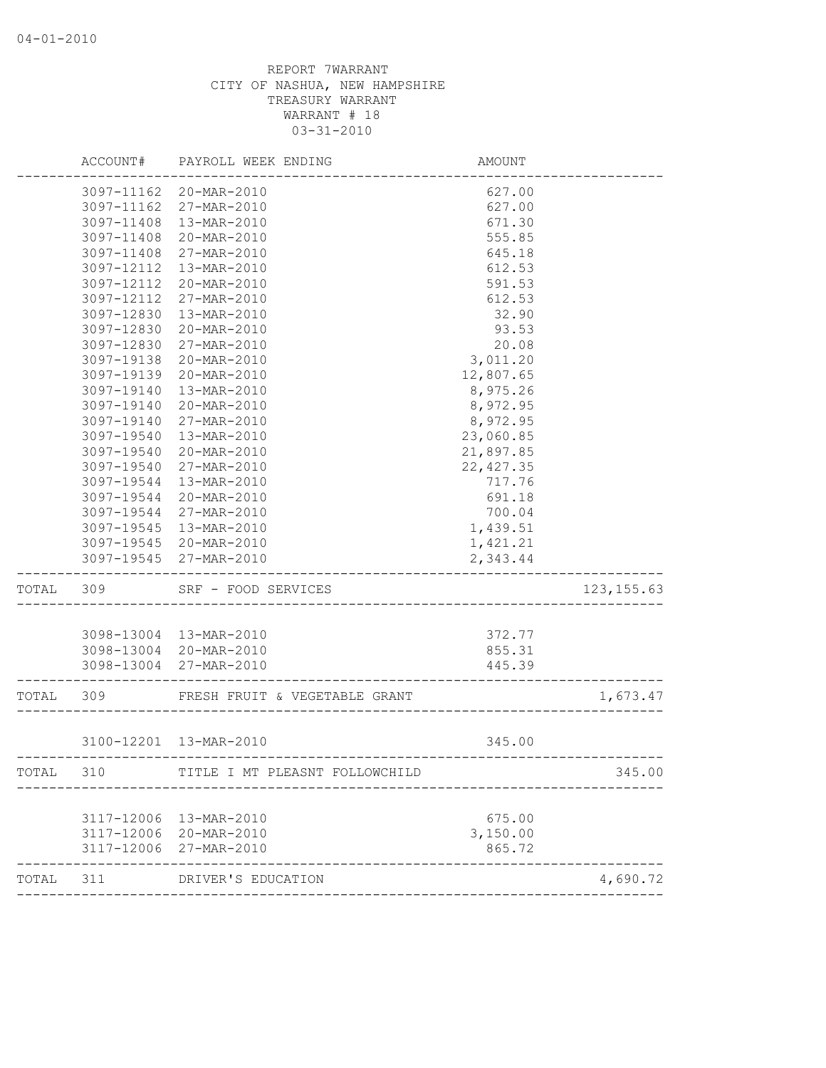REPORT 7WARRANT
CITY OF NASHUA, NEW HAMPSHIRE
TREASURY WARRANT
WARRANT # 18
03-31-2010

| | ACCOUNT# | PAYROLL WEEK ENDING | AMOUNT | |
|---|---|---|---|---|
| | 3097-11162 | 20-MAR-2010 | 627.00 | |
| | 3097-11162 | 27-MAR-2010 | 627.00 | |
| | 3097-11408 | 13-MAR-2010 | 671.30 | |
| | 3097-11408 | 20-MAR-2010 | 555.85 | |
| | 3097-11408 | 27-MAR-2010 | 645.18 | |
| | 3097-12112 | 13-MAR-2010 | 612.53 | |
| | 3097-12112 | 20-MAR-2010 | 591.53 | |
| | 3097-12112 | 27-MAR-2010 | 612.53 | |
| | 3097-12830 | 13-MAR-2010 | 32.90 | |
| | 3097-12830 | 20-MAR-2010 | 93.53 | |
| | 3097-12830 | 27-MAR-2010 | 20.08 | |
| | 3097-19138 | 20-MAR-2010 | 3,011.20 | |
| | 3097-19139 | 20-MAR-2010 | 12,807.65 | |
| | 3097-19140 | 13-MAR-2010 | 8,975.26 | |
| | 3097-19140 | 20-MAR-2010 | 8,972.95 | |
| | 3097-19140 | 27-MAR-2010 | 8,972.95 | |
| | 3097-19540 | 13-MAR-2010 | 23,060.85 | |
| | 3097-19540 | 20-MAR-2010 | 21,897.85 | |
| | 3097-19540 | 27-MAR-2010 | 22,427.35 | |
| | 3097-19544 | 13-MAR-2010 | 717.76 | |
| | 3097-19544 | 20-MAR-2010 | 691.18 | |
| | 3097-19544 | 27-MAR-2010 | 700.04 | |
| | 3097-19545 | 13-MAR-2010 | 1,439.51 | |
| | 3097-19545 | 20-MAR-2010 | 1,421.21 | |
| | 3097-19545 | 27-MAR-2010 | 2,343.44 | |
| TOTAL | 309 | SRF - FOOD SERVICES | | 123,155.63 |
| | 3098-13004 | 13-MAR-2010 | 372.77 | |
| | 3098-13004 | 20-MAR-2010 | 855.31 | |
| | 3098-13004 | 27-MAR-2010 | 445.39 | |
| TOTAL | 309 | FRESH FRUIT & VEGETABLE GRANT | | 1,673.47 |
| | 3100-12201 | 13-MAR-2010 | 345.00 | |
| TOTAL | 310 | TITLE I MT PLEASNT FOLLOWCHILD | | 345.00 |
| | 3117-12006 | 13-MAR-2010 | 675.00 | |
| | 3117-12006 | 20-MAR-2010 | 3,150.00 | |
| | 3117-12006 | 27-MAR-2010 | 865.72 | |
| TOTAL | 311 | DRIVER'S EDUCATION | | 4,690.72 |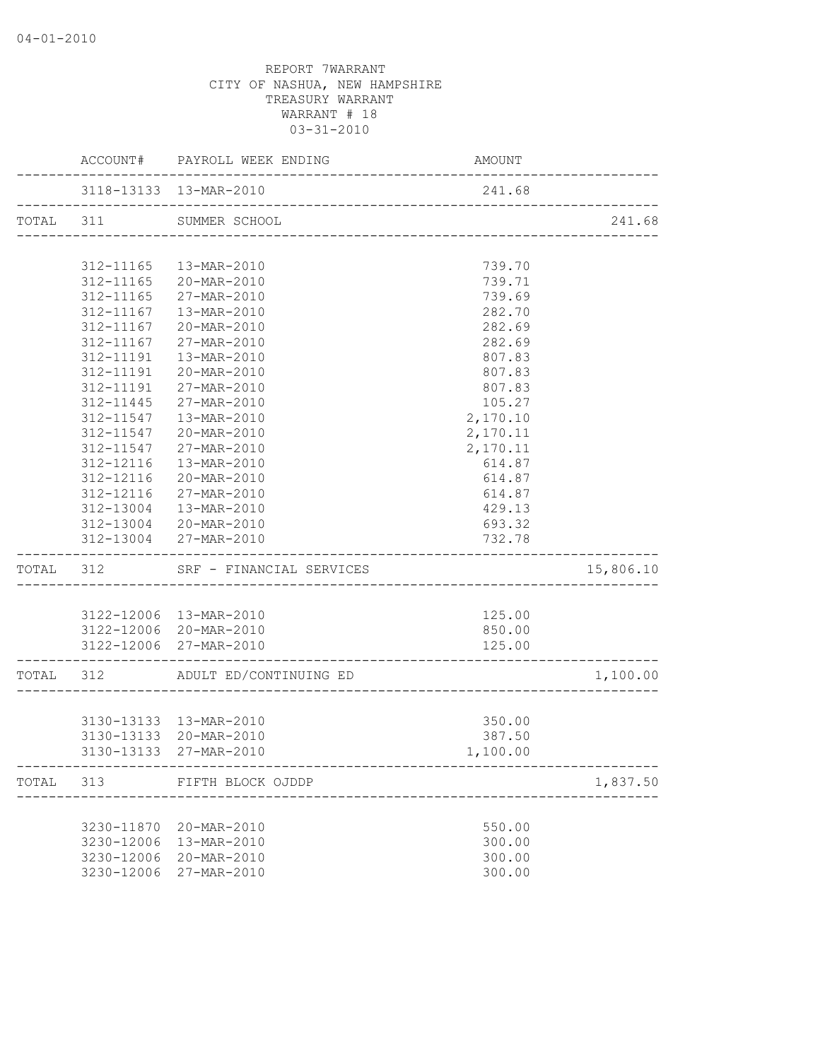04-01-2010

REPORT 7WARRANT
CITY OF NASHUA, NEW HAMPSHIRE
TREASURY WARRANT
WARRANT # 18
03-31-2010

| | ACCOUNT# | PAYROLL WEEK ENDING | AMOUNT | |
|---|---|---|---|---|
| | 3118-13133 | 13-MAR-2010 | 241.68 | |
| TOTAL | 311 | SUMMER SCHOOL | | 241.68 |
| | 312-11165 | 13-MAR-2010 | 739.70 | |
| | 312-11165 | 20-MAR-2010 | 739.71 | |
| | 312-11165 | 27-MAR-2010 | 739.69 | |
| | 312-11167 | 13-MAR-2010 | 282.70 | |
| | 312-11167 | 20-MAR-2010 | 282.69 | |
| | 312-11167 | 27-MAR-2010 | 282.69 | |
| | 312-11191 | 13-MAR-2010 | 807.83 | |
| | 312-11191 | 20-MAR-2010 | 807.83 | |
| | 312-11191 | 27-MAR-2010 | 807.83 | |
| | 312-11445 | 27-MAR-2010 | 105.27 | |
| | 312-11547 | 13-MAR-2010 | 2,170.10 | |
| | 312-11547 | 20-MAR-2010 | 2,170.11 | |
| | 312-11547 | 27-MAR-2010 | 2,170.11 | |
| | 312-12116 | 13-MAR-2010 | 614.87 | |
| | 312-12116 | 20-MAR-2010 | 614.87 | |
| | 312-12116 | 27-MAR-2010 | 614.87 | |
| | 312-13004 | 13-MAR-2010 | 429.13 | |
| | 312-13004 | 20-MAR-2010 | 693.32 | |
| | 312-13004 | 27-MAR-2010 | 732.78 | |
| TOTAL | 312 | SRF - FINANCIAL SERVICES | | 15,806.10 |
| | 3122-12006 | 13-MAR-2010 | 125.00 | |
| | 3122-12006 | 20-MAR-2010 | 850.00 | |
| | 3122-12006 | 27-MAR-2010 | 125.00 | |
| TOTAL | 312 | ADULT ED/CONTINUING ED | | 1,100.00 |
| | 3130-13133 | 13-MAR-2010 | 350.00 | |
| | 3130-13133 | 20-MAR-2010 | 387.50 | |
| | 3130-13133 | 27-MAR-2010 | 1,100.00 | |
| TOTAL | 313 | FIFTH BLOCK OJDDP | | 1,837.50 |
| | 3230-11870 | 20-MAR-2010 | 550.00 | |
| | 3230-12006 | 13-MAR-2010 | 300.00 | |
| | 3230-12006 | 20-MAR-2010 | 300.00 | |
| | 3230-12006 | 27-MAR-2010 | 300.00 | |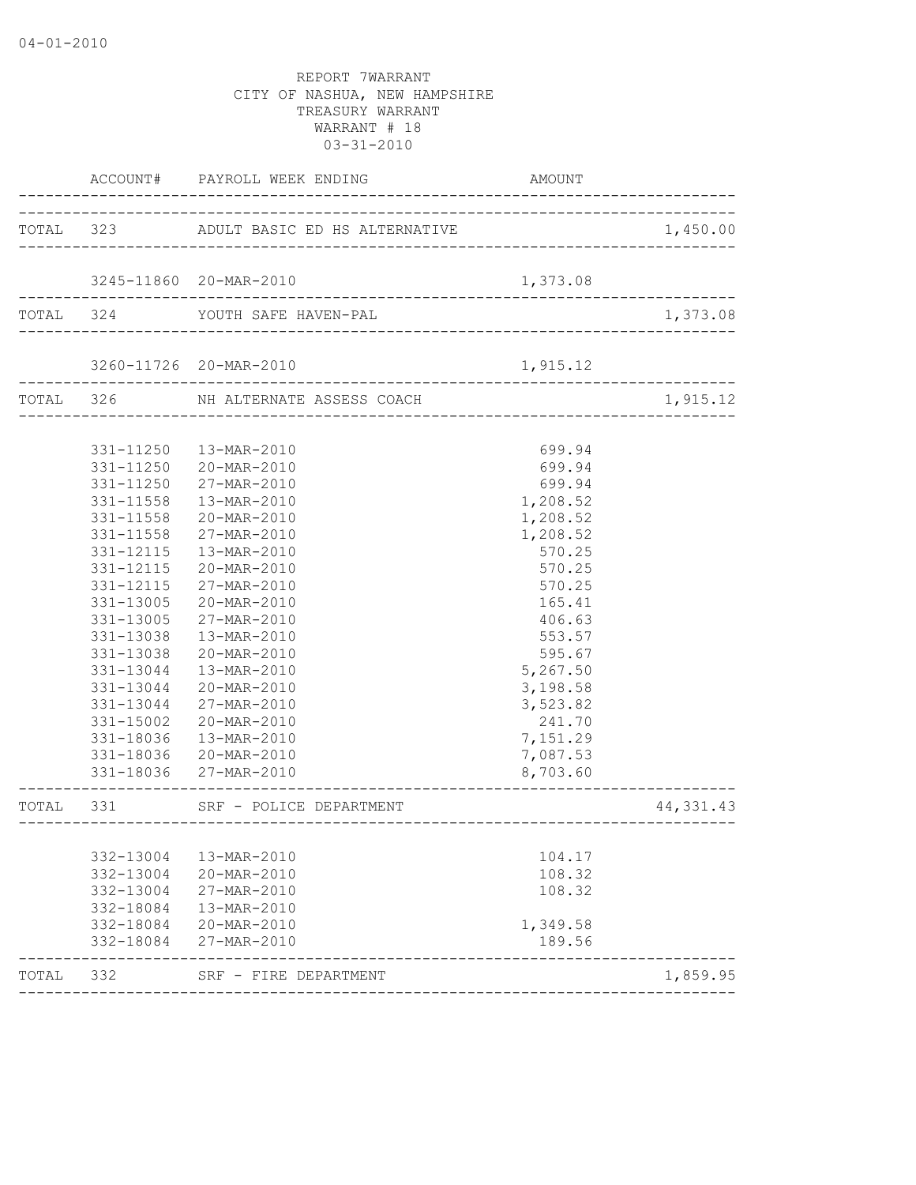04-01-2010

REPORT 7WARRANT
CITY OF NASHUA, NEW HAMPSHIRE
TREASURY WARRANT
WARRANT # 18
03-31-2010

| | ACCOUNT# | PAYROLL WEEK ENDING | AMOUNT | |
|---|---|---|---|---|
| TOTAL | 323 | ADULT BASIC ED HS ALTERNATIVE | | 1,450.00 |
| | 3245-11860 | 20-MAR-2010 | 1,373.08 | |
| TOTAL | 324 | YOUTH SAFE HAVEN-PAL | | 1,373.08 |
| | 3260-11726 | 20-MAR-2010 | 1,915.12 | |
| TOTAL | 326 | NH ALTERNATE ASSESS COACH | | 1,915.12 |
| | 331-11250 | 13-MAR-2010 | 699.94 | |
| | 331-11250 | 20-MAR-2010 | 699.94 | |
| | 331-11250 | 27-MAR-2010 | 699.94 | |
| | 331-11558 | 13-MAR-2010 | 1,208.52 | |
| | 331-11558 | 20-MAR-2010 | 1,208.52 | |
| | 331-11558 | 27-MAR-2010 | 1,208.52 | |
| | 331-12115 | 13-MAR-2010 | 570.25 | |
| | 331-12115 | 20-MAR-2010 | 570.25 | |
| | 331-12115 | 27-MAR-2010 | 570.25 | |
| | 331-13005 | 20-MAR-2010 | 165.41 | |
| | 331-13005 | 27-MAR-2010 | 406.63 | |
| | 331-13038 | 13-MAR-2010 | 553.57 | |
| | 331-13038 | 20-MAR-2010 | 595.67 | |
| | 331-13044 | 13-MAR-2010 | 5,267.50 | |
| | 331-13044 | 20-MAR-2010 | 3,198.58 | |
| | 331-13044 | 27-MAR-2010 | 3,523.82 | |
| | 331-15002 | 20-MAR-2010 | 241.70 | |
| | 331-18036 | 13-MAR-2010 | 7,151.29 | |
| | 331-18036 | 20-MAR-2010 | 7,087.53 | |
| | 331-18036 | 27-MAR-2010 | 8,703.60 | |
| TOTAL | 331 | SRF - POLICE DEPARTMENT | | 44,331.43 |
| | 332-13004 | 13-MAR-2010 | 104.17 | |
| | 332-13004 | 20-MAR-2010 | 108.32 | |
| | 332-13004 | 27-MAR-2010 | 108.32 | |
| | 332-18084 | 13-MAR-2010 | | |
| | 332-18084 | 20-MAR-2010 | 1,349.58 | |
| | 332-18084 | 27-MAR-2010 | 189.56 | |
| TOTAL | 332 | SRF - FIRE DEPARTMENT | | 1,859.95 |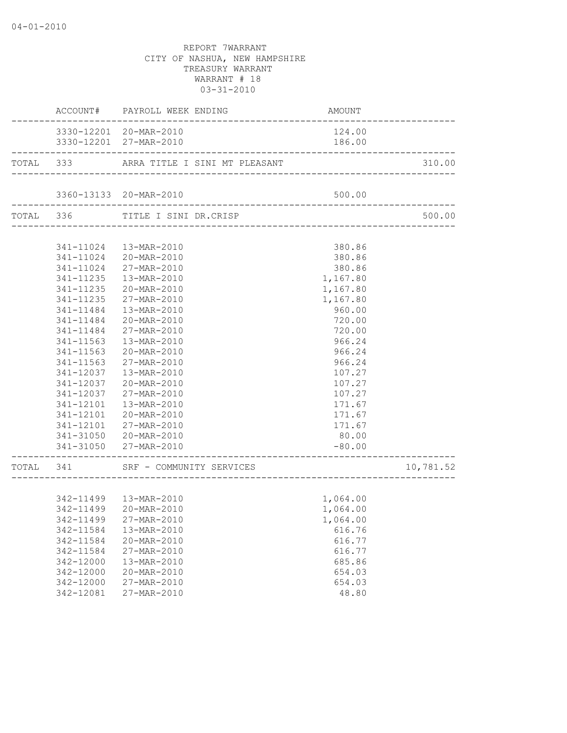04-01-2010

REPORT 7WARRANT
CITY OF NASHUA, NEW HAMPSHIRE
TREASURY WARRANT
WARRANT # 18
03-31-2010

| | ACCOUNT# | PAYROLL WEEK ENDING | AMOUNT | |
|---|---|---|---|---|
| | 3330-12201 | 20-MAR-2010 | 124.00 | |
| | 3330-12201 | 27-MAR-2010 | 186.00 | |
| TOTAL | 333 | ARRA TITLE I SINI MT PLEASANT | | 310.00 |
| | 3360-13133 | 20-MAR-2010 | 500.00 | |
| TOTAL | 336 | TITLE I SINI DR.CRISP | | 500.00 |
| | 341-11024 | 13-MAR-2010 | 380.86 | |
| | 341-11024 | 20-MAR-2010 | 380.86 | |
| | 341-11024 | 27-MAR-2010 | 380.86 | |
| | 341-11235 | 13-MAR-2010 | 1,167.80 | |
| | 341-11235 | 20-MAR-2010 | 1,167.80 | |
| | 341-11235 | 27-MAR-2010 | 1,167.80 | |
| | 341-11484 | 13-MAR-2010 | 960.00 | |
| | 341-11484 | 20-MAR-2010 | 720.00 | |
| | 341-11484 | 27-MAR-2010 | 720.00 | |
| | 341-11563 | 13-MAR-2010 | 966.24 | |
| | 341-11563 | 20-MAR-2010 | 966.24 | |
| | 341-11563 | 27-MAR-2010 | 966.24 | |
| | 341-12037 | 13-MAR-2010 | 107.27 | |
| | 341-12037 | 20-MAR-2010 | 107.27 | |
| | 341-12037 | 27-MAR-2010 | 107.27 | |
| | 341-12101 | 13-MAR-2010 | 171.67 | |
| | 341-12101 | 20-MAR-2010 | 171.67 | |
| | 341-12101 | 27-MAR-2010 | 171.67 | |
| | 341-31050 | 20-MAR-2010 | 80.00 | |
| | 341-31050 | 27-MAR-2010 | -80.00 | |
| TOTAL | 341 | SRF - COMMUNITY SERVICES | | 10,781.52 |
| | 342-11499 | 13-MAR-2010 | 1,064.00 | |
| | 342-11499 | 20-MAR-2010 | 1,064.00 | |
| | 342-11499 | 27-MAR-2010 | 1,064.00 | |
| | 342-11584 | 13-MAR-2010 | 616.76 | |
| | 342-11584 | 20-MAR-2010 | 616.77 | |
| | 342-11584 | 27-MAR-2010 | 616.77 | |
| | 342-12000 | 13-MAR-2010 | 685.86 | |
| | 342-12000 | 20-MAR-2010 | 654.03 | |
| | 342-12000 | 27-MAR-2010 | 654.03 | |
| | 342-12081 | 27-MAR-2010 | 48.80 | |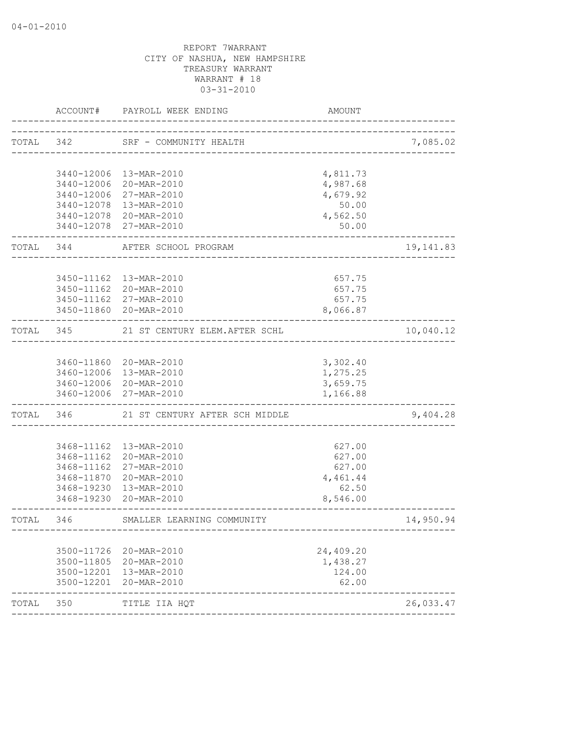04-01-2010

REPORT 7WARRANT
CITY OF NASHUA, NEW HAMPSHIRE
TREASURY WARRANT
WARRANT # 18
03-31-2010

| | ACCOUNT# | PAYROLL WEEK ENDING | AMOUNT | |
|---|---|---|---|---|
| TOTAL | 342 | SRF - COMMUNITY HEALTH | | 7,085.02 |
| | 3440-12006 | 13-MAR-2010 | 4,811.73 | |
| | 3440-12006 | 20-MAR-2010 | 4,987.68 | |
| | 3440-12006 | 27-MAR-2010 | 4,679.92 | |
| | 3440-12078 | 13-MAR-2010 | 50.00 | |
| | 3440-12078 | 20-MAR-2010 | 4,562.50 | |
| | 3440-12078 | 27-MAR-2010 | 50.00 | |
| TOTAL | 344 | AFTER SCHOOL PROGRAM | | 19,141.83 |
| | 3450-11162 | 13-MAR-2010 | 657.75 | |
| | 3450-11162 | 20-MAR-2010 | 657.75 | |
| | 3450-11162 | 27-MAR-2010 | 657.75 | |
| | 3450-11860 | 20-MAR-2010 | 8,066.87 | |
| TOTAL | 345 | 21 ST CENTURY ELEM.AFTER SCHL | | 10,040.12 |
| | 3460-11860 | 20-MAR-2010 | 3,302.40 | |
| | 3460-12006 | 13-MAR-2010 | 1,275.25 | |
| | 3460-12006 | 20-MAR-2010 | 3,659.75 | |
| | 3460-12006 | 27-MAR-2010 | 1,166.88 | |
| TOTAL | 346 | 21 ST CENTURY AFTER SCH MIDDLE | | 9,404.28 |
| | 3468-11162 | 13-MAR-2010 | 627.00 | |
| | 3468-11162 | 20-MAR-2010 | 627.00 | |
| | 3468-11162 | 27-MAR-2010 | 627.00 | |
| | 3468-11870 | 20-MAR-2010 | 4,461.44 | |
| | 3468-19230 | 13-MAR-2010 | 62.50 | |
| | 3468-19230 | 20-MAR-2010 | 8,546.00 | |
| TOTAL | 346 | SMALLER LEARNING COMMUNITY | | 14,950.94 |
| | 3500-11726 | 20-MAR-2010 | 24,409.20 | |
| | 3500-11805 | 20-MAR-2010 | 1,438.27 | |
| | 3500-12201 | 13-MAR-2010 | 124.00 | |
| | 3500-12201 | 20-MAR-2010 | 62.00 | |
| TOTAL | 350 | TITLE IIA HQT | | 26,033.47 |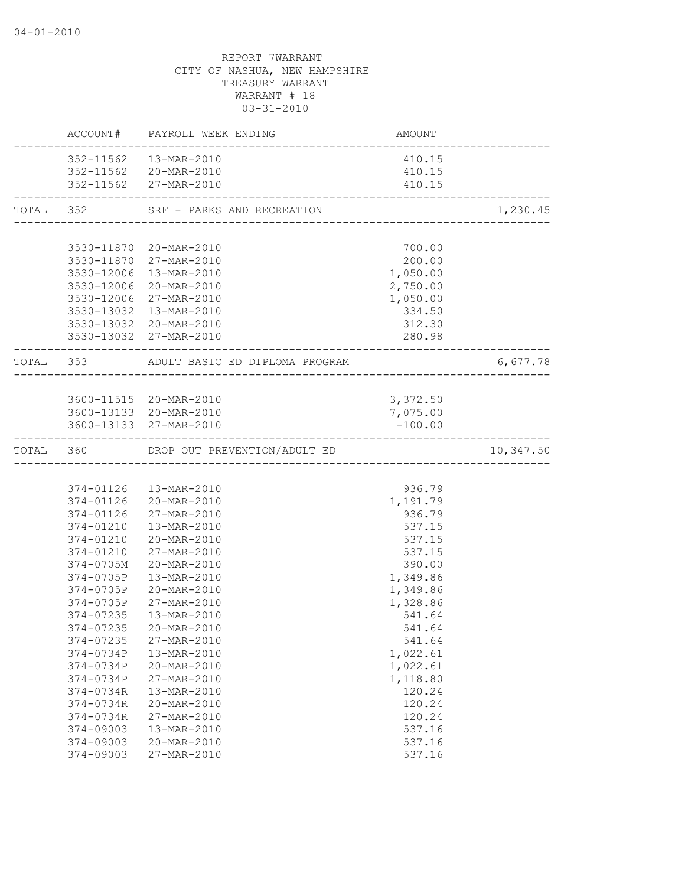04-01-2010

REPORT 7WARRANT
CITY OF NASHUA, NEW HAMPSHIRE
TREASURY WARRANT
WARRANT # 18
03-31-2010

| ACCOUNT# | PAYROLL WEEK ENDING | AMOUNT | |
|---|---|---|---|
| 352-11562 | 13-MAR-2010 | 410.15 | |
| 352-11562 | 20-MAR-2010 | 410.15 | |
| 352-11562 | 27-MAR-2010 | 410.15 | |
| TOTAL 352 | SRF - PARKS AND RECREATION | | 1,230.45 |
| 3530-11870 | 20-MAR-2010 | 700.00 | |
| 3530-11870 | 27-MAR-2010 | 200.00 | |
| 3530-12006 | 13-MAR-2010 | 1,050.00 | |
| 3530-12006 | 20-MAR-2010 | 2,750.00 | |
| 3530-12006 | 27-MAR-2010 | 1,050.00 | |
| 3530-13032 | 13-MAR-2010 | 334.50 | |
| 3530-13032 | 20-MAR-2010 | 312.30 | |
| 3530-13032 | 27-MAR-2010 | 280.98 | |
| TOTAL 353 | ADULT BASIC ED DIPLOMA PROGRAM | | 6,677.78 |
| 3600-11515 | 20-MAR-2010 | 3,372.50 | |
| 3600-13133 | 20-MAR-2010 | 7,075.00 | |
| 3600-13133 | 27-MAR-2010 | -100.00 | |
| TOTAL 360 | DROP OUT PREVENTION/ADULT ED | | 10,347.50 |
| 374-01126 | 13-MAR-2010 | 936.79 | |
| 374-01126 | 20-MAR-2010 | 1,191.79 | |
| 374-01126 | 27-MAR-2010 | 936.79 | |
| 374-01210 | 13-MAR-2010 | 537.15 | |
| 374-01210 | 20-MAR-2010 | 537.15 | |
| 374-01210 | 27-MAR-2010 | 537.15 | |
| 374-0705M | 20-MAR-2010 | 390.00 | |
| 374-0705P | 13-MAR-2010 | 1,349.86 | |
| 374-0705P | 20-MAR-2010 | 1,349.86 | |
| 374-0705P | 27-MAR-2010 | 1,328.86 | |
| 374-07235 | 13-MAR-2010 | 541.64 | |
| 374-07235 | 20-MAR-2010 | 541.64 | |
| 374-07235 | 27-MAR-2010 | 541.64 | |
| 374-0734P | 13-MAR-2010 | 1,022.61 | |
| 374-0734P | 20-MAR-2010 | 1,022.61 | |
| 374-0734P | 27-MAR-2010 | 1,118.80 | |
| 374-0734R | 13-MAR-2010 | 120.24 | |
| 374-0734R | 20-MAR-2010 | 120.24 | |
| 374-0734R | 27-MAR-2010 | 120.24 | |
| 374-09003 | 13-MAR-2010 | 537.16 | |
| 374-09003 | 20-MAR-2010 | 537.16 | |
| 374-09003 | 27-MAR-2010 | 537.16 | |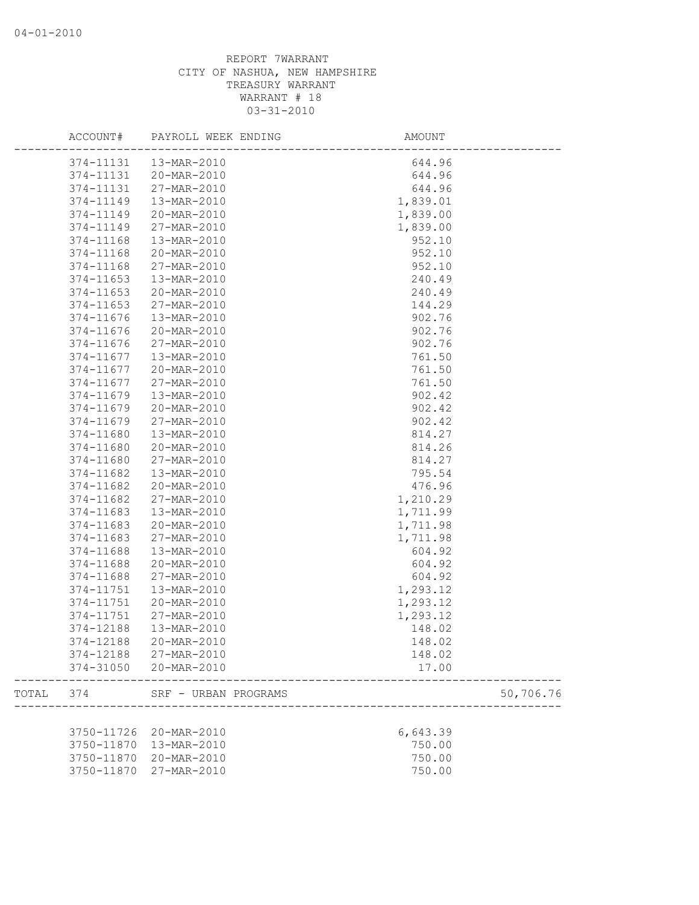04-01-2010

REPORT 7WARRANT
CITY OF NASHUA, NEW HAMPSHIRE
TREASURY WARRANT
WARRANT # 18
03-31-2010

| | ACCOUNT# | PAYROLL WEEK ENDING | AMOUNT | |
|---|---|---|---|---|
| | 374-11131 | 13-MAR-2010 | 644.96 | |
| | 374-11131 | 20-MAR-2010 | 644.96 | |
| | 374-11131 | 27-MAR-2010 | 644.96 | |
| | 374-11149 | 13-MAR-2010 | 1,839.01 | |
| | 374-11149 | 20-MAR-2010 | 1,839.00 | |
| | 374-11149 | 27-MAR-2010 | 1,839.00 | |
| | 374-11168 | 13-MAR-2010 | 952.10 | |
| | 374-11168 | 20-MAR-2010 | 952.10 | |
| | 374-11168 | 27-MAR-2010 | 952.10 | |
| | 374-11653 | 13-MAR-2010 | 240.49 | |
| | 374-11653 | 20-MAR-2010 | 240.49 | |
| | 374-11653 | 27-MAR-2010 | 144.29 | |
| | 374-11676 | 13-MAR-2010 | 902.76 | |
| | 374-11676 | 20-MAR-2010 | 902.76 | |
| | 374-11676 | 27-MAR-2010 | 902.76 | |
| | 374-11677 | 13-MAR-2010 | 761.50 | |
| | 374-11677 | 20-MAR-2010 | 761.50 | |
| | 374-11677 | 27-MAR-2010 | 761.50 | |
| | 374-11679 | 13-MAR-2010 | 902.42 | |
| | 374-11679 | 20-MAR-2010 | 902.42 | |
| | 374-11679 | 27-MAR-2010 | 902.42 | |
| | 374-11680 | 13-MAR-2010 | 814.27 | |
| | 374-11680 | 20-MAR-2010 | 814.26 | |
| | 374-11680 | 27-MAR-2010 | 814.27 | |
| | 374-11682 | 13-MAR-2010 | 795.54 | |
| | 374-11682 | 20-MAR-2010 | 476.96 | |
| | 374-11682 | 27-MAR-2010 | 1,210.29 | |
| | 374-11683 | 13-MAR-2010 | 1,711.99 | |
| | 374-11683 | 20-MAR-2010 | 1,711.98 | |
| | 374-11683 | 27-MAR-2010 | 1,711.98 | |
| | 374-11688 | 13-MAR-2010 | 604.92 | |
| | 374-11688 | 20-MAR-2010 | 604.92 | |
| | 374-11688 | 27-MAR-2010 | 604.92 | |
| | 374-11751 | 13-MAR-2010 | 1,293.12 | |
| | 374-11751 | 20-MAR-2010 | 1,293.12 | |
| | 374-11751 | 27-MAR-2010 | 1,293.12 | |
| | 374-12188 | 13-MAR-2010 | 148.02 | |
| | 374-12188 | 20-MAR-2010 | 148.02 | |
| | 374-12188 | 27-MAR-2010 | 148.02 | |
| | 374-31050 | 20-MAR-2010 | 17.00 | |
| TOTAL | 374 | SRF - URBAN PROGRAMS | | 50,706.76 |
| | 3750-11726 | 20-MAR-2010 | 6,643.39 | |
| | 3750-11870 | 13-MAR-2010 | 750.00 | |
| | 3750-11870 | 20-MAR-2010 | 750.00 | |
| | 3750-11870 | 27-MAR-2010 | 750.00 | |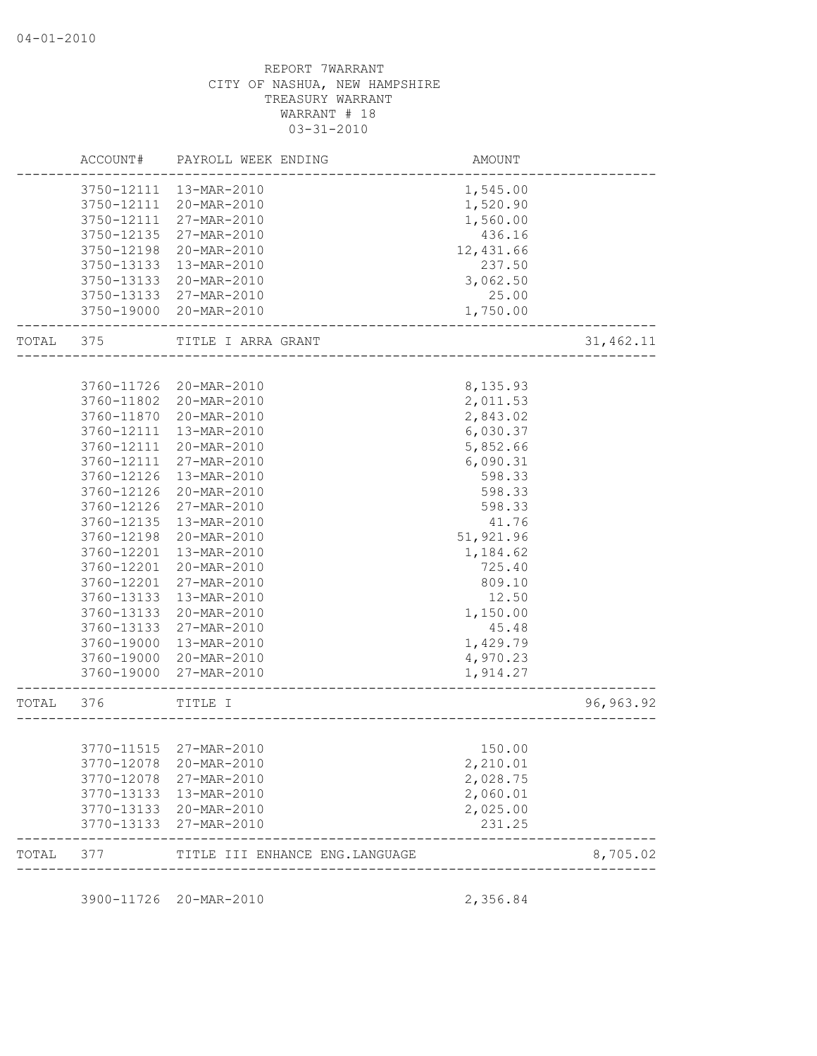REPORT 7WARRANT
CITY OF NASHUA, NEW HAMPSHIRE
TREASURY WARRANT
WARRANT # 18
03-31-2010

| | ACCOUNT# | PAYROLL WEEK ENDING | AMOUNT | |
|---|---|---|---|---|
| | 3750-12111 | 13-MAR-2010 | 1,545.00 | |
| | 3750-12111 | 20-MAR-2010 | 1,520.90 | |
| | 3750-12111 | 27-MAR-2010 | 1,560.00 | |
| | 3750-12135 | 27-MAR-2010 | 436.16 | |
| | 3750-12198 | 20-MAR-2010 | 12,431.66 | |
| | 3750-13133 | 13-MAR-2010 | 237.50 | |
| | 3750-13133 | 20-MAR-2010 | 3,062.50 | |
| | 3750-13133 | 27-MAR-2010 | 25.00 | |
| | 3750-19000 | 20-MAR-2010 | 1,750.00 | |
| TOTAL | 375 | TITLE I ARRA GRANT | | 31,462.11 |
| | 3760-11726 | 20-MAR-2010 | 8,135.93 | |
| | 3760-11802 | 20-MAR-2010 | 2,011.53 | |
| | 3760-11870 | 20-MAR-2010 | 2,843.02 | |
| | 3760-12111 | 13-MAR-2010 | 6,030.37 | |
| | 3760-12111 | 20-MAR-2010 | 5,852.66 | |
| | 3760-12111 | 27-MAR-2010 | 6,090.31 | |
| | 3760-12126 | 13-MAR-2010 | 598.33 | |
| | 3760-12126 | 20-MAR-2010 | 598.33 | |
| | 3760-12126 | 27-MAR-2010 | 598.33 | |
| | 3760-12135 | 13-MAR-2010 | 41.76 | |
| | 3760-12198 | 20-MAR-2010 | 51,921.96 | |
| | 3760-12201 | 13-MAR-2010 | 1,184.62 | |
| | 3760-12201 | 20-MAR-2010 | 725.40 | |
| | 3760-12201 | 27-MAR-2010 | 809.10 | |
| | 3760-13133 | 13-MAR-2010 | 12.50 | |
| | 3760-13133 | 20-MAR-2010 | 1,150.00 | |
| | 3760-13133 | 27-MAR-2010 | 45.48 | |
| | 3760-19000 | 13-MAR-2010 | 1,429.79 | |
| | 3760-19000 | 20-MAR-2010 | 4,970.23 | |
| | 3760-19000 | 27-MAR-2010 | 1,914.27 | |
| TOTAL | 376 | TITLE I | | 96,963.92 |
| | 3770-11515 | 27-MAR-2010 | 150.00 | |
| | 3770-12078 | 20-MAR-2010 | 2,210.01 | |
| | 3770-12078 | 27-MAR-2010 | 2,028.75 | |
| | 3770-13133 | 13-MAR-2010 | 2,060.01 | |
| | 3770-13133 | 20-MAR-2010 | 2,025.00 | |
| | 3770-13133 | 27-MAR-2010 | 231.25 | |
| TOTAL | 377 | TITLE III ENHANCE ENG.LANGUAGE | | 8,705.02 |
| | 3900-11726 | 20-MAR-2010 | 2,356.84 | |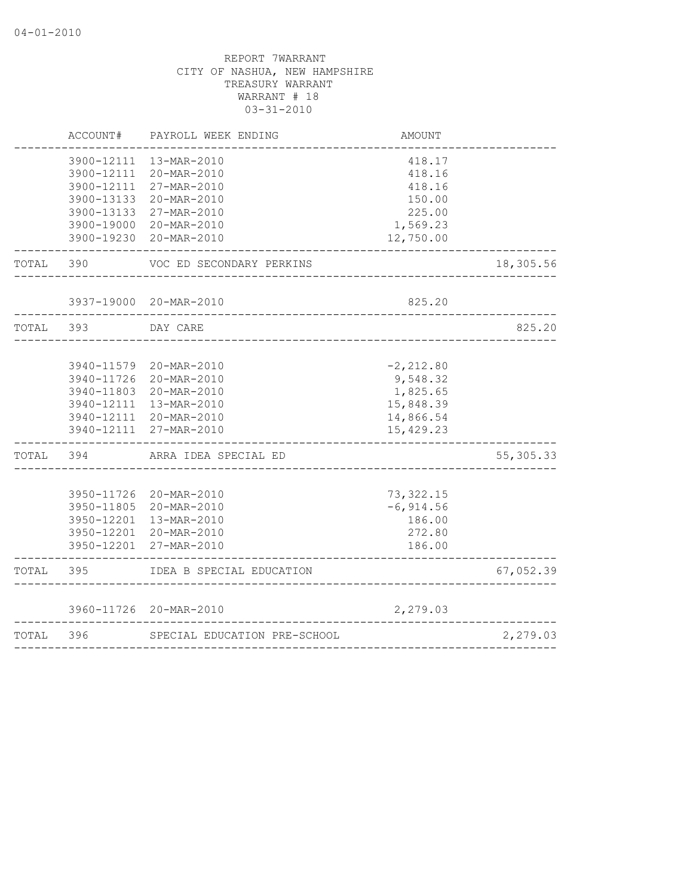04-01-2010

REPORT 7WARRANT
CITY OF NASHUA, NEW HAMPSHIRE
TREASURY WARRANT
WARRANT # 18
03-31-2010

| | ACCOUNT# | PAYROLL WEEK ENDING | AMOUNT | |
|---|---|---|---|---|
| | 3900-12111 | 13-MAR-2010 | 418.17 | |
| | 3900-12111 | 20-MAR-2010 | 418.16 | |
| | 3900-12111 | 27-MAR-2010 | 418.16 | |
| | 3900-13133 | 20-MAR-2010 | 150.00 | |
| | 3900-13133 | 27-MAR-2010 | 225.00 | |
| | 3900-19000 | 20-MAR-2010 | 1,569.23 | |
| | 3900-19230 | 20-MAR-2010 | 12,750.00 | |
| TOTAL | 390 | VOC ED SECONDARY PERKINS | | 18,305.56 |
| | 3937-19000 | 20-MAR-2010 | 825.20 | |
| TOTAL | 393 | DAY CARE | | 825.20 |
| | 3940-11579 | 20-MAR-2010 | -2,212.80 | |
| | 3940-11726 | 20-MAR-2010 | 9,548.32 | |
| | 3940-11803 | 20-MAR-2010 | 1,825.65 | |
| | 3940-12111 | 13-MAR-2010 | 15,848.39 | |
| | 3940-12111 | 20-MAR-2010 | 14,866.54 | |
| | 3940-12111 | 27-MAR-2010 | 15,429.23 | |
| TOTAL | 394 | ARRA IDEA SPECIAL ED | | 55,305.33 |
| | 3950-11726 | 20-MAR-2010 | 73,322.15 | |
| | 3950-11805 | 20-MAR-2010 | -6,914.56 | |
| | 3950-12201 | 13-MAR-2010 | 186.00 | |
| | 3950-12201 | 20-MAR-2010 | 272.80 | |
| | 3950-12201 | 27-MAR-2010 | 186.00 | |
| TOTAL | 395 | IDEA B SPECIAL EDUCATION | | 67,052.39 |
| | 3960-11726 | 20-MAR-2010 | 2,279.03 | |
| TOTAL | 396 | SPECIAL EDUCATION PRE-SCHOOL | | 2,279.03 |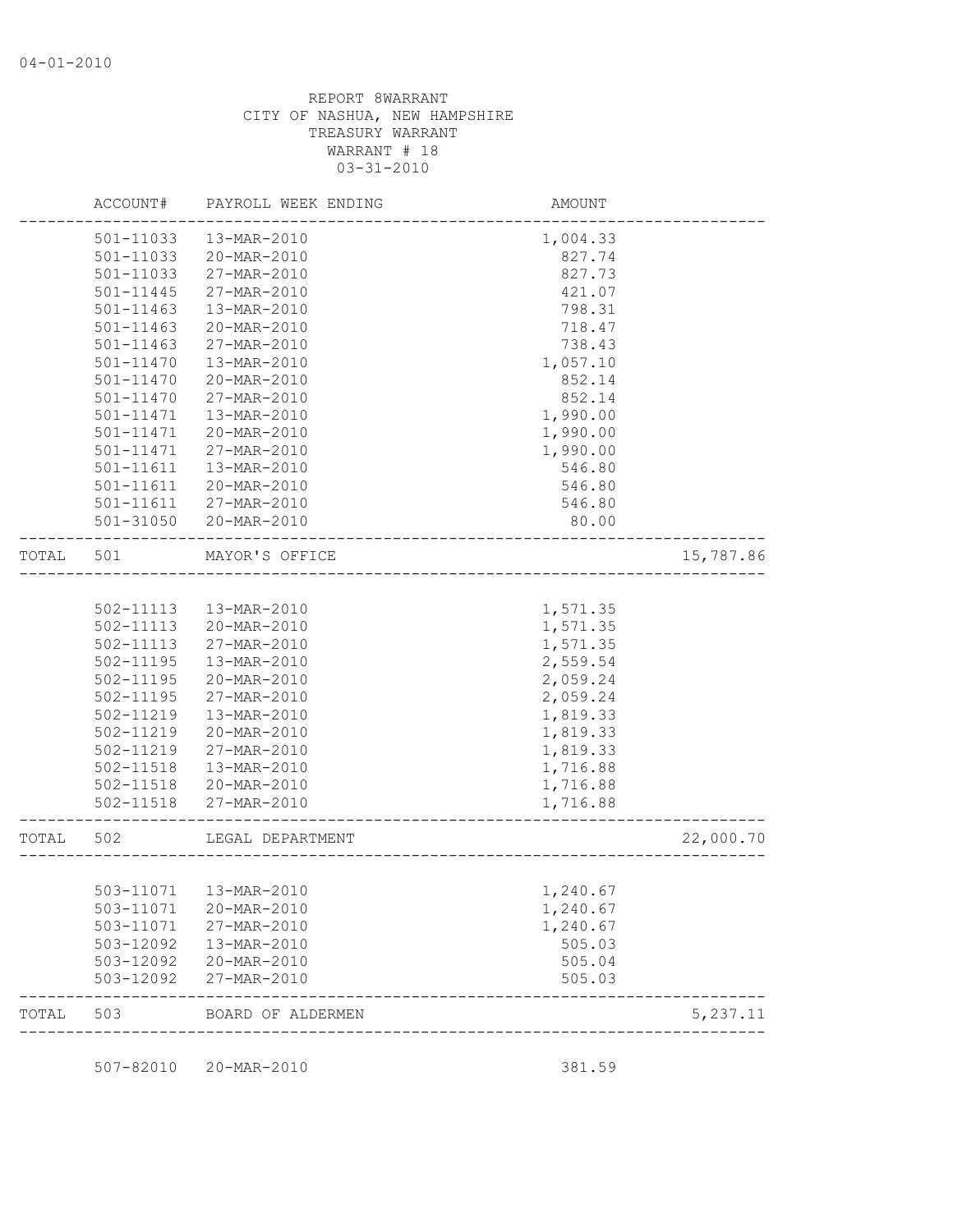04-01-2010

REPORT 8WARRANT
CITY OF NASHUA, NEW HAMPSHIRE
TREASURY WARRANT
WARRANT # 18
03-31-2010

| | ACCOUNT# | PAYROLL WEEK ENDING | AMOUNT | |
|---|---|---|---|---|
| | 501-11033 | 13-MAR-2010 | 1,004.33 | |
| | 501-11033 | 20-MAR-2010 | 827.74 | |
| | 501-11033 | 27-MAR-2010 | 827.73 | |
| | 501-11445 | 27-MAR-2010 | 421.07 | |
| | 501-11463 | 13-MAR-2010 | 798.31 | |
| | 501-11463 | 20-MAR-2010 | 718.47 | |
| | 501-11463 | 27-MAR-2010 | 738.43 | |
| | 501-11470 | 13-MAR-2010 | 1,057.10 | |
| | 501-11470 | 20-MAR-2010 | 852.14 | |
| | 501-11470 | 27-MAR-2010 | 852.14 | |
| | 501-11471 | 13-MAR-2010 | 1,990.00 | |
| | 501-11471 | 20-MAR-2010 | 1,990.00 | |
| | 501-11471 | 27-MAR-2010 | 1,990.00 | |
| | 501-11611 | 13-MAR-2010 | 546.80 | |
| | 501-11611 | 20-MAR-2010 | 546.80 | |
| | 501-11611 | 27-MAR-2010 | 546.80 | |
| | 501-31050 | 20-MAR-2010 | 80.00 | |
| TOTAL | 501 | MAYOR'S OFFICE | | 15,787.86 |
| | 502-11113 | 13-MAR-2010 | 1,571.35 | |
| | 502-11113 | 20-MAR-2010 | 1,571.35 | |
| | 502-11113 | 27-MAR-2010 | 1,571.35 | |
| | 502-11195 | 13-MAR-2010 | 2,559.54 | |
| | 502-11195 | 20-MAR-2010 | 2,059.24 | |
| | 502-11195 | 27-MAR-2010 | 2,059.24 | |
| | 502-11219 | 13-MAR-2010 | 1,819.33 | |
| | 502-11219 | 20-MAR-2010 | 1,819.33 | |
| | 502-11219 | 27-MAR-2010 | 1,819.33 | |
| | 502-11518 | 13-MAR-2010 | 1,716.88 | |
| | 502-11518 | 20-MAR-2010 | 1,716.88 | |
| | 502-11518 | 27-MAR-2010 | 1,716.88 | |
| TOTAL | 502 | LEGAL DEPARTMENT | | 22,000.70 |
| | 503-11071 | 13-MAR-2010 | 1,240.67 | |
| | 503-11071 | 20-MAR-2010 | 1,240.67 | |
| | 503-11071 | 27-MAR-2010 | 1,240.67 | |
| | 503-12092 | 13-MAR-2010 | 505.03 | |
| | 503-12092 | 20-MAR-2010 | 505.04 | |
| | 503-12092 | 27-MAR-2010 | 505.03 | |
| TOTAL | 503 | BOARD OF ALDERMEN | | 5,237.11 |
| | 507-82010 | 20-MAR-2010 | 381.59 | |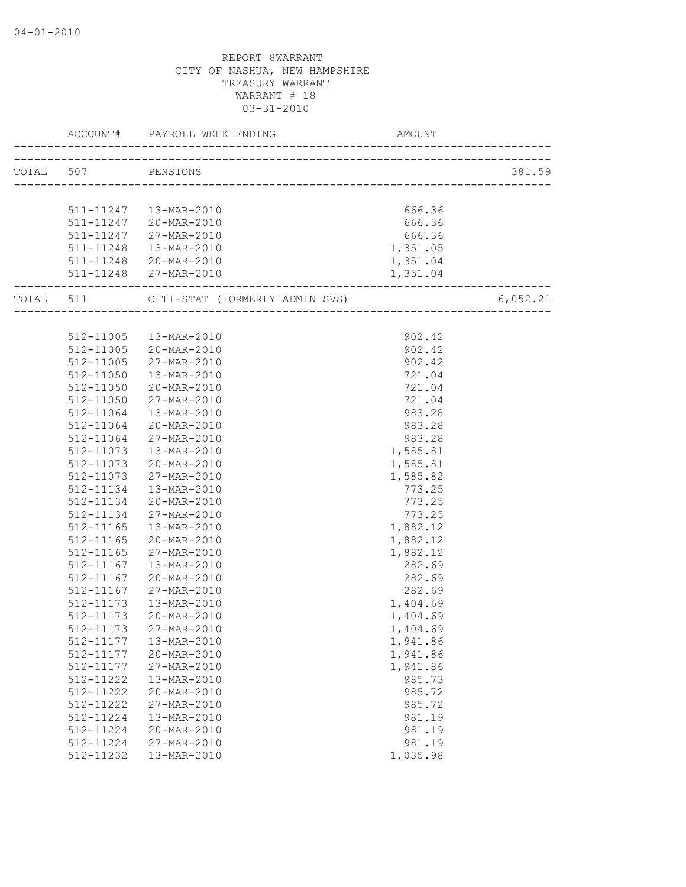04-01-2010

REPORT 8WARRANT
CITY OF NASHUA, NEW HAMPSHIRE
TREASURY WARRANT
WARRANT # 18
03-31-2010

| ACCOUNT# | PAYROLL WEEK ENDING | AMOUNT | |
|---|---|---|---|
| TOTAL 507 | PENSIONS | | 381.59 |
| 511-11247 | 13-MAR-2010 | 666.36 | |
| 511-11247 | 20-MAR-2010 | 666.36 | |
| 511-11247 | 27-MAR-2010 | 666.36 | |
| 511-11248 | 13-MAR-2010 | 1,351.05 | |
| 511-11248 | 20-MAR-2010 | 1,351.04 | |
| 511-11248 | 27-MAR-2010 | 1,351.04 | |
| TOTAL 511 | CITI-STAT (FORMERLY ADMIN SVS) | | 6,052.21 |
| 512-11005 | 13-MAR-2010 | 902.42 | |
| 512-11005 | 20-MAR-2010 | 902.42 | |
| 512-11005 | 27-MAR-2010 | 902.42 | |
| 512-11050 | 13-MAR-2010 | 721.04 | |
| 512-11050 | 20-MAR-2010 | 721.04 | |
| 512-11050 | 27-MAR-2010 | 721.04 | |
| 512-11064 | 13-MAR-2010 | 983.28 | |
| 512-11064 | 20-MAR-2010 | 983.28 | |
| 512-11064 | 27-MAR-2010 | 983.28 | |
| 512-11073 | 13-MAR-2010 | 1,585.81 | |
| 512-11073 | 20-MAR-2010 | 1,585.81 | |
| 512-11073 | 27-MAR-2010 | 1,585.82 | |
| 512-11134 | 13-MAR-2010 | 773.25 | |
| 512-11134 | 20-MAR-2010 | 773.25 | |
| 512-11134 | 27-MAR-2010 | 773.25 | |
| 512-11165 | 13-MAR-2010 | 1,882.12 | |
| 512-11165 | 20-MAR-2010 | 1,882.12 | |
| 512-11165 | 27-MAR-2010 | 1,882.12 | |
| 512-11167 | 13-MAR-2010 | 282.69 | |
| 512-11167 | 20-MAR-2010 | 282.69 | |
| 512-11167 | 27-MAR-2010 | 282.69 | |
| 512-11173 | 13-MAR-2010 | 1,404.69 | |
| 512-11173 | 20-MAR-2010 | 1,404.69 | |
| 512-11173 | 27-MAR-2010 | 1,404.69 | |
| 512-11177 | 13-MAR-2010 | 1,941.86 | |
| 512-11177 | 20-MAR-2010 | 1,941.86 | |
| 512-11177 | 27-MAR-2010 | 1,941.86 | |
| 512-11222 | 13-MAR-2010 | 985.73 | |
| 512-11222 | 20-MAR-2010 | 985.72 | |
| 512-11222 | 27-MAR-2010 | 985.72 | |
| 512-11224 | 13-MAR-2010 | 981.19 | |
| 512-11224 | 20-MAR-2010 | 981.19 | |
| 512-11224 | 27-MAR-2010 | 981.19 | |
| 512-11232 | 13-MAR-2010 | 1,035.98 | |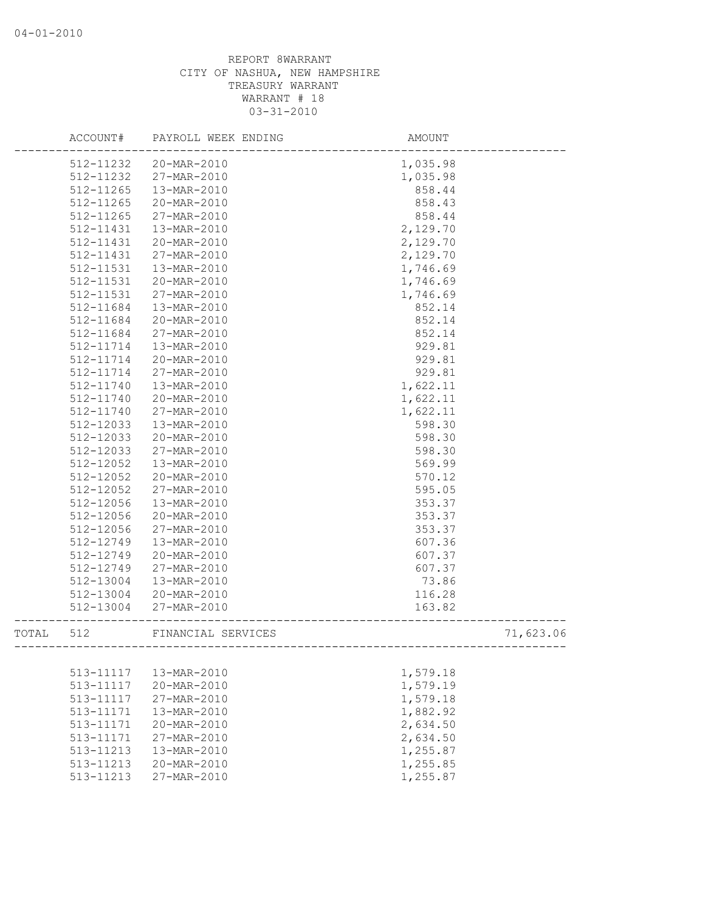04-01-2010

REPORT 8WARRANT
CITY OF NASHUA, NEW HAMPSHIRE
TREASURY WARRANT
WARRANT # 18
03-31-2010

| | ACCOUNT# | PAYROLL WEEK ENDING | AMOUNT | |
|---|---|---|---|---|
| | 512-11232 | 20-MAR-2010 | 1,035.98 | |
| | 512-11232 | 27-MAR-2010 | 1,035.98 | |
| | 512-11265 | 13-MAR-2010 | 858.44 | |
| | 512-11265 | 20-MAR-2010 | 858.43 | |
| | 512-11265 | 27-MAR-2010 | 858.44 | |
| | 512-11431 | 13-MAR-2010 | 2,129.70 | |
| | 512-11431 | 20-MAR-2010 | 2,129.70 | |
| | 512-11431 | 27-MAR-2010 | 2,129.70 | |
| | 512-11531 | 13-MAR-2010 | 1,746.69 | |
| | 512-11531 | 20-MAR-2010 | 1,746.69 | |
| | 512-11531 | 27-MAR-2010 | 1,746.69 | |
| | 512-11684 | 13-MAR-2010 | 852.14 | |
| | 512-11684 | 20-MAR-2010 | 852.14 | |
| | 512-11684 | 27-MAR-2010 | 852.14 | |
| | 512-11714 | 13-MAR-2010 | 929.81 | |
| | 512-11714 | 20-MAR-2010 | 929.81 | |
| | 512-11714 | 27-MAR-2010 | 929.81 | |
| | 512-11740 | 13-MAR-2010 | 1,622.11 | |
| | 512-11740 | 20-MAR-2010 | 1,622.11 | |
| | 512-11740 | 27-MAR-2010 | 1,622.11 | |
| | 512-12033 | 13-MAR-2010 | 598.30 | |
| | 512-12033 | 20-MAR-2010 | 598.30 | |
| | 512-12033 | 27-MAR-2010 | 598.30 | |
| | 512-12052 | 13-MAR-2010 | 569.99 | |
| | 512-12052 | 20-MAR-2010 | 570.12 | |
| | 512-12052 | 27-MAR-2010 | 595.05 | |
| | 512-12056 | 13-MAR-2010 | 353.37 | |
| | 512-12056 | 20-MAR-2010 | 353.37 | |
| | 512-12056 | 27-MAR-2010 | 353.37 | |
| | 512-12749 | 13-MAR-2010 | 607.36 | |
| | 512-12749 | 20-MAR-2010 | 607.37 | |
| | 512-12749 | 27-MAR-2010 | 607.37 | |
| | 512-13004 | 13-MAR-2010 | 73.86 | |
| | 512-13004 | 20-MAR-2010 | 116.28 | |
| | 512-13004 | 27-MAR-2010 | 163.82 | |
| TOTAL | 512 | FINANCIAL SERVICES | | 71,623.06 |
| | 513-11117 | 13-MAR-2010 | 1,579.18 | |
| | 513-11117 | 20-MAR-2010 | 1,579.19 | |
| | 513-11117 | 27-MAR-2010 | 1,579.18 | |
| | 513-11171 | 13-MAR-2010 | 1,882.92 | |
| | 513-11171 | 20-MAR-2010 | 2,634.50 | |
| | 513-11171 | 27-MAR-2010 | 2,634.50 | |
| | 513-11213 | 13-MAR-2010 | 1,255.87 | |
| | 513-11213 | 20-MAR-2010 | 1,255.85 | |
| | 513-11213 | 27-MAR-2010 | 1,255.87 | |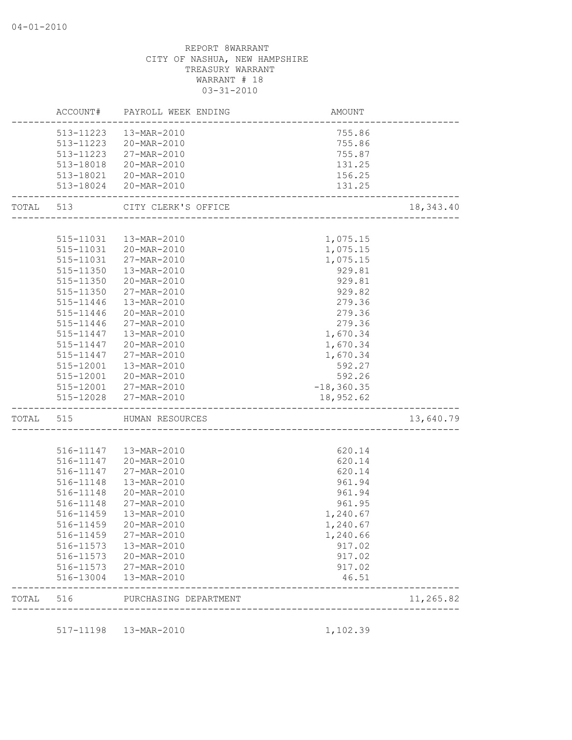REPORT 8WARRANT
CITY OF NASHUA, NEW HAMPSHIRE
TREASURY WARRANT
WARRANT # 18
03-31-2010

| | ACCOUNT# | PAYROLL WEEK ENDING | AMOUNT | |
|---|---|---|---|---|
| | 513-11223 | 13-MAR-2010 | 755.86 | |
| | 513-11223 | 20-MAR-2010 | 755.86 | |
| | 513-11223 | 27-MAR-2010 | 755.87 | |
| | 513-18018 | 20-MAR-2010 | 131.25 | |
| | 513-18021 | 20-MAR-2010 | 156.25 | |
| | 513-18024 | 20-MAR-2010 | 131.25 | |
| TOTAL | 513 | CITY CLERK'S OFFICE | | 18,343.40 |
| | 515-11031 | 13-MAR-2010 | 1,075.15 | |
| | 515-11031 | 20-MAR-2010 | 1,075.15 | |
| | 515-11031 | 27-MAR-2010 | 1,075.15 | |
| | 515-11350 | 13-MAR-2010 | 929.81 | |
| | 515-11350 | 20-MAR-2010 | 929.81 | |
| | 515-11350 | 27-MAR-2010 | 929.82 | |
| | 515-11446 | 13-MAR-2010 | 279.36 | |
| | 515-11446 | 20-MAR-2010 | 279.36 | |
| | 515-11446 | 27-MAR-2010 | 279.36 | |
| | 515-11447 | 13-MAR-2010 | 1,670.34 | |
| | 515-11447 | 20-MAR-2010 | 1,670.34 | |
| | 515-11447 | 27-MAR-2010 | 1,670.34 | |
| | 515-12001 | 13-MAR-2010 | 592.27 | |
| | 515-12001 | 20-MAR-2010 | 592.26 | |
| | 515-12001 | 27-MAR-2010 | -18,360.35 | |
| | 515-12028 | 27-MAR-2010 | 18,952.62 | |
| TOTAL | 515 | HUMAN RESOURCES | | 13,640.79 |
| | 516-11147 | 13-MAR-2010 | 620.14 | |
| | 516-11147 | 20-MAR-2010 | 620.14 | |
| | 516-11147 | 27-MAR-2010 | 620.14 | |
| | 516-11148 | 13-MAR-2010 | 961.94 | |
| | 516-11148 | 20-MAR-2010 | 961.94 | |
| | 516-11148 | 27-MAR-2010 | 961.95 | |
| | 516-11459 | 13-MAR-2010 | 1,240.67 | |
| | 516-11459 | 20-MAR-2010 | 1,240.67 | |
| | 516-11459 | 27-MAR-2010 | 1,240.66 | |
| | 516-11573 | 13-MAR-2010 | 917.02 | |
| | 516-11573 | 20-MAR-2010 | 917.02 | |
| | 516-11573 | 27-MAR-2010 | 917.02 | |
| | 516-13004 | 13-MAR-2010 | 46.51 | |
| TOTAL | 516 | PURCHASING DEPARTMENT | | 11,265.82 |
| | 517-11198 | 13-MAR-2010 | 1,102.39 | |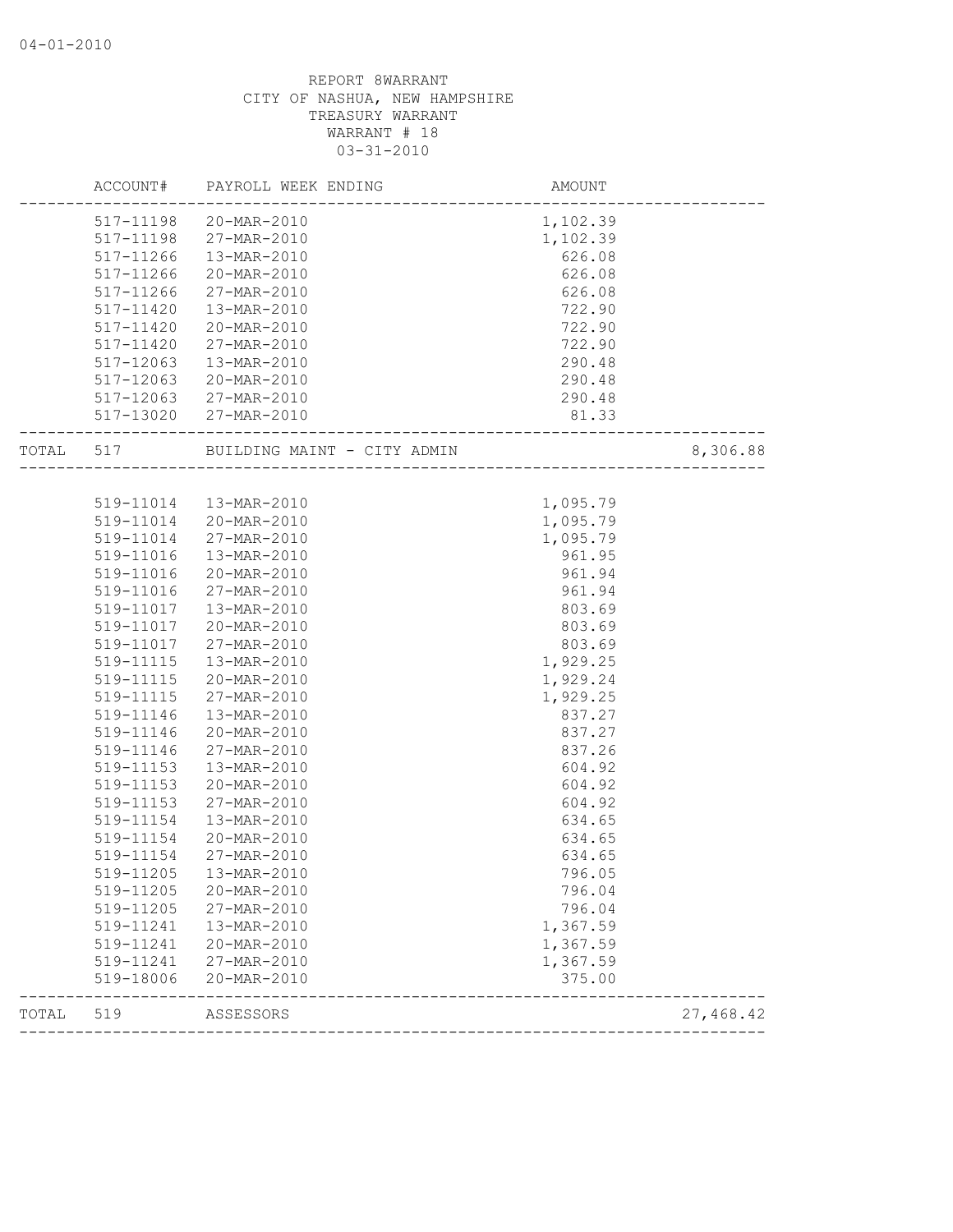04-01-2010

REPORT 8WARRANT
CITY OF NASHUA, NEW HAMPSHIRE
TREASURY WARRANT
WARRANT # 18
03-31-2010

| | ACCOUNT# | PAYROLL WEEK ENDING | AMOUNT | |
|---|---|---|---|---|
| | 517-11198 | 20-MAR-2010 | 1,102.39 | |
| | 517-11198 | 27-MAR-2010 | 1,102.39 | |
| | 517-11266 | 13-MAR-2010 | 626.08 | |
| | 517-11266 | 20-MAR-2010 | 626.08 | |
| | 517-11266 | 27-MAR-2010 | 626.08 | |
| | 517-11420 | 13-MAR-2010 | 722.90 | |
| | 517-11420 | 20-MAR-2010 | 722.90 | |
| | 517-11420 | 27-MAR-2010 | 722.90 | |
| | 517-12063 | 13-MAR-2010 | 290.48 | |
| | 517-12063 | 20-MAR-2010 | 290.48 | |
| | 517-12063 | 27-MAR-2010 | 290.48 | |
| | 517-13020 | 27-MAR-2010 | 81.33 | |
| TOTAL | 517 | BUILDING MAINT - CITY ADMIN | | 8,306.88 |
| | 519-11014 | 13-MAR-2010 | 1,095.79 | |
| | 519-11014 | 20-MAR-2010 | 1,095.79 | |
| | 519-11014 | 27-MAR-2010 | 1,095.79 | |
| | 519-11016 | 13-MAR-2010 | 961.95 | |
| | 519-11016 | 20-MAR-2010 | 961.94 | |
| | 519-11016 | 27-MAR-2010 | 961.94 | |
| | 519-11017 | 13-MAR-2010 | 803.69 | |
| | 519-11017 | 20-MAR-2010 | 803.69 | |
| | 519-11017 | 27-MAR-2010 | 803.69 | |
| | 519-11115 | 13-MAR-2010 | 1,929.25 | |
| | 519-11115 | 20-MAR-2010 | 1,929.24 | |
| | 519-11115 | 27-MAR-2010 | 1,929.25 | |
| | 519-11146 | 13-MAR-2010 | 837.27 | |
| | 519-11146 | 20-MAR-2010 | 837.27 | |
| | 519-11146 | 27-MAR-2010 | 837.26 | |
| | 519-11153 | 13-MAR-2010 | 604.92 | |
| | 519-11153 | 20-MAR-2010 | 604.92 | |
| | 519-11153 | 27-MAR-2010 | 604.92 | |
| | 519-11154 | 13-MAR-2010 | 634.65 | |
| | 519-11154 | 20-MAR-2010 | 634.65 | |
| | 519-11154 | 27-MAR-2010 | 634.65 | |
| | 519-11205 | 13-MAR-2010 | 796.05 | |
| | 519-11205 | 20-MAR-2010 | 796.04 | |
| | 519-11205 | 27-MAR-2010 | 796.04 | |
| | 519-11241 | 13-MAR-2010 | 1,367.59 | |
| | 519-11241 | 20-MAR-2010 | 1,367.59 | |
| | 519-11241 | 27-MAR-2010 | 1,367.59 | |
| | 519-18006 | 20-MAR-2010 | 375.00 | |
| TOTAL | 519 | ASSESSORS | | 27,468.42 |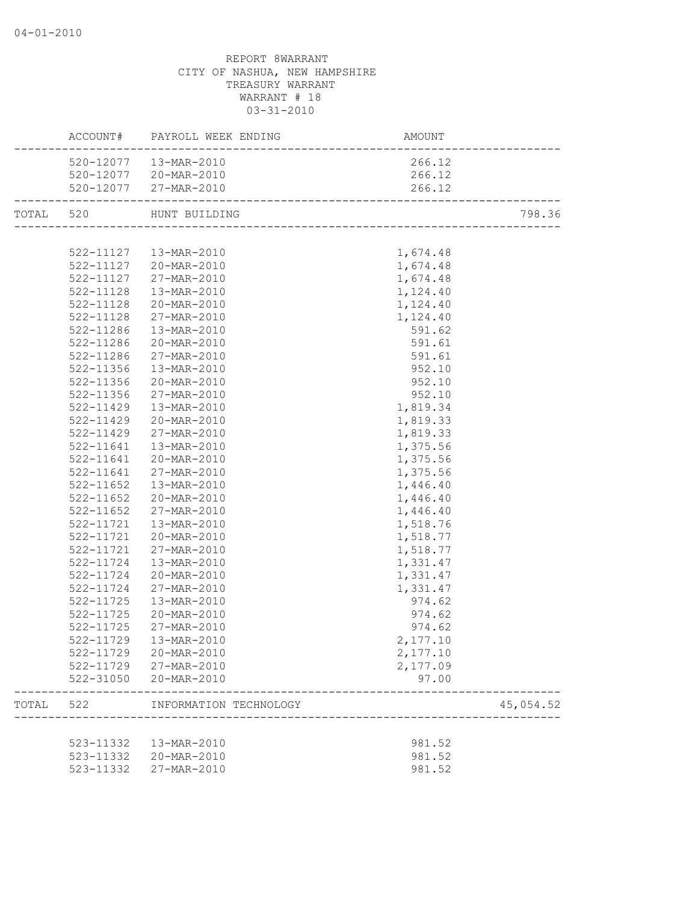REPORT 8WARRANT
CITY OF NASHUA, NEW HAMPSHIRE
TREASURY WARRANT
WARRANT # 18
03-31-2010

| | ACCOUNT# | PAYROLL WEEK ENDING | AMOUNT | |
|---|---|---|---|---|
| | 520-12077 | 13-MAR-2010 | 266.12 | |
| | 520-12077 | 20-MAR-2010 | 266.12 | |
| | 520-12077 | 27-MAR-2010 | 266.12 | |
| TOTAL | 520 | HUNT BUILDING | | 798.36 |
| | 522-11127 | 13-MAR-2010 | 1,674.48 | |
| | 522-11127 | 20-MAR-2010 | 1,674.48 | |
| | 522-11127 | 27-MAR-2010 | 1,674.48 | |
| | 522-11128 | 13-MAR-2010 | 1,124.40 | |
| | 522-11128 | 20-MAR-2010 | 1,124.40 | |
| | 522-11128 | 27-MAR-2010 | 1,124.40 | |
| | 522-11286 | 13-MAR-2010 | 591.62 | |
| | 522-11286 | 20-MAR-2010 | 591.61 | |
| | 522-11286 | 27-MAR-2010 | 591.61 | |
| | 522-11356 | 13-MAR-2010 | 952.10 | |
| | 522-11356 | 20-MAR-2010 | 952.10 | |
| | 522-11356 | 27-MAR-2010 | 952.10 | |
| | 522-11429 | 13-MAR-2010 | 1,819.34 | |
| | 522-11429 | 20-MAR-2010 | 1,819.33 | |
| | 522-11429 | 27-MAR-2010 | 1,819.33 | |
| | 522-11641 | 13-MAR-2010 | 1,375.56 | |
| | 522-11641 | 20-MAR-2010 | 1,375.56 | |
| | 522-11641 | 27-MAR-2010 | 1,375.56 | |
| | 522-11652 | 13-MAR-2010 | 1,446.40 | |
| | 522-11652 | 20-MAR-2010 | 1,446.40 | |
| | 522-11652 | 27-MAR-2010 | 1,446.40 | |
| | 522-11721 | 13-MAR-2010 | 1,518.76 | |
| | 522-11721 | 20-MAR-2010 | 1,518.77 | |
| | 522-11721 | 27-MAR-2010 | 1,518.77 | |
| | 522-11724 | 13-MAR-2010 | 1,331.47 | |
| | 522-11724 | 20-MAR-2010 | 1,331.47 | |
| | 522-11724 | 27-MAR-2010 | 1,331.47 | |
| | 522-11725 | 13-MAR-2010 | 974.62 | |
| | 522-11725 | 20-MAR-2010 | 974.62 | |
| | 522-11725 | 27-MAR-2010 | 974.62 | |
| | 522-11729 | 13-MAR-2010 | 2,177.10 | |
| | 522-11729 | 20-MAR-2010 | 2,177.10 | |
| | 522-11729 | 27-MAR-2010 | 2,177.09 | |
| | 522-31050 | 20-MAR-2010 | 97.00 | |
| TOTAL | 522 | INFORMATION TECHNOLOGY | | 45,054.52 |
| | 523-11332 | 13-MAR-2010 | 981.52 | |
| | 523-11332 | 20-MAR-2010 | 981.52 | |
| | 523-11332 | 27-MAR-2010 | 981.52 | |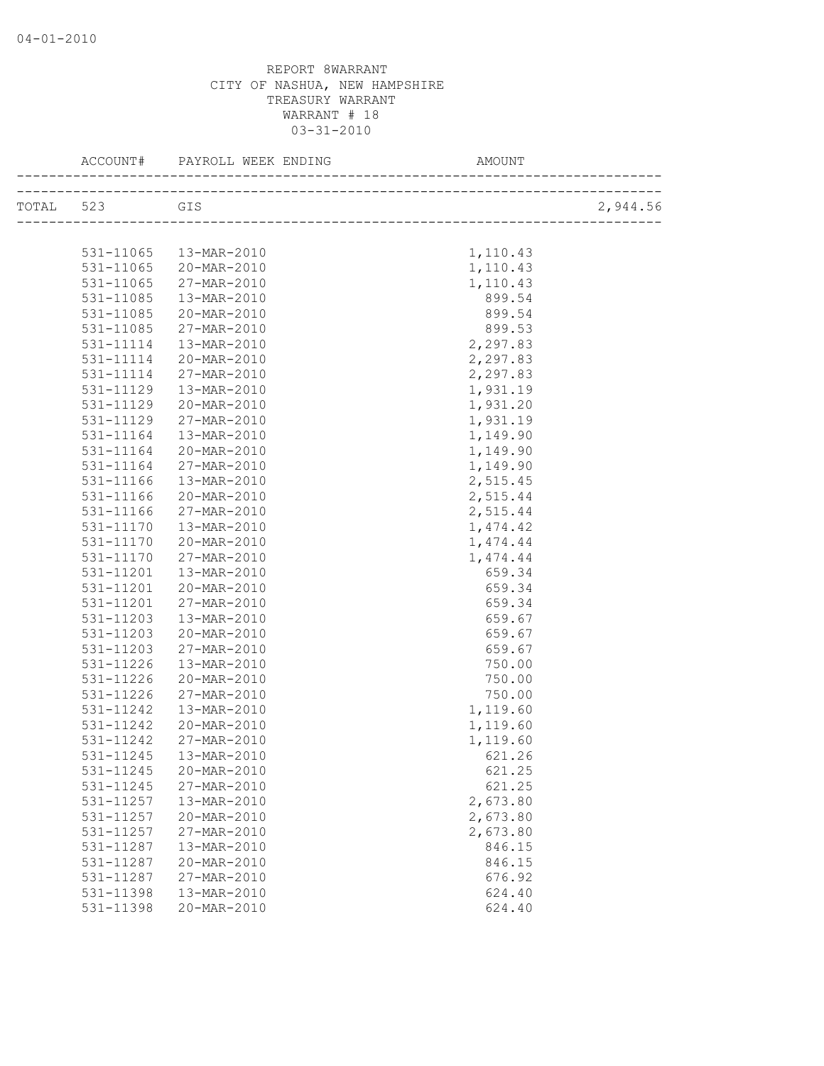REPORT 8WARRANT
CITY OF NASHUA, NEW HAMPSHIRE
TREASURY WARRANT
WARRANT # 18
03-31-2010

| ACCOUNT# | PAYROLL WEEK ENDING | AMOUNT | |
|---|---|---|---|
| TOTAL 523 | GIS | | 2,944.56 |
| 531-11065 | 13-MAR-2010 | 1,110.43 | |
| 531-11065 | 20-MAR-2010 | 1,110.43 | |
| 531-11065 | 27-MAR-2010 | 1,110.43 | |
| 531-11085 | 13-MAR-2010 | 899.54 | |
| 531-11085 | 20-MAR-2010 | 899.54 | |
| 531-11085 | 27-MAR-2010 | 899.53 | |
| 531-11114 | 13-MAR-2010 | 2,297.83 | |
| 531-11114 | 20-MAR-2010 | 2,297.83 | |
| 531-11114 | 27-MAR-2010 | 2,297.83 | |
| 531-11129 | 13-MAR-2010 | 1,931.19 | |
| 531-11129 | 20-MAR-2010 | 1,931.20 | |
| 531-11129 | 27-MAR-2010 | 1,931.19 | |
| 531-11164 | 13-MAR-2010 | 1,149.90 | |
| 531-11164 | 20-MAR-2010 | 1,149.90 | |
| 531-11164 | 27-MAR-2010 | 1,149.90 | |
| 531-11166 | 13-MAR-2010 | 2,515.45 | |
| 531-11166 | 20-MAR-2010 | 2,515.44 | |
| 531-11166 | 27-MAR-2010 | 2,515.44 | |
| 531-11170 | 13-MAR-2010 | 1,474.42 | |
| 531-11170 | 20-MAR-2010 | 1,474.44 | |
| 531-11170 | 27-MAR-2010 | 1,474.44 | |
| 531-11201 | 13-MAR-2010 | 659.34 | |
| 531-11201 | 20-MAR-2010 | 659.34 | |
| 531-11201 | 27-MAR-2010 | 659.34 | |
| 531-11203 | 13-MAR-2010 | 659.67 | |
| 531-11203 | 20-MAR-2010 | 659.67 | |
| 531-11203 | 27-MAR-2010 | 659.67 | |
| 531-11226 | 13-MAR-2010 | 750.00 | |
| 531-11226 | 20-MAR-2010 | 750.00 | |
| 531-11226 | 27-MAR-2010 | 750.00 | |
| 531-11242 | 13-MAR-2010 | 1,119.60 | |
| 531-11242 | 20-MAR-2010 | 1,119.60 | |
| 531-11242 | 27-MAR-2010 | 1,119.60 | |
| 531-11245 | 13-MAR-2010 | 621.26 | |
| 531-11245 | 20-MAR-2010 | 621.25 | |
| 531-11245 | 27-MAR-2010 | 621.25 | |
| 531-11257 | 13-MAR-2010 | 2,673.80 | |
| 531-11257 | 20-MAR-2010 | 2,673.80 | |
| 531-11257 | 27-MAR-2010 | 2,673.80 | |
| 531-11287 | 13-MAR-2010 | 846.15 | |
| 531-11287 | 20-MAR-2010 | 846.15 | |
| 531-11287 | 27-MAR-2010 | 676.92 | |
| 531-11398 | 13-MAR-2010 | 624.40 | |
| 531-11398 | 20-MAR-2010 | 624.40 | |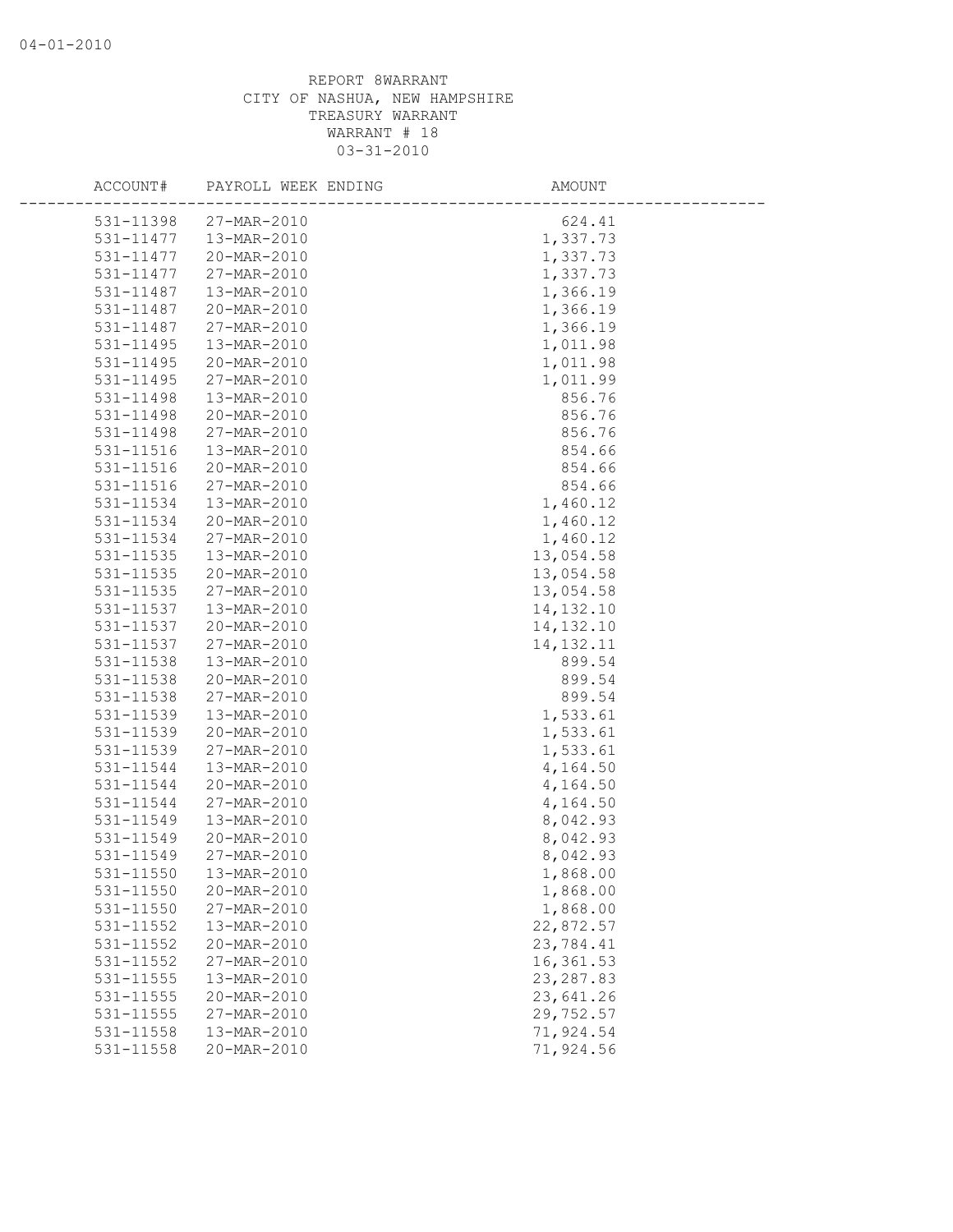REPORT 8WARRANT
CITY OF NASHUA, NEW HAMPSHIRE
TREASURY WARRANT
WARRANT # 18
03-31-2010

| ACCOUNT# | PAYROLL WEEK ENDING | AMOUNT |
|---|---|---|
| 531-11398 | 27-MAR-2010 | 624.41 |
| 531-11477 | 13-MAR-2010 | 1,337.73 |
| 531-11477 | 20-MAR-2010 | 1,337.73 |
| 531-11477 | 27-MAR-2010 | 1,337.73 |
| 531-11487 | 13-MAR-2010 | 1,366.19 |
| 531-11487 | 20-MAR-2010 | 1,366.19 |
| 531-11487 | 27-MAR-2010 | 1,366.19 |
| 531-11495 | 13-MAR-2010 | 1,011.98 |
| 531-11495 | 20-MAR-2010 | 1,011.98 |
| 531-11495 | 27-MAR-2010 | 1,011.99 |
| 531-11498 | 13-MAR-2010 | 856.76 |
| 531-11498 | 20-MAR-2010 | 856.76 |
| 531-11498 | 27-MAR-2010 | 856.76 |
| 531-11516 | 13-MAR-2010 | 854.66 |
| 531-11516 | 20-MAR-2010 | 854.66 |
| 531-11516 | 27-MAR-2010 | 854.66 |
| 531-11534 | 13-MAR-2010 | 1,460.12 |
| 531-11534 | 20-MAR-2010 | 1,460.12 |
| 531-11534 | 27-MAR-2010 | 1,460.12 |
| 531-11535 | 13-MAR-2010 | 13,054.58 |
| 531-11535 | 20-MAR-2010 | 13,054.58 |
| 531-11535 | 27-MAR-2010 | 13,054.58 |
| 531-11537 | 13-MAR-2010 | 14,132.10 |
| 531-11537 | 20-MAR-2010 | 14,132.10 |
| 531-11537 | 27-MAR-2010 | 14,132.11 |
| 531-11538 | 13-MAR-2010 | 899.54 |
| 531-11538 | 20-MAR-2010 | 899.54 |
| 531-11538 | 27-MAR-2010 | 899.54 |
| 531-11539 | 13-MAR-2010 | 1,533.61 |
| 531-11539 | 20-MAR-2010 | 1,533.61 |
| 531-11539 | 27-MAR-2010 | 1,533.61 |
| 531-11544 | 13-MAR-2010 | 4,164.50 |
| 531-11544 | 20-MAR-2010 | 4,164.50 |
| 531-11544 | 27-MAR-2010 | 4,164.50 |
| 531-11549 | 13-MAR-2010 | 8,042.93 |
| 531-11549 | 20-MAR-2010 | 8,042.93 |
| 531-11549 | 27-MAR-2010 | 8,042.93 |
| 531-11550 | 13-MAR-2010 | 1,868.00 |
| 531-11550 | 20-MAR-2010 | 1,868.00 |
| 531-11550 | 27-MAR-2010 | 1,868.00 |
| 531-11552 | 13-MAR-2010 | 22,872.57 |
| 531-11552 | 20-MAR-2010 | 23,784.41 |
| 531-11552 | 27-MAR-2010 | 16,361.53 |
| 531-11555 | 13-MAR-2010 | 23,287.83 |
| 531-11555 | 20-MAR-2010 | 23,641.26 |
| 531-11555 | 27-MAR-2010 | 29,752.57 |
| 531-11558 | 13-MAR-2010 | 71,924.54 |
| 531-11558 | 20-MAR-2010 | 71,924.56 |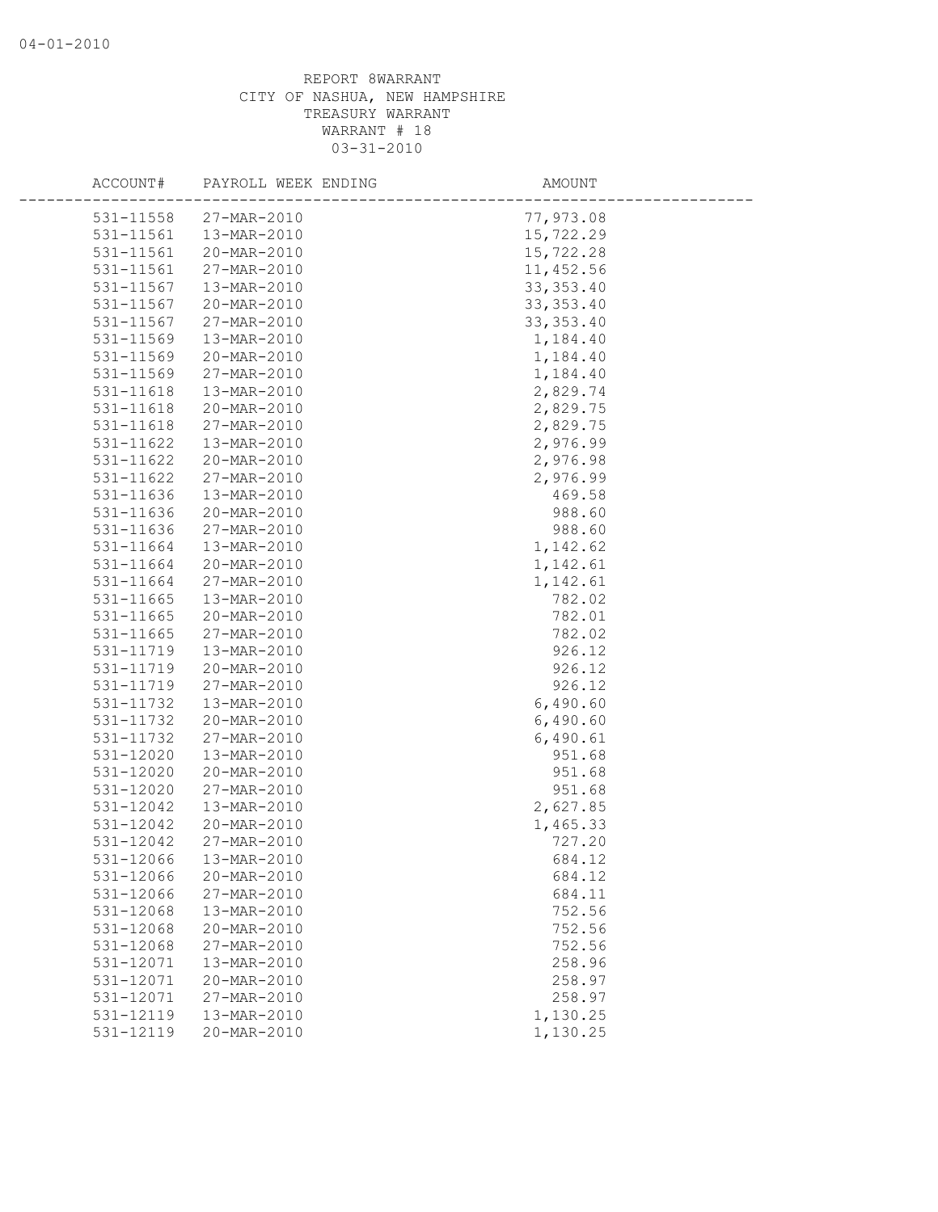REPORT 8WARRANT
CITY OF NASHUA, NEW HAMPSHIRE
TREASURY WARRANT
WARRANT # 18
03-31-2010

| ACCOUNT# | PAYROLL WEEK ENDING | AMOUNT |
|---|---|---|
| 531-11558 | 27-MAR-2010 | 77,973.08 |
| 531-11561 | 13-MAR-2010 | 15,722.29 |
| 531-11561 | 20-MAR-2010 | 15,722.28 |
| 531-11561 | 27-MAR-2010 | 11,452.56 |
| 531-11567 | 13-MAR-2010 | 33,353.40 |
| 531-11567 | 20-MAR-2010 | 33,353.40 |
| 531-11567 | 27-MAR-2010 | 33,353.40 |
| 531-11569 | 13-MAR-2010 | 1,184.40 |
| 531-11569 | 20-MAR-2010 | 1,184.40 |
| 531-11569 | 27-MAR-2010 | 1,184.40 |
| 531-11618 | 13-MAR-2010 | 2,829.74 |
| 531-11618 | 20-MAR-2010 | 2,829.75 |
| 531-11618 | 27-MAR-2010 | 2,829.75 |
| 531-11622 | 13-MAR-2010 | 2,976.99 |
| 531-11622 | 20-MAR-2010 | 2,976.98 |
| 531-11622 | 27-MAR-2010 | 2,976.99 |
| 531-11636 | 13-MAR-2010 | 469.58 |
| 531-11636 | 20-MAR-2010 | 988.60 |
| 531-11636 | 27-MAR-2010 | 988.60 |
| 531-11664 | 13-MAR-2010 | 1,142.62 |
| 531-11664 | 20-MAR-2010 | 1,142.61 |
| 531-11664 | 27-MAR-2010 | 1,142.61 |
| 531-11665 | 13-MAR-2010 | 782.02 |
| 531-11665 | 20-MAR-2010 | 782.01 |
| 531-11665 | 27-MAR-2010 | 782.02 |
| 531-11719 | 13-MAR-2010 | 926.12 |
| 531-11719 | 20-MAR-2010 | 926.12 |
| 531-11719 | 27-MAR-2010 | 926.12 |
| 531-11732 | 13-MAR-2010 | 6,490.60 |
| 531-11732 | 20-MAR-2010 | 6,490.60 |
| 531-11732 | 27-MAR-2010 | 6,490.61 |
| 531-12020 | 13-MAR-2010 | 951.68 |
| 531-12020 | 20-MAR-2010 | 951.68 |
| 531-12020 | 27-MAR-2010 | 951.68 |
| 531-12042 | 13-MAR-2010 | 2,627.85 |
| 531-12042 | 20-MAR-2010 | 1,465.33 |
| 531-12042 | 27-MAR-2010 | 727.20 |
| 531-12066 | 13-MAR-2010 | 684.12 |
| 531-12066 | 20-MAR-2010 | 684.12 |
| 531-12066 | 27-MAR-2010 | 684.11 |
| 531-12068 | 13-MAR-2010 | 752.56 |
| 531-12068 | 20-MAR-2010 | 752.56 |
| 531-12068 | 27-MAR-2010 | 752.56 |
| 531-12071 | 13-MAR-2010 | 258.96 |
| 531-12071 | 20-MAR-2010 | 258.97 |
| 531-12071 | 27-MAR-2010 | 258.97 |
| 531-12119 | 13-MAR-2010 | 1,130.25 |
| 531-12119 | 20-MAR-2010 | 1,130.25 |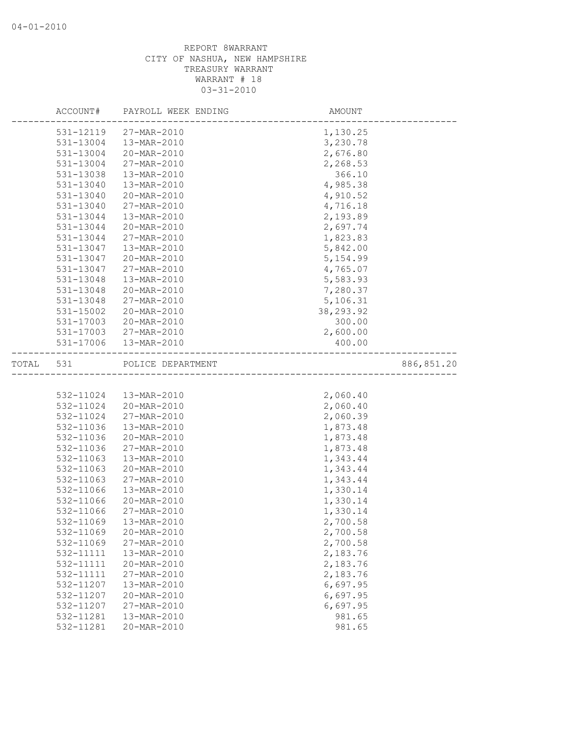04-01-2010

REPORT 8WARRANT
CITY OF NASHUA, NEW HAMPSHIRE
TREASURY WARRANT
WARRANT # 18
03-31-2010

| | ACCOUNT# | PAYROLL WEEK ENDING | AMOUNT | |
|---|---|---|---|---|
| | 531-12119 | 27-MAR-2010 | 1,130.25 | |
| | 531-13004 | 13-MAR-2010 | 3,230.78 | |
| | 531-13004 | 20-MAR-2010 | 2,676.80 | |
| | 531-13004 | 27-MAR-2010 | 2,268.53 | |
| | 531-13038 | 13-MAR-2010 | 366.10 | |
| | 531-13040 | 13-MAR-2010 | 4,985.38 | |
| | 531-13040 | 20-MAR-2010 | 4,910.52 | |
| | 531-13040 | 27-MAR-2010 | 4,716.18 | |
| | 531-13044 | 13-MAR-2010 | 2,193.89 | |
| | 531-13044 | 20-MAR-2010 | 2,697.74 | |
| | 531-13044 | 27-MAR-2010 | 1,823.83 | |
| | 531-13047 | 13-MAR-2010 | 5,842.00 | |
| | 531-13047 | 20-MAR-2010 | 5,154.99 | |
| | 531-13047 | 27-MAR-2010 | 4,765.07 | |
| | 531-13048 | 13-MAR-2010 | 5,583.93 | |
| | 531-13048 | 20-MAR-2010 | 7,280.37 | |
| | 531-13048 | 27-MAR-2010 | 5,106.31 | |
| | 531-15002 | 20-MAR-2010 | 38,293.92 | |
| | 531-17003 | 20-MAR-2010 | 300.00 | |
| | 531-17003 | 27-MAR-2010 | 2,600.00 | |
| | 531-17006 | 13-MAR-2010 | 400.00 | |
| TOTAL | 531 | POLICE DEPARTMENT | | 886,851.20 |
| | 532-11024 | 13-MAR-2010 | 2,060.40 | |
| | 532-11024 | 20-MAR-2010 | 2,060.40 | |
| | 532-11024 | 27-MAR-2010 | 2,060.39 | |
| | 532-11036 | 13-MAR-2010 | 1,873.48 | |
| | 532-11036 | 20-MAR-2010 | 1,873.48 | |
| | 532-11036 | 27-MAR-2010 | 1,873.48 | |
| | 532-11063 | 13-MAR-2010 | 1,343.44 | |
| | 532-11063 | 20-MAR-2010 | 1,343.44 | |
| | 532-11063 | 27-MAR-2010 | 1,343.44 | |
| | 532-11066 | 13-MAR-2010 | 1,330.14 | |
| | 532-11066 | 20-MAR-2010 | 1,330.14 | |
| | 532-11066 | 27-MAR-2010 | 1,330.14 | |
| | 532-11069 | 13-MAR-2010 | 2,700.58 | |
| | 532-11069 | 20-MAR-2010 | 2,700.58 | |
| | 532-11069 | 27-MAR-2010 | 2,700.58 | |
| | 532-11111 | 13-MAR-2010 | 2,183.76 | |
| | 532-11111 | 20-MAR-2010 | 2,183.76 | |
| | 532-11111 | 27-MAR-2010 | 2,183.76 | |
| | 532-11207 | 13-MAR-2010 | 6,697.95 | |
| | 532-11207 | 20-MAR-2010 | 6,697.95 | |
| | 532-11207 | 27-MAR-2010 | 6,697.95 | |
| | 532-11281 | 13-MAR-2010 | 981.65 | |
| | 532-11281 | 20-MAR-2010 | 981.65 | |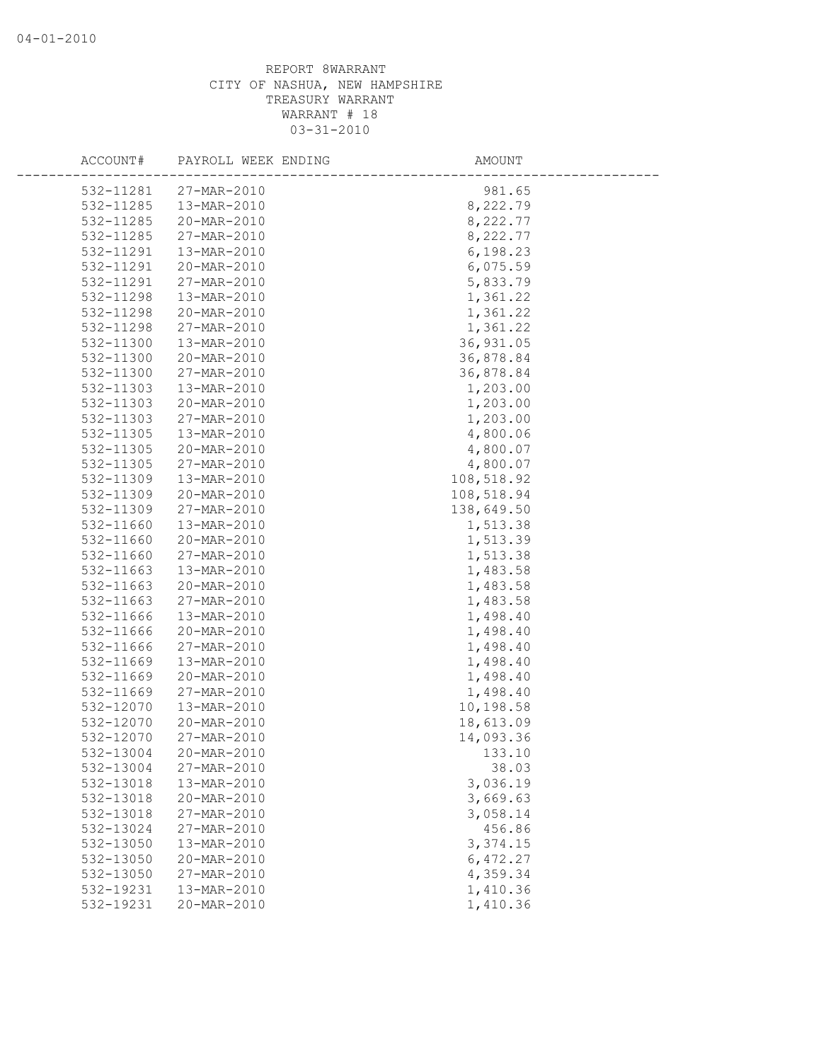04-01-2010

REPORT 8WARRANT
CITY OF NASHUA, NEW HAMPSHIRE
TREASURY WARRANT
WARRANT # 18
03-31-2010

| ACCOUNT# | PAYROLL WEEK ENDING | AMOUNT |
|---|---|---|
| 532-11281 | 27-MAR-2010 | 981.65 |
| 532-11285 | 13-MAR-2010 | 8,222.79 |
| 532-11285 | 20-MAR-2010 | 8,222.77 |
| 532-11285 | 27-MAR-2010 | 8,222.77 |
| 532-11291 | 13-MAR-2010 | 6,198.23 |
| 532-11291 | 20-MAR-2010 | 6,075.59 |
| 532-11291 | 27-MAR-2010 | 5,833.79 |
| 532-11298 | 13-MAR-2010 | 1,361.22 |
| 532-11298 | 20-MAR-2010 | 1,361.22 |
| 532-11298 | 27-MAR-2010 | 1,361.22 |
| 532-11300 | 13-MAR-2010 | 36,931.05 |
| 532-11300 | 20-MAR-2010 | 36,878.84 |
| 532-11300 | 27-MAR-2010 | 36,878.84 |
| 532-11303 | 13-MAR-2010 | 1,203.00 |
| 532-11303 | 20-MAR-2010 | 1,203.00 |
| 532-11303 | 27-MAR-2010 | 1,203.00 |
| 532-11305 | 13-MAR-2010 | 4,800.06 |
| 532-11305 | 20-MAR-2010 | 4,800.07 |
| 532-11305 | 27-MAR-2010 | 4,800.07 |
| 532-11309 | 13-MAR-2010 | 108,518.92 |
| 532-11309 | 20-MAR-2010 | 108,518.94 |
| 532-11309 | 27-MAR-2010 | 138,649.50 |
| 532-11660 | 13-MAR-2010 | 1,513.38 |
| 532-11660 | 20-MAR-2010 | 1,513.39 |
| 532-11660 | 27-MAR-2010 | 1,513.38 |
| 532-11663 | 13-MAR-2010 | 1,483.58 |
| 532-11663 | 20-MAR-2010 | 1,483.58 |
| 532-11663 | 27-MAR-2010 | 1,483.58 |
| 532-11666 | 13-MAR-2010 | 1,498.40 |
| 532-11666 | 20-MAR-2010 | 1,498.40 |
| 532-11666 | 27-MAR-2010 | 1,498.40 |
| 532-11669 | 13-MAR-2010 | 1,498.40 |
| 532-11669 | 20-MAR-2010 | 1,498.40 |
| 532-11669 | 27-MAR-2010 | 1,498.40 |
| 532-12070 | 13-MAR-2010 | 10,198.58 |
| 532-12070 | 20-MAR-2010 | 18,613.09 |
| 532-12070 | 27-MAR-2010 | 14,093.36 |
| 532-13004 | 20-MAR-2010 | 133.10 |
| 532-13004 | 27-MAR-2010 | 38.03 |
| 532-13018 | 13-MAR-2010 | 3,036.19 |
| 532-13018 | 20-MAR-2010 | 3,669.63 |
| 532-13018 | 27-MAR-2010 | 3,058.14 |
| 532-13024 | 27-MAR-2010 | 456.86 |
| 532-13050 | 13-MAR-2010 | 3,374.15 |
| 532-13050 | 20-MAR-2010 | 6,472.27 |
| 532-13050 | 27-MAR-2010 | 4,359.34 |
| 532-19231 | 13-MAR-2010 | 1,410.36 |
| 532-19231 | 20-MAR-2010 | 1,410.36 |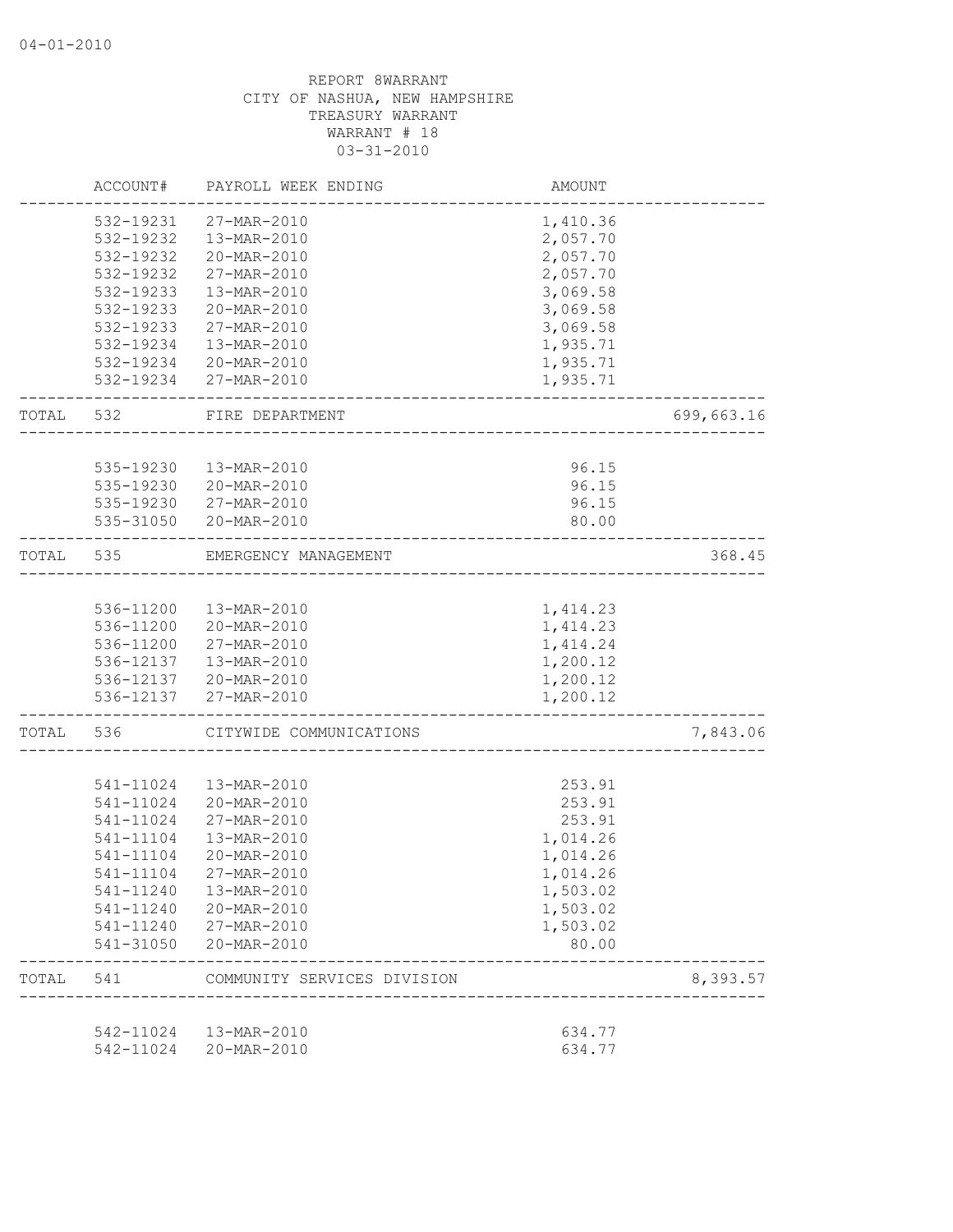04-01-2010

REPORT 8WARRANT
CITY OF NASHUA, NEW HAMPSHIRE
TREASURY WARRANT
WARRANT # 18
03-31-2010

| | ACCOUNT# | PAYROLL WEEK ENDING | AMOUNT | |
|---|---|---|---|---|
| | 532-19231 | 27-MAR-2010 | 1,410.36 | |
| | 532-19232 | 13-MAR-2010 | 2,057.70 | |
| | 532-19232 | 20-MAR-2010 | 2,057.70 | |
| | 532-19232 | 27-MAR-2010 | 2,057.70 | |
| | 532-19233 | 13-MAR-2010 | 3,069.58 | |
| | 532-19233 | 20-MAR-2010 | 3,069.58 | |
| | 532-19233 | 27-MAR-2010 | 3,069.58 | |
| | 532-19234 | 13-MAR-2010 | 1,935.71 | |
| | 532-19234 | 20-MAR-2010 | 1,935.71 | |
| | 532-19234 | 27-MAR-2010 | 1,935.71 | |
| TOTAL | 532 | FIRE DEPARTMENT | | 699,663.16 |
| | 535-19230 | 13-MAR-2010 | 96.15 | |
| | 535-19230 | 20-MAR-2010 | 96.15 | |
| | 535-19230 | 27-MAR-2010 | 96.15 | |
| | 535-31050 | 20-MAR-2010 | 80.00 | |
| TOTAL | 535 | EMERGENCY MANAGEMENT | | 368.45 |
| | 536-11200 | 13-MAR-2010 | 1,414.23 | |
| | 536-11200 | 20-MAR-2010 | 1,414.23 | |
| | 536-11200 | 27-MAR-2010 | 1,414.24 | |
| | 536-12137 | 13-MAR-2010 | 1,200.12 | |
| | 536-12137 | 20-MAR-2010 | 1,200.12 | |
| | 536-12137 | 27-MAR-2010 | 1,200.12 | |
| TOTAL | 536 | CITYWIDE COMMUNICATIONS | | 7,843.06 |
| | 541-11024 | 13-MAR-2010 | 253.91 | |
| | 541-11024 | 20-MAR-2010 | 253.91 | |
| | 541-11024 | 27-MAR-2010 | 253.91 | |
| | 541-11104 | 13-MAR-2010 | 1,014.26 | |
| | 541-11104 | 20-MAR-2010 | 1,014.26 | |
| | 541-11104 | 27-MAR-2010 | 1,014.26 | |
| | 541-11240 | 13-MAR-2010 | 1,503.02 | |
| | 541-11240 | 20-MAR-2010 | 1,503.02 | |
| | 541-11240 | 27-MAR-2010 | 1,503.02 | |
| | 541-31050 | 20-MAR-2010 | 80.00 | |
| TOTAL | 541 | COMMUNITY SERVICES DIVISION | | 8,393.57 |
| | 542-11024 | 13-MAR-2010 | 634.77 | |
| | 542-11024 | 20-MAR-2010 | 634.77 | |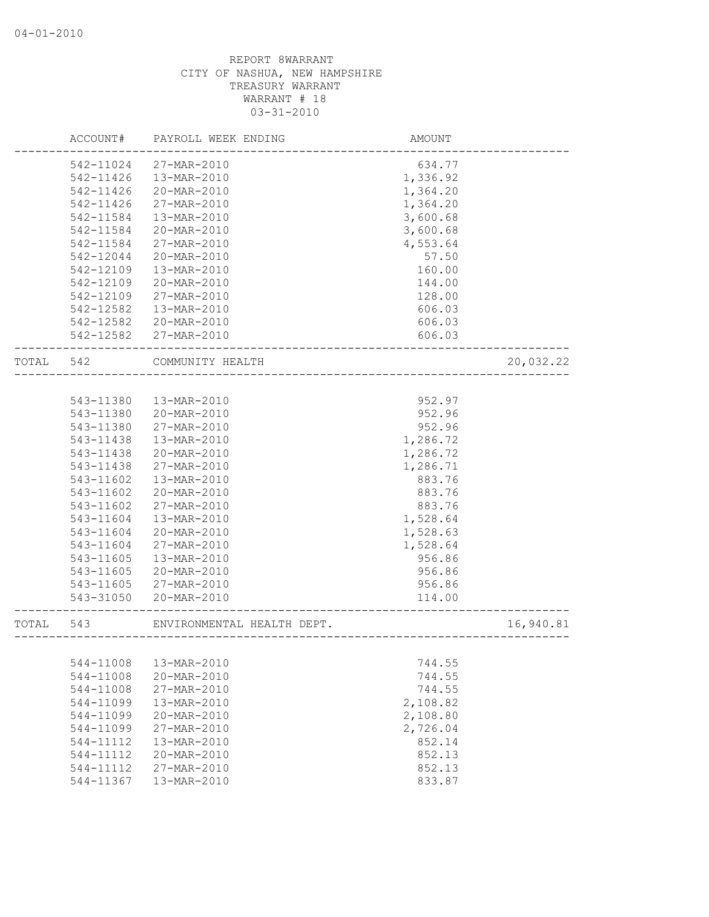04-01-2010

REPORT 8WARRANT
CITY OF NASHUA, NEW HAMPSHIRE
TREASURY WARRANT
WARRANT # 18
03-31-2010

| | ACCOUNT# | PAYROLL WEEK ENDING | AMOUNT | |
|---|---|---|---|---|
| | 542-11024 | 27-MAR-2010 | 634.77 | |
| | 542-11426 | 13-MAR-2010 | 1,336.92 | |
| | 542-11426 | 20-MAR-2010 | 1,364.20 | |
| | 542-11426 | 27-MAR-2010 | 1,364.20 | |
| | 542-11584 | 13-MAR-2010 | 3,600.68 | |
| | 542-11584 | 20-MAR-2010 | 3,600.68 | |
| | 542-11584 | 27-MAR-2010 | 4,553.64 | |
| | 542-12044 | 20-MAR-2010 | 57.50 | |
| | 542-12109 | 13-MAR-2010 | 160.00 | |
| | 542-12109 | 20-MAR-2010 | 144.00 | |
| | 542-12109 | 27-MAR-2010 | 128.00 | |
| | 542-12582 | 13-MAR-2010 | 606.03 | |
| | 542-12582 | 20-MAR-2010 | 606.03 | |
| | 542-12582 | 27-MAR-2010 | 606.03 | |
| TOTAL | 542 | COMMUNITY HEALTH | | 20,032.22 |
| | 543-11380 | 13-MAR-2010 | 952.97 | |
| | 543-11380 | 20-MAR-2010 | 952.96 | |
| | 543-11380 | 27-MAR-2010 | 952.96 | |
| | 543-11438 | 13-MAR-2010 | 1,286.72 | |
| | 543-11438 | 20-MAR-2010 | 1,286.72 | |
| | 543-11438 | 27-MAR-2010 | 1,286.71 | |
| | 543-11602 | 13-MAR-2010 | 883.76 | |
| | 543-11602 | 20-MAR-2010 | 883.76 | |
| | 543-11602 | 27-MAR-2010 | 883.76 | |
| | 543-11604 | 13-MAR-2010 | 1,528.64 | |
| | 543-11604 | 20-MAR-2010 | 1,528.63 | |
| | 543-11604 | 27-MAR-2010 | 1,528.64 | |
| | 543-11605 | 13-MAR-2010 | 956.86 | |
| | 543-11605 | 20-MAR-2010 | 956.86 | |
| | 543-11605 | 27-MAR-2010 | 956.86 | |
| | 543-31050 | 20-MAR-2010 | 114.00 | |
| TOTAL | 543 | ENVIRONMENTAL HEALTH DEPT. | | 16,940.81 |
| | 544-11008 | 13-MAR-2010 | 744.55 | |
| | 544-11008 | 20-MAR-2010 | 744.55 | |
| | 544-11008 | 27-MAR-2010 | 744.55 | |
| | 544-11099 | 13-MAR-2010 | 2,108.82 | |
| | 544-11099 | 20-MAR-2010 | 2,108.80 | |
| | 544-11099 | 27-MAR-2010 | 2,726.04 | |
| | 544-11112 | 13-MAR-2010 | 852.14 | |
| | 544-11112 | 20-MAR-2010 | 852.13 | |
| | 544-11112 | 27-MAR-2010 | 852.13 | |
| | 544-11367 | 13-MAR-2010 | 833.87 | |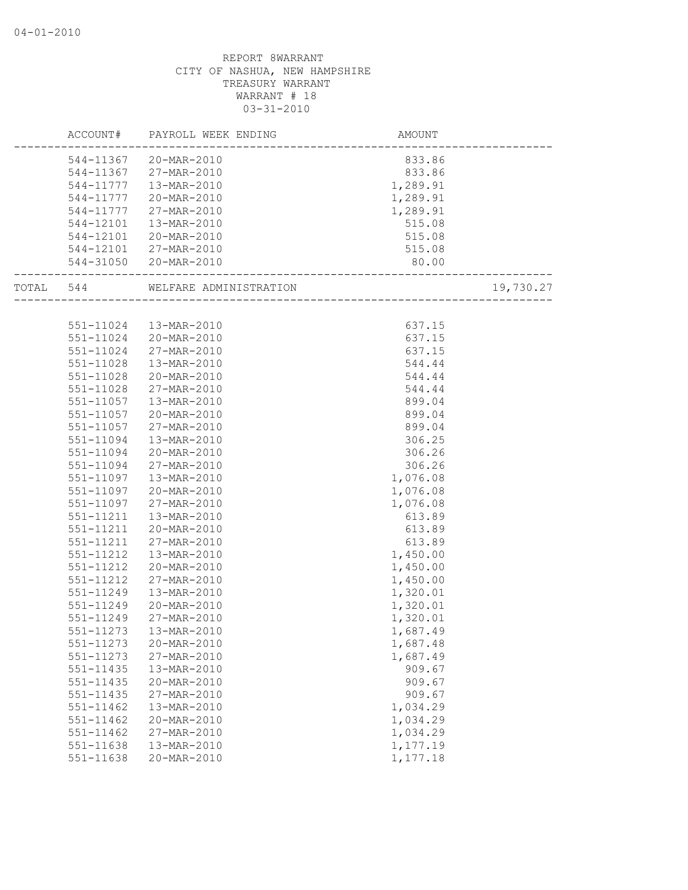04-01-2010

REPORT 8WARRANT
CITY OF NASHUA, NEW HAMPSHIRE
TREASURY WARRANT
WARRANT # 18
03-31-2010

| | ACCOUNT# | PAYROLL WEEK ENDING | AMOUNT | |
|---|---|---|---|---|
| | 544-11367 | 20-MAR-2010 | 833.86 | |
| | 544-11367 | 27-MAR-2010 | 833.86 | |
| | 544-11777 | 13-MAR-2010 | 1,289.91 | |
| | 544-11777 | 20-MAR-2010 | 1,289.91 | |
| | 544-11777 | 27-MAR-2010 | 1,289.91 | |
| | 544-12101 | 13-MAR-2010 | 515.08 | |
| | 544-12101 | 20-MAR-2010 | 515.08 | |
| | 544-12101 | 27-MAR-2010 | 515.08 | |
| | 544-31050 | 20-MAR-2010 | 80.00 | |
| TOTAL | 544 | WELFARE ADMINISTRATION | | 19,730.27 |
| | 551-11024 | 13-MAR-2010 | 637.15 | |
| | 551-11024 | 20-MAR-2010 | 637.15 | |
| | 551-11024 | 27-MAR-2010 | 637.15 | |
| | 551-11028 | 13-MAR-2010 | 544.44 | |
| | 551-11028 | 20-MAR-2010 | 544.44 | |
| | 551-11028 | 27-MAR-2010 | 544.44 | |
| | 551-11057 | 13-MAR-2010 | 899.04 | |
| | 551-11057 | 20-MAR-2010 | 899.04 | |
| | 551-11057 | 27-MAR-2010 | 899.04 | |
| | 551-11094 | 13-MAR-2010 | 306.25 | |
| | 551-11094 | 20-MAR-2010 | 306.26 | |
| | 551-11094 | 27-MAR-2010 | 306.26 | |
| | 551-11097 | 13-MAR-2010 | 1,076.08 | |
| | 551-11097 | 20-MAR-2010 | 1,076.08 | |
| | 551-11097 | 27-MAR-2010 | 1,076.08 | |
| | 551-11211 | 13-MAR-2010 | 613.89 | |
| | 551-11211 | 20-MAR-2010 | 613.89 | |
| | 551-11211 | 27-MAR-2010 | 613.89 | |
| | 551-11212 | 13-MAR-2010 | 1,450.00 | |
| | 551-11212 | 20-MAR-2010 | 1,450.00 | |
| | 551-11212 | 27-MAR-2010 | 1,450.00 | |
| | 551-11249 | 13-MAR-2010 | 1,320.01 | |
| | 551-11249 | 20-MAR-2010 | 1,320.01 | |
| | 551-11249 | 27-MAR-2010 | 1,320.01 | |
| | 551-11273 | 13-MAR-2010 | 1,687.49 | |
| | 551-11273 | 20-MAR-2010 | 1,687.48 | |
| | 551-11273 | 27-MAR-2010 | 1,687.49 | |
| | 551-11435 | 13-MAR-2010 | 909.67 | |
| | 551-11435 | 20-MAR-2010 | 909.67 | |
| | 551-11435 | 27-MAR-2010 | 909.67 | |
| | 551-11462 | 13-MAR-2010 | 1,034.29 | |
| | 551-11462 | 20-MAR-2010 | 1,034.29 | |
| | 551-11462 | 27-MAR-2010 | 1,034.29 | |
| | 551-11638 | 13-MAR-2010 | 1,177.19 | |
| | 551-11638 | 20-MAR-2010 | 1,177.18 | |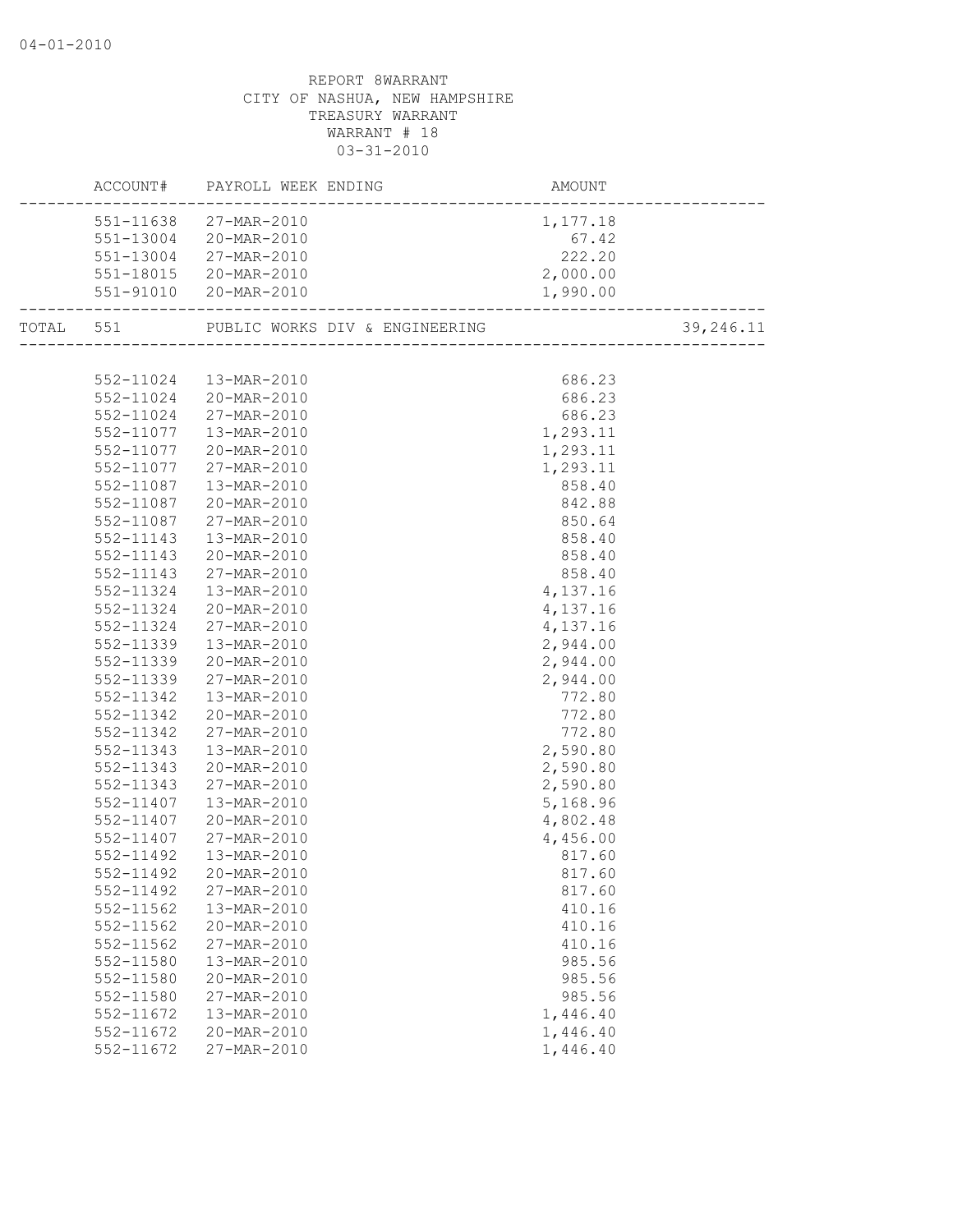REPORT 8WARRANT
CITY OF NASHUA, NEW HAMPSHIRE
TREASURY WARRANT
WARRANT # 18
03-31-2010

| | ACCOUNT# | PAYROLL WEEK ENDING | AMOUNT | |
|---|---|---|---|---|
| | 551-11638 | 27-MAR-2010 | 1,177.18 | |
| | 551-13004 | 20-MAR-2010 | 67.42 | |
| | 551-13004 | 27-MAR-2010 | 222.20 | |
| | 551-18015 | 20-MAR-2010 | 2,000.00 | |
| | 551-91010 | 20-MAR-2010 | 1,990.00 | |
| TOTAL | 551 | PUBLIC WORKS DIV & ENGINEERING | | 39,246.11 |
| | 552-11024 | 13-MAR-2010 | 686.23 | |
| | 552-11024 | 20-MAR-2010 | 686.23 | |
| | 552-11024 | 27-MAR-2010 | 686.23 | |
| | 552-11077 | 13-MAR-2010 | 1,293.11 | |
| | 552-11077 | 20-MAR-2010 | 1,293.11 | |
| | 552-11077 | 27-MAR-2010 | 1,293.11 | |
| | 552-11087 | 13-MAR-2010 | 858.40 | |
| | 552-11087 | 20-MAR-2010 | 842.88 | |
| | 552-11087 | 27-MAR-2010 | 850.64 | |
| | 552-11143 | 13-MAR-2010 | 858.40 | |
| | 552-11143 | 20-MAR-2010 | 858.40 | |
| | 552-11143 | 27-MAR-2010 | 858.40 | |
| | 552-11324 | 13-MAR-2010 | 4,137.16 | |
| | 552-11324 | 20-MAR-2010 | 4,137.16 | |
| | 552-11324 | 27-MAR-2010 | 4,137.16 | |
| | 552-11339 | 13-MAR-2010 | 2,944.00 | |
| | 552-11339 | 20-MAR-2010 | 2,944.00 | |
| | 552-11339 | 27-MAR-2010 | 2,944.00 | |
| | 552-11342 | 13-MAR-2010 | 772.80 | |
| | 552-11342 | 20-MAR-2010 | 772.80 | |
| | 552-11342 | 27-MAR-2010 | 772.80 | |
| | 552-11343 | 13-MAR-2010 | 2,590.80 | |
| | 552-11343 | 20-MAR-2010 | 2,590.80 | |
| | 552-11343 | 27-MAR-2010 | 2,590.80 | |
| | 552-11407 | 13-MAR-2010 | 5,168.96 | |
| | 552-11407 | 20-MAR-2010 | 4,802.48 | |
| | 552-11407 | 27-MAR-2010 | 4,456.00 | |
| | 552-11492 | 13-MAR-2010 | 817.60 | |
| | 552-11492 | 20-MAR-2010 | 817.60 | |
| | 552-11492 | 27-MAR-2010 | 817.60 | |
| | 552-11562 | 13-MAR-2010 | 410.16 | |
| | 552-11562 | 20-MAR-2010 | 410.16 | |
| | 552-11562 | 27-MAR-2010 | 410.16 | |
| | 552-11580 | 13-MAR-2010 | 985.56 | |
| | 552-11580 | 20-MAR-2010 | 985.56 | |
| | 552-11580 | 27-MAR-2010 | 985.56 | |
| | 552-11672 | 13-MAR-2010 | 1,446.40 | |
| | 552-11672 | 20-MAR-2010 | 1,446.40 | |
| | 552-11672 | 27-MAR-2010 | 1,446.40 | |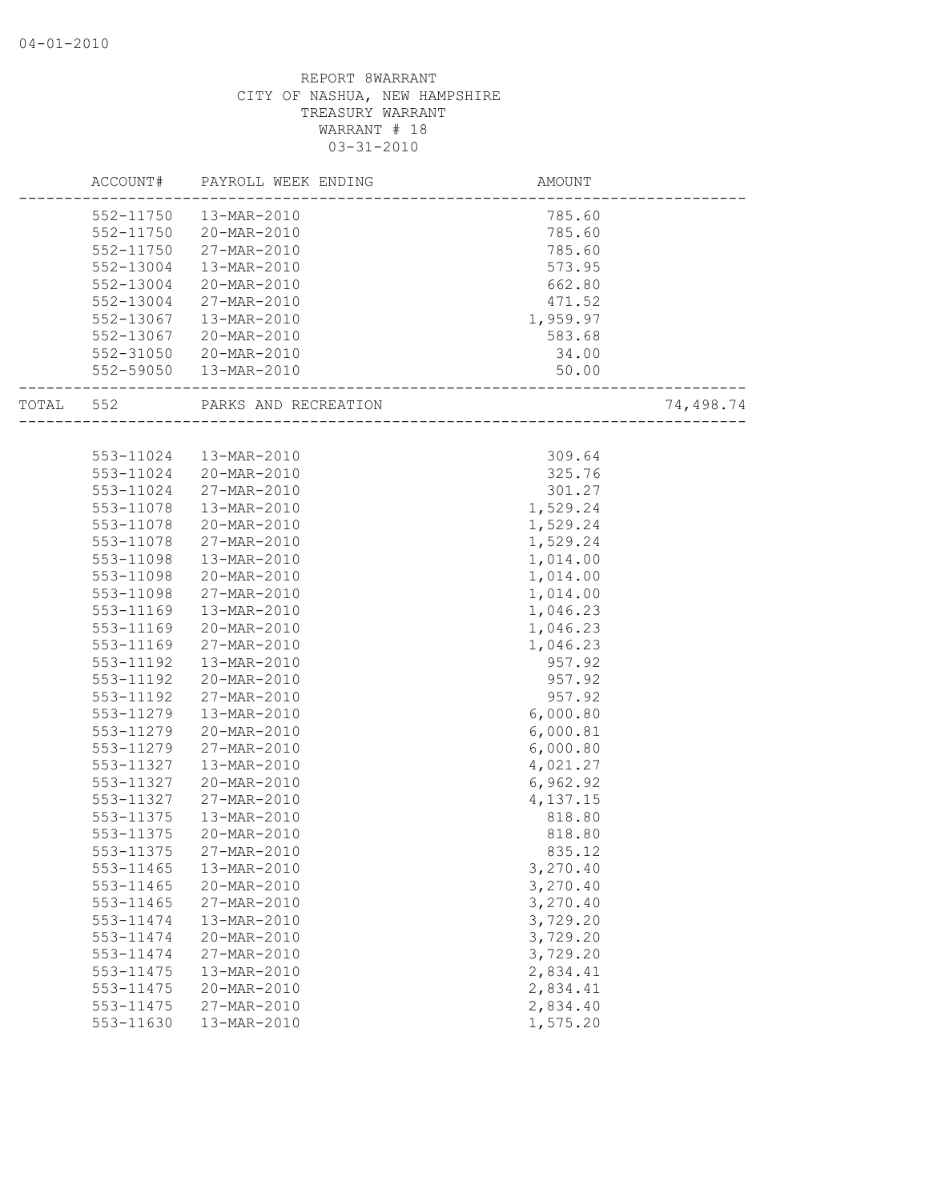04-01-2010

REPORT 8WARRANT
CITY OF NASHUA, NEW HAMPSHIRE
TREASURY WARRANT
WARRANT # 18
03-31-2010

| | ACCOUNT# | PAYROLL WEEK ENDING | AMOUNT | |
|---|---|---|---|---|
| | 552-11750 | 13-MAR-2010 | 785.60 | |
| | 552-11750 | 20-MAR-2010 | 785.60 | |
| | 552-11750 | 27-MAR-2010 | 785.60 | |
| | 552-13004 | 13-MAR-2010 | 573.95 | |
| | 552-13004 | 20-MAR-2010 | 662.80 | |
| | 552-13004 | 27-MAR-2010 | 471.52 | |
| | 552-13067 | 13-MAR-2010 | 1,959.97 | |
| | 552-13067 | 20-MAR-2010 | 583.68 | |
| | 552-31050 | 20-MAR-2010 | 34.00 | |
| | 552-59050 | 13-MAR-2010 | 50.00 | |
| TOTAL | 552 | PARKS AND RECREATION | | 74,498.74 |
| | 553-11024 | 13-MAR-2010 | 309.64 | |
| | 553-11024 | 20-MAR-2010 | 325.76 | |
| | 553-11024 | 27-MAR-2010 | 301.27 | |
| | 553-11078 | 13-MAR-2010 | 1,529.24 | |
| | 553-11078 | 20-MAR-2010 | 1,529.24 | |
| | 553-11078 | 27-MAR-2010 | 1,529.24 | |
| | 553-11098 | 13-MAR-2010 | 1,014.00 | |
| | 553-11098 | 20-MAR-2010 | 1,014.00 | |
| | 553-11098 | 27-MAR-2010 | 1,014.00 | |
| | 553-11169 | 13-MAR-2010 | 1,046.23 | |
| | 553-11169 | 20-MAR-2010 | 1,046.23 | |
| | 553-11169 | 27-MAR-2010 | 1,046.23 | |
| | 553-11192 | 13-MAR-2010 | 957.92 | |
| | 553-11192 | 20-MAR-2010 | 957.92 | |
| | 553-11192 | 27-MAR-2010 | 957.92 | |
| | 553-11279 | 13-MAR-2010 | 6,000.80 | |
| | 553-11279 | 20-MAR-2010 | 6,000.81 | |
| | 553-11279 | 27-MAR-2010 | 6,000.80 | |
| | 553-11327 | 13-MAR-2010 | 4,021.27 | |
| | 553-11327 | 20-MAR-2010 | 6,962.92 | |
| | 553-11327 | 27-MAR-2010 | 4,137.15 | |
| | 553-11375 | 13-MAR-2010 | 818.80 | |
| | 553-11375 | 20-MAR-2010 | 818.80 | |
| | 553-11375 | 27-MAR-2010 | 835.12 | |
| | 553-11465 | 13-MAR-2010 | 3,270.40 | |
| | 553-11465 | 20-MAR-2010 | 3,270.40 | |
| | 553-11465 | 27-MAR-2010 | 3,270.40 | |
| | 553-11474 | 13-MAR-2010 | 3,729.20 | |
| | 553-11474 | 20-MAR-2010 | 3,729.20 | |
| | 553-11474 | 27-MAR-2010 | 3,729.20 | |
| | 553-11475 | 13-MAR-2010 | 2,834.41 | |
| | 553-11475 | 20-MAR-2010 | 2,834.41 | |
| | 553-11475 | 27-MAR-2010 | 2,834.40 | |
| | 553-11630 | 13-MAR-2010 | 1,575.20 | |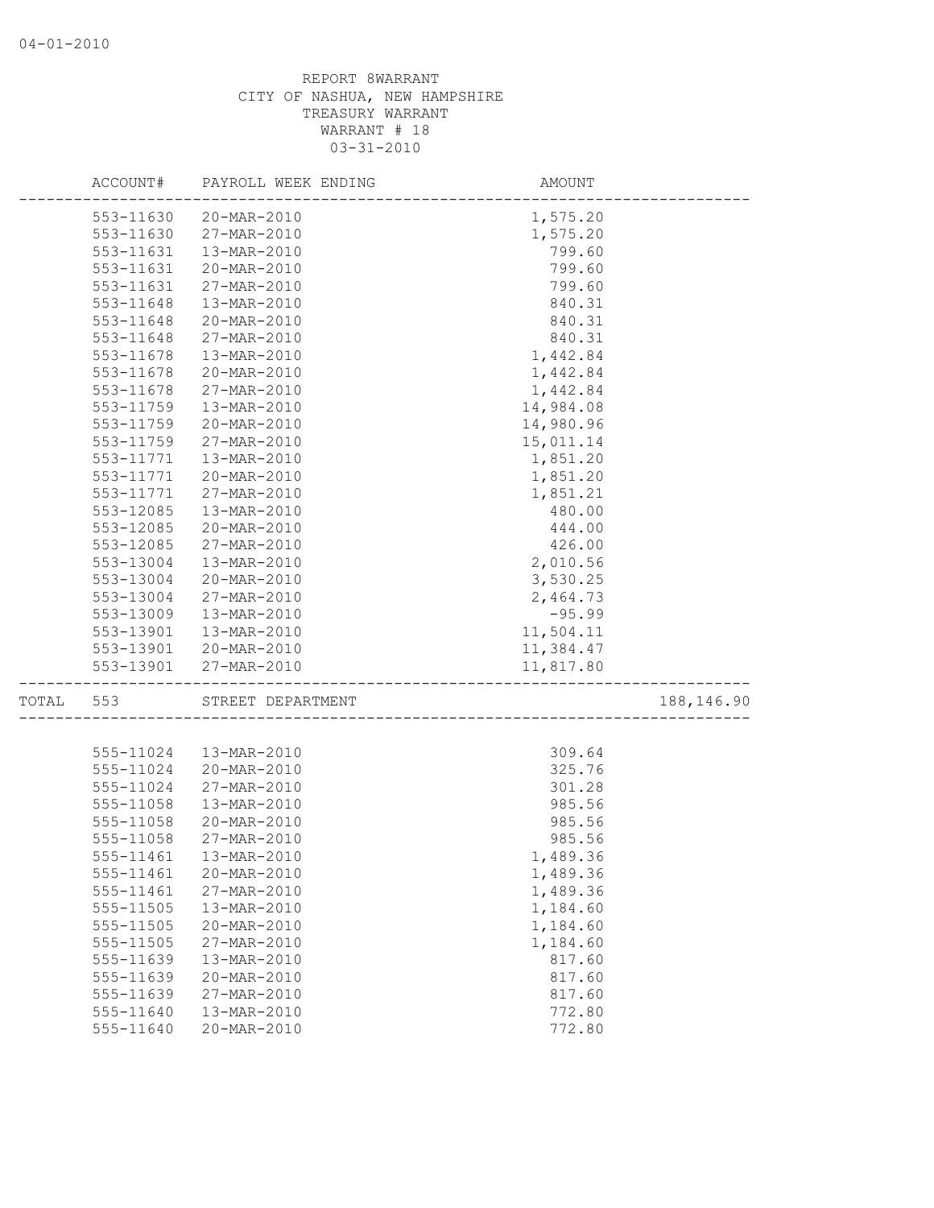REPORT 8WARRANT
CITY OF NASHUA, NEW HAMPSHIRE
TREASURY WARRANT
WARRANT # 18
03-31-2010

| | ACCOUNT# | PAYROLL WEEK ENDING | AMOUNT | |
|---|---|---|---|---|
| | 553-11630 | 20-MAR-2010 | 1,575.20 | |
| | 553-11630 | 27-MAR-2010 | 1,575.20 | |
| | 553-11631 | 13-MAR-2010 | 799.60 | |
| | 553-11631 | 20-MAR-2010 | 799.60 | |
| | 553-11631 | 27-MAR-2010 | 799.60 | |
| | 553-11648 | 13-MAR-2010 | 840.31 | |
| | 553-11648 | 20-MAR-2010 | 840.31 | |
| | 553-11648 | 27-MAR-2010 | 840.31 | |
| | 553-11678 | 13-MAR-2010 | 1,442.84 | |
| | 553-11678 | 20-MAR-2010 | 1,442.84 | |
| | 553-11678 | 27-MAR-2010 | 1,442.84 | |
| | 553-11759 | 13-MAR-2010 | 14,984.08 | |
| | 553-11759 | 20-MAR-2010 | 14,980.96 | |
| | 553-11759 | 27-MAR-2010 | 15,011.14 | |
| | 553-11771 | 13-MAR-2010 | 1,851.20 | |
| | 553-11771 | 20-MAR-2010 | 1,851.20 | |
| | 553-11771 | 27-MAR-2010 | 1,851.21 | |
| | 553-12085 | 13-MAR-2010 | 480.00 | |
| | 553-12085 | 20-MAR-2010 | 444.00 | |
| | 553-12085 | 27-MAR-2010 | 426.00 | |
| | 553-13004 | 13-MAR-2010 | 2,010.56 | |
| | 553-13004 | 20-MAR-2010 | 3,530.25 | |
| | 553-13004 | 27-MAR-2010 | 2,464.73 | |
| | 553-13009 | 13-MAR-2010 | -95.99 | |
| | 553-13901 | 13-MAR-2010 | 11,504.11 | |
| | 553-13901 | 20-MAR-2010 | 11,384.47 | |
| | 553-13901 | 27-MAR-2010 | 11,817.80 | |
| TOTAL | 553 | STREET DEPARTMENT | | 188,146.90 |
| | 555-11024 | 13-MAR-2010 | 309.64 | |
| | 555-11024 | 20-MAR-2010 | 325.76 | |
| | 555-11024 | 27-MAR-2010 | 301.28 | |
| | 555-11058 | 13-MAR-2010 | 985.56 | |
| | 555-11058 | 20-MAR-2010 | 985.56 | |
| | 555-11058 | 27-MAR-2010 | 985.56 | |
| | 555-11461 | 13-MAR-2010 | 1,489.36 | |
| | 555-11461 | 20-MAR-2010 | 1,489.36 | |
| | 555-11461 | 27-MAR-2010 | 1,489.36 | |
| | 555-11505 | 13-MAR-2010 | 1,184.60 | |
| | 555-11505 | 20-MAR-2010 | 1,184.60 | |
| | 555-11505 | 27-MAR-2010 | 1,184.60 | |
| | 555-11639 | 13-MAR-2010 | 817.60 | |
| | 555-11639 | 20-MAR-2010 | 817.60 | |
| | 555-11639 | 27-MAR-2010 | 817.60 | |
| | 555-11640 | 13-MAR-2010 | 772.80 | |
| | 555-11640 | 20-MAR-2010 | 772.80 | |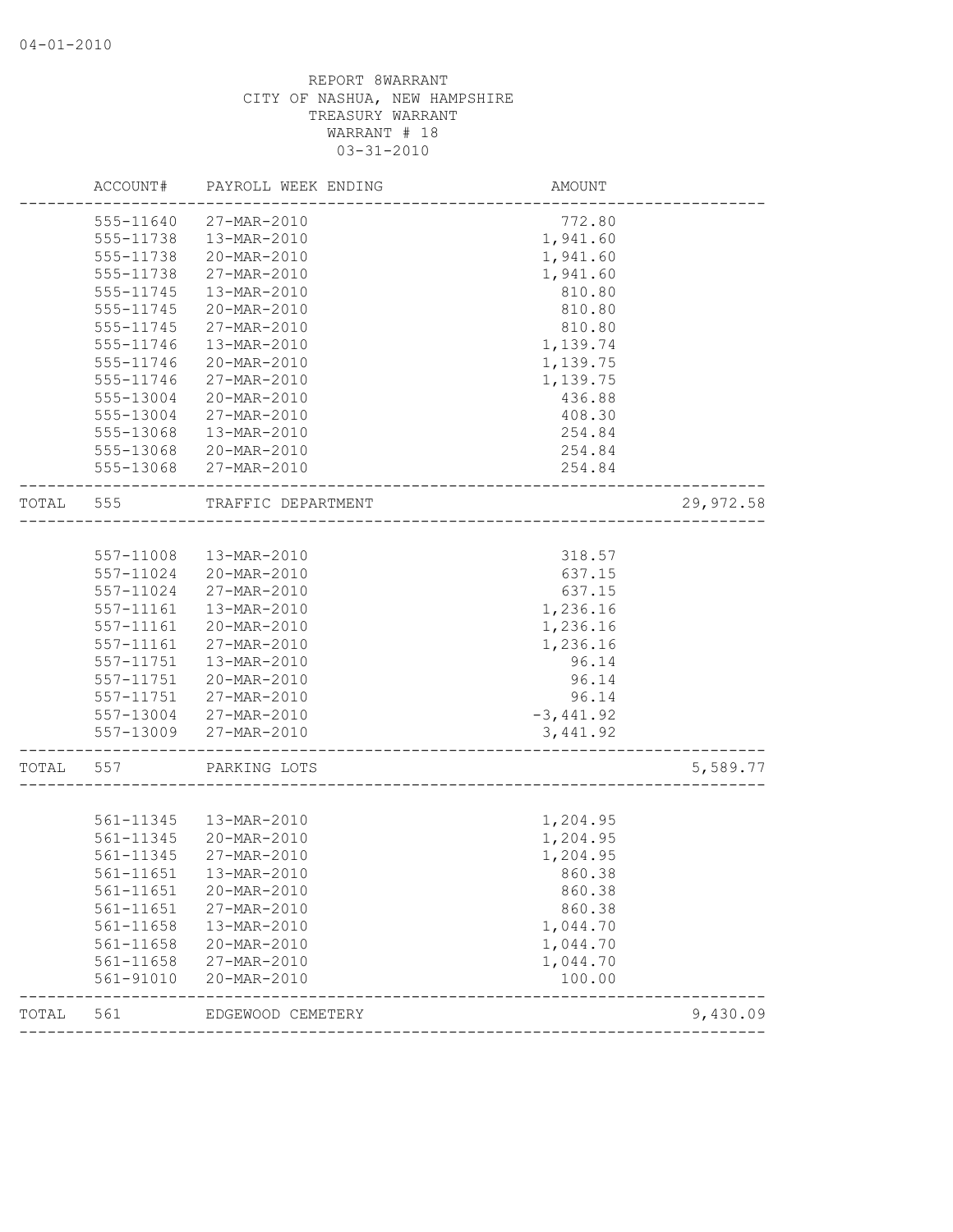04-01-2010

REPORT 8WARRANT
CITY OF NASHUA, NEW HAMPSHIRE
TREASURY WARRANT
WARRANT # 18
03-31-2010

| | ACCOUNT# | PAYROLL WEEK ENDING | AMOUNT | |
|---|---|---|---|---|
| | 555-11640 | 27-MAR-2010 | 772.80 | |
| | 555-11738 | 13-MAR-2010 | 1,941.60 | |
| | 555-11738 | 20-MAR-2010 | 1,941.60 | |
| | 555-11738 | 27-MAR-2010 | 1,941.60 | |
| | 555-11745 | 13-MAR-2010 | 810.80 | |
| | 555-11745 | 20-MAR-2010 | 810.80 | |
| | 555-11745 | 27-MAR-2010 | 810.80 | |
| | 555-11746 | 13-MAR-2010 | 1,139.74 | |
| | 555-11746 | 20-MAR-2010 | 1,139.75 | |
| | 555-11746 | 27-MAR-2010 | 1,139.75 | |
| | 555-13004 | 20-MAR-2010 | 436.88 | |
| | 555-13004 | 27-MAR-2010 | 408.30 | |
| | 555-13068 | 13-MAR-2010 | 254.84 | |
| | 555-13068 | 20-MAR-2010 | 254.84 | |
| | 555-13068 | 27-MAR-2010 | 254.84 | |
| TOTAL | 555 | TRAFFIC DEPARTMENT | | 29,972.58 |
| | 557-11008 | 13-MAR-2010 | 318.57 | |
| | 557-11024 | 20-MAR-2010 | 637.15 | |
| | 557-11024 | 27-MAR-2010 | 637.15 | |
| | 557-11161 | 13-MAR-2010 | 1,236.16 | |
| | 557-11161 | 20-MAR-2010 | 1,236.16 | |
| | 557-11161 | 27-MAR-2010 | 1,236.16 | |
| | 557-11751 | 13-MAR-2010 | 96.14 | |
| | 557-11751 | 20-MAR-2010 | 96.14 | |
| | 557-11751 | 27-MAR-2010 | 96.14 | |
| | 557-13004 | 27-MAR-2010 | -3,441.92 | |
| | 557-13009 | 27-MAR-2010 | 3,441.92 | |
| TOTAL | 557 | PARKING LOTS | | 5,589.77 |
| | 561-11345 | 13-MAR-2010 | 1,204.95 | |
| | 561-11345 | 20-MAR-2010 | 1,204.95 | |
| | 561-11345 | 27-MAR-2010 | 1,204.95 | |
| | 561-11651 | 13-MAR-2010 | 860.38 | |
| | 561-11651 | 20-MAR-2010 | 860.38 | |
| | 561-11651 | 27-MAR-2010 | 860.38 | |
| | 561-11658 | 13-MAR-2010 | 1,044.70 | |
| | 561-11658 | 20-MAR-2010 | 1,044.70 | |
| | 561-11658 | 27-MAR-2010 | 1,044.70 | |
| | 561-91010 | 20-MAR-2010 | 100.00 | |
| TOTAL | 561 | EDGEWOOD CEMETERY | | 9,430.09 |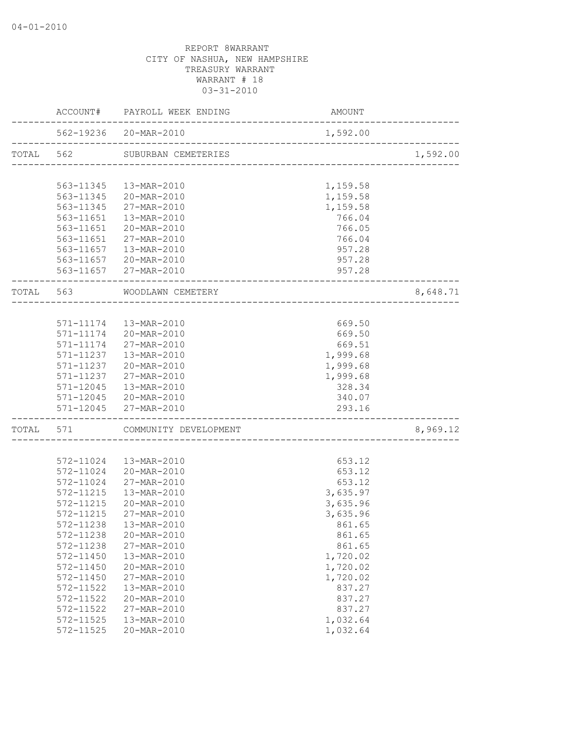04-01-2010

REPORT 8WARRANT
CITY OF NASHUA, NEW HAMPSHIRE
TREASURY WARRANT
WARRANT # 18
03-31-2010

| | ACCOUNT# | PAYROLL WEEK ENDING | AMOUNT | |
|---|---|---|---|---|
| | 562-19236 | 20-MAR-2010 | 1,592.00 | |
| TOTAL | 562 | SUBURBAN CEMETERIES | | 1,592.00 |
| | 563-11345 | 13-MAR-2010 | 1,159.58 | |
| | 563-11345 | 20-MAR-2010 | 1,159.58 | |
| | 563-11345 | 27-MAR-2010 | 1,159.58 | |
| | 563-11651 | 13-MAR-2010 | 766.04 | |
| | 563-11651 | 20-MAR-2010 | 766.05 | |
| | 563-11651 | 27-MAR-2010 | 766.04 | |
| | 563-11657 | 13-MAR-2010 | 957.28 | |
| | 563-11657 | 20-MAR-2010 | 957.28 | |
| | 563-11657 | 27-MAR-2010 | 957.28 | |
| TOTAL | 563 | WOODLAWN CEMETERY | | 8,648.71 |
| | 571-11174 | 13-MAR-2010 | 669.50 | |
| | 571-11174 | 20-MAR-2010 | 669.50 | |
| | 571-11174 | 27-MAR-2010 | 669.51 | |
| | 571-11237 | 13-MAR-2010 | 1,999.68 | |
| | 571-11237 | 20-MAR-2010 | 1,999.68 | |
| | 571-11237 | 27-MAR-2010 | 1,999.68 | |
| | 571-12045 | 13-MAR-2010 | 328.34 | |
| | 571-12045 | 20-MAR-2010 | 340.07 | |
| | 571-12045 | 27-MAR-2010 | 293.16 | |
| TOTAL | 571 | COMMUNITY DEVELOPMENT | | 8,969.12 |
| | 572-11024 | 13-MAR-2010 | 653.12 | |
| | 572-11024 | 20-MAR-2010 | 653.12 | |
| | 572-11024 | 27-MAR-2010 | 653.12 | |
| | 572-11215 | 13-MAR-2010 | 3,635.97 | |
| | 572-11215 | 20-MAR-2010 | 3,635.96 | |
| | 572-11215 | 27-MAR-2010 | 3,635.96 | |
| | 572-11238 | 13-MAR-2010 | 861.65 | |
| | 572-11238 | 20-MAR-2010 | 861.65 | |
| | 572-11238 | 27-MAR-2010 | 861.65 | |
| | 572-11450 | 13-MAR-2010 | 1,720.02 | |
| | 572-11450 | 20-MAR-2010 | 1,720.02 | |
| | 572-11450 | 27-MAR-2010 | 1,720.02 | |
| | 572-11522 | 13-MAR-2010 | 837.27 | |
| | 572-11522 | 20-MAR-2010 | 837.27 | |
| | 572-11522 | 27-MAR-2010 | 837.27 | |
| | 572-11525 | 13-MAR-2010 | 1,032.64 | |
| | 572-11525 | 20-MAR-2010 | 1,032.64 | |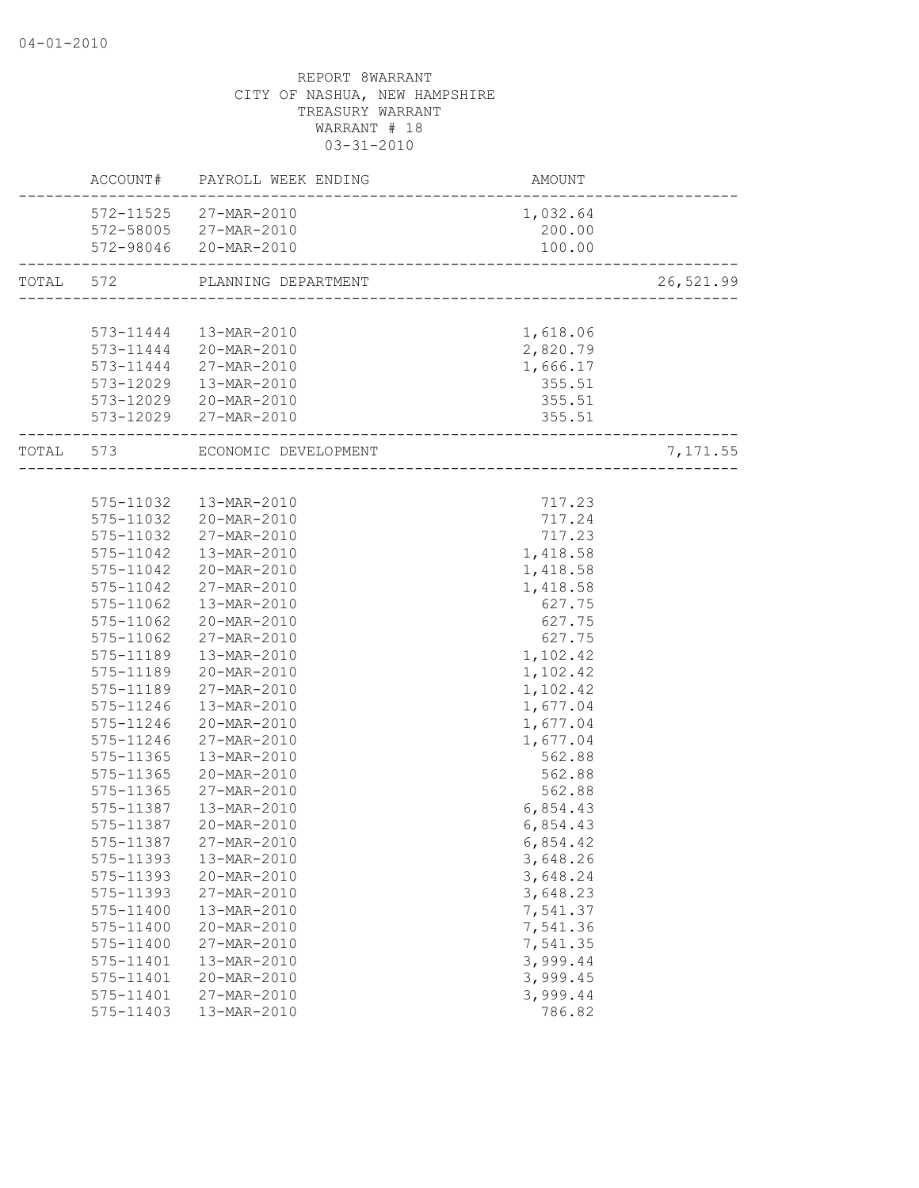04-01-2010

REPORT 8WARRANT
CITY OF NASHUA, NEW HAMPSHIRE
TREASURY WARRANT
WARRANT # 18
03-31-2010

| | ACCOUNT# | PAYROLL WEEK ENDING | AMOUNT | |
|---|---|---|---|---|
| | 572-11525 | 27-MAR-2010 | 1,032.64 | |
| | 572-58005 | 27-MAR-2010 | 200.00 | |
| | 572-98046 | 20-MAR-2010 | 100.00 | |
| TOTAL | 572 | PLANNING DEPARTMENT | | 26,521.99 |
| | 573-11444 | 13-MAR-2010 | 1,618.06 | |
| | 573-11444 | 20-MAR-2010 | 2,820.79 | |
| | 573-11444 | 27-MAR-2010 | 1,666.17 | |
| | 573-12029 | 13-MAR-2010 | 355.51 | |
| | 573-12029 | 20-MAR-2010 | 355.51 | |
| | 573-12029 | 27-MAR-2010 | 355.51 | |
| TOTAL | 573 | ECONOMIC DEVELOPMENT | | 7,171.55 |
| | 575-11032 | 13-MAR-2010 | 717.23 | |
| | 575-11032 | 20-MAR-2010 | 717.24 | |
| | 575-11032 | 27-MAR-2010 | 717.23 | |
| | 575-11042 | 13-MAR-2010 | 1,418.58 | |
| | 575-11042 | 20-MAR-2010 | 1,418.58 | |
| | 575-11042 | 27-MAR-2010 | 1,418.58 | |
| | 575-11062 | 13-MAR-2010 | 627.75 | |
| | 575-11062 | 20-MAR-2010 | 627.75 | |
| | 575-11062 | 27-MAR-2010 | 627.75 | |
| | 575-11189 | 13-MAR-2010 | 1,102.42 | |
| | 575-11189 | 20-MAR-2010 | 1,102.42 | |
| | 575-11189 | 27-MAR-2010 | 1,102.42 | |
| | 575-11246 | 13-MAR-2010 | 1,677.04 | |
| | 575-11246 | 20-MAR-2010 | 1,677.04 | |
| | 575-11246 | 27-MAR-2010 | 1,677.04 | |
| | 575-11365 | 13-MAR-2010 | 562.88 | |
| | 575-11365 | 20-MAR-2010 | 562.88 | |
| | 575-11365 | 27-MAR-2010 | 562.88 | |
| | 575-11387 | 13-MAR-2010 | 6,854.43 | |
| | 575-11387 | 20-MAR-2010 | 6,854.43 | |
| | 575-11387 | 27-MAR-2010 | 6,854.42 | |
| | 575-11393 | 13-MAR-2010 | 3,648.26 | |
| | 575-11393 | 20-MAR-2010 | 3,648.24 | |
| | 575-11393 | 27-MAR-2010 | 3,648.23 | |
| | 575-11400 | 13-MAR-2010 | 7,541.37 | |
| | 575-11400 | 20-MAR-2010 | 7,541.36 | |
| | 575-11400 | 27-MAR-2010 | 7,541.35 | |
| | 575-11401 | 13-MAR-2010 | 3,999.44 | |
| | 575-11401 | 20-MAR-2010 | 3,999.45 | |
| | 575-11401 | 27-MAR-2010 | 3,999.44 | |
| | 575-11403 | 13-MAR-2010 | 786.82 | |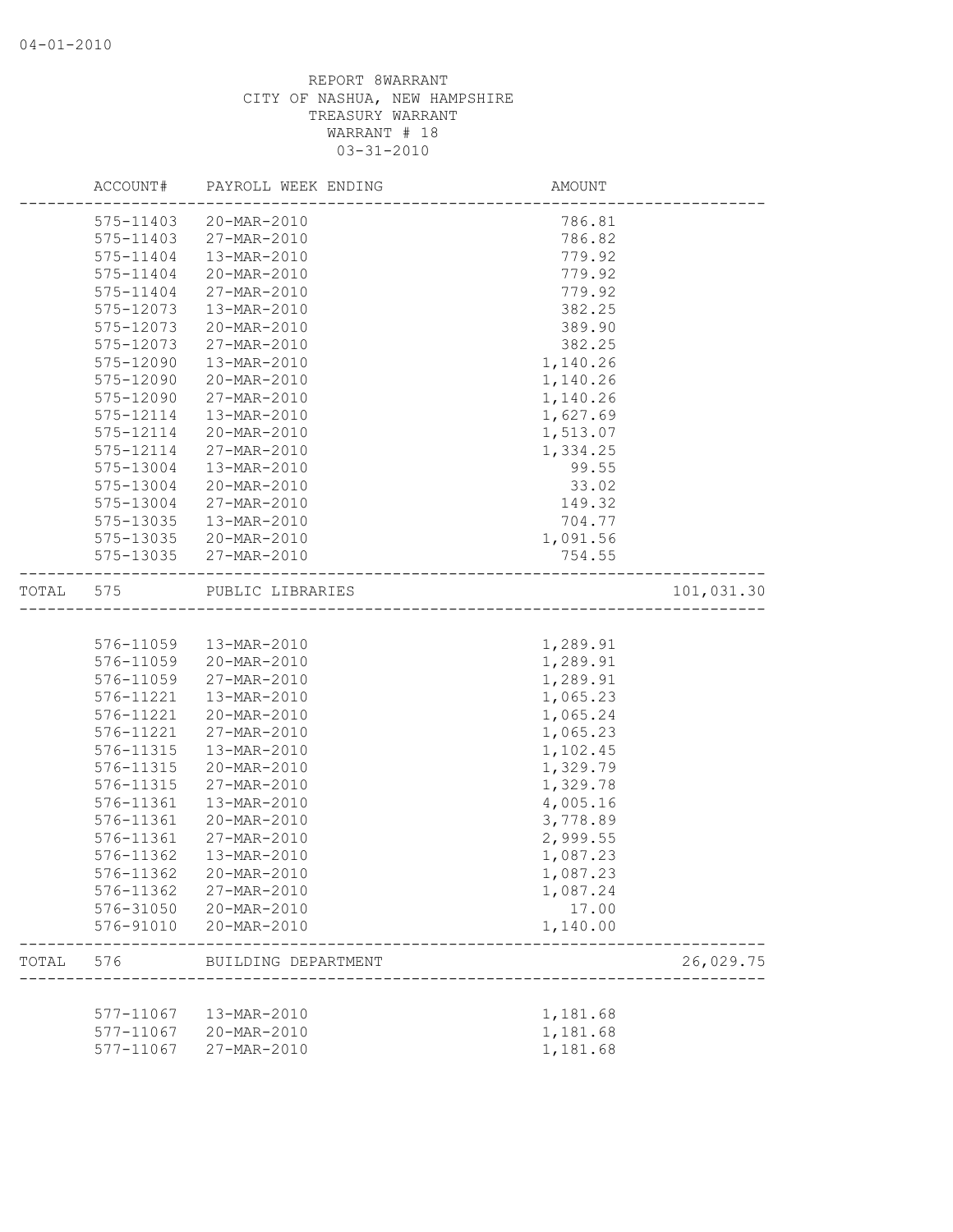04-01-2010

REPORT 8WARRANT
CITY OF NASHUA, NEW HAMPSHIRE
TREASURY WARRANT
WARRANT # 18
03-31-2010

| | ACCOUNT# | PAYROLL WEEK ENDING | AMOUNT | |
|---|---|---|---|---|
| | 575-11403 | 20-MAR-2010 | 786.81 | |
| | 575-11403 | 27-MAR-2010 | 786.82 | |
| | 575-11404 | 13-MAR-2010 | 779.92 | |
| | 575-11404 | 20-MAR-2010 | 779.92 | |
| | 575-11404 | 27-MAR-2010 | 779.92 | |
| | 575-12073 | 13-MAR-2010 | 382.25 | |
| | 575-12073 | 20-MAR-2010 | 389.90 | |
| | 575-12073 | 27-MAR-2010 | 382.25 | |
| | 575-12090 | 13-MAR-2010 | 1,140.26 | |
| | 575-12090 | 20-MAR-2010 | 1,140.26 | |
| | 575-12090 | 27-MAR-2010 | 1,140.26 | |
| | 575-12114 | 13-MAR-2010 | 1,627.69 | |
| | 575-12114 | 20-MAR-2010 | 1,513.07 | |
| | 575-12114 | 27-MAR-2010 | 1,334.25 | |
| | 575-13004 | 13-MAR-2010 | 99.55 | |
| | 575-13004 | 20-MAR-2010 | 33.02 | |
| | 575-13004 | 27-MAR-2010 | 149.32 | |
| | 575-13035 | 13-MAR-2010 | 704.77 | |
| | 575-13035 | 20-MAR-2010 | 1,091.56 | |
| | 575-13035 | 27-MAR-2010 | 754.55 | |
| TOTAL | 575 | PUBLIC LIBRARIES | | 101,031.30 |
| | 576-11059 | 13-MAR-2010 | 1,289.91 | |
| | 576-11059 | 20-MAR-2010 | 1,289.91 | |
| | 576-11059 | 27-MAR-2010 | 1,289.91 | |
| | 576-11221 | 13-MAR-2010 | 1,065.23 | |
| | 576-11221 | 20-MAR-2010 | 1,065.24 | |
| | 576-11221 | 27-MAR-2010 | 1,065.23 | |
| | 576-11315 | 13-MAR-2010 | 1,102.45 | |
| | 576-11315 | 20-MAR-2010 | 1,329.79 | |
| | 576-11315 | 27-MAR-2010 | 1,329.78 | |
| | 576-11361 | 13-MAR-2010 | 4,005.16 | |
| | 576-11361 | 20-MAR-2010 | 3,778.89 | |
| | 576-11361 | 27-MAR-2010 | 2,999.55 | |
| | 576-11362 | 13-MAR-2010 | 1,087.23 | |
| | 576-11362 | 20-MAR-2010 | 1,087.23 | |
| | 576-11362 | 27-MAR-2010 | 1,087.24 | |
| | 576-31050 | 20-MAR-2010 | 17.00 | |
| | 576-91010 | 20-MAR-2010 | 1,140.00 | |
| TOTAL | 576 | BUILDING DEPARTMENT | | 26,029.75 |
| | 577-11067 | 13-MAR-2010 | 1,181.68 | |
| | 577-11067 | 20-MAR-2010 | 1,181.68 | |
| | 577-11067 | 27-MAR-2010 | 1,181.68 | |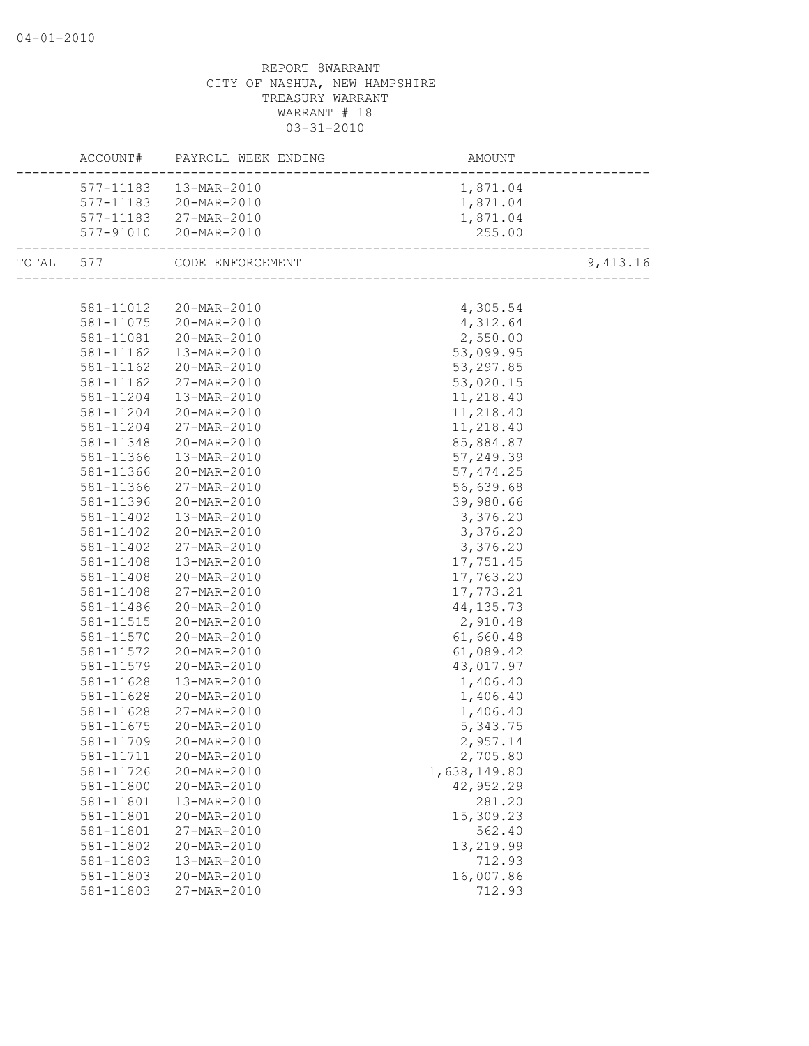04-01-2010

REPORT 8WARRANT
CITY OF NASHUA, NEW HAMPSHIRE
TREASURY WARRANT
WARRANT # 18
03-31-2010

| | ACCOUNT# | PAYROLL WEEK ENDING | AMOUNT | |
|---|---|---|---|---|
| | 577-11183 | 13-MAR-2010 | 1,871.04 | |
| | 577-11183 | 20-MAR-2010 | 1,871.04 | |
| | 577-11183 | 27-MAR-2010 | 1,871.04 | |
| | 577-91010 | 20-MAR-2010 | 255.00 | |
| TOTAL | 577 | CODE ENFORCEMENT | | 9,413.16 |
| | 581-11012 | 20-MAR-2010 | 4,305.54 | |
| | 581-11075 | 20-MAR-2010 | 4,312.64 | |
| | 581-11081 | 20-MAR-2010 | 2,550.00 | |
| | 581-11162 | 13-MAR-2010 | 53,099.95 | |
| | 581-11162 | 20-MAR-2010 | 53,297.85 | |
| | 581-11162 | 27-MAR-2010 | 53,020.15 | |
| | 581-11204 | 13-MAR-2010 | 11,218.40 | |
| | 581-11204 | 20-MAR-2010 | 11,218.40 | |
| | 581-11204 | 27-MAR-2010 | 11,218.40 | |
| | 581-11348 | 20-MAR-2010 | 85,884.87 | |
| | 581-11366 | 13-MAR-2010 | 57,249.39 | |
| | 581-11366 | 20-MAR-2010 | 57,474.25 | |
| | 581-11366 | 27-MAR-2010 | 56,639.68 | |
| | 581-11396 | 20-MAR-2010 | 39,980.66 | |
| | 581-11402 | 13-MAR-2010 | 3,376.20 | |
| | 581-11402 | 20-MAR-2010 | 3,376.20 | |
| | 581-11402 | 27-MAR-2010 | 3,376.20 | |
| | 581-11408 | 13-MAR-2010 | 17,751.45 | |
| | 581-11408 | 20-MAR-2010 | 17,763.20 | |
| | 581-11408 | 27-MAR-2010 | 17,773.21 | |
| | 581-11486 | 20-MAR-2010 | 44,135.73 | |
| | 581-11515 | 20-MAR-2010 | 2,910.48 | |
| | 581-11570 | 20-MAR-2010 | 61,660.48 | |
| | 581-11572 | 20-MAR-2010 | 61,089.42 | |
| | 581-11579 | 20-MAR-2010 | 43,017.97 | |
| | 581-11628 | 13-MAR-2010 | 1,406.40 | |
| | 581-11628 | 20-MAR-2010 | 1,406.40 | |
| | 581-11628 | 27-MAR-2010 | 1,406.40 | |
| | 581-11675 | 20-MAR-2010 | 5,343.75 | |
| | 581-11709 | 20-MAR-2010 | 2,957.14 | |
| | 581-11711 | 20-MAR-2010 | 2,705.80 | |
| | 581-11726 | 20-MAR-2010 | 1,638,149.80 | |
| | 581-11800 | 20-MAR-2010 | 42,952.29 | |
| | 581-11801 | 13-MAR-2010 | 281.20 | |
| | 581-11801 | 20-MAR-2010 | 15,309.23 | |
| | 581-11801 | 27-MAR-2010 | 562.40 | |
| | 581-11802 | 20-MAR-2010 | 13,219.99 | |
| | 581-11803 | 13-MAR-2010 | 712.93 | |
| | 581-11803 | 20-MAR-2010 | 16,007.86 | |
| | 581-11803 | 27-MAR-2010 | 712.93 | |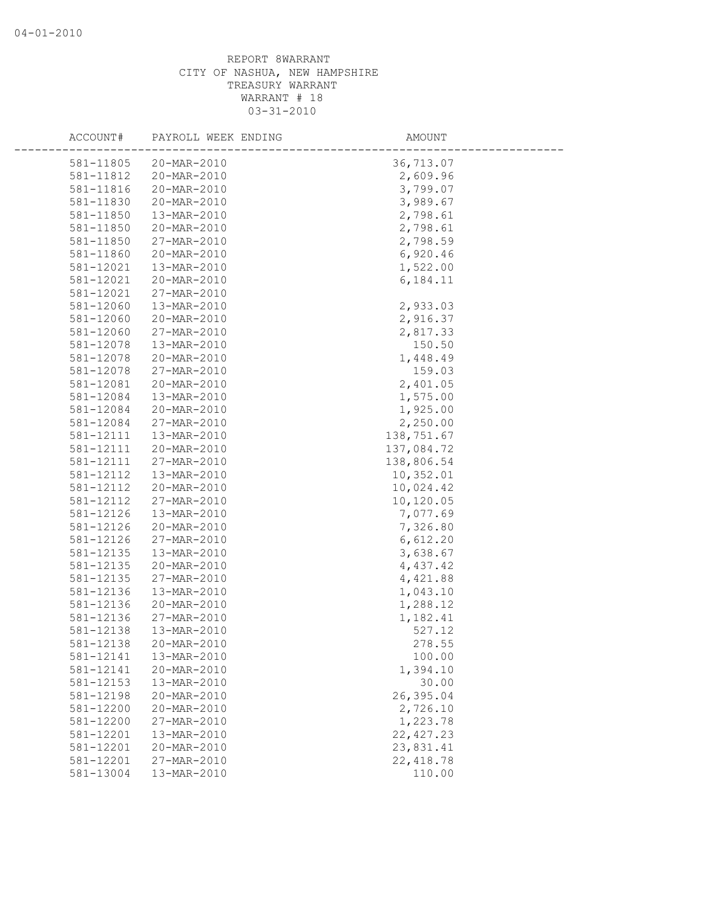REPORT 8WARRANT
CITY OF NASHUA, NEW HAMPSHIRE
TREASURY WARRANT
WARRANT # 18
03-31-2010

| ACCOUNT# | PAYROLL WEEK ENDING | AMOUNT |
|---|---|---|
| 581-11805 | 20-MAR-2010 | 36,713.07 |
| 581-11812 | 20-MAR-2010 | 2,609.96 |
| 581-11816 | 20-MAR-2010 | 3,799.07 |
| 581-11830 | 20-MAR-2010 | 3,989.67 |
| 581-11850 | 13-MAR-2010 | 2,798.61 |
| 581-11850 | 20-MAR-2010 | 2,798.61 |
| 581-11850 | 27-MAR-2010 | 2,798.59 |
| 581-11860 | 20-MAR-2010 | 6,920.46 |
| 581-12021 | 13-MAR-2010 | 1,522.00 |
| 581-12021 | 20-MAR-2010 | 6,184.11 |
| 581-12021 | 27-MAR-2010 | |
| 581-12060 | 13-MAR-2010 | 2,933.03 |
| 581-12060 | 20-MAR-2010 | 2,916.37 |
| 581-12060 | 27-MAR-2010 | 2,817.33 |
| 581-12078 | 13-MAR-2010 | 150.50 |
| 581-12078 | 20-MAR-2010 | 1,448.49 |
| 581-12078 | 27-MAR-2010 | 159.03 |
| 581-12081 | 20-MAR-2010 | 2,401.05 |
| 581-12084 | 13-MAR-2010 | 1,575.00 |
| 581-12084 | 20-MAR-2010 | 1,925.00 |
| 581-12084 | 27-MAR-2010 | 2,250.00 |
| 581-12111 | 13-MAR-2010 | 138,751.67 |
| 581-12111 | 20-MAR-2010 | 137,084.72 |
| 581-12111 | 27-MAR-2010 | 138,806.54 |
| 581-12112 | 13-MAR-2010 | 10,352.01 |
| 581-12112 | 20-MAR-2010 | 10,024.42 |
| 581-12112 | 27-MAR-2010 | 10,120.05 |
| 581-12126 | 13-MAR-2010 | 7,077.69 |
| 581-12126 | 20-MAR-2010 | 7,326.80 |
| 581-12126 | 27-MAR-2010 | 6,612.20 |
| 581-12135 | 13-MAR-2010 | 3,638.67 |
| 581-12135 | 20-MAR-2010 | 4,437.42 |
| 581-12135 | 27-MAR-2010 | 4,421.88 |
| 581-12136 | 13-MAR-2010 | 1,043.10 |
| 581-12136 | 20-MAR-2010 | 1,288.12 |
| 581-12136 | 27-MAR-2010 | 1,182.41 |
| 581-12138 | 13-MAR-2010 | 527.12 |
| 581-12138 | 20-MAR-2010 | 278.55 |
| 581-12141 | 13-MAR-2010 | 100.00 |
| 581-12141 | 20-MAR-2010 | 1,394.10 |
| 581-12153 | 13-MAR-2010 | 30.00 |
| 581-12198 | 20-MAR-2010 | 26,395.04 |
| 581-12200 | 20-MAR-2010 | 2,726.10 |
| 581-12200 | 27-MAR-2010 | 1,223.78 |
| 581-12201 | 13-MAR-2010 | 22,427.23 |
| 581-12201 | 20-MAR-2010 | 23,831.41 |
| 581-12201 | 27-MAR-2010 | 22,418.78 |
| 581-13004 | 13-MAR-2010 | 110.00 |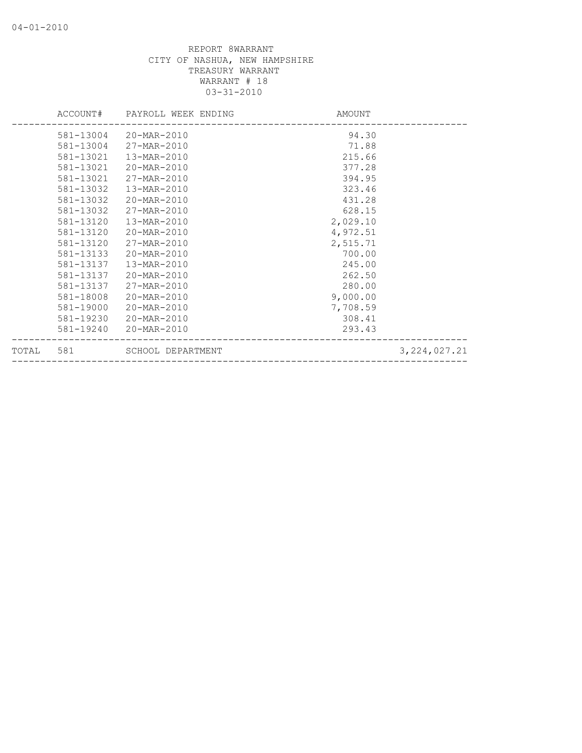REPORT 8WARRANT
CITY OF NASHUA, NEW HAMPSHIRE
TREASURY WARRANT
WARRANT # 18
03-31-2010

| | ACCOUNT# | PAYROLL WEEK ENDING | AMOUNT | |
|---|---|---|---|---|
| | 581-13004 | 20-MAR-2010 | 94.30 | |
| | 581-13004 | 27-MAR-2010 | 71.88 | |
| | 581-13021 | 13-MAR-2010 | 215.66 | |
| | 581-13021 | 20-MAR-2010 | 377.28 | |
| | 581-13021 | 27-MAR-2010 | 394.95 | |
| | 581-13032 | 13-MAR-2010 | 323.46 | |
| | 581-13032 | 20-MAR-2010 | 431.28 | |
| | 581-13032 | 27-MAR-2010 | 628.15 | |
| | 581-13120 | 13-MAR-2010 | 2,029.10 | |
| | 581-13120 | 20-MAR-2010 | 4,972.51 | |
| | 581-13120 | 27-MAR-2010 | 2,515.71 | |
| | 581-13133 | 20-MAR-2010 | 700.00 | |
| | 581-13137 | 13-MAR-2010 | 245.00 | |
| | 581-13137 | 20-MAR-2010 | 262.50 | |
| | 581-13137 | 27-MAR-2010 | 280.00 | |
| | 581-18008 | 20-MAR-2010 | 9,000.00 | |
| | 581-19000 | 20-MAR-2010 | 7,708.59 | |
| | 581-19230 | 20-MAR-2010 | 308.41 | |
| | 581-19240 | 20-MAR-2010 | 293.43 | |
| TOTAL | 581 | SCHOOL DEPARTMENT | | 3,224,027.21 |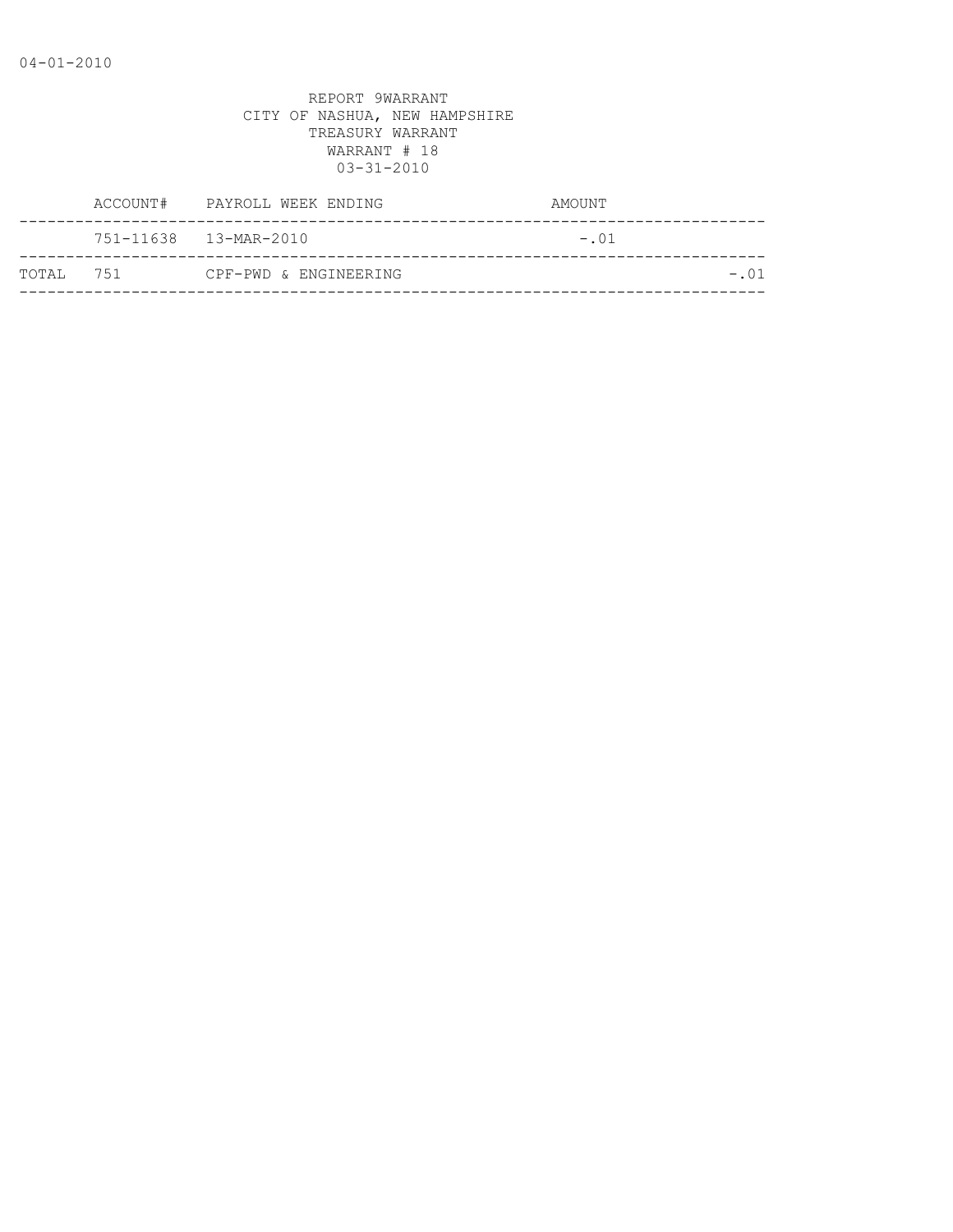REPORT 9WARRANT
CITY OF NASHUA, NEW HAMPSHIRE
TREASURY WARRANT
WARRANT # 18
03-31-2010

| | ACCOUNT# | PAYROLL WEEK ENDING | AMOUNT | |
|---|---|---|---|---|
| | 751-11638 | 13-MAR-2010 | -.01 | |
| TOTAL | 751 | CPF-PWD & ENGINEERING | | -.01 |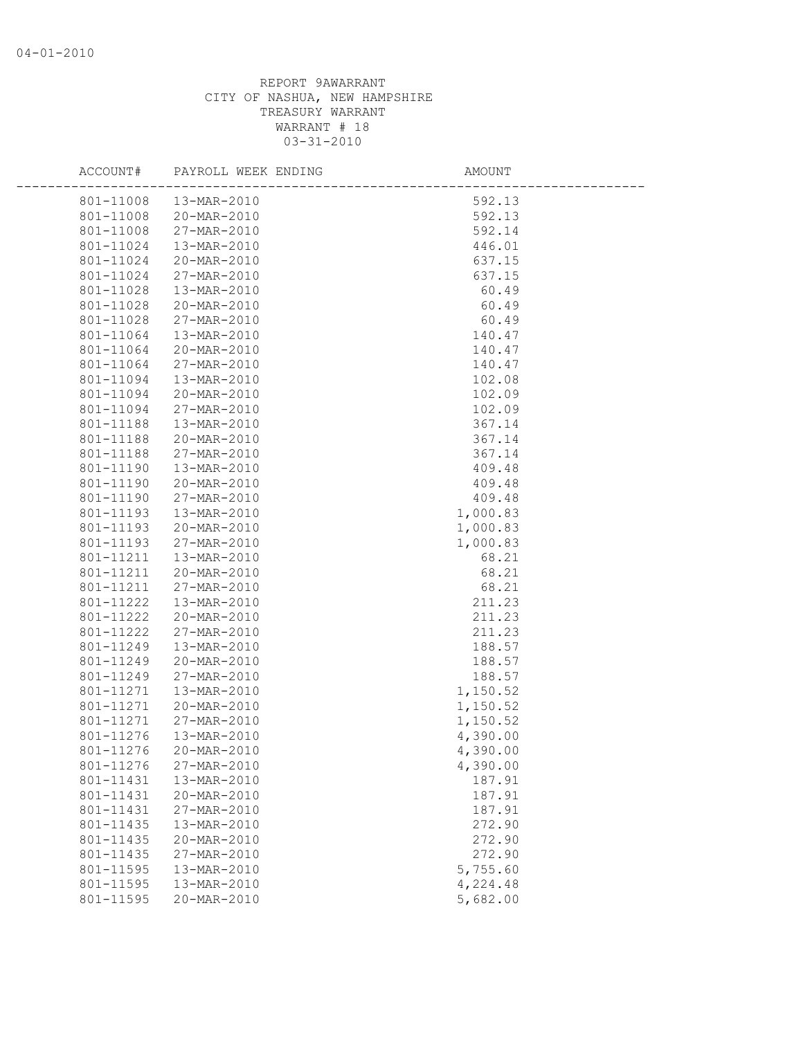REPORT 9AWARRANT
CITY OF NASHUA, NEW HAMPSHIRE
TREASURY WARRANT
WARRANT # 18
03-31-2010

| ACCOUNT# | PAYROLL WEEK ENDING | AMOUNT |
|---|---|---|
| 801-11008 | 13-MAR-2010 | 592.13 |
| 801-11008 | 20-MAR-2010 | 592.13 |
| 801-11008 | 27-MAR-2010 | 592.14 |
| 801-11024 | 13-MAR-2010 | 446.01 |
| 801-11024 | 20-MAR-2010 | 637.15 |
| 801-11024 | 27-MAR-2010 | 637.15 |
| 801-11028 | 13-MAR-2010 | 60.49 |
| 801-11028 | 20-MAR-2010 | 60.49 |
| 801-11028 | 27-MAR-2010 | 60.49 |
| 801-11064 | 13-MAR-2010 | 140.47 |
| 801-11064 | 20-MAR-2010 | 140.47 |
| 801-11064 | 27-MAR-2010 | 140.47 |
| 801-11094 | 13-MAR-2010 | 102.08 |
| 801-11094 | 20-MAR-2010 | 102.09 |
| 801-11094 | 27-MAR-2010 | 102.09 |
| 801-11188 | 13-MAR-2010 | 367.14 |
| 801-11188 | 20-MAR-2010 | 367.14 |
| 801-11188 | 27-MAR-2010 | 367.14 |
| 801-11190 | 13-MAR-2010 | 409.48 |
| 801-11190 | 20-MAR-2010 | 409.48 |
| 801-11190 | 27-MAR-2010 | 409.48 |
| 801-11193 | 13-MAR-2010 | 1,000.83 |
| 801-11193 | 20-MAR-2010 | 1,000.83 |
| 801-11193 | 27-MAR-2010 | 1,000.83 |
| 801-11211 | 13-MAR-2010 | 68.21 |
| 801-11211 | 20-MAR-2010 | 68.21 |
| 801-11211 | 27-MAR-2010 | 68.21 |
| 801-11222 | 13-MAR-2010 | 211.23 |
| 801-11222 | 20-MAR-2010 | 211.23 |
| 801-11222 | 27-MAR-2010 | 211.23 |
| 801-11249 | 13-MAR-2010 | 188.57 |
| 801-11249 | 20-MAR-2010 | 188.57 |
| 801-11249 | 27-MAR-2010 | 188.57 |
| 801-11271 | 13-MAR-2010 | 1,150.52 |
| 801-11271 | 20-MAR-2010 | 1,150.52 |
| 801-11271 | 27-MAR-2010 | 1,150.52 |
| 801-11276 | 13-MAR-2010 | 4,390.00 |
| 801-11276 | 20-MAR-2010 | 4,390.00 |
| 801-11276 | 27-MAR-2010 | 4,390.00 |
| 801-11431 | 13-MAR-2010 | 187.91 |
| 801-11431 | 20-MAR-2010 | 187.91 |
| 801-11431 | 27-MAR-2010 | 187.91 |
| 801-11435 | 13-MAR-2010 | 272.90 |
| 801-11435 | 20-MAR-2010 | 272.90 |
| 801-11435 | 27-MAR-2010 | 272.90 |
| 801-11595 | 13-MAR-2010 | 5,755.60 |
| 801-11595 | 13-MAR-2010 | 4,224.48 |
| 801-11595 | 20-MAR-2010 | 5,682.00 |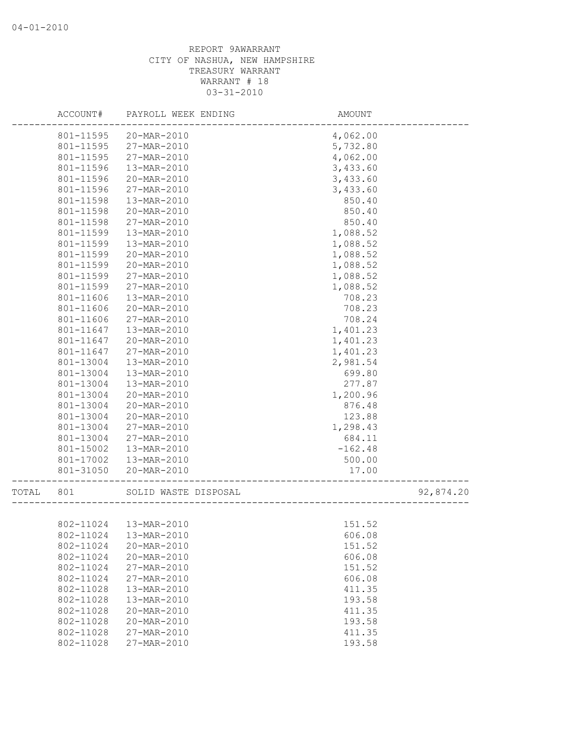04-01-2010

REPORT 9AWARRANT
CITY OF NASHUA, NEW HAMPSHIRE
TREASURY WARRANT
WARRANT # 18
03-31-2010

| | ACCOUNT# | PAYROLL WEEK ENDING | AMOUNT | |
|---|---|---|---|---|
| | 801-11595 | 20-MAR-2010 | 4,062.00 | |
| | 801-11595 | 27-MAR-2010 | 5,732.80 | |
| | 801-11595 | 27-MAR-2010 | 4,062.00 | |
| | 801-11596 | 13-MAR-2010 | 3,433.60 | |
| | 801-11596 | 20-MAR-2010 | 3,433.60 | |
| | 801-11596 | 27-MAR-2010 | 3,433.60 | |
| | 801-11598 | 13-MAR-2010 | 850.40 | |
| | 801-11598 | 20-MAR-2010 | 850.40 | |
| | 801-11598 | 27-MAR-2010 | 850.40 | |
| | 801-11599 | 13-MAR-2010 | 1,088.52 | |
| | 801-11599 | 13-MAR-2010 | 1,088.52 | |
| | 801-11599 | 20-MAR-2010 | 1,088.52 | |
| | 801-11599 | 20-MAR-2010 | 1,088.52 | |
| | 801-11599 | 27-MAR-2010 | 1,088.52 | |
| | 801-11599 | 27-MAR-2010 | 1,088.52 | |
| | 801-11606 | 13-MAR-2010 | 708.23 | |
| | 801-11606 | 20-MAR-2010 | 708.23 | |
| | 801-11606 | 27-MAR-2010 | 708.24 | |
| | 801-11647 | 13-MAR-2010 | 1,401.23 | |
| | 801-11647 | 20-MAR-2010 | 1,401.23 | |
| | 801-11647 | 27-MAR-2010 | 1,401.23 | |
| | 801-13004 | 13-MAR-2010 | 2,981.54 | |
| | 801-13004 | 13-MAR-2010 | 699.80 | |
| | 801-13004 | 13-MAR-2010 | 277.87 | |
| | 801-13004 | 20-MAR-2010 | 1,200.96 | |
| | 801-13004 | 20-MAR-2010 | 876.48 | |
| | 801-13004 | 20-MAR-2010 | 123.88 | |
| | 801-13004 | 27-MAR-2010 | 1,298.43 | |
| | 801-13004 | 27-MAR-2010 | 684.11 | |
| | 801-15002 | 13-MAR-2010 | -162.48 | |
| | 801-17002 | 13-MAR-2010 | 500.00 | |
| | 801-31050 | 20-MAR-2010 | 17.00 | |
| TOTAL | 801 | SOLID WASTE DISPOSAL | | 92,874.20 |
| | 802-11024 | 13-MAR-2010 | 151.52 | |
| | 802-11024 | 13-MAR-2010 | 606.08 | |
| | 802-11024 | 20-MAR-2010 | 151.52 | |
| | 802-11024 | 20-MAR-2010 | 606.08 | |
| | 802-11024 | 27-MAR-2010 | 151.52 | |
| | 802-11024 | 27-MAR-2010 | 606.08 | |
| | 802-11028 | 13-MAR-2010 | 411.35 | |
| | 802-11028 | 13-MAR-2010 | 193.58 | |
| | 802-11028 | 20-MAR-2010 | 411.35 | |
| | 802-11028 | 20-MAR-2010 | 193.58 | |
| | 802-11028 | 27-MAR-2010 | 411.35 | |
| | 802-11028 | 27-MAR-2010 | 193.58 | |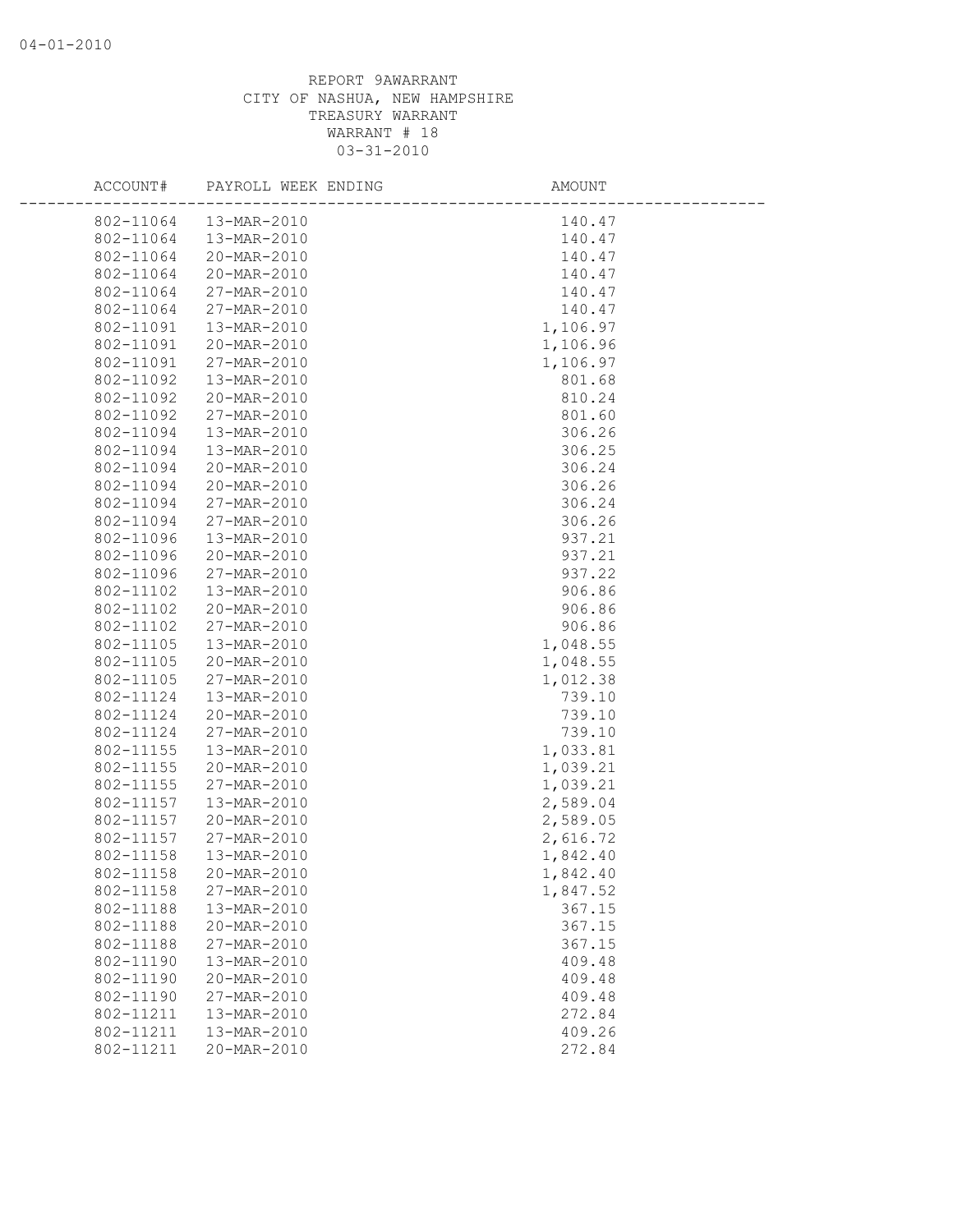REPORT 9AWARRANT
CITY OF NASHUA, NEW HAMPSHIRE
TREASURY WARRANT
WARRANT # 18
03-31-2010

| ACCOUNT# | PAYROLL WEEK ENDING | AMOUNT |
|---|---|---|
| 802-11064 | 13-MAR-2010 | 140.47 |
| 802-11064 | 13-MAR-2010 | 140.47 |
| 802-11064 | 20-MAR-2010 | 140.47 |
| 802-11064 | 20-MAR-2010 | 140.47 |
| 802-11064 | 27-MAR-2010 | 140.47 |
| 802-11064 | 27-MAR-2010 | 140.47 |
| 802-11091 | 13-MAR-2010 | 1,106.97 |
| 802-11091 | 20-MAR-2010 | 1,106.96 |
| 802-11091 | 27-MAR-2010 | 1,106.97 |
| 802-11092 | 13-MAR-2010 | 801.68 |
| 802-11092 | 20-MAR-2010 | 810.24 |
| 802-11092 | 27-MAR-2010 | 801.60 |
| 802-11094 | 13-MAR-2010 | 306.26 |
| 802-11094 | 13-MAR-2010 | 306.25 |
| 802-11094 | 20-MAR-2010 | 306.24 |
| 802-11094 | 20-MAR-2010 | 306.26 |
| 802-11094 | 27-MAR-2010 | 306.24 |
| 802-11094 | 27-MAR-2010 | 306.26 |
| 802-11096 | 13-MAR-2010 | 937.21 |
| 802-11096 | 20-MAR-2010 | 937.21 |
| 802-11096 | 27-MAR-2010 | 937.22 |
| 802-11102 | 13-MAR-2010 | 906.86 |
| 802-11102 | 20-MAR-2010 | 906.86 |
| 802-11102 | 27-MAR-2010 | 906.86 |
| 802-11105 | 13-MAR-2010 | 1,048.55 |
| 802-11105 | 20-MAR-2010 | 1,048.55 |
| 802-11105 | 27-MAR-2010 | 1,012.38 |
| 802-11124 | 13-MAR-2010 | 739.10 |
| 802-11124 | 20-MAR-2010 | 739.10 |
| 802-11124 | 27-MAR-2010 | 739.10 |
| 802-11155 | 13-MAR-2010 | 1,033.81 |
| 802-11155 | 20-MAR-2010 | 1,039.21 |
| 802-11155 | 27-MAR-2010 | 1,039.21 |
| 802-11157 | 13-MAR-2010 | 2,589.04 |
| 802-11157 | 20-MAR-2010 | 2,589.05 |
| 802-11157 | 27-MAR-2010 | 2,616.72 |
| 802-11158 | 13-MAR-2010 | 1,842.40 |
| 802-11158 | 20-MAR-2010 | 1,842.40 |
| 802-11158 | 27-MAR-2010 | 1,847.52 |
| 802-11188 | 13-MAR-2010 | 367.15 |
| 802-11188 | 20-MAR-2010 | 367.15 |
| 802-11188 | 27-MAR-2010 | 367.15 |
| 802-11190 | 13-MAR-2010 | 409.48 |
| 802-11190 | 20-MAR-2010 | 409.48 |
| 802-11190 | 27-MAR-2010 | 409.48 |
| 802-11211 | 13-MAR-2010 | 272.84 |
| 802-11211 | 13-MAR-2010 | 409.26 |
| 802-11211 | 20-MAR-2010 | 272.84 |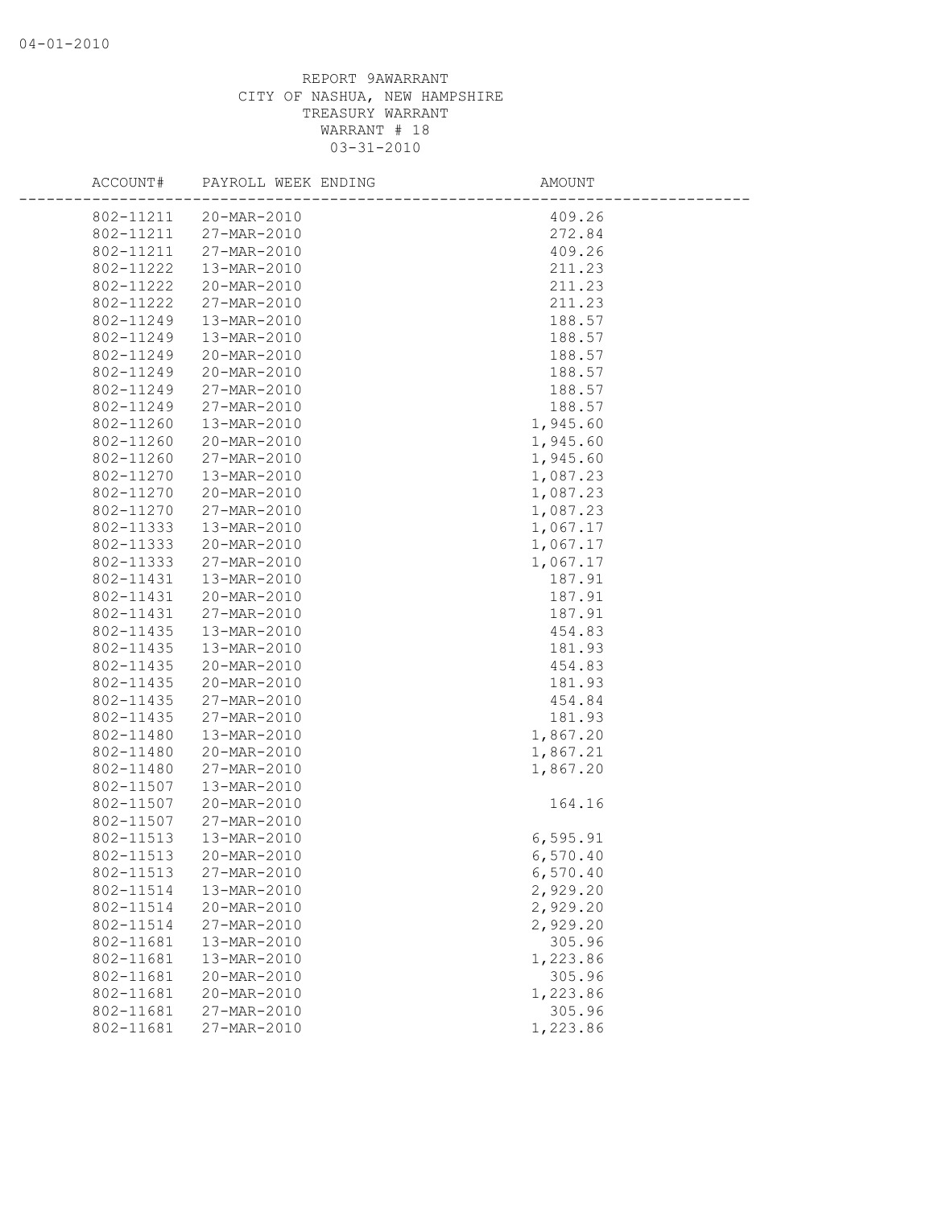04-01-2010

REPORT 9AWARRANT
CITY OF NASHUA, NEW HAMPSHIRE
TREASURY WARRANT
WARRANT # 18
03-31-2010

| ACCOUNT# | PAYROLL WEEK ENDING | AMOUNT |
|---|---|---|
| 802-11211 | 20-MAR-2010 | 409.26 |
| 802-11211 | 27-MAR-2010 | 272.84 |
| 802-11211 | 27-MAR-2010 | 409.26 |
| 802-11222 | 13-MAR-2010 | 211.23 |
| 802-11222 | 20-MAR-2010 | 211.23 |
| 802-11222 | 27-MAR-2010 | 211.23 |
| 802-11249 | 13-MAR-2010 | 188.57 |
| 802-11249 | 13-MAR-2010 | 188.57 |
| 802-11249 | 20-MAR-2010 | 188.57 |
| 802-11249 | 20-MAR-2010 | 188.57 |
| 802-11249 | 27-MAR-2010 | 188.57 |
| 802-11249 | 27-MAR-2010 | 188.57 |
| 802-11260 | 13-MAR-2010 | 1,945.60 |
| 802-11260 | 20-MAR-2010 | 1,945.60 |
| 802-11260 | 27-MAR-2010 | 1,945.60 |
| 802-11270 | 13-MAR-2010 | 1,087.23 |
| 802-11270 | 20-MAR-2010 | 1,087.23 |
| 802-11270 | 27-MAR-2010 | 1,087.23 |
| 802-11333 | 13-MAR-2010 | 1,067.17 |
| 802-11333 | 20-MAR-2010 | 1,067.17 |
| 802-11333 | 27-MAR-2010 | 1,067.17 |
| 802-11431 | 13-MAR-2010 | 187.91 |
| 802-11431 | 20-MAR-2010 | 187.91 |
| 802-11431 | 27-MAR-2010 | 187.91 |
| 802-11435 | 13-MAR-2010 | 454.83 |
| 802-11435 | 13-MAR-2010 | 181.93 |
| 802-11435 | 20-MAR-2010 | 454.83 |
| 802-11435 | 20-MAR-2010 | 181.93 |
| 802-11435 | 27-MAR-2010 | 454.84 |
| 802-11435 | 27-MAR-2010 | 181.93 |
| 802-11480 | 13-MAR-2010 | 1,867.20 |
| 802-11480 | 20-MAR-2010 | 1,867.21 |
| 802-11480 | 27-MAR-2010 | 1,867.20 |
| 802-11507 | 13-MAR-2010 | |
| 802-11507 | 20-MAR-2010 | 164.16 |
| 802-11507 | 27-MAR-2010 | |
| 802-11513 | 13-MAR-2010 | 6,595.91 |
| 802-11513 | 20-MAR-2010 | 6,570.40 |
| 802-11513 | 27-MAR-2010 | 6,570.40 |
| 802-11514 | 13-MAR-2010 | 2,929.20 |
| 802-11514 | 20-MAR-2010 | 2,929.20 |
| 802-11514 | 27-MAR-2010 | 2,929.20 |
| 802-11681 | 13-MAR-2010 | 305.96 |
| 802-11681 | 13-MAR-2010 | 1,223.86 |
| 802-11681 | 20-MAR-2010 | 305.96 |
| 802-11681 | 20-MAR-2010 | 1,223.86 |
| 802-11681 | 27-MAR-2010 | 305.96 |
| 802-11681 | 27-MAR-2010 | 1,223.86 |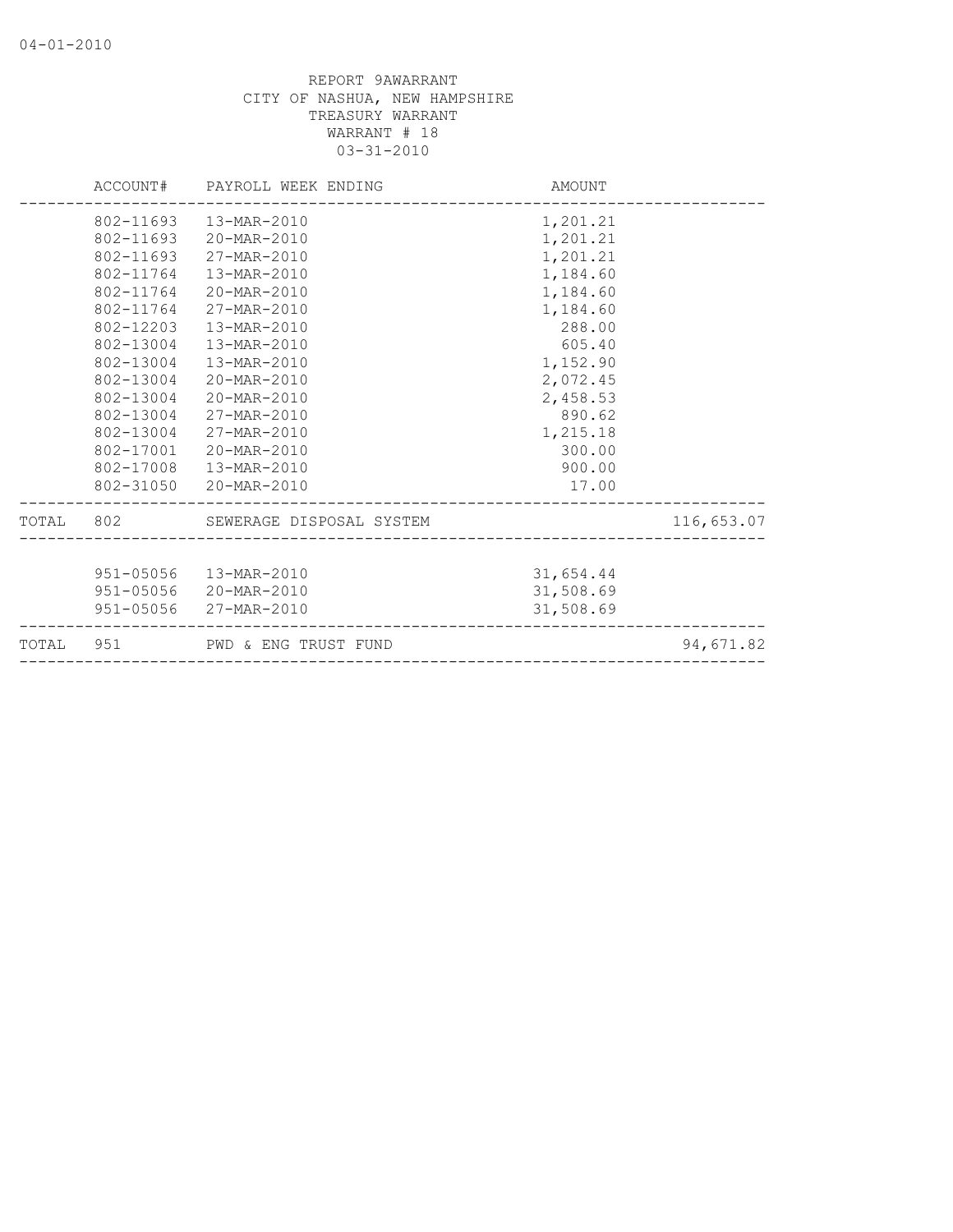04-01-2010

REPORT 9AWARRANT
CITY OF NASHUA, NEW HAMPSHIRE
TREASURY WARRANT
WARRANT # 18
03-31-2010

| | ACCOUNT# | PAYROLL WEEK ENDING | AMOUNT | |
|---|---|---|---|---|
| | 802-11693 | 13-MAR-2010 | 1,201.21 | |
| | 802-11693 | 20-MAR-2010 | 1,201.21 | |
| | 802-11693 | 27-MAR-2010 | 1,201.21 | |
| | 802-11764 | 13-MAR-2010 | 1,184.60 | |
| | 802-11764 | 20-MAR-2010 | 1,184.60 | |
| | 802-11764 | 27-MAR-2010 | 1,184.60 | |
| | 802-12203 | 13-MAR-2010 | 288.00 | |
| | 802-13004 | 13-MAR-2010 | 605.40 | |
| | 802-13004 | 13-MAR-2010 | 1,152.90 | |
| | 802-13004 | 20-MAR-2010 | 2,072.45 | |
| | 802-13004 | 20-MAR-2010 | 2,458.53 | |
| | 802-13004 | 27-MAR-2010 | 890.62 | |
| | 802-13004 | 27-MAR-2010 | 1,215.18 | |
| | 802-17001 | 20-MAR-2010 | 300.00 | |
| | 802-17008 | 13-MAR-2010 | 900.00 | |
| | 802-31050 | 20-MAR-2010 | 17.00 | |
| TOTAL | 802 | SEWERAGE DISPOSAL SYSTEM | | 116,653.07 |
| | 951-05056 | 13-MAR-2010 | 31,654.44 | |
| | 951-05056 | 20-MAR-2010 | 31,508.69 | |
| | 951-05056 | 27-MAR-2010 | 31,508.69 | |
| TOTAL | 951 | PWD & ENG TRUST FUND | | 94,671.82 |